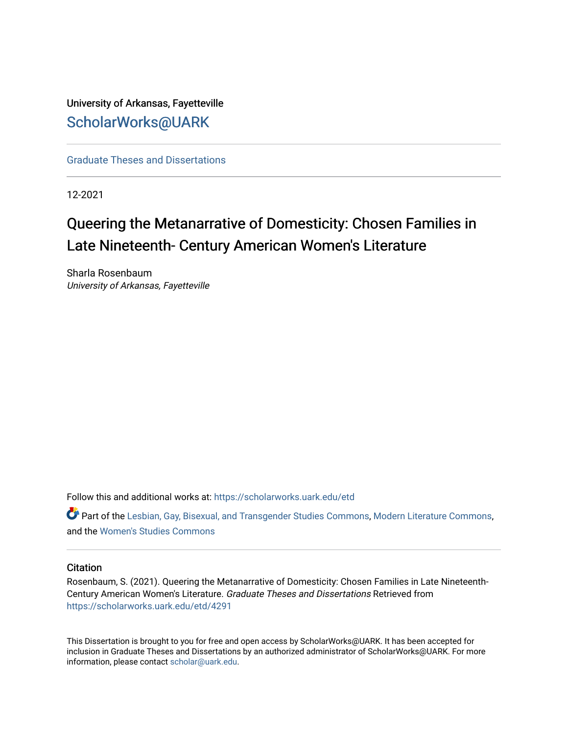University of Arkansas, Fayetteville

ScholarWorks@UARK

---

Graduate Theses and Dissertations

---

12-2021

# Queering the Metanarrative of Domesticity: Chosen Families in Late Nineteenth- Century American Women's Literature

Sharla Rosenbaum
*University of Arkansas, Fayetteville*

Follow this and additional works at: https://scholarworks.uark.edu/etd

Part of the Lesbian, Gay, Bisexual, and Transgender Studies Commons, Modern Literature Commons, and the Women's Studies Commons

---

## Citation

Rosenbaum, S. (2021). Queering the Metanarrative of Domesticity: Chosen Families in Late Nineteenth-Century American Women's Literature. *Graduate Theses and Dissertations* Retrieved from https://scholarworks.uark.edu/etd/4291

---

This Dissertation is brought to you for free and open access by ScholarWorks@UARK. It has been accepted for inclusion in Graduate Theses and Dissertations by an authorized administrator of ScholarWorks@UARK. For more information, please contact scholar@uark.edu.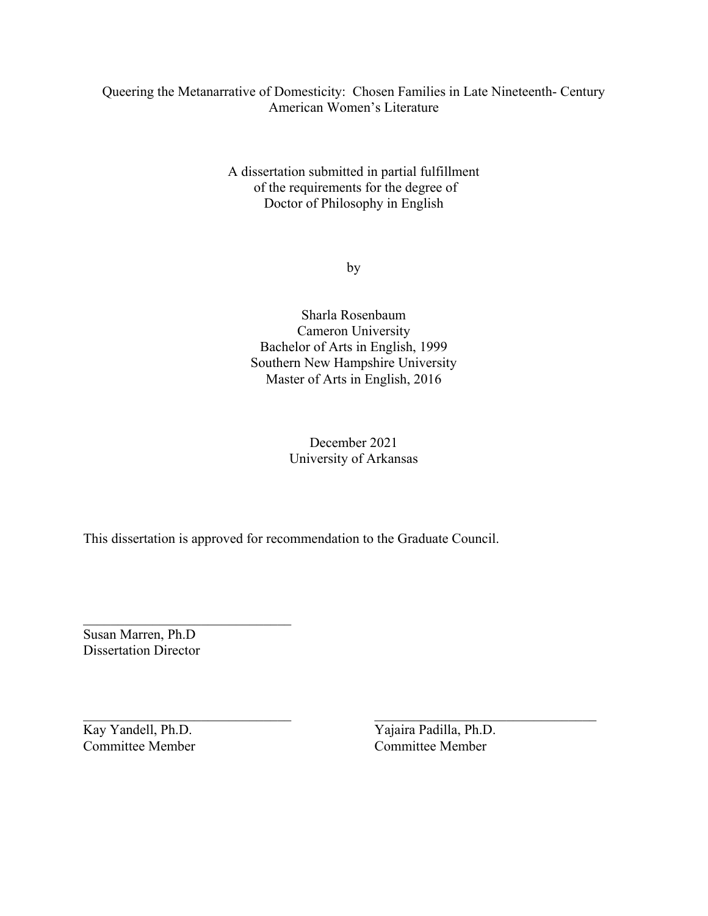Queering the Metanarrative of Domesticity: Chosen Families in Late Nineteenth- Century American Women's Literature

A dissertation submitted in partial fulfillment
of the requirements for the degree of
Doctor of Philosophy in English

by

Sharla Rosenbaum
Cameron University
Bachelor of Arts in English, 1999
Southern New Hampshire University
Master of Arts in English, 2016

December 2021
University of Arkansas

This dissertation is approved for recommendation to the Graduate Council.

\_\_\_\_\_\_\_\_\_\_\_\_\_\_\_\_\_\_\_\_\_\_\_\_\_\_\_\_\_\_\_\_
Susan Marren, Ph.D
Dissertation Director

\_\_\_\_\_\_\_\_\_\_\_\_\_\_\_\_\_\_\_\_\_\_\_\_\_\_\_\_\_\_\_\_
Kay Yandell, Ph.D.
Committee Member

\_\_\_\_\_\_\_\_\_\_\_\_\_\_\_\_\_\_\_\_\_\_\_\_\_\_\_\_\_\_\_\_
Yajaira Padilla, Ph.D.
Committee Member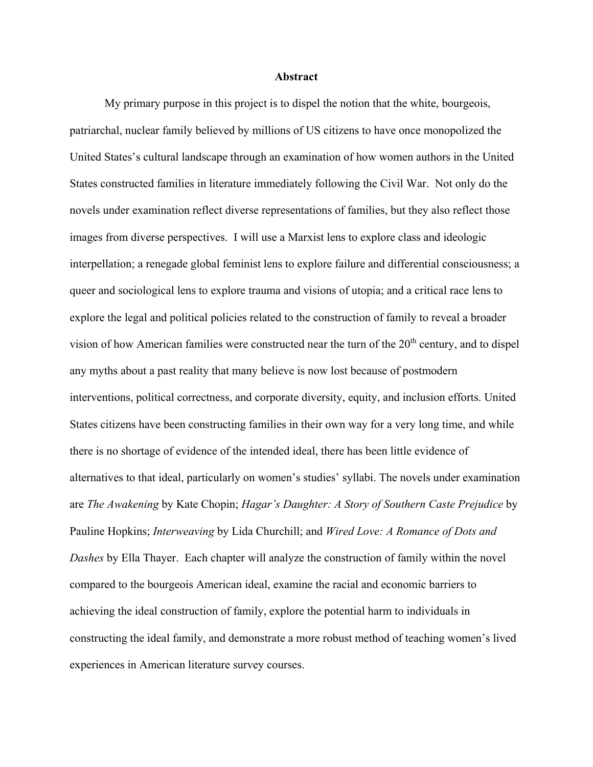# Abstract

My primary purpose in this project is to dispel the notion that the white, bourgeois, patriarchal, nuclear family believed by millions of US citizens to have once monopolized the United States's cultural landscape through an examination of how women authors in the United States constructed families in literature immediately following the Civil War. Not only do the novels under examination reflect diverse representations of families, but they also reflect those images from diverse perspectives. I will use a Marxist lens to explore class and ideologic interpellation; a renegade global feminist lens to explore failure and differential consciousness; a queer and sociological lens to explore trauma and visions of utopia; and a critical race lens to explore the legal and political policies related to the construction of family to reveal a broader vision of how American families were constructed near the turn of the 20th century, and to dispel any myths about a past reality that many believe is now lost because of postmodern interventions, political correctness, and corporate diversity, equity, and inclusion efforts. United States citizens have been constructing families in their own way for a very long time, and while there is no shortage of evidence of the intended ideal, there has been little evidence of alternatives to that ideal, particularly on women's studies' syllabi. The novels under examination are *The Awakening* by Kate Chopin; *Hagar's Daughter: A Story of Southern Caste Prejudice* by Pauline Hopkins; *Interweaving* by Lida Churchill; and *Wired Love: A Romance of Dots and Dashes* by Ella Thayer. Each chapter will analyze the construction of family within the novel compared to the bourgeois American ideal, examine the racial and economic barriers to achieving the ideal construction of family, explore the potential harm to individuals in constructing the ideal family, and demonstrate a more robust method of teaching women's lived experiences in American literature survey courses.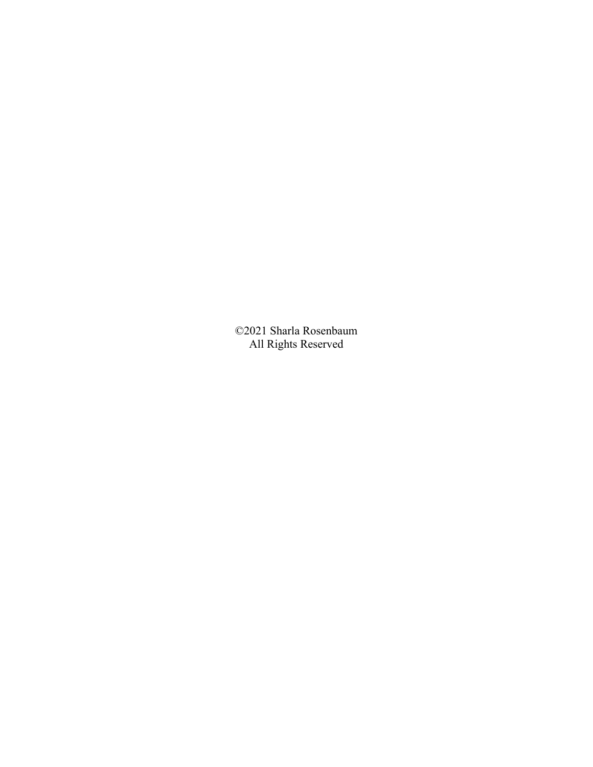©2021 Sharla Rosenbaum
All Rights Reserved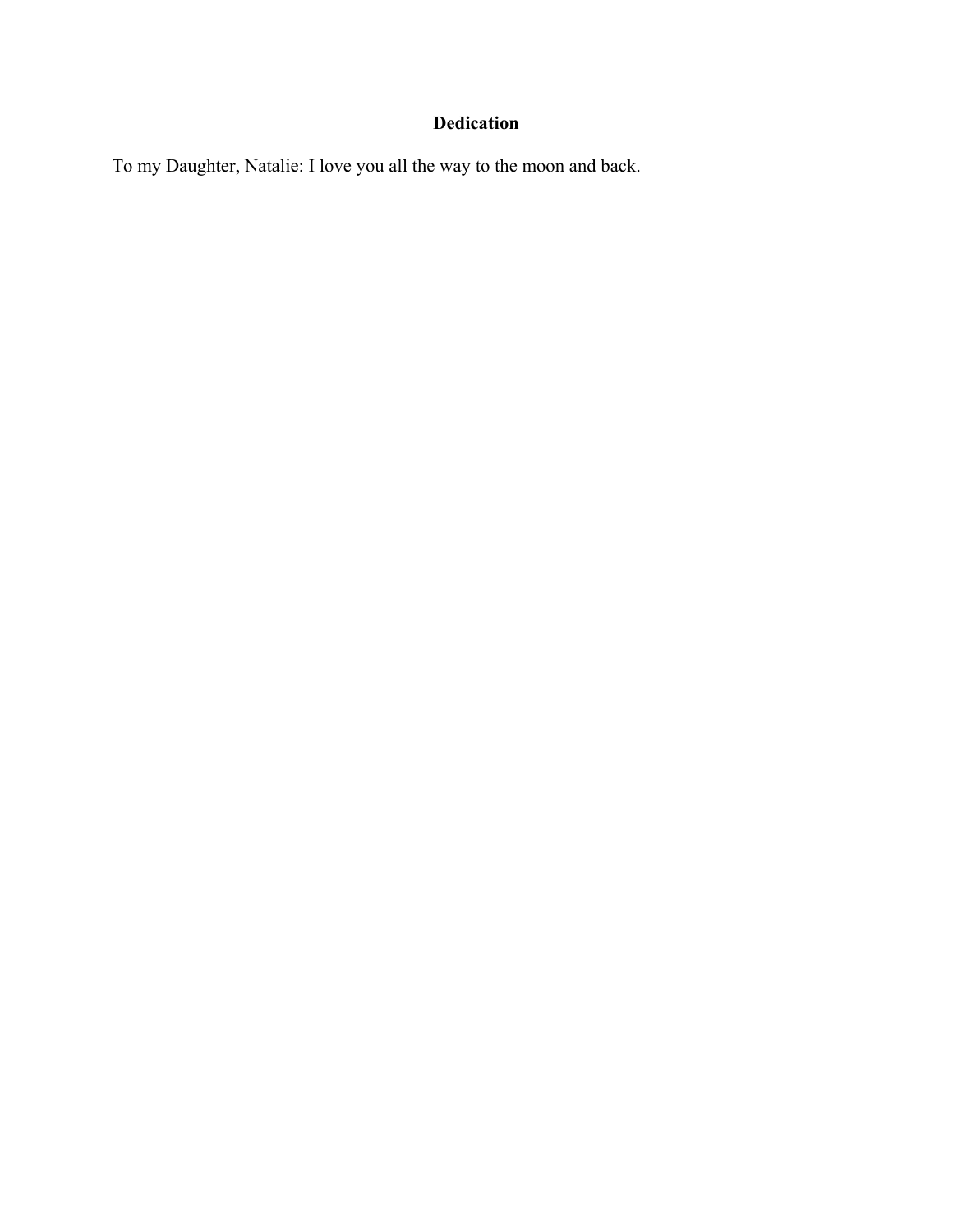## Dedication

To my Daughter, Natalie: I love you all the way to the moon and back.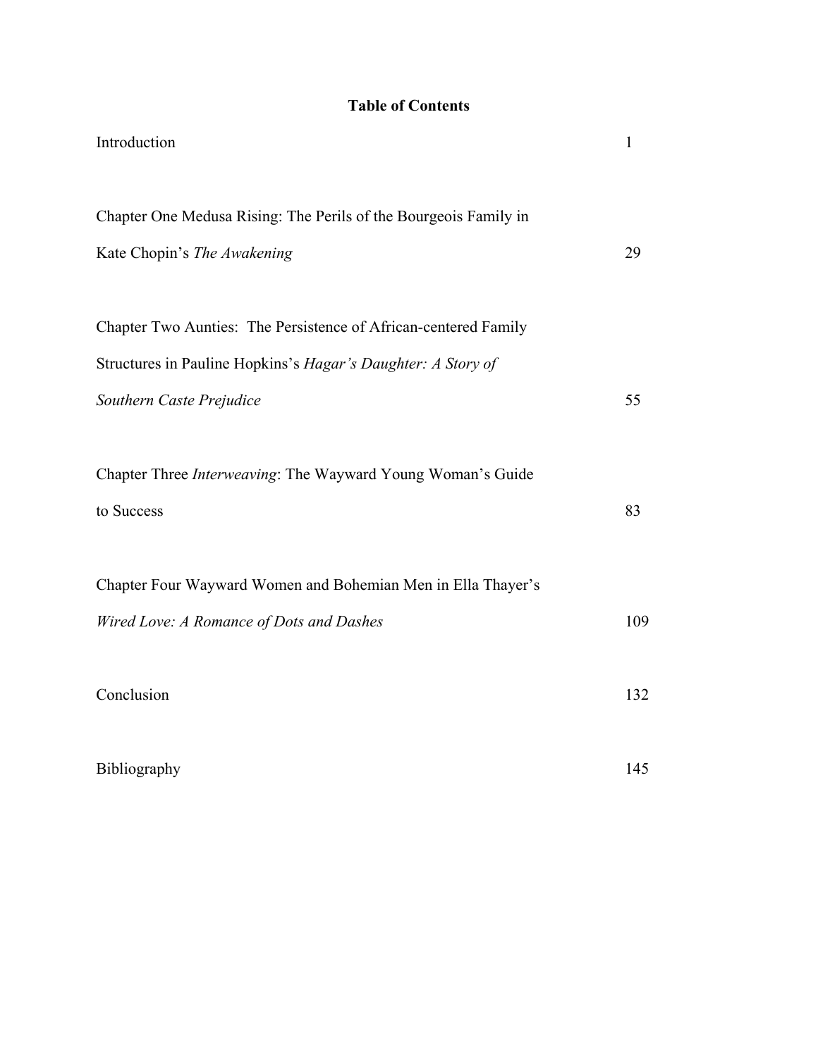# Table of Contents

| | |
|---|---|
| Introduction | 1 |
| Chapter One Medusa Rising: The Perils of the Bourgeois Family in Kate Chopin's *The Awakening* | 29 |
| Chapter Two Aunties: The Persistence of African-centered Family Structures in Pauline Hopkins's *Hagar's Daughter: A Story of Southern Caste Prejudice* | 55 |
| Chapter Three *Interweaving*: The Wayward Young Woman's Guide to Success | 83 |
| Chapter Four Wayward Women and Bohemian Men in Ella Thayer's *Wired Love: A Romance of Dots and Dashes* | 109 |
| Conclusion | 132 |
| Bibliography | 145 |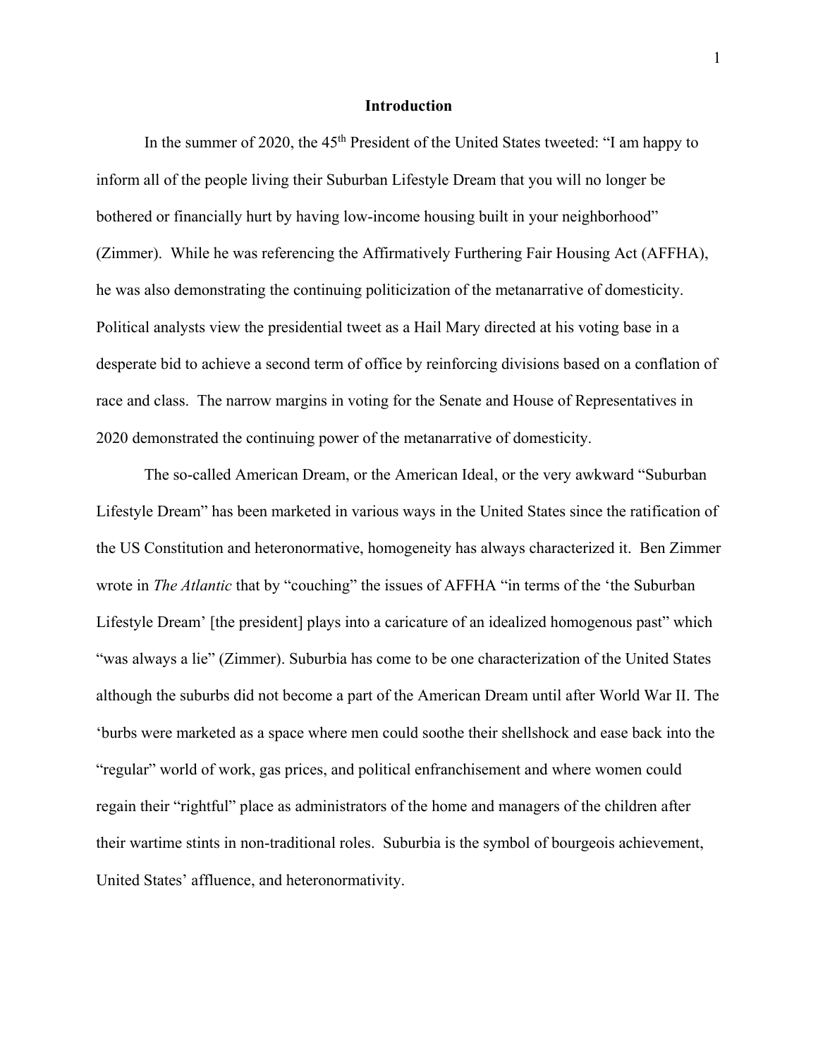## Introduction

In the summer of 2020, the 45th President of the United States tweeted: "I am happy to inform all of the people living their Suburban Lifestyle Dream that you will no longer be bothered or financially hurt by having low-income housing built in your neighborhood" (Zimmer). While he was referencing the Affirmatively Furthering Fair Housing Act (AFFHA), he was also demonstrating the continuing politicization of the metanarrative of domesticity. Political analysts view the presidential tweet as a Hail Mary directed at his voting base in a desperate bid to achieve a second term of office by reinforcing divisions based on a conflation of race and class. The narrow margins in voting for the Senate and House of Representatives in 2020 demonstrated the continuing power of the metanarrative of domesticity.

The so-called American Dream, or the American Ideal, or the very awkward "Suburban Lifestyle Dream" has been marketed in various ways in the United States since the ratification of the US Constitution and heteronormative, homogeneity has always characterized it. Ben Zimmer wrote in *The Atlantic* that by "couching" the issues of AFFHA "in terms of the 'the Suburban Lifestyle Dream' [the president] plays into a caricature of an idealized homogenous past" which "was always a lie" (Zimmer). Suburbia has come to be one characterization of the United States although the suburbs did not become a part of the American Dream until after World War II. The 'burbs were marketed as a space where men could soothe their shellshock and ease back into the "regular" world of work, gas prices, and political enfranchisement and where women could regain their "rightful" place as administrators of the home and managers of the children after their wartime stints in non-traditional roles. Suburbia is the symbol of bourgeois achievement, United States' affluence, and heteronormativity.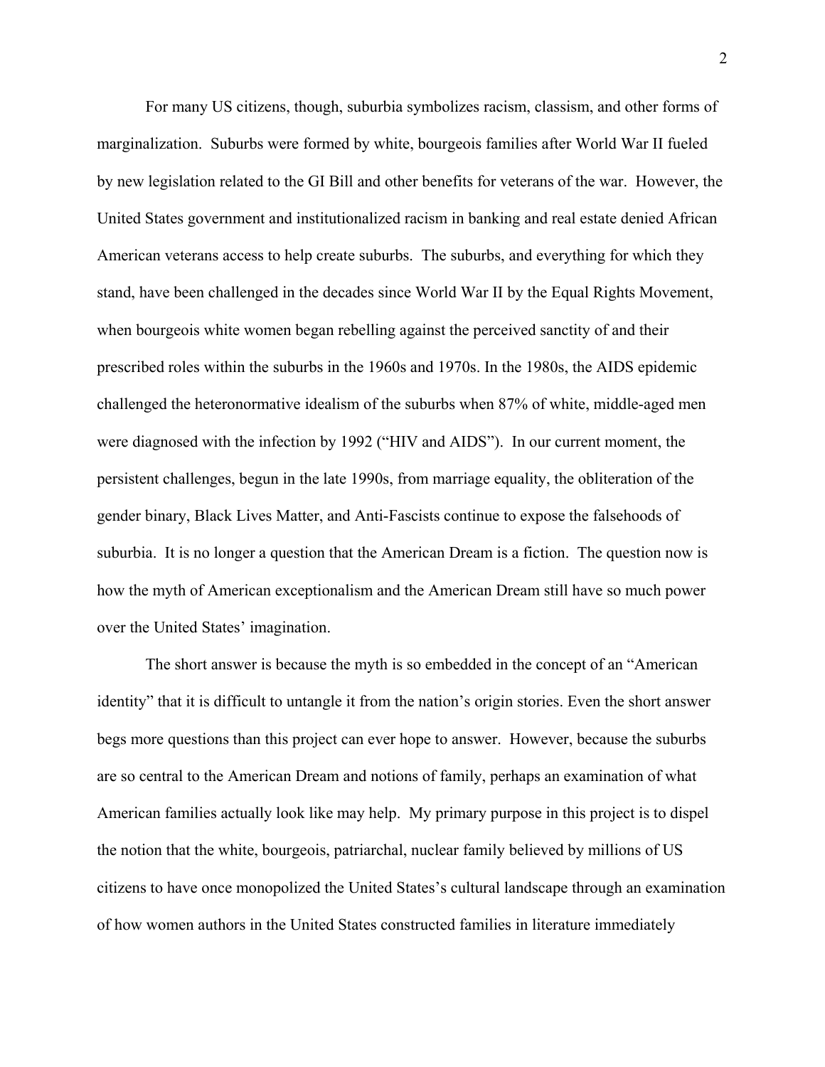For many US citizens, though, suburbia symbolizes racism, classism, and other forms of marginalization. Suburbs were formed by white, bourgeois families after World War II fueled by new legislation related to the GI Bill and other benefits for veterans of the war. However, the United States government and institutionalized racism in banking and real estate denied African American veterans access to help create suburbs. The suburbs, and everything for which they stand, have been challenged in the decades since World War II by the Equal Rights Movement, when bourgeois white women began rebelling against the perceived sanctity of and their prescribed roles within the suburbs in the 1960s and 1970s. In the 1980s, the AIDS epidemic challenged the heteronormative idealism of the suburbs when 87% of white, middle-aged men were diagnosed with the infection by 1992 ("HIV and AIDS"). In our current moment, the persistent challenges, begun in the late 1990s, from marriage equality, the obliteration of the gender binary, Black Lives Matter, and Anti-Fascists continue to expose the falsehoods of suburbia. It is no longer a question that the American Dream is a fiction. The question now is how the myth of American exceptionalism and the American Dream still have so much power over the United States' imagination.

The short answer is because the myth is so embedded in the concept of an "American identity" that it is difficult to untangle it from the nation's origin stories. Even the short answer begs more questions than this project can ever hope to answer. However, because the suburbs are so central to the American Dream and notions of family, perhaps an examination of what American families actually look like may help. My primary purpose in this project is to dispel the notion that the white, bourgeois, patriarchal, nuclear family believed by millions of US citizens to have once monopolized the United States's cultural landscape through an examination of how women authors in the United States constructed families in literature immediately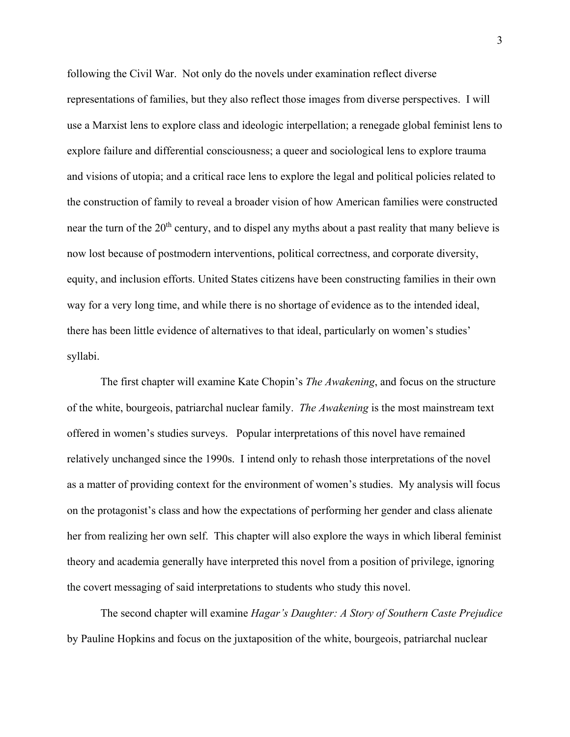following the Civil War. Not only do the novels under examination reflect diverse representations of families, but they also reflect those images from diverse perspectives. I will use a Marxist lens to explore class and ideologic interpellation; a renegade global feminist lens to explore failure and differential consciousness; a queer and sociological lens to explore trauma and visions of utopia; and a critical race lens to explore the legal and political policies related to the construction of family to reveal a broader vision of how American families were constructed near the turn of the 20th century, and to dispel any myths about a past reality that many believe is now lost because of postmodern interventions, political correctness, and corporate diversity, equity, and inclusion efforts. United States citizens have been constructing families in their own way for a very long time, and while there is no shortage of evidence as to the intended ideal, there has been little evidence of alternatives to that ideal, particularly on women's studies' syllabi.

The first chapter will examine Kate Chopin's *The Awakening*, and focus on the structure of the white, bourgeois, patriarchal nuclear family. *The Awakening* is the most mainstream text offered in women's studies surveys. Popular interpretations of this novel have remained relatively unchanged since the 1990s. I intend only to rehash those interpretations of the novel as a matter of providing context for the environment of women's studies. My analysis will focus on the protagonist's class and how the expectations of performing her gender and class alienate her from realizing her own self. This chapter will also explore the ways in which liberal feminist theory and academia generally have interpreted this novel from a position of privilege, ignoring the covert messaging of said interpretations to students who study this novel.

The second chapter will examine *Hagar's Daughter: A Story of Southern Caste Prejudice* by Pauline Hopkins and focus on the juxtaposition of the white, bourgeois, patriarchal nuclear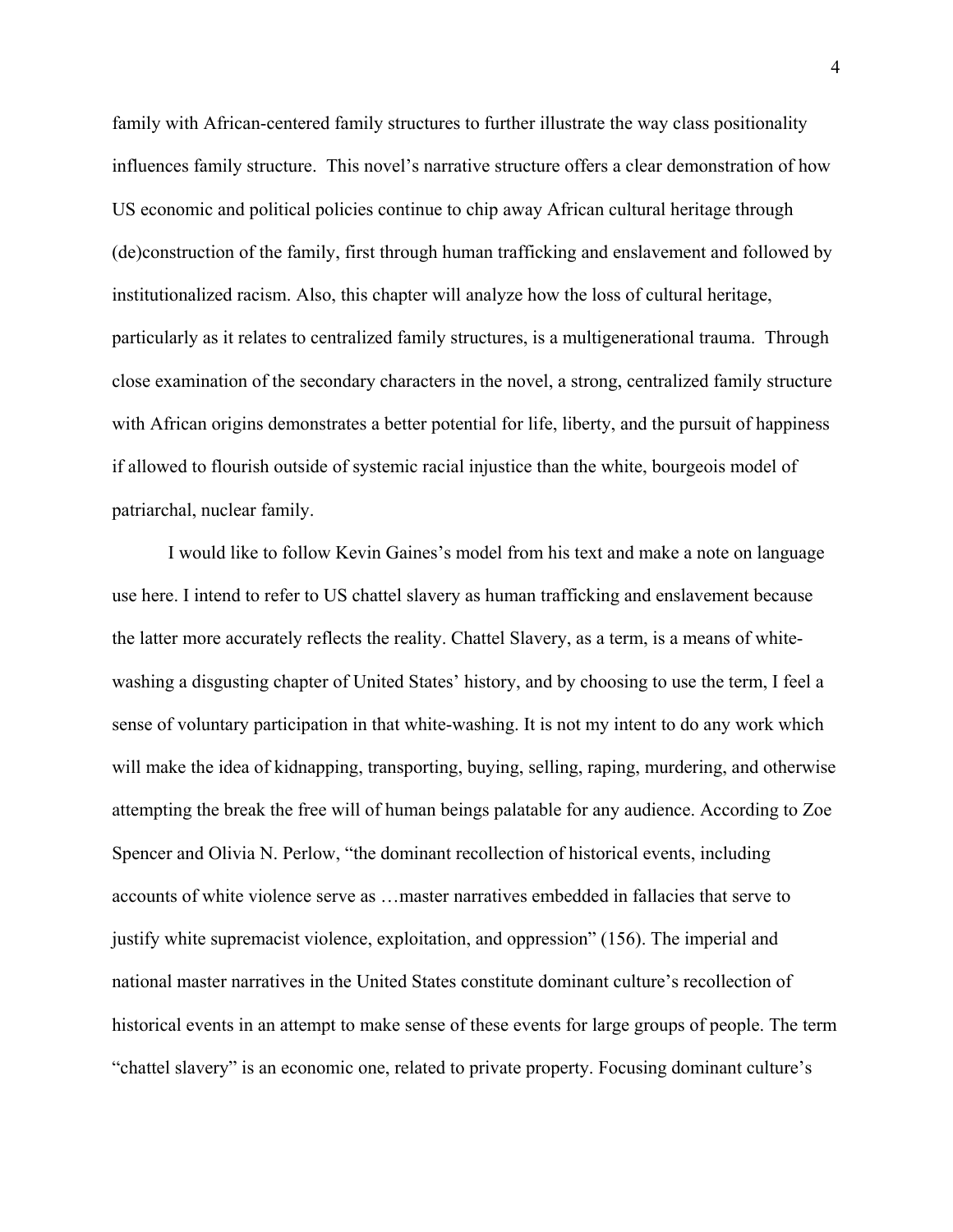family with African-centered family structures to further illustrate the way class positionality influences family structure. This novel's narrative structure offers a clear demonstration of how US economic and political policies continue to chip away African cultural heritage through (de)construction of the family, first through human trafficking and enslavement and followed by institutionalized racism. Also, this chapter will analyze how the loss of cultural heritage, particularly as it relates to centralized family structures, is a multigenerational trauma. Through close examination of the secondary characters in the novel, a strong, centralized family structure with African origins demonstrates a better potential for life, liberty, and the pursuit of happiness if allowed to flourish outside of systemic racial injustice than the white, bourgeois model of patriarchal, nuclear family.

I would like to follow Kevin Gaines's model from his text and make a note on language use here. I intend to refer to US chattel slavery as human trafficking and enslavement because the latter more accurately reflects the reality. Chattel Slavery, as a term, is a means of white-washing a disgusting chapter of United States' history, and by choosing to use the term, I feel a sense of voluntary participation in that white-washing. It is not my intent to do any work which will make the idea of kidnapping, transporting, buying, selling, raping, murdering, and otherwise attempting the break the free will of human beings palatable for any audience. According to Zoe Spencer and Olivia N. Perlow, "the dominant recollection of historical events, including accounts of white violence serve as …master narratives embedded in fallacies that serve to justify white supremacist violence, exploitation, and oppression" (156). The imperial and national master narratives in the United States constitute dominant culture's recollection of historical events in an attempt to make sense of these events for large groups of people. The term "chattel slavery" is an economic one, related to private property. Focusing dominant culture's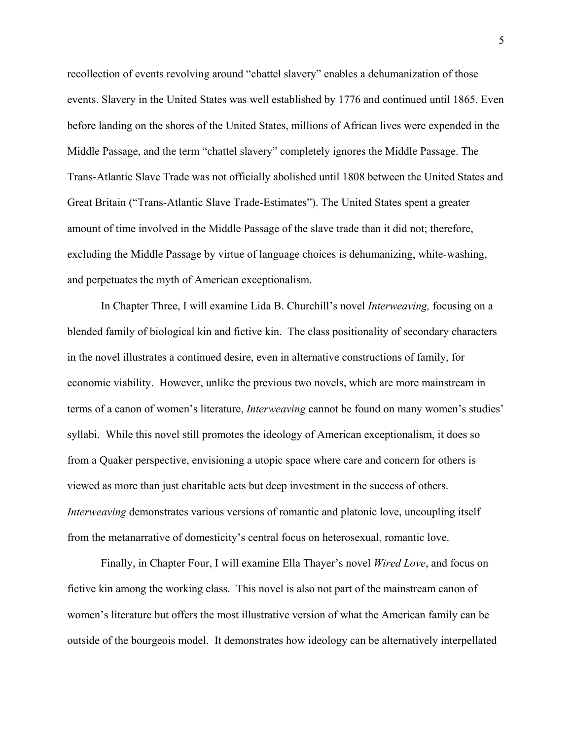recollection of events revolving around "chattel slavery" enables a dehumanization of those events. Slavery in the United States was well established by 1776 and continued until 1865. Even before landing on the shores of the United States, millions of African lives were expended in the Middle Passage, and the term "chattel slavery" completely ignores the Middle Passage. The Trans-Atlantic Slave Trade was not officially abolished until 1808 between the United States and Great Britain ("Trans-Atlantic Slave Trade-Estimates"). The United States spent a greater amount of time involved in the Middle Passage of the slave trade than it did not; therefore, excluding the Middle Passage by virtue of language choices is dehumanizing, white-washing, and perpetuates the myth of American exceptionalism.

In Chapter Three, I will examine Lida B. Churchill's novel *Interweaving,* focusing on a blended family of biological kin and fictive kin. The class positionality of secondary characters in the novel illustrates a continued desire, even in alternative constructions of family, for economic viability. However, unlike the previous two novels, which are more mainstream in terms of a canon of women's literature, *Interweaving* cannot be found on many women's studies' syllabi. While this novel still promotes the ideology of American exceptionalism, it does so from a Quaker perspective, envisioning a utopic space where care and concern for others is viewed as more than just charitable acts but deep investment in the success of others. *Interweaving* demonstrates various versions of romantic and platonic love, uncoupling itself from the metanarrative of domesticity's central focus on heterosexual, romantic love.

Finally, in Chapter Four, I will examine Ella Thayer's novel *Wired Love*, and focus on fictive kin among the working class. This novel is also not part of the mainstream canon of women's literature but offers the most illustrative version of what the American family can be outside of the bourgeois model. It demonstrates how ideology can be alternatively interpellated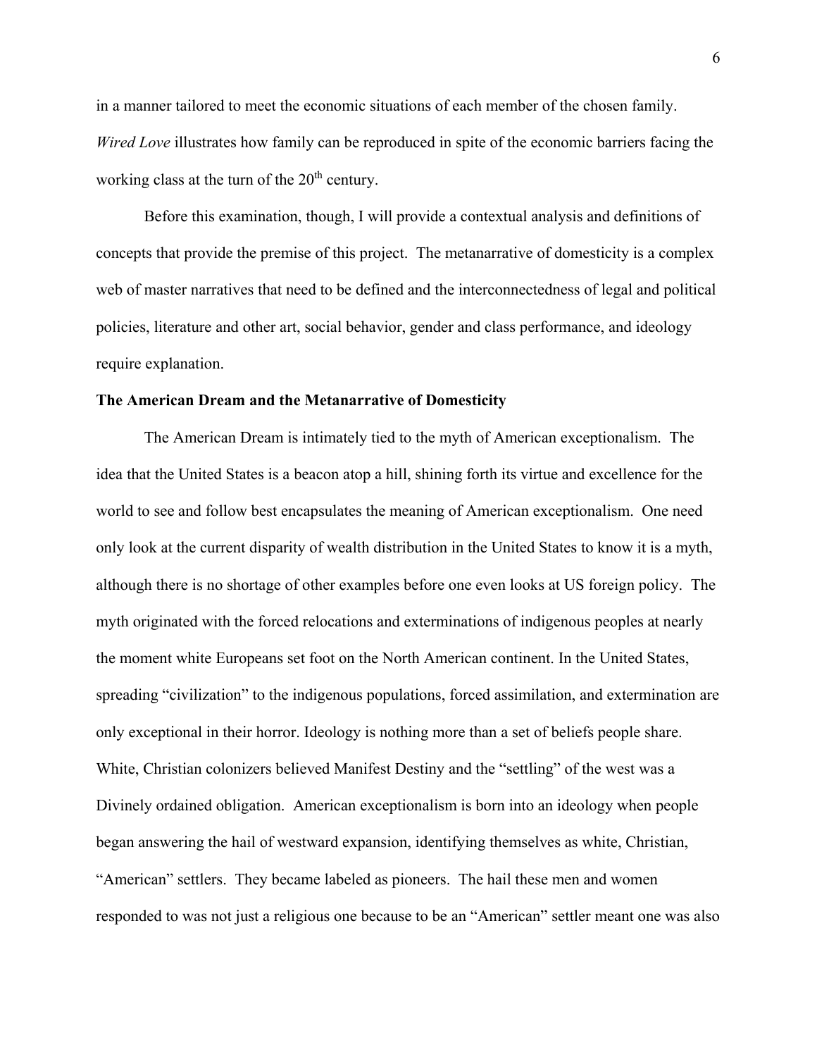in a manner tailored to meet the economic situations of each member of the chosen family. *Wired Love* illustrates how family can be reproduced in spite of the economic barriers facing the working class at the turn of the 20th century.

Before this examination, though, I will provide a contextual analysis and definitions of concepts that provide the premise of this project. The metanarrative of domesticity is a complex web of master narratives that need to be defined and the interconnectedness of legal and political policies, literature and other art, social behavior, gender and class performance, and ideology require explanation.

### The American Dream and the Metanarrative of Domesticity

The American Dream is intimately tied to the myth of American exceptionalism. The idea that the United States is a beacon atop a hill, shining forth its virtue and excellence for the world to see and follow best encapsulates the meaning of American exceptionalism. One need only look at the current disparity of wealth distribution in the United States to know it is a myth, although there is no shortage of other examples before one even looks at US foreign policy. The myth originated with the forced relocations and exterminations of indigenous peoples at nearly the moment white Europeans set foot on the North American continent. In the United States, spreading "civilization" to the indigenous populations, forced assimilation, and extermination are only exceptional in their horror. Ideology is nothing more than a set of beliefs people share. White, Christian colonizers believed Manifest Destiny and the "settling" of the west was a Divinely ordained obligation. American exceptionalism is born into an ideology when people began answering the hail of westward expansion, identifying themselves as white, Christian, "American" settlers. They became labeled as pioneers. The hail these men and women responded to was not just a religious one because to be an "American" settler meant one was also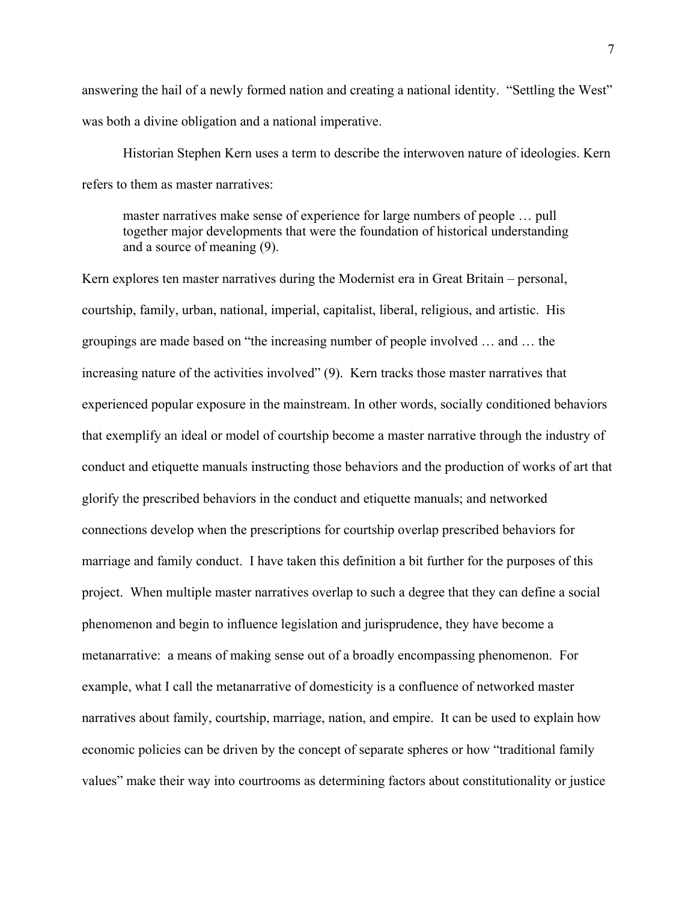answering the hail of a newly formed nation and creating a national identity. "Settling the West" was both a divine obligation and a national imperative.

Historian Stephen Kern uses a term to describe the interwoven nature of ideologies. Kern refers to them as master narratives:

> master narratives make sense of experience for large numbers of people … pull together major developments that were the foundation of historical understanding and a source of meaning (9).

Kern explores ten master narratives during the Modernist era in Great Britain – personal, courtship, family, urban, national, imperial, capitalist, liberal, religious, and artistic. His groupings are made based on "the increasing number of people involved … and … the increasing nature of the activities involved" (9). Kern tracks those master narratives that experienced popular exposure in the mainstream. In other words, socially conditioned behaviors that exemplify an ideal or model of courtship become a master narrative through the industry of conduct and etiquette manuals instructing those behaviors and the production of works of art that glorify the prescribed behaviors in the conduct and etiquette manuals; and networked connections develop when the prescriptions for courtship overlap prescribed behaviors for marriage and family conduct. I have taken this definition a bit further for the purposes of this project. When multiple master narratives overlap to such a degree that they can define a social phenomenon and begin to influence legislation and jurisprudence, they have become a metanarrative: a means of making sense out of a broadly encompassing phenomenon. For example, what I call the metanarrative of domesticity is a confluence of networked master narratives about family, courtship, marriage, nation, and empire. It can be used to explain how economic policies can be driven by the concept of separate spheres or how "traditional family values" make their way into courtrooms as determining factors about constitutionality or justice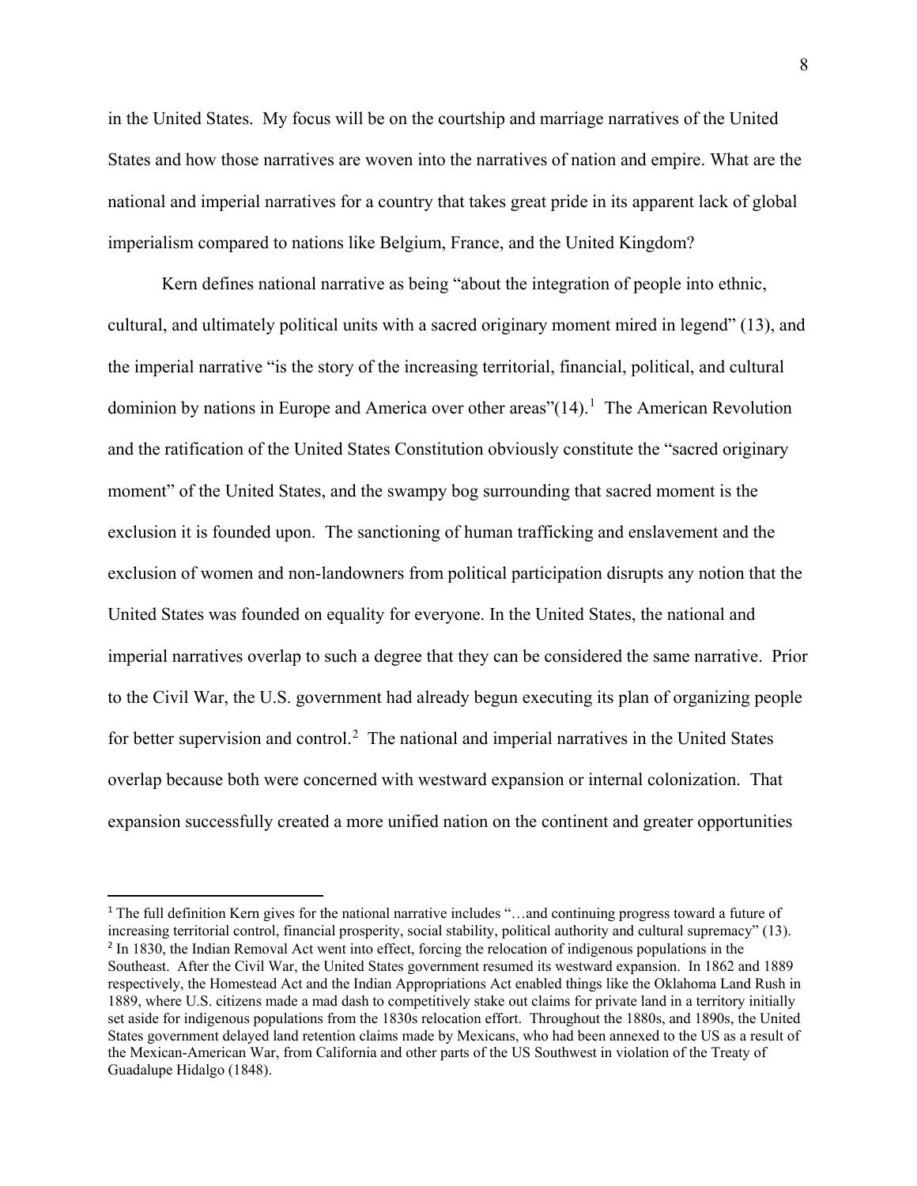in the United States. My focus will be on the courtship and marriage narratives of the United States and how those narratives are woven into the narratives of nation and empire. What are the national and imperial narratives for a country that takes great pride in its apparent lack of global imperialism compared to nations like Belgium, France, and the United Kingdom?

Kern defines national narrative as being "about the integration of people into ethnic, cultural, and ultimately political units with a sacred originary moment mired in legend" (13), and the imperial narrative "is the story of the increasing territorial, financial, political, and cultural dominion by nations in Europe and America over other areas"(14).[1] The American Revolution and the ratification of the United States Constitution obviously constitute the "sacred originary moment" of the United States, and the swampy bog surrounding that sacred moment is the exclusion it is founded upon. The sanctioning of human trafficking and enslavement and the exclusion of women and non-landowners from political participation disrupts any notion that the United States was founded on equality for everyone. In the United States, the national and imperial narratives overlap to such a degree that they can be considered the same narrative. Prior to the Civil War, the U.S. government had already begun executing its plan of organizing people for better supervision and control.[2] The national and imperial narratives in the United States overlap because both were concerned with westward expansion or internal colonization. That expansion successfully created a more unified nation on the continent and greater opportunities

---

[1] The full definition Kern gives for the national narrative includes "…and continuing progress toward a future of increasing territorial control, financial prosperity, social stability, political authority and cultural supremacy" (13).

[2] In 1830, the Indian Removal Act went into effect, forcing the relocation of indigenous populations in the Southeast. After the Civil War, the United States government resumed its westward expansion. In 1862 and 1889 respectively, the Homestead Act and the Indian Appropriations Act enabled things like the Oklahoma Land Rush in 1889, where U.S. citizens made a mad dash to competitively stake out claims for private land in a territory initially set aside for indigenous populations from the 1830s relocation effort. Throughout the 1880s, and 1890s, the United States government delayed land retention claims made by Mexicans, who had been annexed to the US as a result of the Mexican-American War, from California and other parts of the US Southwest in violation of the Treaty of Guadalupe Hidalgo (1848).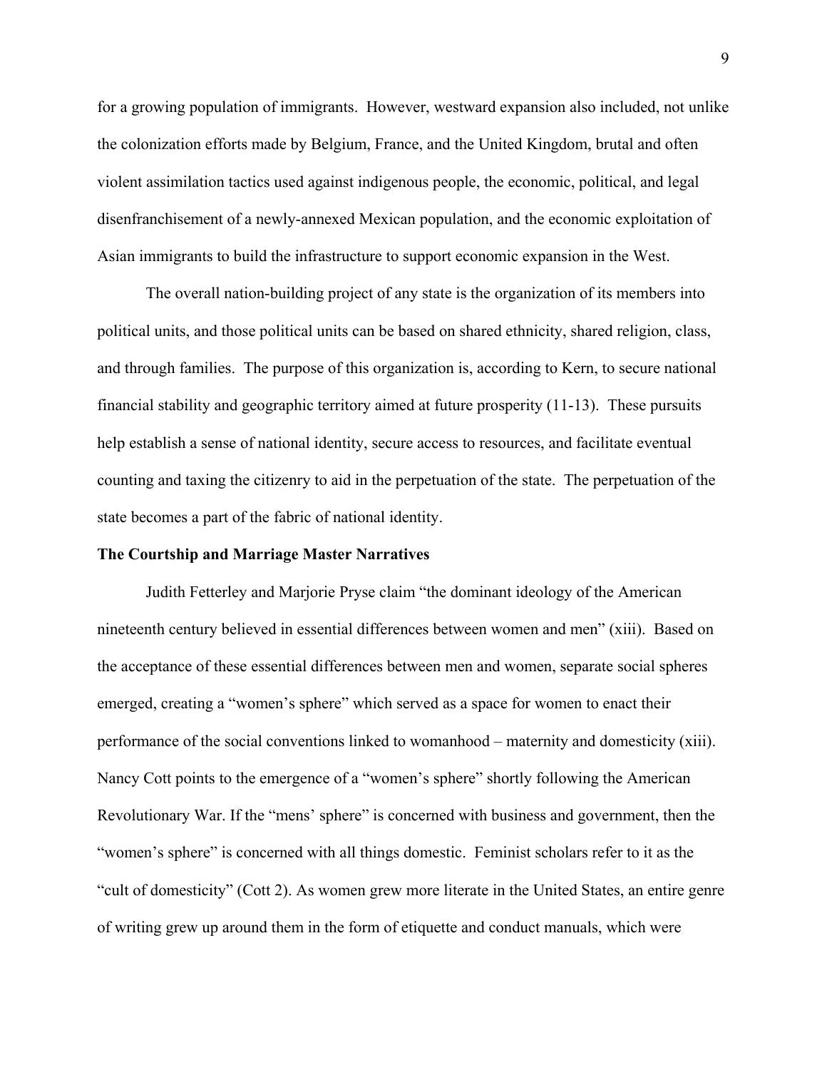for a growing population of immigrants. However, westward expansion also included, not unlike the colonization efforts made by Belgium, France, and the United Kingdom, brutal and often violent assimilation tactics used against indigenous people, the economic, political, and legal disenfranchisement of a newly-annexed Mexican population, and the economic exploitation of Asian immigrants to build the infrastructure to support economic expansion in the West.

The overall nation-building project of any state is the organization of its members into political units, and those political units can be based on shared ethnicity, shared religion, class, and through families. The purpose of this organization is, according to Kern, to secure national financial stability and geographic territory aimed at future prosperity (11-13). These pursuits help establish a sense of national identity, secure access to resources, and facilitate eventual counting and taxing the citizenry to aid in the perpetuation of the state. The perpetuation of the state becomes a part of the fabric of national identity.

**The Courtship and Marriage Master Narratives**

Judith Fetterley and Marjorie Pryse claim "the dominant ideology of the American nineteenth century believed in essential differences between women and men" (xiii). Based on the acceptance of these essential differences between men and women, separate social spheres emerged, creating a "women's sphere" which served as a space for women to enact their performance of the social conventions linked to womanhood – maternity and domesticity (xiii). Nancy Cott points to the emergence of a "women's sphere" shortly following the American Revolutionary War. If the "mens' sphere" is concerned with business and government, then the "women's sphere" is concerned with all things domestic. Feminist scholars refer to it as the "cult of domesticity" (Cott 2). As women grew more literate in the United States, an entire genre of writing grew up around them in the form of etiquette and conduct manuals, which were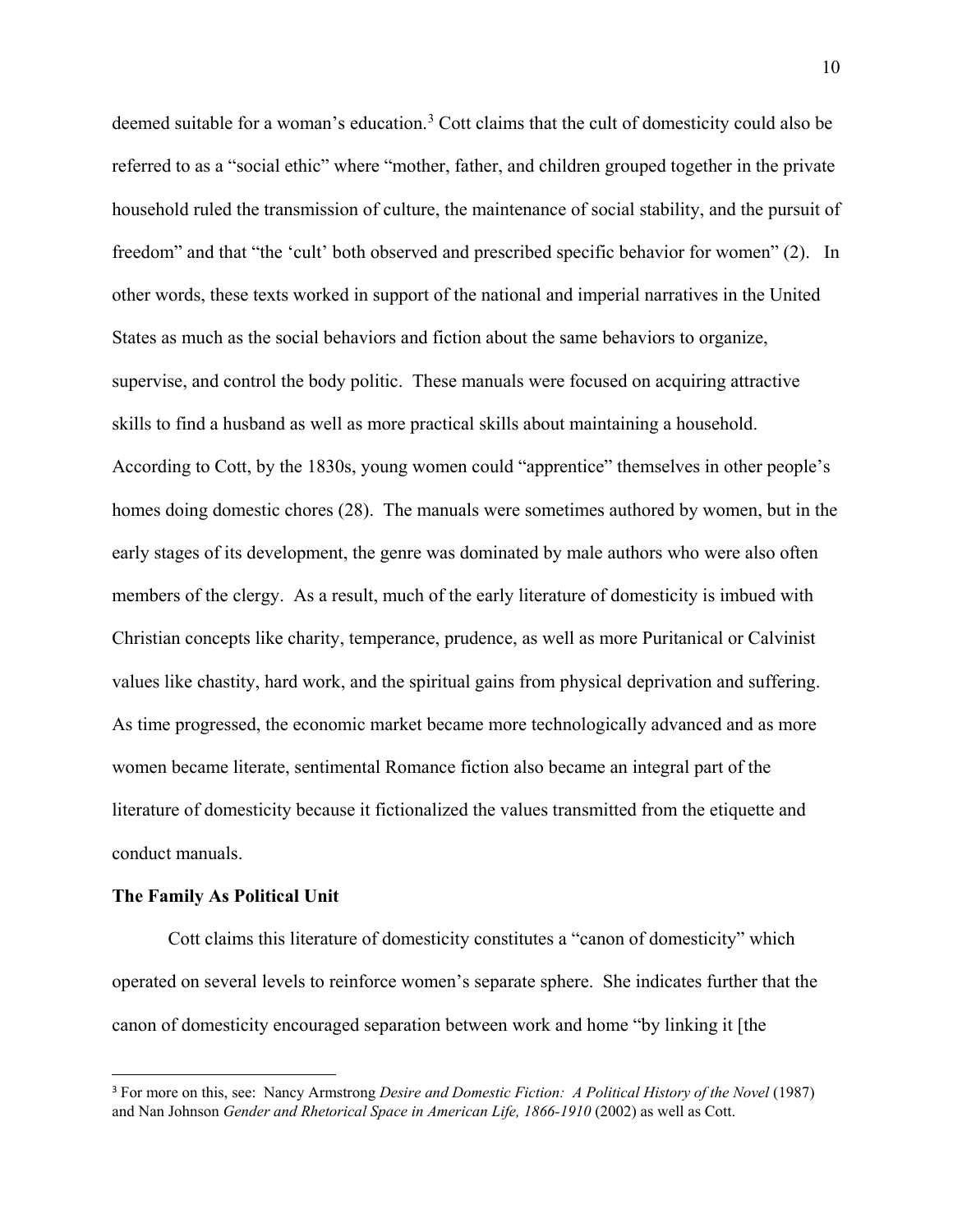deemed suitable for a woman's education.[3] Cott claims that the cult of domesticity could also be referred to as a "social ethic" where "mother, father, and children grouped together in the private household ruled the transmission of culture, the maintenance of social stability, and the pursuit of freedom" and that "the 'cult' both observed and prescribed specific behavior for women" (2). In other words, these texts worked in support of the national and imperial narratives in the United States as much as the social behaviors and fiction about the same behaviors to organize, supervise, and control the body politic. These manuals were focused on acquiring attractive skills to find a husband as well as more practical skills about maintaining a household. According to Cott, by the 1830s, young women could "apprentice" themselves in other people's homes doing domestic chores (28). The manuals were sometimes authored by women, but in the early stages of its development, the genre was dominated by male authors who were also often members of the clergy. As a result, much of the early literature of domesticity is imbued with Christian concepts like charity, temperance, prudence, as well as more Puritanical or Calvinist values like chastity, hard work, and the spiritual gains from physical deprivation and suffering. As time progressed, the economic market became more technologically advanced and as more women became literate, sentimental Romance fiction also became an integral part of the literature of domesticity because it fictionalized the values transmitted from the etiquette and conduct manuals.

**The Family As Political Unit**

Cott claims this literature of domesticity constitutes a "canon of domesticity" which operated on several levels to reinforce women's separate sphere. She indicates further that the canon of domesticity encouraged separation between work and home "by linking it [the

---

[3] For more on this, see: Nancy Armstrong *Desire and Domestic Fiction: A Political History of the Novel* (1987) and Nan Johnson *Gender and Rhetorical Space in American Life, 1866-1910* (2002) as well as Cott.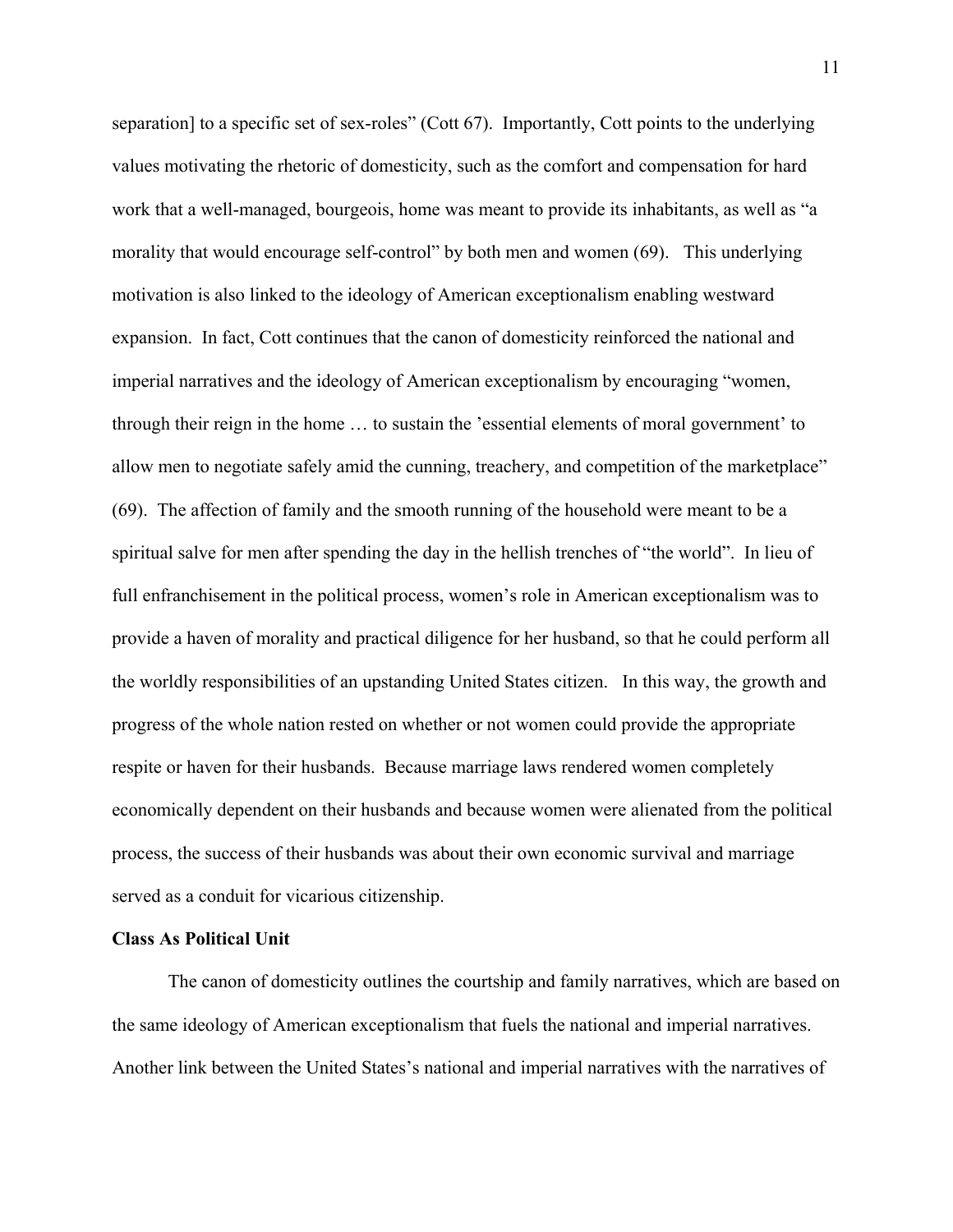separation] to a specific set of sex-roles" (Cott 67). Importantly, Cott points to the underlying values motivating the rhetoric of domesticity, such as the comfort and compensation for hard work that a well-managed, bourgeois, home was meant to provide its inhabitants, as well as "a morality that would encourage self-control" by both men and women (69). This underlying motivation is also linked to the ideology of American exceptionalism enabling westward expansion. In fact, Cott continues that the canon of domesticity reinforced the national and imperial narratives and the ideology of American exceptionalism by encouraging "women, through their reign in the home … to sustain the 'essential elements of moral government' to allow men to negotiate safely amid the cunning, treachery, and competition of the marketplace" (69). The affection of family and the smooth running of the household were meant to be a spiritual salve for men after spending the day in the hellish trenches of "the world". In lieu of full enfranchisement in the political process, women's role in American exceptionalism was to provide a haven of morality and practical diligence for her husband, so that he could perform all the worldly responsibilities of an upstanding United States citizen. In this way, the growth and progress of the whole nation rested on whether or not women could provide the appropriate respite or haven for their husbands. Because marriage laws rendered women completely economically dependent on their husbands and because women were alienated from the political process, the success of their husbands was about their own economic survival and marriage served as a conduit for vicarious citizenship.

**Class As Political Unit**

The canon of domesticity outlines the courtship and family narratives, which are based on the same ideology of American exceptionalism that fuels the national and imperial narratives. Another link between the United States's national and imperial narratives with the narratives of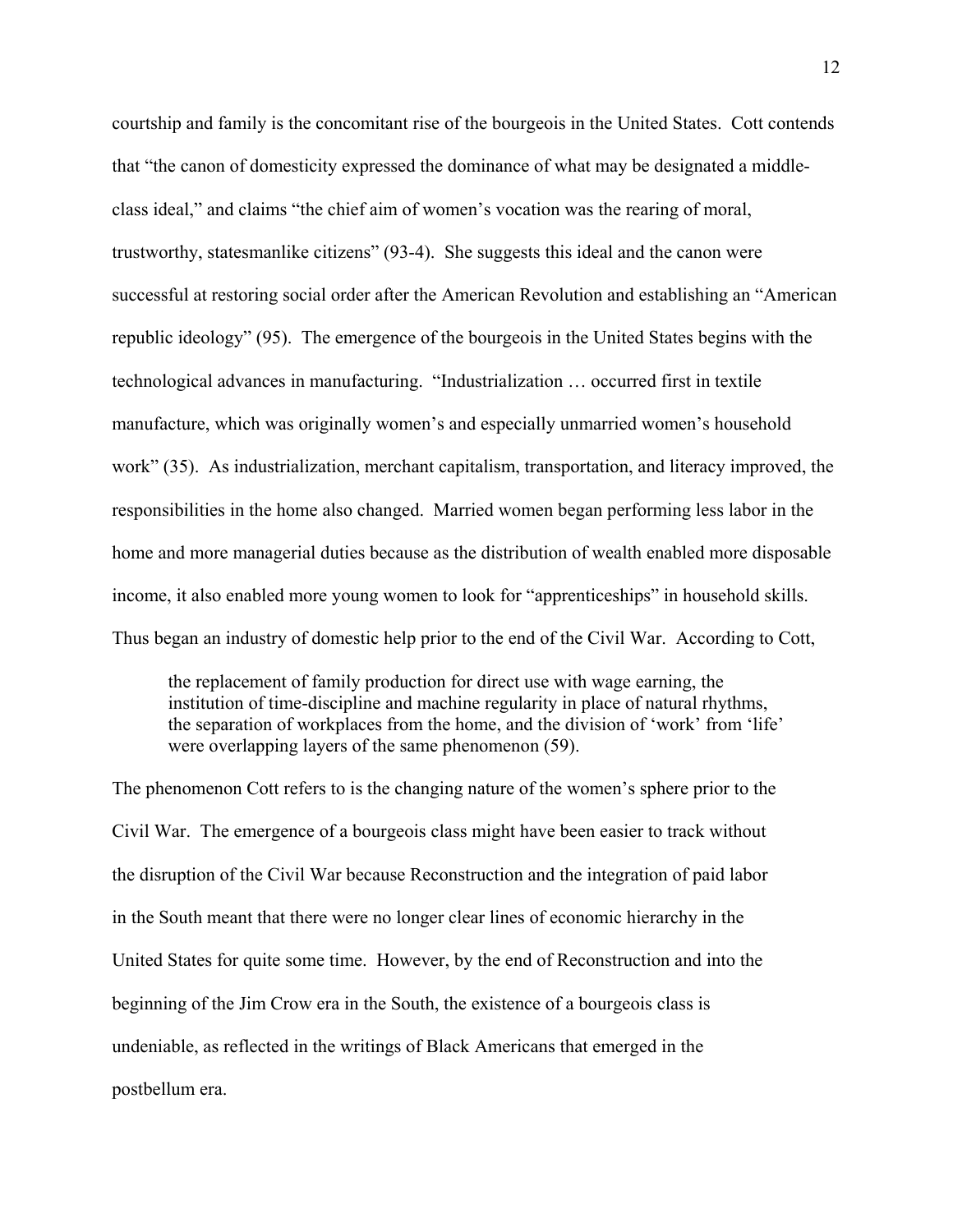courtship and family is the concomitant rise of the bourgeois in the United States. Cott contends that "the canon of domesticity expressed the dominance of what may be designated a middle-class ideal," and claims "the chief aim of women's vocation was the rearing of moral, trustworthy, statesmanlike citizens" (93-4). She suggests this ideal and the canon were successful at restoring social order after the American Revolution and establishing an "American republic ideology" (95). The emergence of the bourgeois in the United States begins with the technological advances in manufacturing. "Industrialization … occurred first in textile manufacture, which was originally women's and especially unmarried women's household work" (35). As industrialization, merchant capitalism, transportation, and literacy improved, the responsibilities in the home also changed. Married women began performing less labor in the home and more managerial duties because as the distribution of wealth enabled more disposable income, it also enabled more young women to look for "apprenticeships" in household skills. Thus began an industry of domestic help prior to the end of the Civil War. According to Cott,

> the replacement of family production for direct use with wage earning, the institution of time-discipline and machine regularity in place of natural rhythms, the separation of workplaces from the home, and the division of 'work' from 'life' were overlapping layers of the same phenomenon (59).

The phenomenon Cott refers to is the changing nature of the women's sphere prior to the Civil War. The emergence of a bourgeois class might have been easier to track without the disruption of the Civil War because Reconstruction and the integration of paid labor in the South meant that there were no longer clear lines of economic hierarchy in the United States for quite some time. However, by the end of Reconstruction and into the beginning of the Jim Crow era in the South, the existence of a bourgeois class is undeniable, as reflected in the writings of Black Americans that emerged in the postbellum era.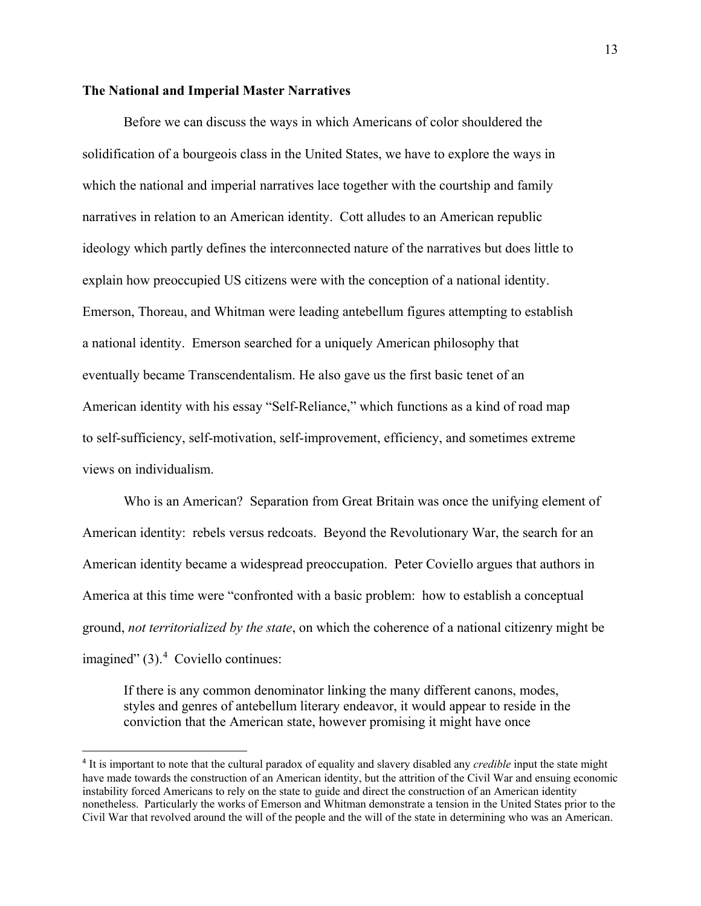**The National and Imperial Master Narratives**

Before we can discuss the ways in which Americans of color shouldered the solidification of a bourgeois class in the United States, we have to explore the ways in which the national and imperial narratives lace together with the courtship and family narratives in relation to an American identity. Cott alludes to an American republic ideology which partly defines the interconnected nature of the narratives but does little to explain how preoccupied US citizens were with the conception of a national identity. Emerson, Thoreau, and Whitman were leading antebellum figures attempting to establish a national identity. Emerson searched for a uniquely American philosophy that eventually became Transcendentalism. He also gave us the first basic tenet of an American identity with his essay "Self-Reliance," which functions as a kind of road map to self-sufficiency, self-motivation, self-improvement, efficiency, and sometimes extreme views on individualism.

Who is an American? Separation from Great Britain was once the unifying element of American identity: rebels versus redcoats. Beyond the Revolutionary War, the search for an American identity became a widespread preoccupation. Peter Coviello argues that authors in America at this time were "confronted with a basic problem: how to establish a conceptual ground, *not territorialized by the state*, on which the coherence of a national citizenry might be imagined" (3).[4] Coviello continues:

> If there is any common denominator linking the many different canons, modes, styles and genres of antebellum literary endeavor, it would appear to reside in the conviction that the American state, however promising it might have once

[4] It is important to note that the cultural paradox of equality and slavery disabled any *credible* input the state might have made towards the construction of an American identity, but the attrition of the Civil War and ensuing economic instability forced Americans to rely on the state to guide and direct the construction of an American identity nonetheless. Particularly the works of Emerson and Whitman demonstrate a tension in the United States prior to the Civil War that revolved around the will of the people and the will of the state in determining who was an American.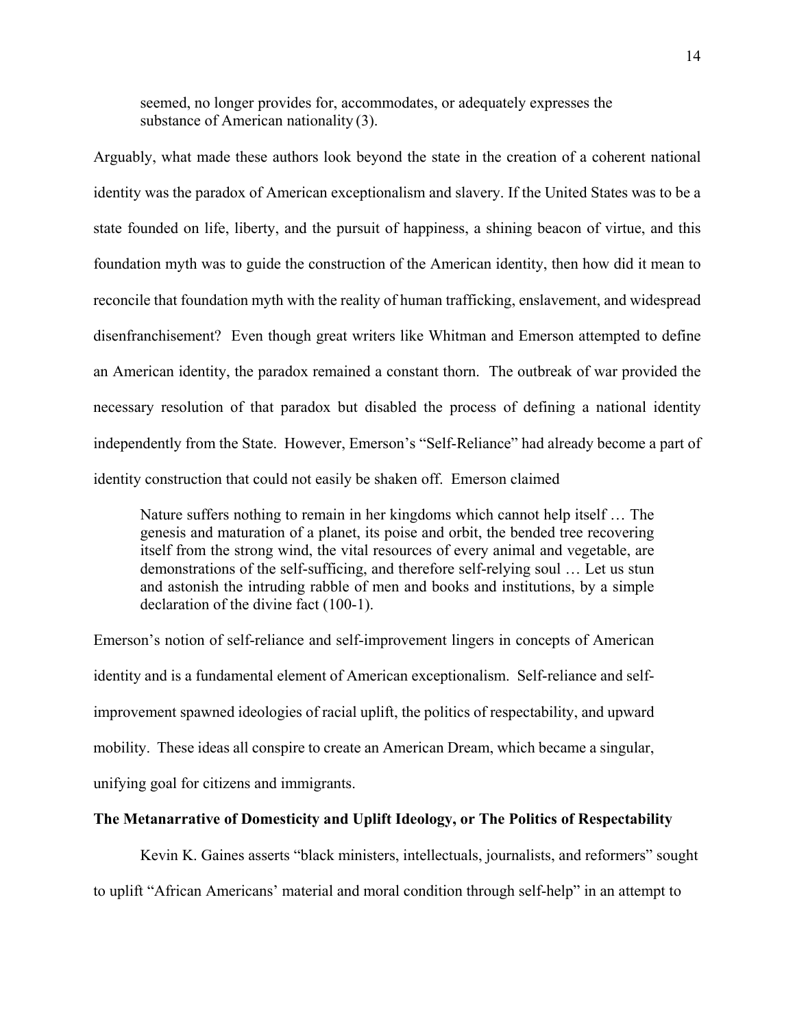> seemed, no longer provides for, accommodates, or adequately expresses the substance of American nationality (3).

Arguably, what made these authors look beyond the state in the creation of a coherent national identity was the paradox of American exceptionalism and slavery. If the United States was to be a state founded on life, liberty, and the pursuit of happiness, a shining beacon of virtue, and this foundation myth was to guide the construction of the American identity, then how did it mean to reconcile that foundation myth with the reality of human trafficking, enslavement, and widespread disenfranchisement? Even though great writers like Whitman and Emerson attempted to define an American identity, the paradox remained a constant thorn. The outbreak of war provided the necessary resolution of that paradox but disabled the process of defining a national identity independently from the State. However, Emerson's "Self-Reliance" had already become a part of identity construction that could not easily be shaken off. Emerson claimed

> Nature suffers nothing to remain in her kingdoms which cannot help itself … The genesis and maturation of a planet, its poise and orbit, the bended tree recovering itself from the strong wind, the vital resources of every animal and vegetable, are demonstrations of the self-sufficing, and therefore self-relying soul … Let us stun and astonish the intruding rabble of men and books and institutions, by a simple declaration of the divine fact (100-1).

Emerson's notion of self-reliance and self-improvement lingers in concepts of American identity and is a fundamental element of American exceptionalism. Self-reliance and self-improvement spawned ideologies of racial uplift, the politics of respectability, and upward mobility. These ideas all conspire to create an American Dream, which became a singular, unifying goal for citizens and immigrants.

**The Metanarrative of Domesticity and Uplift Ideology, or The Politics of Respectability**

Kevin K. Gaines asserts "black ministers, intellectuals, journalists, and reformers" sought to uplift "African Americans' material and moral condition through self-help" in an attempt to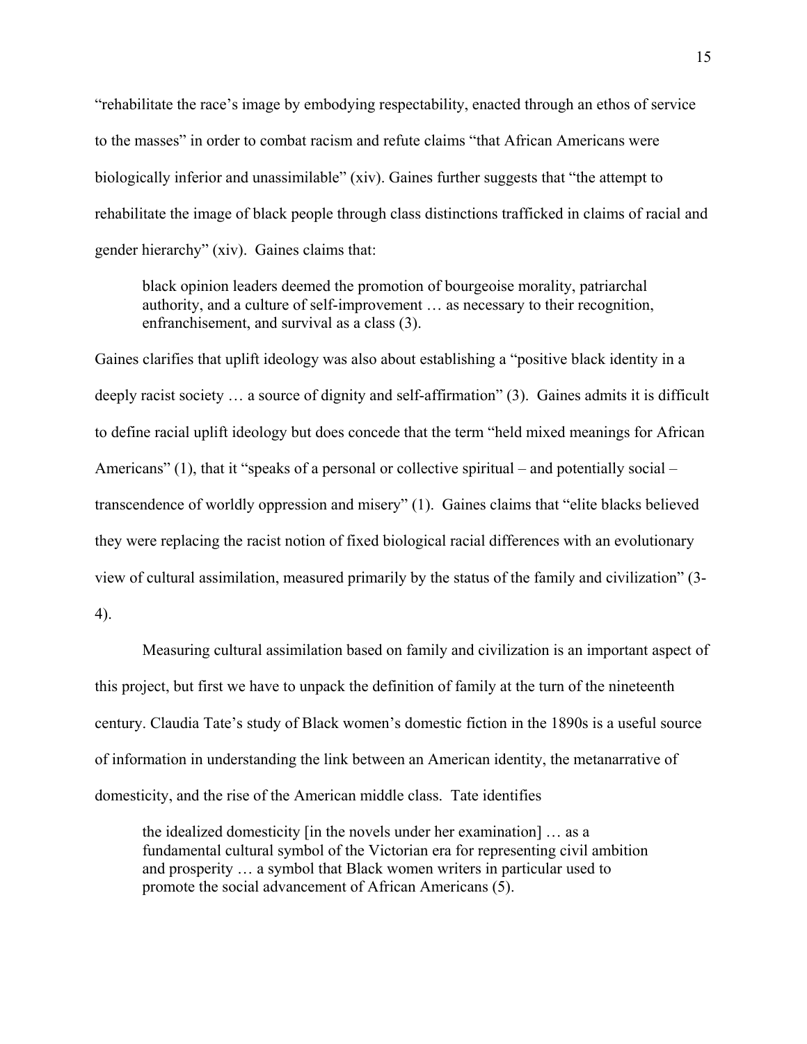"rehabilitate the race's image by embodying respectability, enacted through an ethos of service to the masses" in order to combat racism and refute claims "that African Americans were biologically inferior and unassimilable" (xiv). Gaines further suggests that "the attempt to rehabilitate the image of black people through class distinctions trafficked in claims of racial and gender hierarchy" (xiv). Gaines claims that:

> black opinion leaders deemed the promotion of bourgeoise morality, patriarchal authority, and a culture of self-improvement … as necessary to their recognition, enfranchisement, and survival as a class (3).

Gaines clarifies that uplift ideology was also about establishing a "positive black identity in a deeply racist society … a source of dignity and self-affirmation" (3). Gaines admits it is difficult to define racial uplift ideology but does concede that the term "held mixed meanings for African Americans" (1), that it "speaks of a personal or collective spiritual – and potentially social – transcendence of worldly oppression and misery" (1). Gaines claims that "elite blacks believed they were replacing the racist notion of fixed biological racial differences with an evolutionary view of cultural assimilation, measured primarily by the status of the family and civilization" (3-4).

Measuring cultural assimilation based on family and civilization is an important aspect of this project, but first we have to unpack the definition of family at the turn of the nineteenth century. Claudia Tate's study of Black women's domestic fiction in the 1890s is a useful source of information in understanding the link between an American identity, the metanarrative of domesticity, and the rise of the American middle class. Tate identifies

> the idealized domesticity [in the novels under her examination] … as a fundamental cultural symbol of the Victorian era for representing civil ambition and prosperity … a symbol that Black women writers in particular used to promote the social advancement of African Americans (5).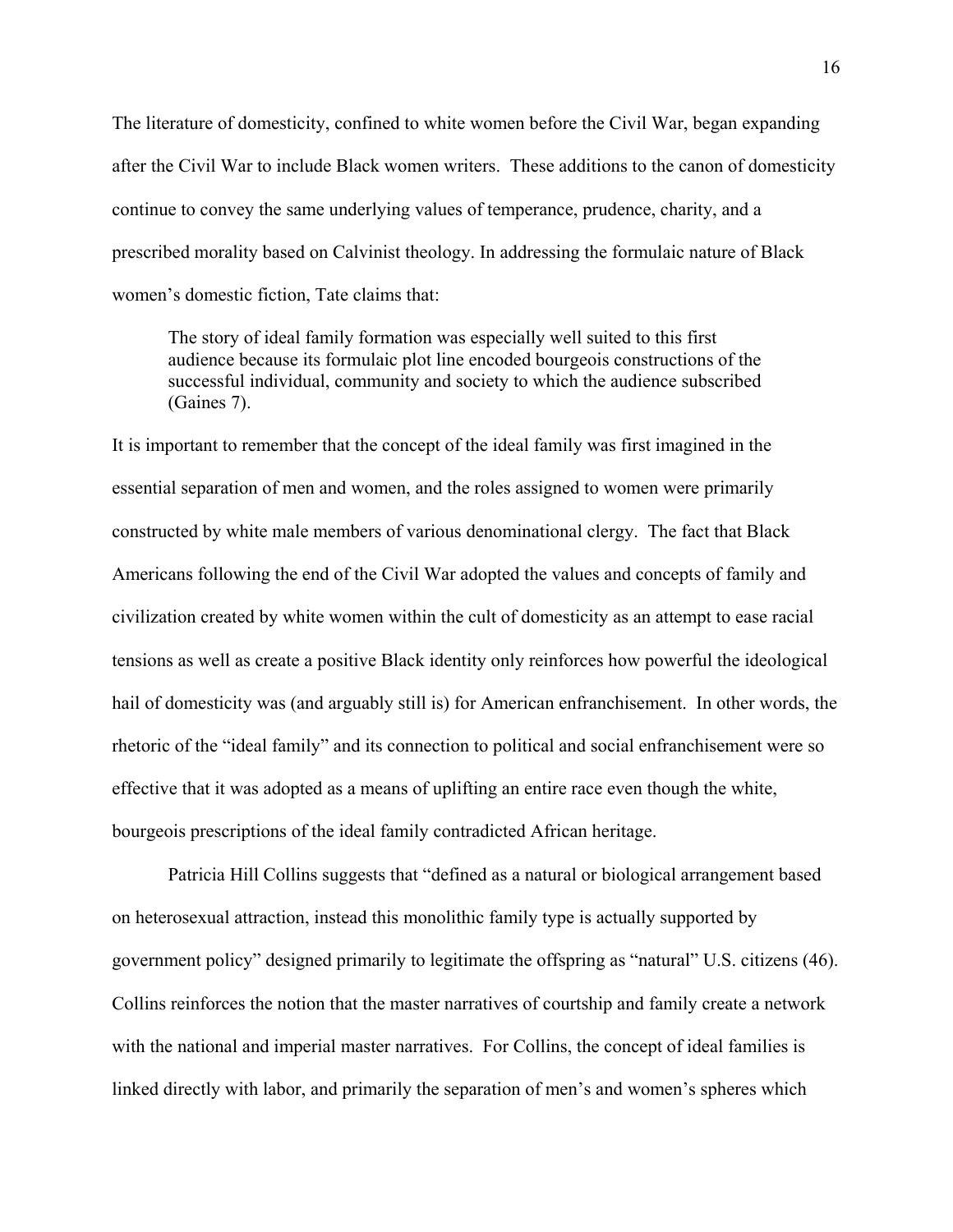The literature of domesticity, confined to white women before the Civil War, began expanding after the Civil War to include Black women writers. These additions to the canon of domesticity continue to convey the same underlying values of temperance, prudence, charity, and a prescribed morality based on Calvinist theology. In addressing the formulaic nature of Black women's domestic fiction, Tate claims that:

> The story of ideal family formation was especially well suited to this first audience because its formulaic plot line encoded bourgeois constructions of the successful individual, community and society to which the audience subscribed (Gaines 7).

It is important to remember that the concept of the ideal family was first imagined in the essential separation of men and women, and the roles assigned to women were primarily constructed by white male members of various denominational clergy. The fact that Black Americans following the end of the Civil War adopted the values and concepts of family and civilization created by white women within the cult of domesticity as an attempt to ease racial tensions as well as create a positive Black identity only reinforces how powerful the ideological hail of domesticity was (and arguably still is) for American enfranchisement. In other words, the rhetoric of the "ideal family" and its connection to political and social enfranchisement were so effective that it was adopted as a means of uplifting an entire race even though the white, bourgeois prescriptions of the ideal family contradicted African heritage.

Patricia Hill Collins suggests that "defined as a natural or biological arrangement based on heterosexual attraction, instead this monolithic family type is actually supported by government policy" designed primarily to legitimate the offspring as "natural" U.S. citizens (46). Collins reinforces the notion that the master narratives of courtship and family create a network with the national and imperial master narratives. For Collins, the concept of ideal families is linked directly with labor, and primarily the separation of men's and women's spheres which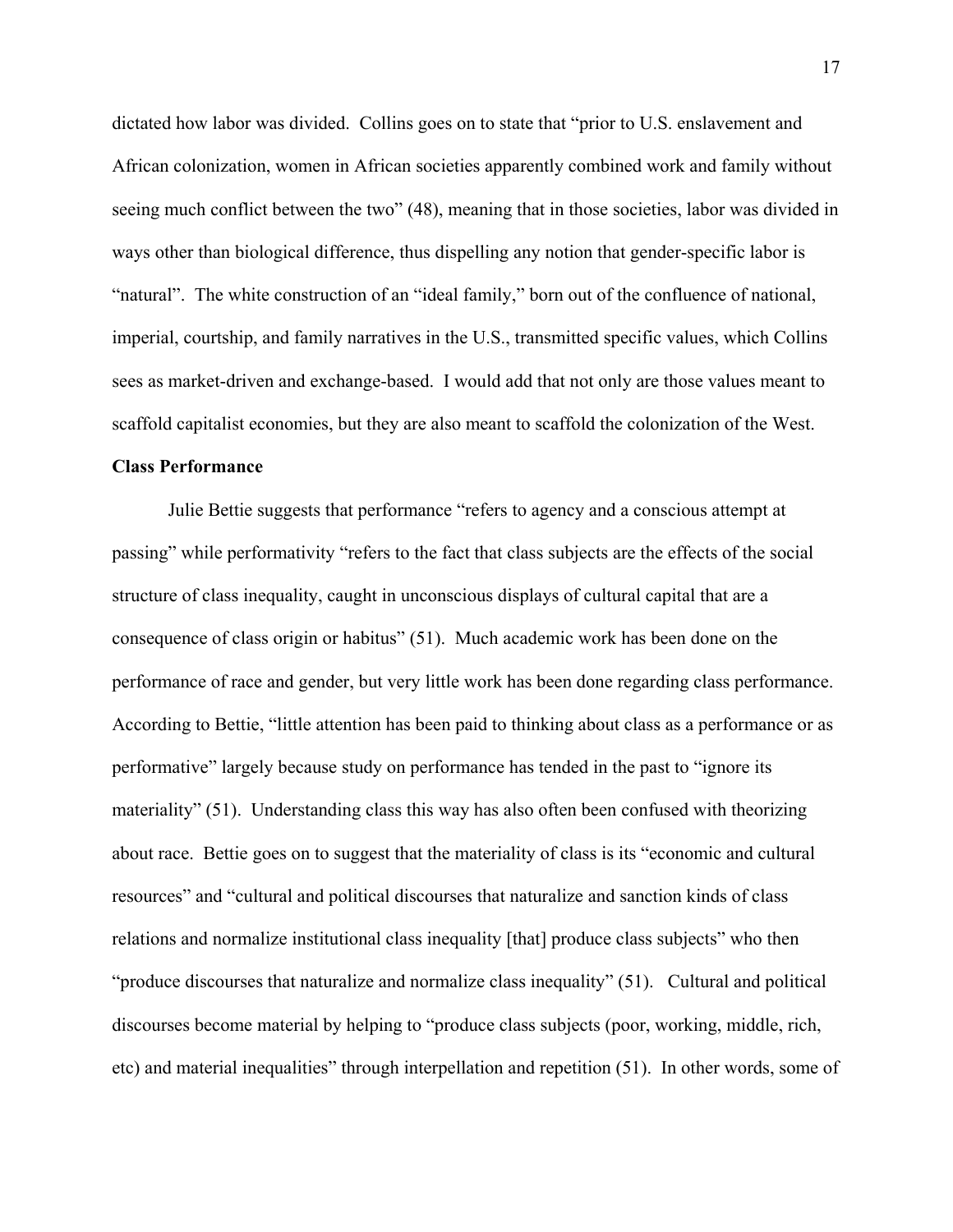dictated how labor was divided. Collins goes on to state that "prior to U.S. enslavement and African colonization, women in African societies apparently combined work and family without seeing much conflict between the two" (48), meaning that in those societies, labor was divided in ways other than biological difference, thus dispelling any notion that gender-specific labor is "natural". The white construction of an "ideal family," born out of the confluence of national, imperial, courtship, and family narratives in the U.S., transmitted specific values, which Collins sees as market-driven and exchange-based. I would add that not only are those values meant to scaffold capitalist economies, but they are also meant to scaffold the colonization of the West.

**Class Performance**

Julie Bettie suggests that performance "refers to agency and a conscious attempt at passing" while performativity "refers to the fact that class subjects are the effects of the social structure of class inequality, caught in unconscious displays of cultural capital that are a consequence of class origin or habitus" (51). Much academic work has been done on the performance of race and gender, but very little work has been done regarding class performance. According to Bettie, "little attention has been paid to thinking about class as a performance or as performative" largely because study on performance has tended in the past to "ignore its materiality" (51). Understanding class this way has also often been confused with theorizing about race. Bettie goes on to suggest that the materiality of class is its "economic and cultural resources" and "cultural and political discourses that naturalize and sanction kinds of class relations and normalize institutional class inequality [that] produce class subjects" who then "produce discourses that naturalize and normalize class inequality" (51). Cultural and political discourses become material by helping to "produce class subjects (poor, working, middle, rich, etc) and material inequalities" through interpellation and repetition (51). In other words, some of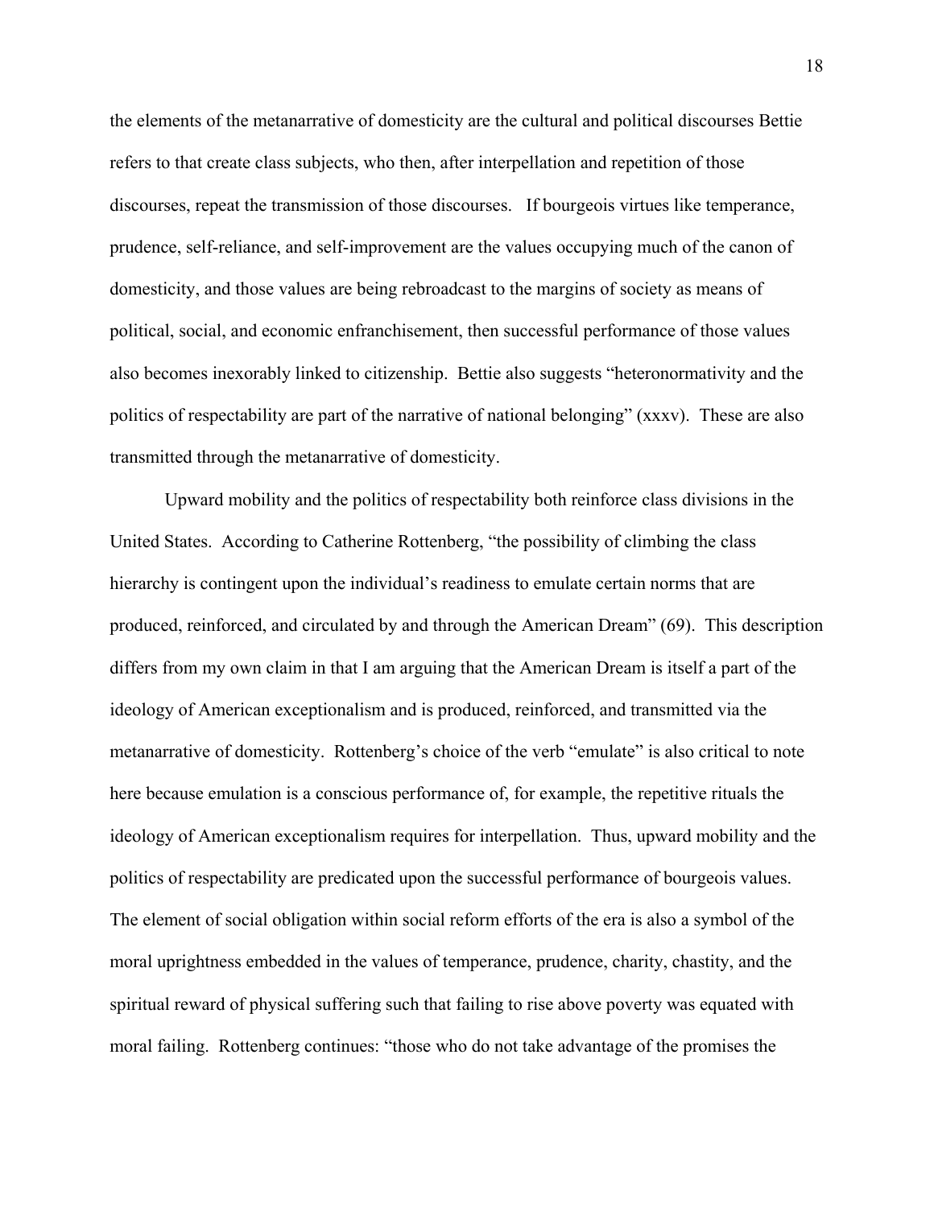the elements of the metanarrative of domesticity are the cultural and political discourses Bettie refers to that create class subjects, who then, after interpellation and repetition of those discourses, repeat the transmission of those discourses.  If bourgeois virtues like temperance, prudence, self-reliance, and self-improvement are the values occupying much of the canon of domesticity, and those values are being rebroadcast to the margins of society as means of political, social, and economic enfranchisement, then successful performance of those values also becomes inexorably linked to citizenship.  Bettie also suggests "heteronormativity and the politics of respectability are part of the narrative of national belonging" (xxxv).  These are also transmitted through the metanarrative of domesticity.

Upward mobility and the politics of respectability both reinforce class divisions in the United States.  According to Catherine Rottenberg, "the possibility of climbing the class hierarchy is contingent upon the individual's readiness to emulate certain norms that are produced, reinforced, and circulated by and through the American Dream" (69).  This description differs from my own claim in that I am arguing that the American Dream is itself a part of the ideology of American exceptionalism and is produced, reinforced, and transmitted via the metanarrative of domesticity.  Rottenberg's choice of the verb "emulate" is also critical to note here because emulation is a conscious performance of, for example, the repetitive rituals the ideology of American exceptionalism requires for interpellation.  Thus, upward mobility and the politics of respectability are predicated upon the successful performance of bourgeois values. The element of social obligation within social reform efforts of the era is also a symbol of the moral uprightness embedded in the values of temperance, prudence, charity, chastity, and the spiritual reward of physical suffering such that failing to rise above poverty was equated with moral failing.  Rottenberg continues: "those who do not take advantage of the promises the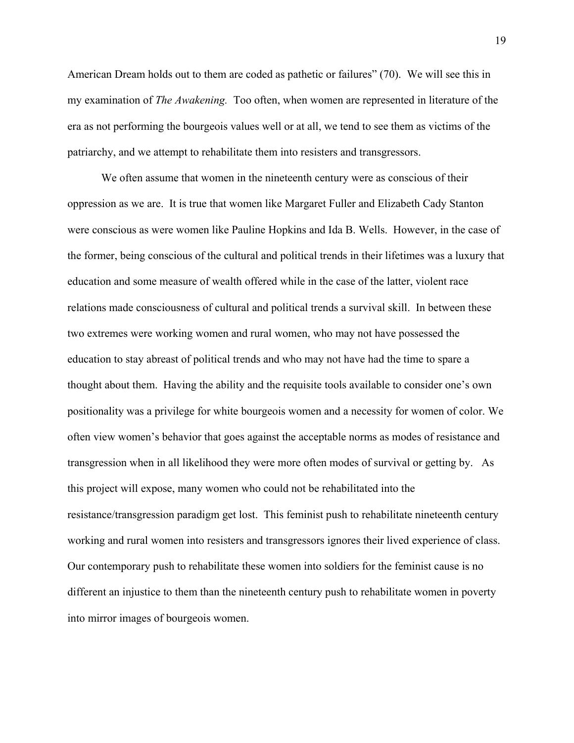American Dream holds out to them are coded as pathetic or failures" (70). We will see this in my examination of *The Awakening.* Too often, when women are represented in literature of the era as not performing the bourgeois values well or at all, we tend to see them as victims of the patriarchy, and we attempt to rehabilitate them into resisters and transgressors.

We often assume that women in the nineteenth century were as conscious of their oppression as we are. It is true that women like Margaret Fuller and Elizabeth Cady Stanton were conscious as were women like Pauline Hopkins and Ida B. Wells. However, in the case of the former, being conscious of the cultural and political trends in their lifetimes was a luxury that education and some measure of wealth offered while in the case of the latter, violent race relations made consciousness of cultural and political trends a survival skill. In between these two extremes were working women and rural women, who may not have possessed the education to stay abreast of political trends and who may not have had the time to spare a thought about them. Having the ability and the requisite tools available to consider one's own positionality was a privilege for white bourgeois women and a necessity for women of color. We often view women's behavior that goes against the acceptable norms as modes of resistance and transgression when in all likelihood they were more often modes of survival or getting by. As this project will expose, many women who could not be rehabilitated into the resistance/transgression paradigm get lost. This feminist push to rehabilitate nineteenth century working and rural women into resisters and transgressors ignores their lived experience of class. Our contemporary push to rehabilitate these women into soldiers for the feminist cause is no different an injustice to them than the nineteenth century push to rehabilitate women in poverty into mirror images of bourgeois women.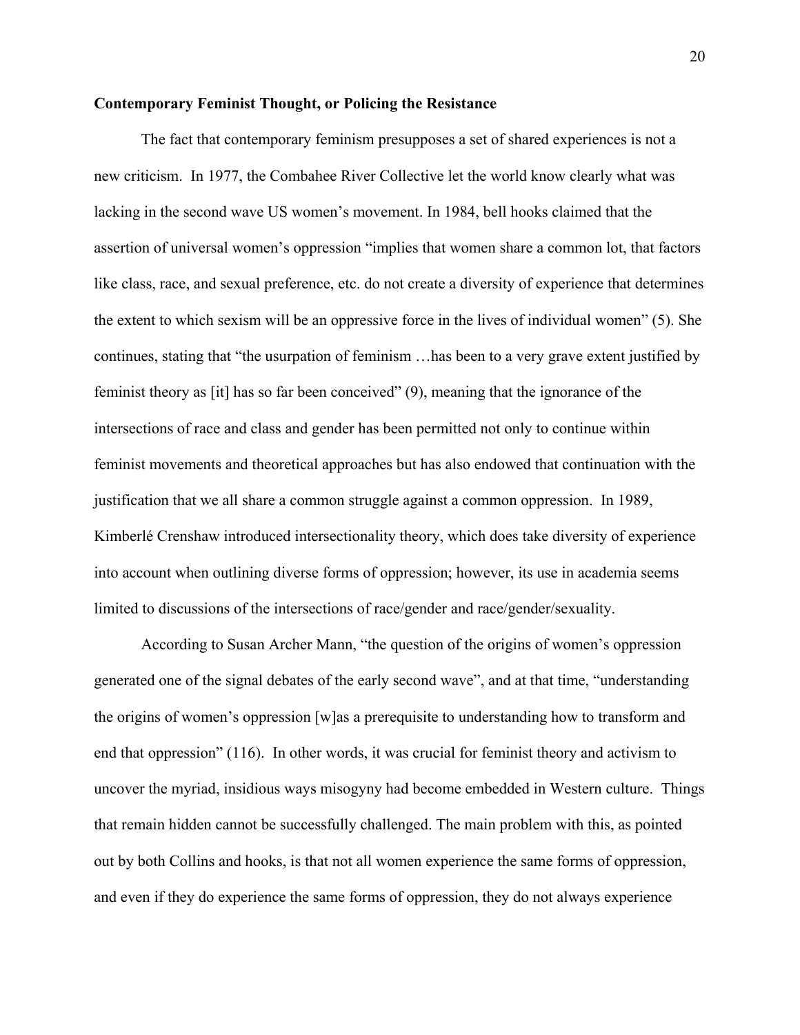### Contemporary Feminist Thought, or Policing the Resistance

The fact that contemporary feminism presupposes a set of shared experiences is not a new criticism. In 1977, the Combahee River Collective let the world know clearly what was lacking in the second wave US women's movement. In 1984, bell hooks claimed that the assertion of universal women's oppression "implies that women share a common lot, that factors like class, race, and sexual preference, etc. do not create a diversity of experience that determines the extent to which sexism will be an oppressive force in the lives of individual women" (5). She continues, stating that "the usurpation of feminism …has been to a very grave extent justified by feminist theory as [it] has so far been conceived" (9), meaning that the ignorance of the intersections of race and class and gender has been permitted not only to continue within feminist movements and theoretical approaches but has also endowed that continuation with the justification that we all share a common struggle against a common oppression. In 1989, Kimberlé Crenshaw introduced intersectionality theory, which does take diversity of experience into account when outlining diverse forms of oppression; however, its use in academia seems limited to discussions of the intersections of race/gender and race/gender/sexuality.

According to Susan Archer Mann, "the question of the origins of women's oppression generated one of the signal debates of the early second wave", and at that time, "understanding the origins of women's oppression [w]as a prerequisite to understanding how to transform and end that oppression" (116). In other words, it was crucial for feminist theory and activism to uncover the myriad, insidious ways misogyny had become embedded in Western culture. Things that remain hidden cannot be successfully challenged. The main problem with this, as pointed out by both Collins and hooks, is that not all women experience the same forms of oppression, and even if they do experience the same forms of oppression, they do not always experience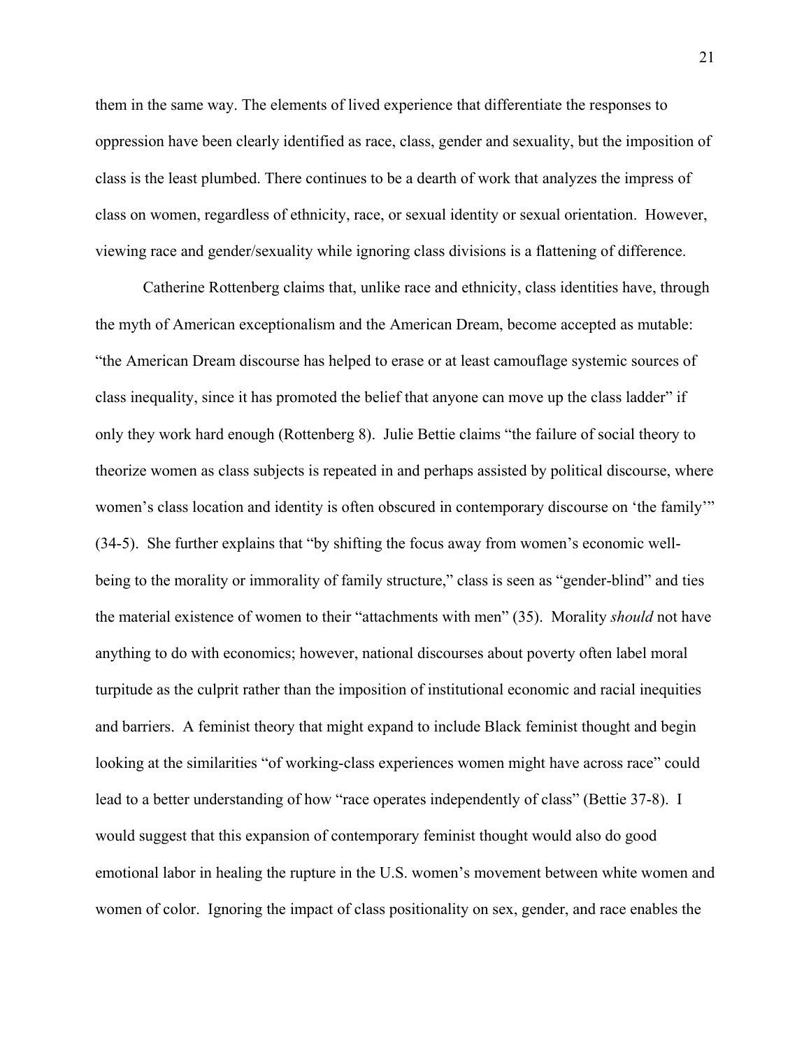them in the same way. The elements of lived experience that differentiate the responses to oppression have been clearly identified as race, class, gender and sexuality, but the imposition of class is the least plumbed. There continues to be a dearth of work that analyzes the impress of class on women, regardless of ethnicity, race, or sexual identity or sexual orientation. However, viewing race and gender/sexuality while ignoring class divisions is a flattening of difference.

Catherine Rottenberg claims that, unlike race and ethnicity, class identities have, through the myth of American exceptionalism and the American Dream, become accepted as mutable: "the American Dream discourse has helped to erase or at least camouflage systemic sources of class inequality, since it has promoted the belief that anyone can move up the class ladder" if only they work hard enough (Rottenberg 8). Julie Bettie claims "the failure of social theory to theorize women as class subjects is repeated in and perhaps assisted by political discourse, where women's class location and identity is often obscured in contemporary discourse on 'the family'" (34-5). She further explains that "by shifting the focus away from women's economic well-being to the morality or immorality of family structure," class is seen as "gender-blind" and ties the material existence of women to their "attachments with men" (35). Morality *should* not have anything to do with economics; however, national discourses about poverty often label moral turpitude as the culprit rather than the imposition of institutional economic and racial inequities and barriers. A feminist theory that might expand to include Black feminist thought and begin looking at the similarities "of working-class experiences women might have across race" could lead to a better understanding of how "race operates independently of class" (Bettie 37-8). I would suggest that this expansion of contemporary feminist thought would also do good emotional labor in healing the rupture in the U.S. women's movement between white women and women of color. Ignoring the impact of class positionality on sex, gender, and race enables the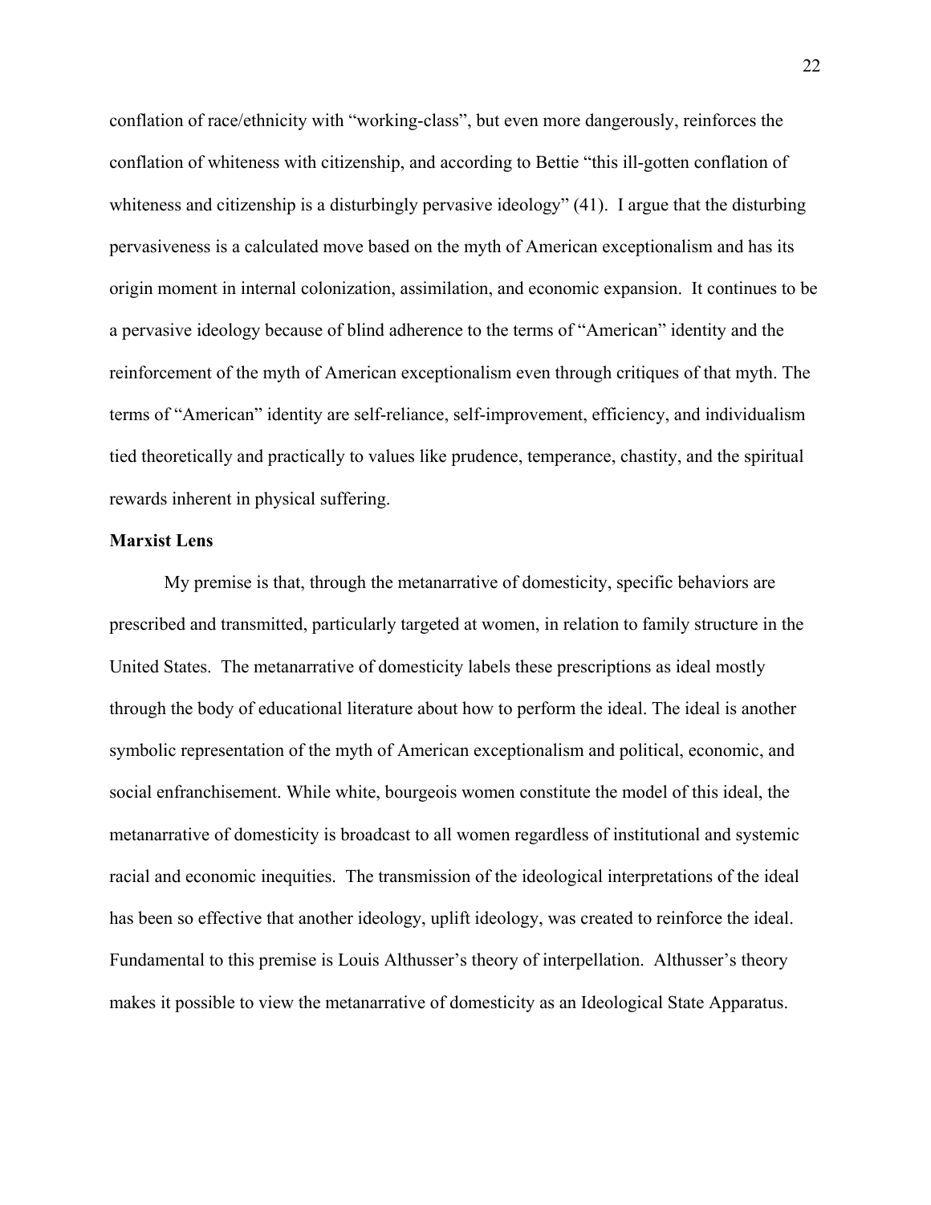conflation of race/ethnicity with "working-class", but even more dangerously, reinforces the conflation of whiteness with citizenship, and according to Bettie "this ill-gotten conflation of whiteness and citizenship is a disturbingly pervasive ideology" (41). I argue that the disturbing pervasiveness is a calculated move based on the myth of American exceptionalism and has its origin moment in internal colonization, assimilation, and economic expansion. It continues to be a pervasive ideology because of blind adherence to the terms of "American" identity and the reinforcement of the myth of American exceptionalism even through critiques of that myth. The terms of "American" identity are self-reliance, self-improvement, efficiency, and individualism tied theoretically and practically to values like prudence, temperance, chastity, and the spiritual rewards inherent in physical suffering.

**Marxist Lens**

My premise is that, through the metanarrative of domesticity, specific behaviors are prescribed and transmitted, particularly targeted at women, in relation to family structure in the United States. The metanarrative of domesticity labels these prescriptions as ideal mostly through the body of educational literature about how to perform the ideal. The ideal is another symbolic representation of the myth of American exceptionalism and political, economic, and social enfranchisement. While white, bourgeois women constitute the model of this ideal, the metanarrative of domesticity is broadcast to all women regardless of institutional and systemic racial and economic inequities. The transmission of the ideological interpretations of the ideal has been so effective that another ideology, uplift ideology, was created to reinforce the ideal. Fundamental to this premise is Louis Althusser's theory of interpellation. Althusser's theory makes it possible to view the metanarrative of domesticity as an Ideological State Apparatus.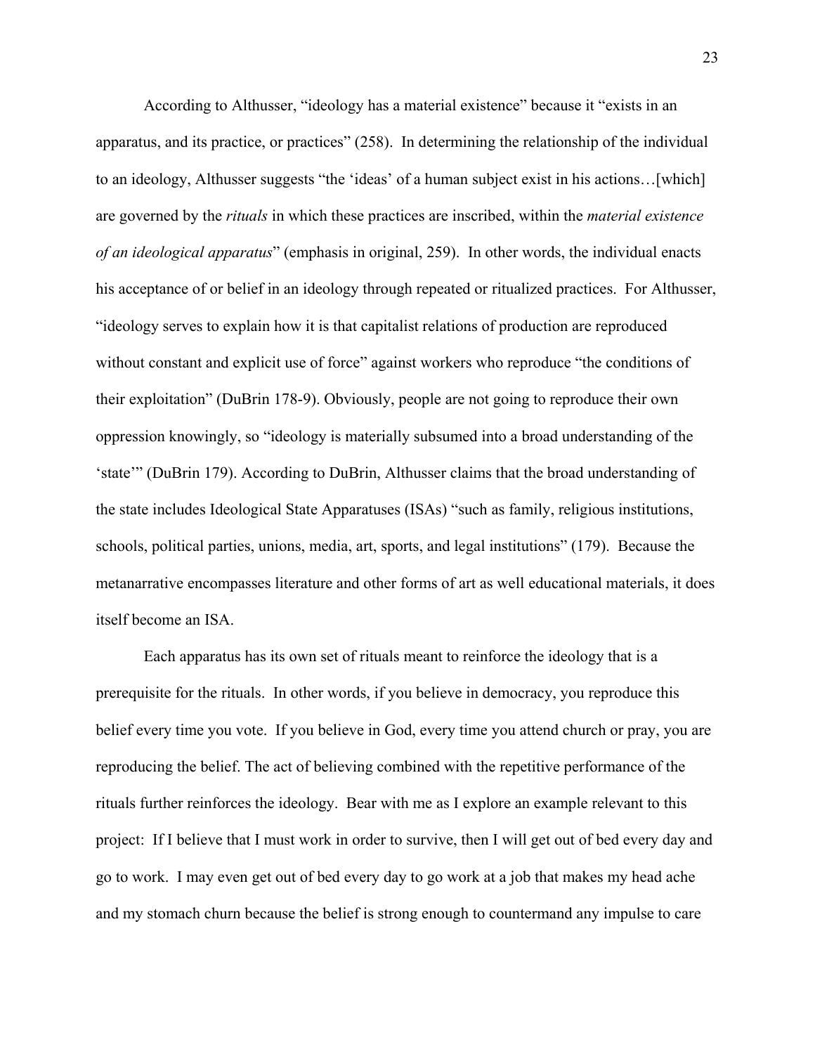According to Althusser, "ideology has a material existence" because it "exists in an apparatus, and its practice, or practices" (258). In determining the relationship of the individual to an ideology, Althusser suggests "the 'ideas' of a human subject exist in his actions…[which] are governed by the *rituals* in which these practices are inscribed, within the *material existence of an ideological apparatus*" (emphasis in original, 259). In other words, the individual enacts his acceptance of or belief in an ideology through repeated or ritualized practices. For Althusser, "ideology serves to explain how it is that capitalist relations of production are reproduced without constant and explicit use of force" against workers who reproduce "the conditions of their exploitation" (DuBrin 178-9). Obviously, people are not going to reproduce their own oppression knowingly, so "ideology is materially subsumed into a broad understanding of the 'state'" (DuBrin 179). According to DuBrin, Althusser claims that the broad understanding of the state includes Ideological State Apparatuses (ISAs) "such as family, religious institutions, schools, political parties, unions, media, art, sports, and legal institutions" (179). Because the metanarrative encompasses literature and other forms of art as well educational materials, it does itself become an ISA.

Each apparatus has its own set of rituals meant to reinforce the ideology that is a prerequisite for the rituals. In other words, if you believe in democracy, you reproduce this belief every time you vote. If you believe in God, every time you attend church or pray, you are reproducing the belief. The act of believing combined with the repetitive performance of the rituals further reinforces the ideology. Bear with me as I explore an example relevant to this project: If I believe that I must work in order to survive, then I will get out of bed every day and go to work. I may even get out of bed every day to go work at a job that makes my head ache and my stomach churn because the belief is strong enough to countermand any impulse to care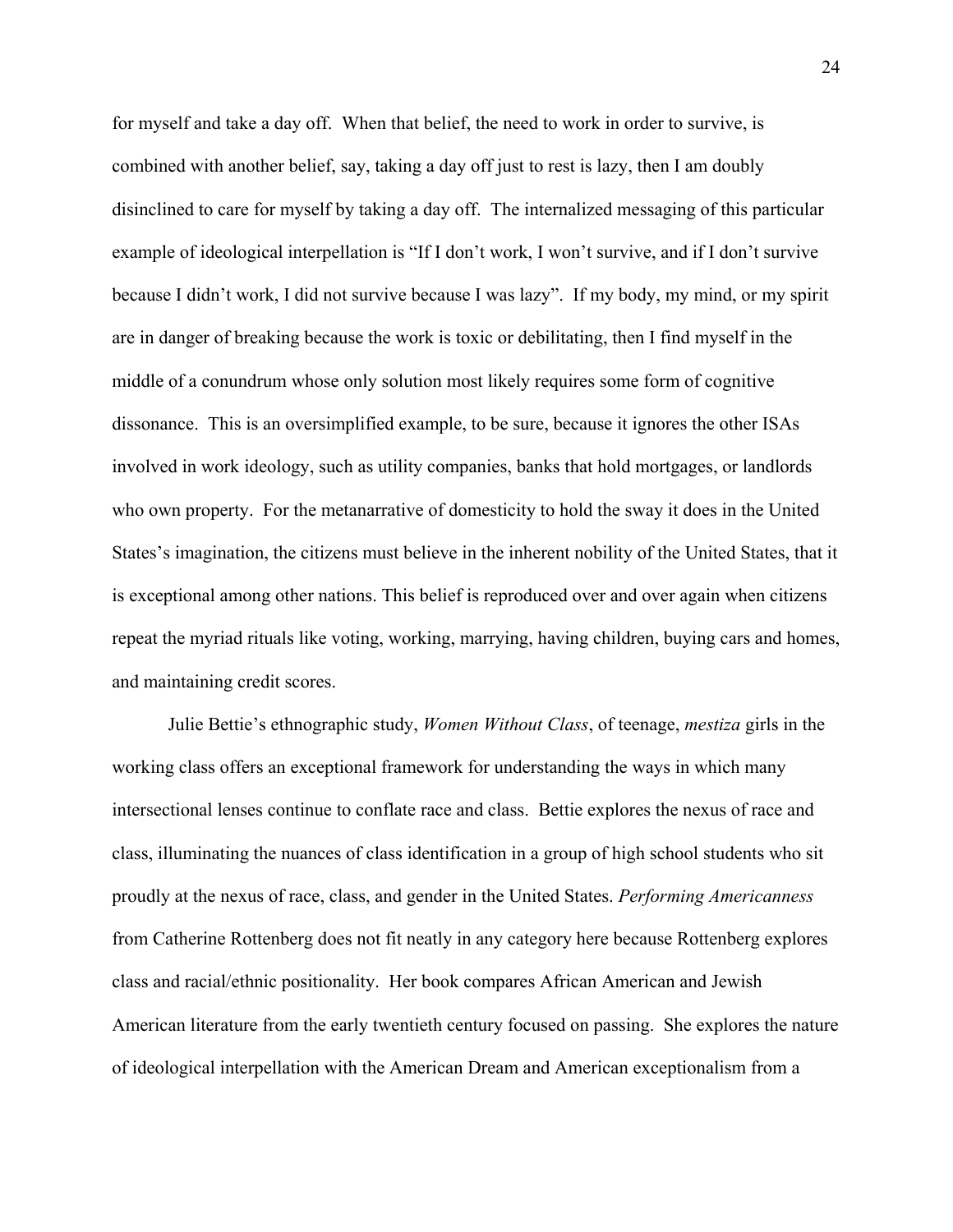for myself and take a day off. When that belief, the need to work in order to survive, is combined with another belief, say, taking a day off just to rest is lazy, then I am doubly disinclined to care for myself by taking a day off. The internalized messaging of this particular example of ideological interpellation is "If I don't work, I won't survive, and if I don't survive because I didn't work, I did not survive because I was lazy". If my body, my mind, or my spirit are in danger of breaking because the work is toxic or debilitating, then I find myself in the middle of a conundrum whose only solution most likely requires some form of cognitive dissonance. This is an oversimplified example, to be sure, because it ignores the other ISAs involved in work ideology, such as utility companies, banks that hold mortgages, or landlords who own property. For the metanarrative of domesticity to hold the sway it does in the United States's imagination, the citizens must believe in the inherent nobility of the United States, that it is exceptional among other nations. This belief is reproduced over and over again when citizens repeat the myriad rituals like voting, working, marrying, having children, buying cars and homes, and maintaining credit scores.

Julie Bettie's ethnographic study, *Women Without Class*, of teenage, *mestiza* girls in the working class offers an exceptional framework for understanding the ways in which many intersectional lenses continue to conflate race and class. Bettie explores the nexus of race and class, illuminating the nuances of class identification in a group of high school students who sit proudly at the nexus of race, class, and gender in the United States. *Performing Americanness* from Catherine Rottenberg does not fit neatly in any category here because Rottenberg explores class and racial/ethnic positionality. Her book compares African American and Jewish American literature from the early twentieth century focused on passing. She explores the nature of ideological interpellation with the American Dream and American exceptionalism from a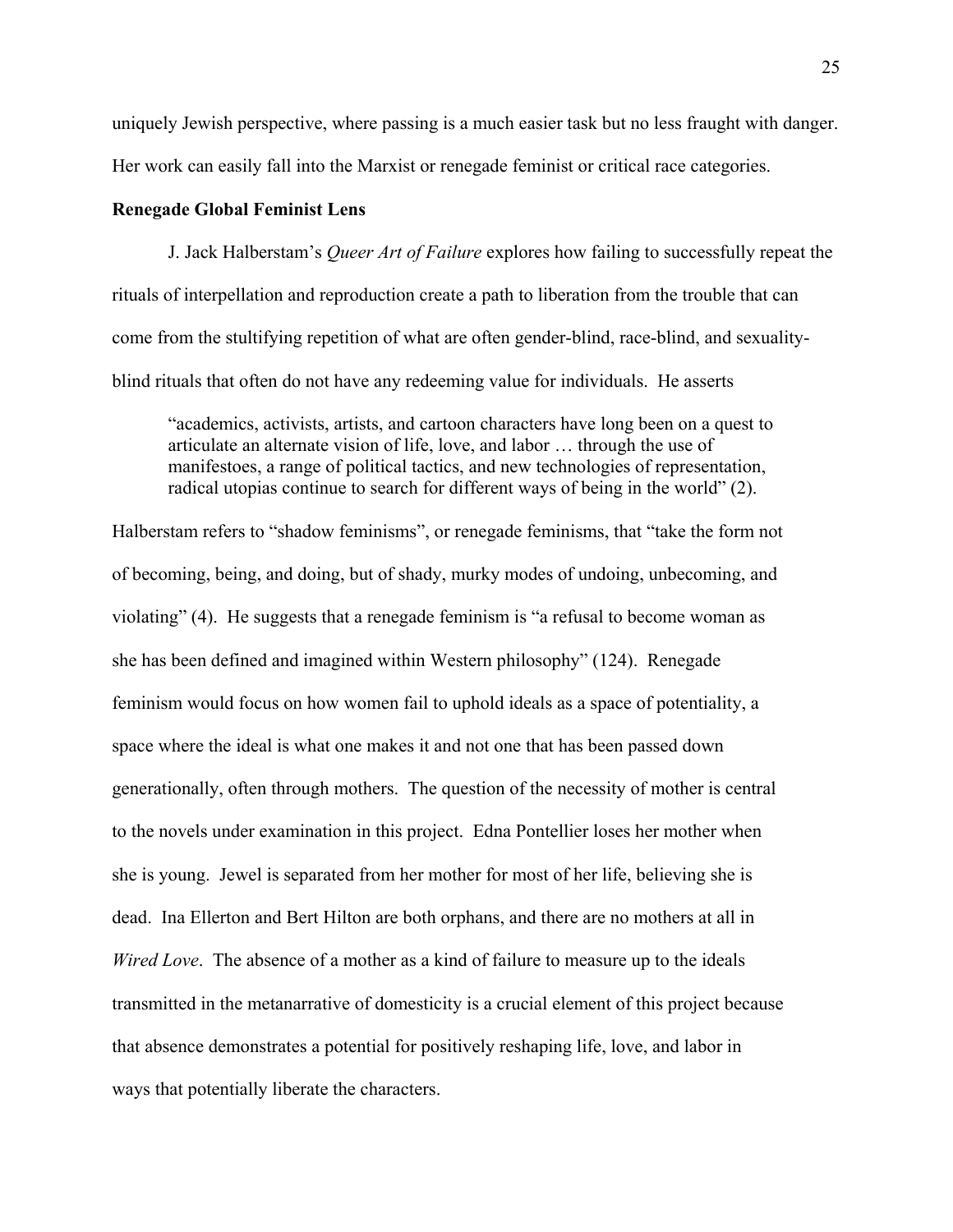uniquely Jewish perspective, where passing is a much easier task but no less fraught with danger. Her work can easily fall into the Marxist or renegade feminist or critical race categories.

**Renegade Global Feminist Lens**

J. Jack Halberstam's *Queer Art of Failure* explores how failing to successfully repeat the rituals of interpellation and reproduction create a path to liberation from the trouble that can come from the stultifying repetition of what are often gender-blind, race-blind, and sexuality-blind rituals that often do not have any redeeming value for individuals. He asserts

> "academics, activists, artists, and cartoon characters have long been on a quest to articulate an alternate vision of life, love, and labor … through the use of manifestoes, a range of political tactics, and new technologies of representation, radical utopias continue to search for different ways of being in the world" (2).

Halberstam refers to "shadow feminisms", or renegade feminisms, that "take the form not of becoming, being, and doing, but of shady, murky modes of undoing, unbecoming, and violating" (4). He suggests that a renegade feminism is "a refusal to become woman as she has been defined and imagined within Western philosophy" (124). Renegade feminism would focus on how women fail to uphold ideals as a space of potentiality, a space where the ideal is what one makes it and not one that has been passed down generationally, often through mothers. The question of the necessity of mother is central to the novels under examination in this project. Edna Pontellier loses her mother when she is young. Jewel is separated from her mother for most of her life, believing she is dead. Ina Ellerton and Bert Hilton are both orphans, and there are no mothers at all in *Wired Love*. The absence of a mother as a kind of failure to measure up to the ideals transmitted in the metanarrative of domesticity is a crucial element of this project because that absence demonstrates a potential for positively reshaping life, love, and labor in ways that potentially liberate the characters.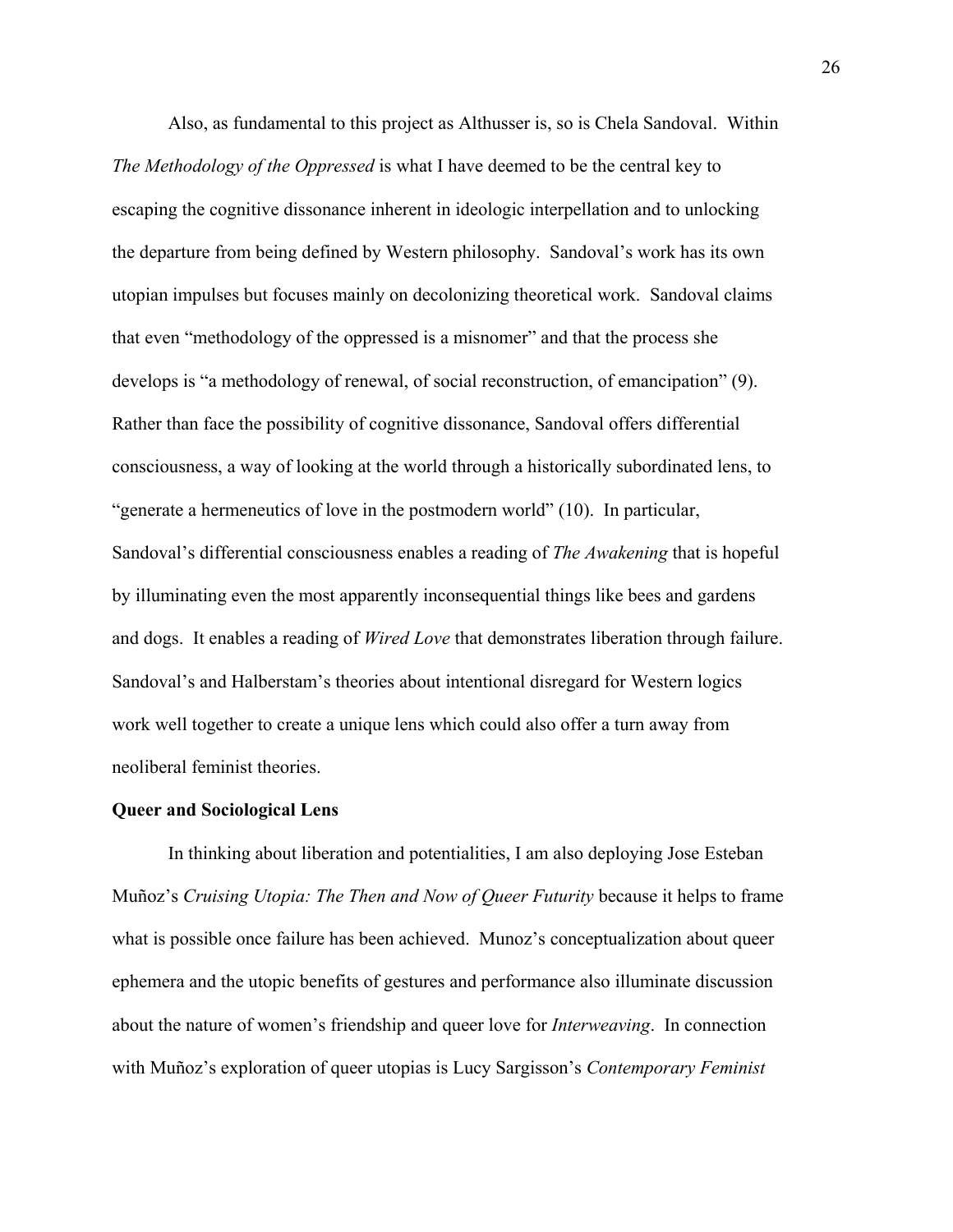Also, as fundamental to this project as Althusser is, so is Chela Sandoval. Within *The Methodology of the Oppressed* is what I have deemed to be the central key to escaping the cognitive dissonance inherent in ideologic interpellation and to unlocking the departure from being defined by Western philosophy. Sandoval's work has its own utopian impulses but focuses mainly on decolonizing theoretical work. Sandoval claims that even "methodology of the oppressed is a misnomer" and that the process she develops is "a methodology of renewal, of social reconstruction, of emancipation" (9). Rather than face the possibility of cognitive dissonance, Sandoval offers differential consciousness, a way of looking at the world through a historically subordinated lens, to "generate a hermeneutics of love in the postmodern world" (10). In particular, Sandoval's differential consciousness enables a reading of *The Awakening* that is hopeful by illuminating even the most apparently inconsequential things like bees and gardens and dogs. It enables a reading of *Wired Love* that demonstrates liberation through failure. Sandoval's and Halberstam's theories about intentional disregard for Western logics work well together to create a unique lens which could also offer a turn away from neoliberal feminist theories.

**Queer and Sociological Lens**

In thinking about liberation and potentialities, I am also deploying Jose Esteban Muñoz's *Cruising Utopia: The Then and Now of Queer Futurity* because it helps to frame what is possible once failure has been achieved. Munoz's conceptualization about queer ephemera and the utopic benefits of gestures and performance also illuminate discussion about the nature of women's friendship and queer love for *Interweaving*. In connection with Muñoz's exploration of queer utopias is Lucy Sargisson's *Contemporary Feminist*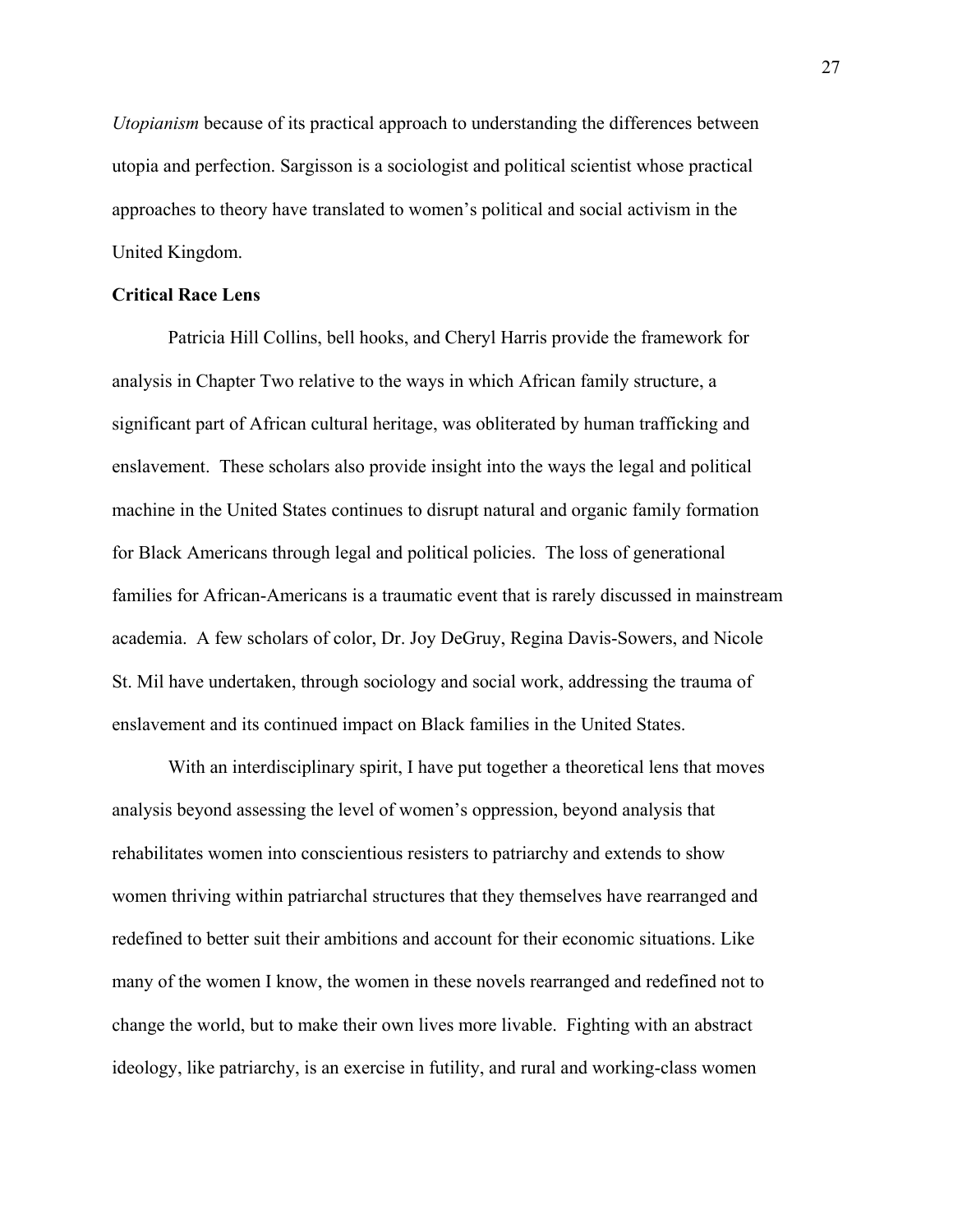*Utopianism* because of its practical approach to understanding the differences between utopia and perfection. Sargisson is a sociologist and political scientist whose practical approaches to theory have translated to women's political and social activism in the United Kingdom.

**Critical Race Lens**

Patricia Hill Collins, bell hooks, and Cheryl Harris provide the framework for analysis in Chapter Two relative to the ways in which African family structure, a significant part of African cultural heritage, was obliterated by human trafficking and enslavement. These scholars also provide insight into the ways the legal and political machine in the United States continues to disrupt natural and organic family formation for Black Americans through legal and political policies. The loss of generational families for African-Americans is a traumatic event that is rarely discussed in mainstream academia. A few scholars of color, Dr. Joy DeGruy, Regina Davis-Sowers, and Nicole St. Mil have undertaken, through sociology and social work, addressing the trauma of enslavement and its continued impact on Black families in the United States.

With an interdisciplinary spirit, I have put together a theoretical lens that moves analysis beyond assessing the level of women's oppression, beyond analysis that rehabilitates women into conscientious resisters to patriarchy and extends to show women thriving within patriarchal structures that they themselves have rearranged and redefined to better suit their ambitions and account for their economic situations. Like many of the women I know, the women in these novels rearranged and redefined not to change the world, but to make their own lives more livable. Fighting with an abstract ideology, like patriarchy, is an exercise in futility, and rural and working-class women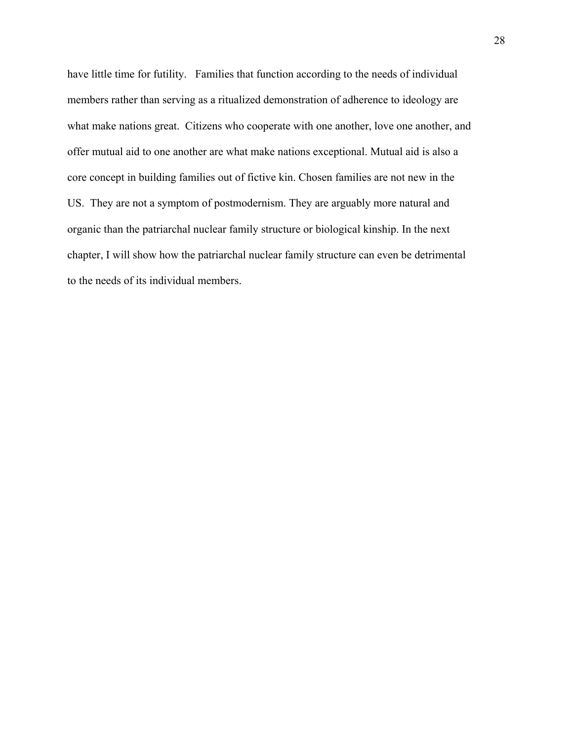have little time for futility. Families that function according to the needs of individual members rather than serving as a ritualized demonstration of adherence to ideology are what make nations great. Citizens who cooperate with one another, love one another, and offer mutual aid to one another are what make nations exceptional. Mutual aid is also a core concept in building families out of fictive kin. Chosen families are not new in the US. They are not a symptom of postmodernism. They are arguably more natural and organic than the patriarchal nuclear family structure or biological kinship. In the next chapter, I will show how the patriarchal nuclear family structure can even be detrimental to the needs of its individual members.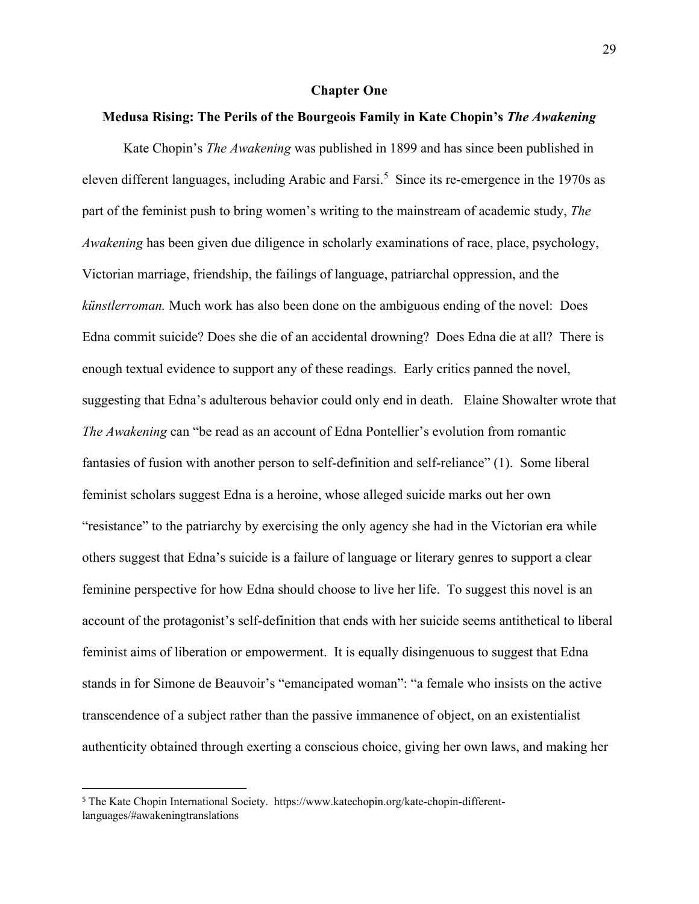# Chapter One

## Medusa Rising: The Perils of the Bourgeois Family in Kate Chopin's *The Awakening*

Kate Chopin's *The Awakening* was published in 1899 and has since been published in eleven different languages, including Arabic and Farsi.[5] Since its re-emergence in the 1970s as part of the feminist push to bring women's writing to the mainstream of academic study, *The Awakening* has been given due diligence in scholarly examinations of race, place, psychology, Victorian marriage, friendship, the failings of language, patriarchal oppression, and the *künstlerroman.* Much work has also been done on the ambiguous ending of the novel: Does Edna commit suicide? Does she die of an accidental drowning? Does Edna die at all? There is enough textual evidence to support any of these readings. Early critics panned the novel, suggesting that Edna's adulterous behavior could only end in death. Elaine Showalter wrote that *The Awakening* can "be read as an account of Edna Pontellier's evolution from romantic fantasies of fusion with another person to self-definition and self-reliance" (1). Some liberal feminist scholars suggest Edna is a heroine, whose alleged suicide marks out her own "resistance" to the patriarchy by exercising the only agency she had in the Victorian era while others suggest that Edna's suicide is a failure of language or literary genres to support a clear feminine perspective for how Edna should choose to live her life. To suggest this novel is an account of the protagonist's self-definition that ends with her suicide seems antithetical to liberal feminist aims of liberation or empowerment. It is equally disingenuous to suggest that Edna stands in for Simone de Beauvoir's "emancipated woman": "a female who insists on the active transcendence of a subject rather than the passive immanence of object, on an existentialist authenticity obtained through exerting a conscious choice, giving her own laws, and making her

---

[5] The Kate Chopin International Society. https://www.katechopin.org/kate-chopin-different-languages/#awakeningtranslations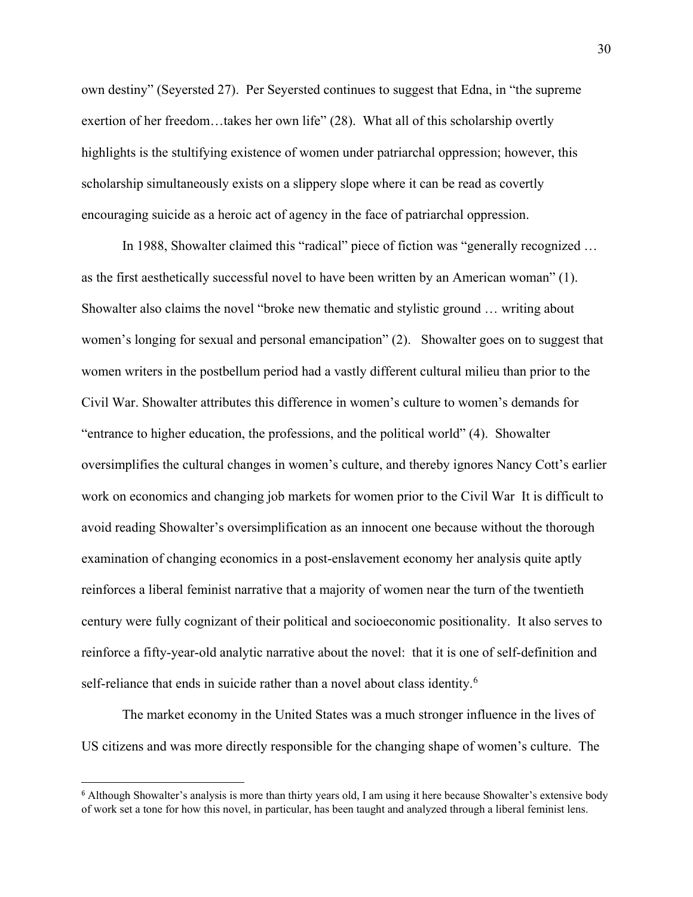own destiny" (Seyersted 27). Per Seyersted continues to suggest that Edna, in "the supreme exertion of her freedom…takes her own life" (28). What all of this scholarship overtly highlights is the stultifying existence of women under patriarchal oppression; however, this scholarship simultaneously exists on a slippery slope where it can be read as covertly encouraging suicide as a heroic act of agency in the face of patriarchal oppression.

In 1988, Showalter claimed this "radical" piece of fiction was "generally recognized … as the first aesthetically successful novel to have been written by an American woman" (1). Showalter also claims the novel "broke new thematic and stylistic ground … writing about women's longing for sexual and personal emancipation" (2). Showalter goes on to suggest that women writers in the postbellum period had a vastly different cultural milieu than prior to the Civil War. Showalter attributes this difference in women's culture to women's demands for "entrance to higher education, the professions, and the political world" (4). Showalter oversimplifies the cultural changes in women's culture, and thereby ignores Nancy Cott's earlier work on economics and changing job markets for women prior to the Civil War It is difficult to avoid reading Showalter's oversimplification as an innocent one because without the thorough examination of changing economics in a post-enslavement economy her analysis quite aptly reinforces a liberal feminist narrative that a majority of women near the turn of the twentieth century were fully cognizant of their political and socioeconomic positionality. It also serves to reinforce a fifty-year-old analytic narrative about the novel: that it is one of self-definition and self-reliance that ends in suicide rather than a novel about class identity.[6]

The market economy in the United States was a much stronger influence in the lives of US citizens and was more directly responsible for the changing shape of women's culture. The

[6] Although Showalter's analysis is more than thirty years old, I am using it here because Showalter's extensive body of work set a tone for how this novel, in particular, has been taught and analyzed through a liberal feminist lens.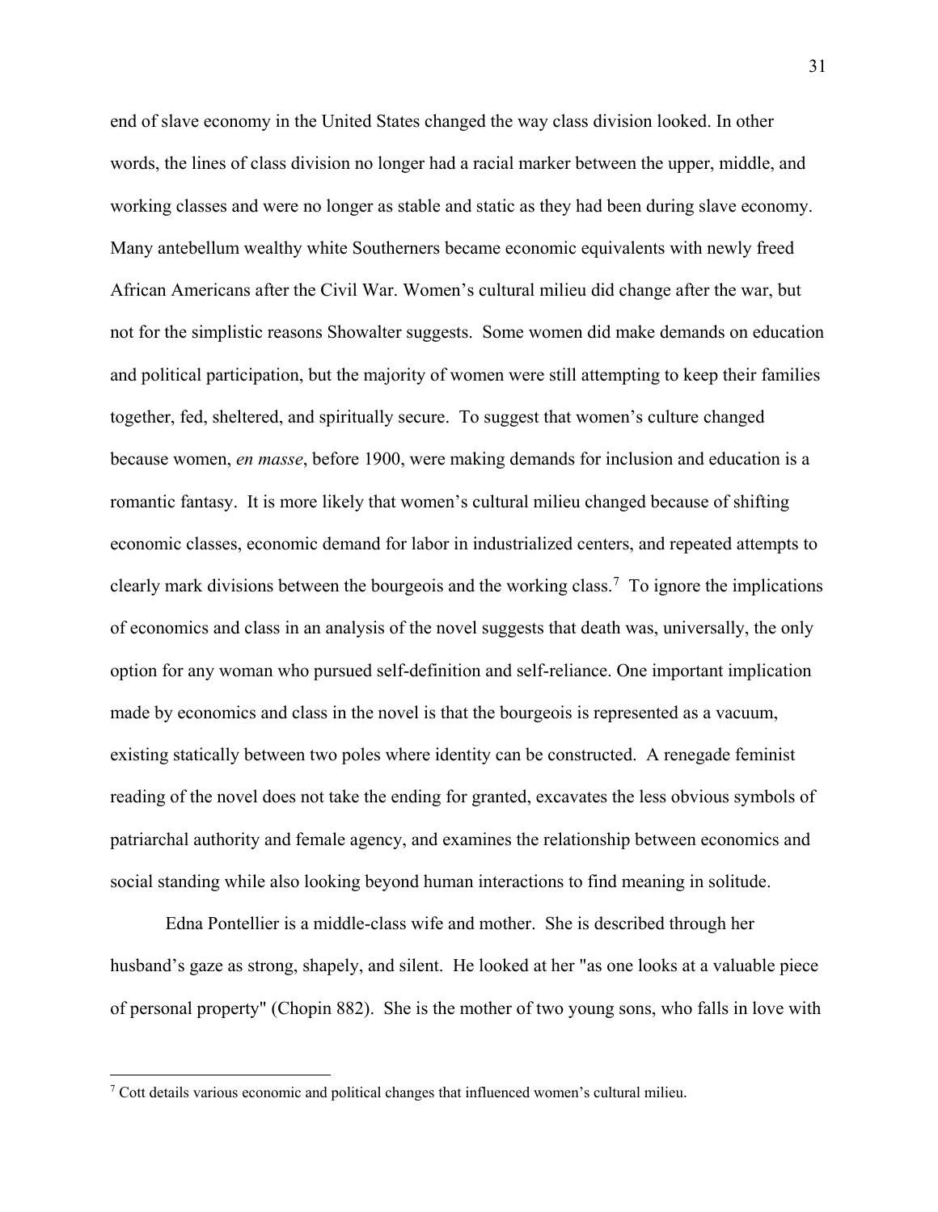end of slave economy in the United States changed the way class division looked. In other words, the lines of class division no longer had a racial marker between the upper, middle, and working classes and were no longer as stable and static as they had been during slave economy. Many antebellum wealthy white Southerners became economic equivalents with newly freed African Americans after the Civil War. Women's cultural milieu did change after the war, but not for the simplistic reasons Showalter suggests. Some women did make demands on education and political participation, but the majority of women were still attempting to keep their families together, fed, sheltered, and spiritually secure. To suggest that women's culture changed because women, *en masse*, before 1900, were making demands for inclusion and education is a romantic fantasy. It is more likely that women's cultural milieu changed because of shifting economic classes, economic demand for labor in industrialized centers, and repeated attempts to clearly mark divisions between the bourgeois and the working class.[7] To ignore the implications of economics and class in an analysis of the novel suggests that death was, universally, the only option for any woman who pursued self-definition and self-reliance. One important implication made by economics and class in the novel is that the bourgeois is represented as a vacuum, existing statically between two poles where identity can be constructed. A renegade feminist reading of the novel does not take the ending for granted, excavates the less obvious symbols of patriarchal authority and female agency, and examines the relationship between economics and social standing while also looking beyond human interactions to find meaning in solitude.

Edna Pontellier is a middle-class wife and mother. She is described through her husband's gaze as strong, shapely, and silent. He looked at her "as one looks at a valuable piece of personal property" (Chopin 882). She is the mother of two young sons, who falls in love with

[7] Cott details various economic and political changes that influenced women's cultural milieu.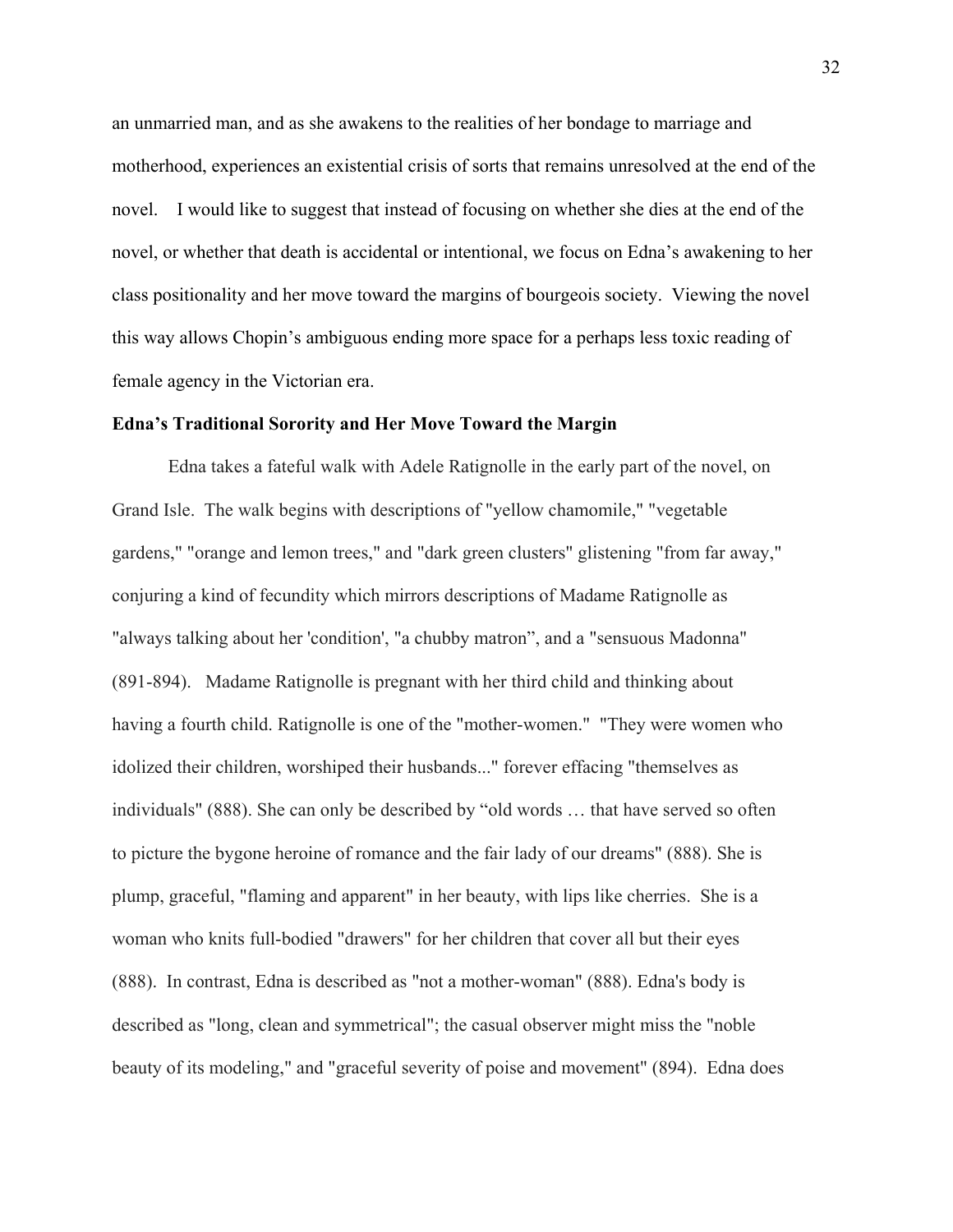an unmarried man, and as she awakens to the realities of her bondage to marriage and motherhood, experiences an existential crisis of sorts that remains unresolved at the end of the novel. I would like to suggest that instead of focusing on whether she dies at the end of the novel, or whether that death is accidental or intentional, we focus on Edna's awakening to her class positionality and her move toward the margins of bourgeois society. Viewing the novel this way allows Chopin's ambiguous ending more space for a perhaps less toxic reading of female agency in the Victorian era.

**Edna's Traditional Sorority and Her Move Toward the Margin**

Edna takes a fateful walk with Adele Ratignolle in the early part of the novel, on Grand Isle. The walk begins with descriptions of "yellow chamomile," "vegetable gardens," "orange and lemon trees," and "dark green clusters" glistening "from far away," conjuring a kind of fecundity which mirrors descriptions of Madame Ratignolle as "always talking about her 'condition', "a chubby matron", and a "sensuous Madonna" (891-894). Madame Ratignolle is pregnant with her third child and thinking about having a fourth child. Ratignolle is one of the "mother-women." "They were women who idolized their children, worshiped their husbands..." forever effacing "themselves as individuals" (888). She can only be described by "old words … that have served so often to picture the bygone heroine of romance and the fair lady of our dreams" (888). She is plump, graceful, "flaming and apparent" in her beauty, with lips like cherries. She is a woman who knits full-bodied "drawers" for her children that cover all but their eyes (888). In contrast, Edna is described as "not a mother-woman" (888). Edna's body is described as "long, clean and symmetrical"; the casual observer might miss the "noble beauty of its modeling," and "graceful severity of poise and movement" (894). Edna does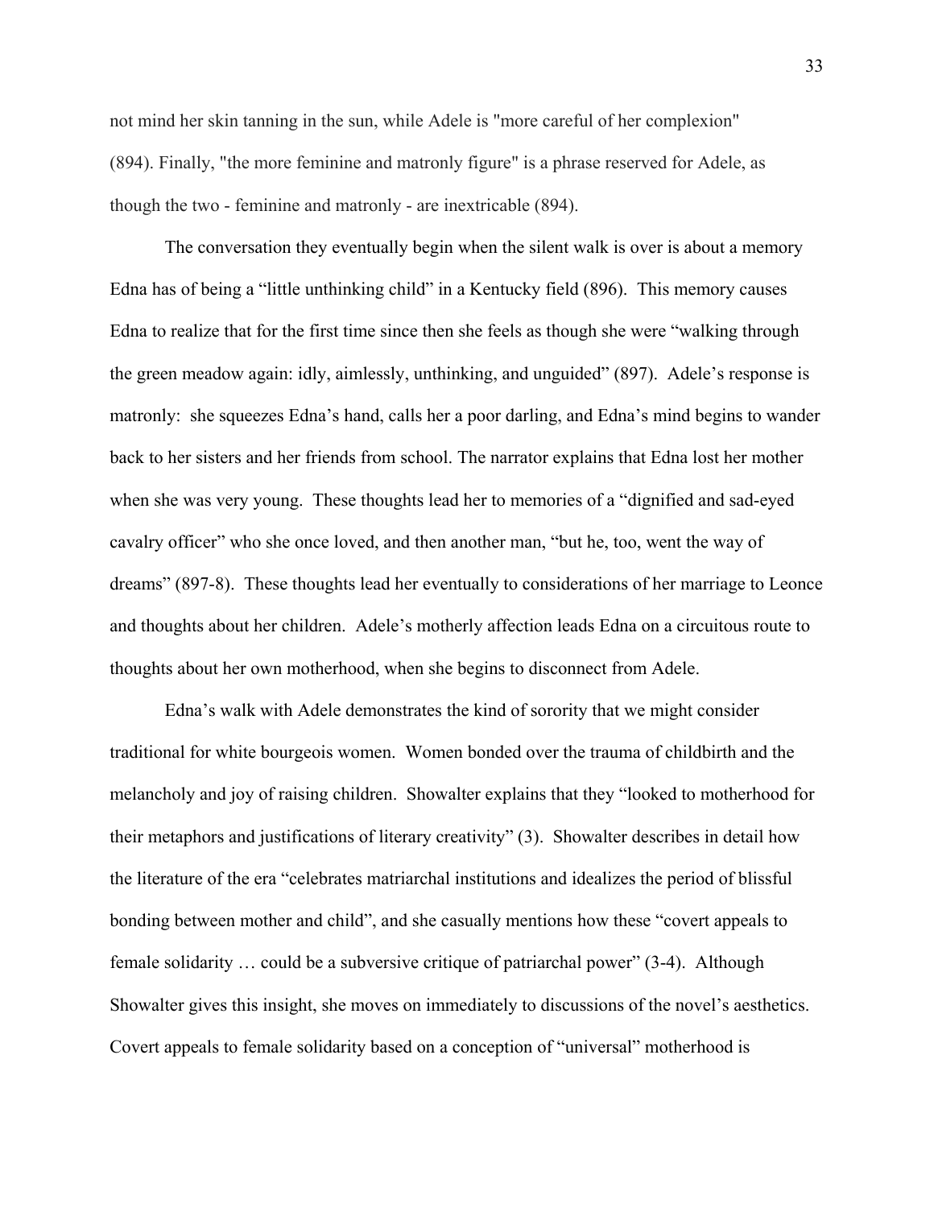not mind her skin tanning in the sun, while Adele is "more careful of her complexion" (894). Finally, "the more feminine and matronly figure" is a phrase reserved for Adele, as though the two - feminine and matronly - are inextricable (894).

The conversation they eventually begin when the silent walk is over is about a memory Edna has of being a "little unthinking child" in a Kentucky field (896). This memory causes Edna to realize that for the first time since then she feels as though she were "walking through the green meadow again: idly, aimlessly, unthinking, and unguided" (897). Adele's response is matronly: she squeezes Edna's hand, calls her a poor darling, and Edna's mind begins to wander back to her sisters and her friends from school. The narrator explains that Edna lost her mother when she was very young. These thoughts lead her to memories of a "dignified and sad-eyed cavalry officer" who she once loved, and then another man, "but he, too, went the way of dreams" (897-8). These thoughts lead her eventually to considerations of her marriage to Leonce and thoughts about her children. Adele's motherly affection leads Edna on a circuitous route to thoughts about her own motherhood, when she begins to disconnect from Adele.

Edna's walk with Adele demonstrates the kind of sorority that we might consider traditional for white bourgeois women. Women bonded over the trauma of childbirth and the melancholy and joy of raising children. Showalter explains that they "looked to motherhood for their metaphors and justifications of literary creativity" (3). Showalter describes in detail how the literature of the era "celebrates matriarchal institutions and idealizes the period of blissful bonding between mother and child", and she casually mentions how these "covert appeals to female solidarity … could be a subversive critique of patriarchal power" (3-4). Although Showalter gives this insight, she moves on immediately to discussions of the novel's aesthetics. Covert appeals to female solidarity based on a conception of "universal" motherhood is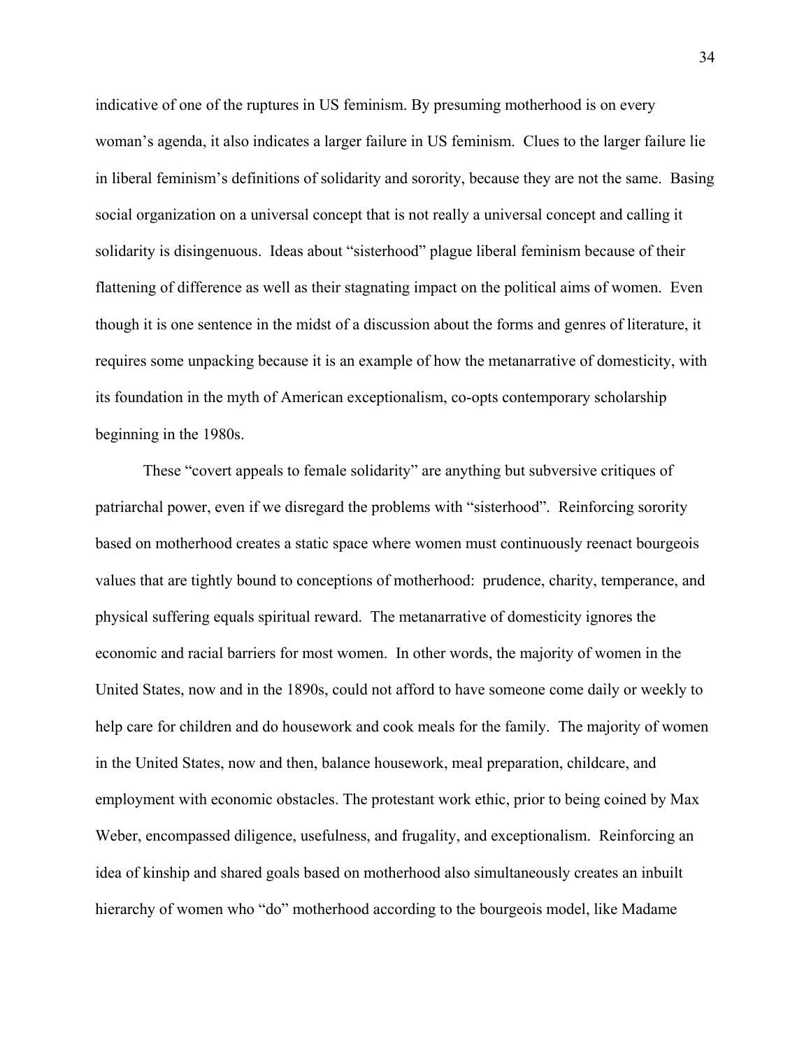indicative of one of the ruptures in US feminism. By presuming motherhood is on every woman's agenda, it also indicates a larger failure in US feminism. Clues to the larger failure lie in liberal feminism's definitions of solidarity and sorority, because they are not the same. Basing social organization on a universal concept that is not really a universal concept and calling it solidarity is disingenuous. Ideas about "sisterhood" plague liberal feminism because of their flattening of difference as well as their stagnating impact on the political aims of women. Even though it is one sentence in the midst of a discussion about the forms and genres of literature, it requires some unpacking because it is an example of how the metanarrative of domesticity, with its foundation in the myth of American exceptionalism, co-opts contemporary scholarship beginning in the 1980s.

These "covert appeals to female solidarity" are anything but subversive critiques of patriarchal power, even if we disregard the problems with "sisterhood". Reinforcing sorority based on motherhood creates a static space where women must continuously reenact bourgeois values that are tightly bound to conceptions of motherhood: prudence, charity, temperance, and physical suffering equals spiritual reward. The metanarrative of domesticity ignores the economic and racial barriers for most women. In other words, the majority of women in the United States, now and in the 1890s, could not afford to have someone come daily or weekly to help care for children and do housework and cook meals for the family. The majority of women in the United States, now and then, balance housework, meal preparation, childcare, and employment with economic obstacles. The protestant work ethic, prior to being coined by Max Weber, encompassed diligence, usefulness, and frugality, and exceptionalism. Reinforcing an idea of kinship and shared goals based on motherhood also simultaneously creates an inbuilt hierarchy of women who "do" motherhood according to the bourgeois model, like Madame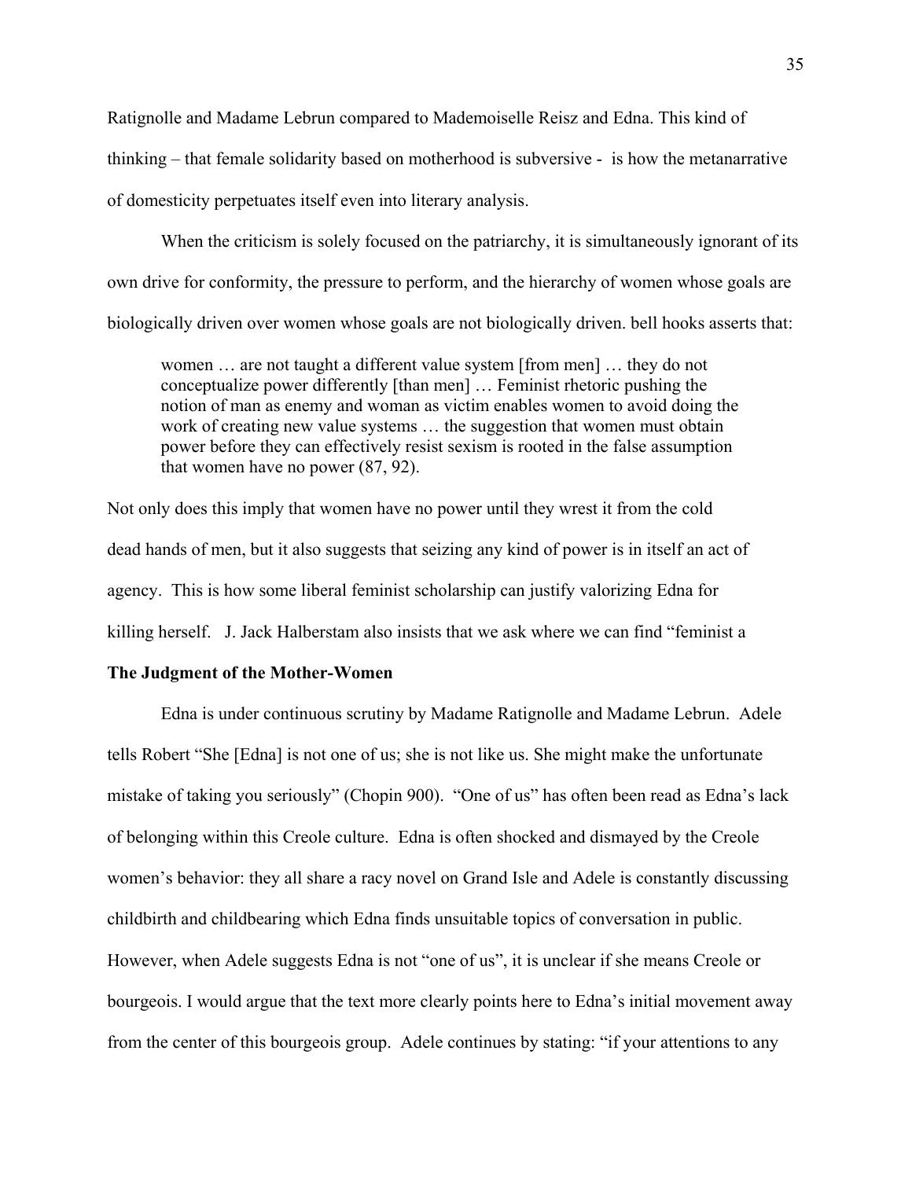Ratignolle and Madame Lebrun compared to Mademoiselle Reisz and Edna. This kind of thinking – that female solidarity based on motherhood is subversive - is how the metanarrative of domesticity perpetuates itself even into literary analysis.

When the criticism is solely focused on the patriarchy, it is simultaneously ignorant of its own drive for conformity, the pressure to perform, and the hierarchy of women whose goals are biologically driven over women whose goals are not biologically driven. bell hooks asserts that:

> women … are not taught a different value system [from men] … they do not conceptualize power differently [than men] … Feminist rhetoric pushing the notion of man as enemy and woman as victim enables women to avoid doing the work of creating new value systems … the suggestion that women must obtain power before they can effectively resist sexism is rooted in the false assumption that women have no power (87, 92).

Not only does this imply that women have no power until they wrest it from the cold dead hands of men, but it also suggests that seizing any kind of power is in itself an act of agency. This is how some liberal feminist scholarship can justify valorizing Edna for killing herself. J. Jack Halberstam also insists that we ask where we can find "feminist a

**The Judgment of the Mother-Women**

Edna is under continuous scrutiny by Madame Ratignolle and Madame Lebrun. Adele tells Robert "She [Edna] is not one of us; she is not like us. She might make the unfortunate mistake of taking you seriously" (Chopin 900). "One of us" has often been read as Edna's lack of belonging within this Creole culture. Edna is often shocked and dismayed by the Creole women's behavior: they all share a racy novel on Grand Isle and Adele is constantly discussing childbirth and childbearing which Edna finds unsuitable topics of conversation in public. However, when Adele suggests Edna is not "one of us", it is unclear if she means Creole or bourgeois. I would argue that the text more clearly points here to Edna's initial movement away from the center of this bourgeois group. Adele continues by stating: "if your attentions to any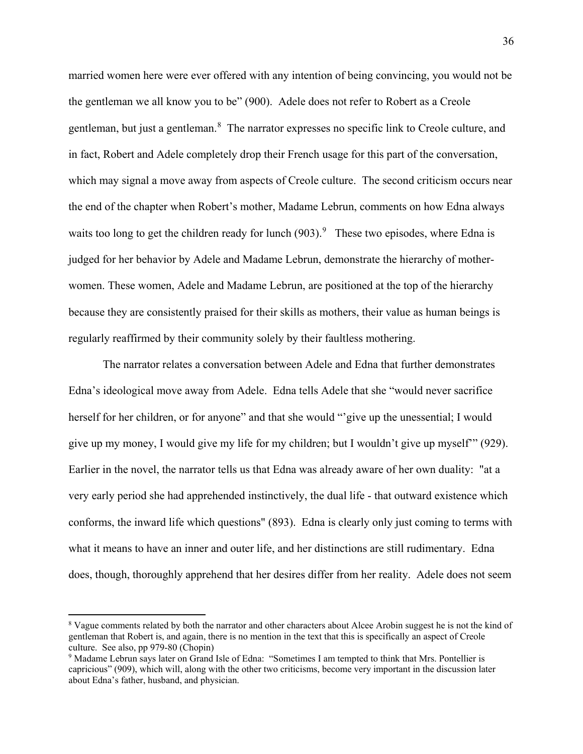married women here were ever offered with any intention of being convincing, you would not be the gentleman we all know you to be" (900). Adele does not refer to Robert as a Creole gentleman, but just a gentleman.[8] The narrator expresses no specific link to Creole culture, and in fact, Robert and Adele completely drop their French usage for this part of the conversation, which may signal a move away from aspects of Creole culture. The second criticism occurs near the end of the chapter when Robert's mother, Madame Lebrun, comments on how Edna always waits too long to get the children ready for lunch (903).[9] These two episodes, where Edna is judged for her behavior by Adele and Madame Lebrun, demonstrate the hierarchy of mother-women. These women, Adele and Madame Lebrun, are positioned at the top of the hierarchy because they are consistently praised for their skills as mothers, their value as human beings is regularly reaffirmed by their community solely by their faultless mothering.

The narrator relates a conversation between Adele and Edna that further demonstrates Edna's ideological move away from Adele. Edna tells Adele that she "would never sacrifice herself for her children, or for anyone" and that she would "'give up the unessential; I would give up my money, I would give my life for my children; but I wouldn't give up myself'" (929). Earlier in the novel, the narrator tells us that Edna was already aware of her own duality: "at a very early period she had apprehended instinctively, the dual life - that outward existence which conforms, the inward life which questions" (893). Edna is clearly only just coming to terms with what it means to have an inner and outer life, and her distinctions are still rudimentary. Edna does, though, thoroughly apprehend that her desires differ from her reality. Adele does not seem

---

[8] Vague comments related by both the narrator and other characters about Alcee Arobin suggest he is not the kind of gentleman that Robert is, and again, there is no mention in the text that this is specifically an aspect of Creole culture. See also, pp 979-80 (Chopin)

[9] Madame Lebrun says later on Grand Isle of Edna: "Sometimes I am tempted to think that Mrs. Pontellier is capricious" (909), which will, along with the other two criticisms, become very important in the discussion later about Edna's father, husband, and physician.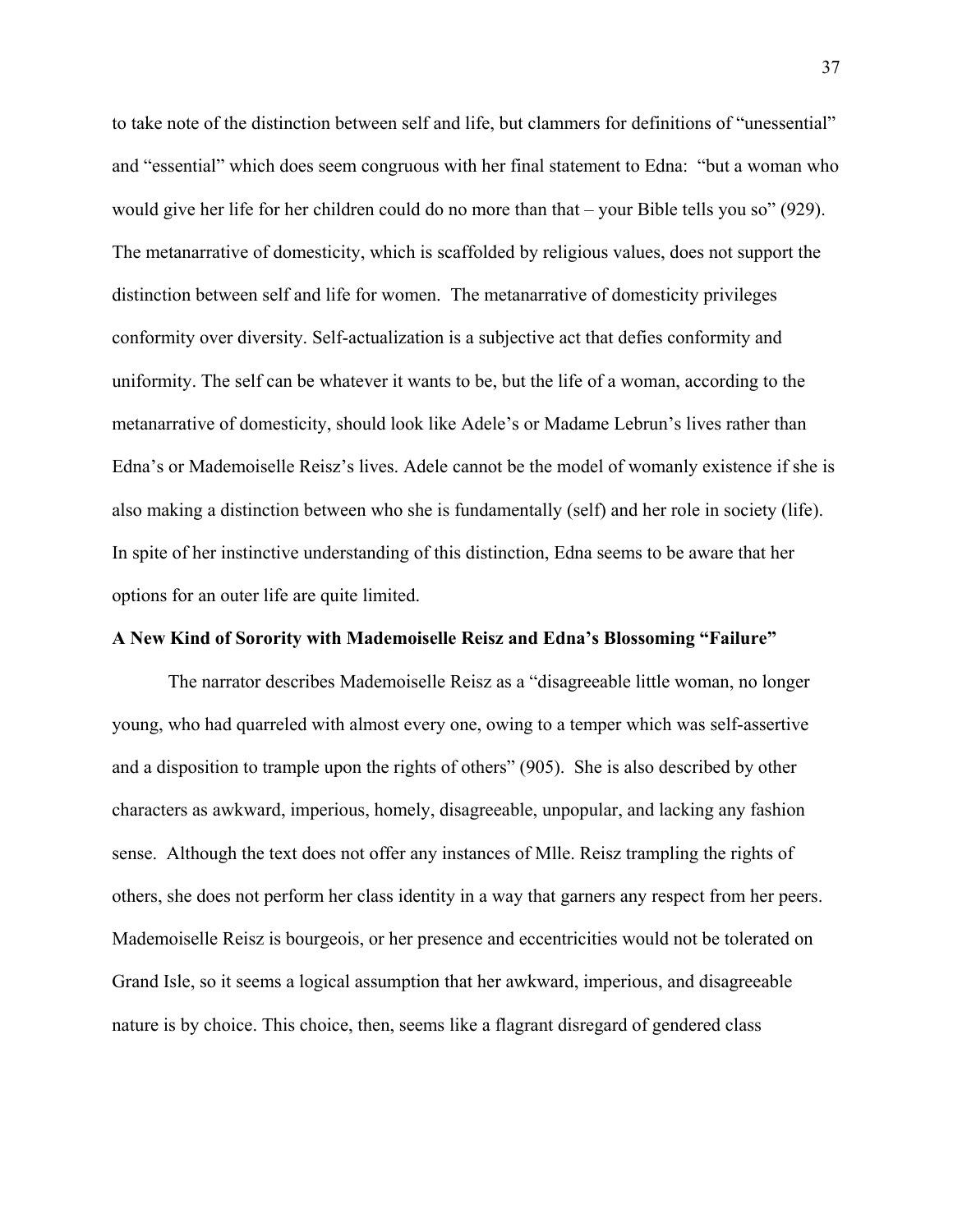to take note of the distinction between self and life, but clammers for definitions of "unessential" and "essential" which does seem congruous with her final statement to Edna: "but a woman who would give her life for her children could do no more than that – your Bible tells you so" (929). The metanarrative of domesticity, which is scaffolded by religious values, does not support the distinction between self and life for women. The metanarrative of domesticity privileges conformity over diversity. Self-actualization is a subjective act that defies conformity and uniformity. The self can be whatever it wants to be, but the life of a woman, according to the metanarrative of domesticity, should look like Adele's or Madame Lebrun's lives rather than Edna's or Mademoiselle Reisz's lives. Adele cannot be the model of womanly existence if she is also making a distinction between who she is fundamentally (self) and her role in society (life). In spite of her instinctive understanding of this distinction, Edna seems to be aware that her options for an outer life are quite limited.

**A New Kind of Sorority with Mademoiselle Reisz and Edna's Blossoming "Failure"**

The narrator describes Mademoiselle Reisz as a "disagreeable little woman, no longer young, who had quarreled with almost every one, owing to a temper which was self-assertive and a disposition to trample upon the rights of others" (905). She is also described by other characters as awkward, imperious, homely, disagreeable, unpopular, and lacking any fashion sense. Although the text does not offer any instances of Mlle. Reisz trampling the rights of others, she does not perform her class identity in a way that garners any respect from her peers. Mademoiselle Reisz is bourgeois, or her presence and eccentricities would not be tolerated on Grand Isle, so it seems a logical assumption that her awkward, imperious, and disagreeable nature is by choice. This choice, then, seems like a flagrant disregard of gendered class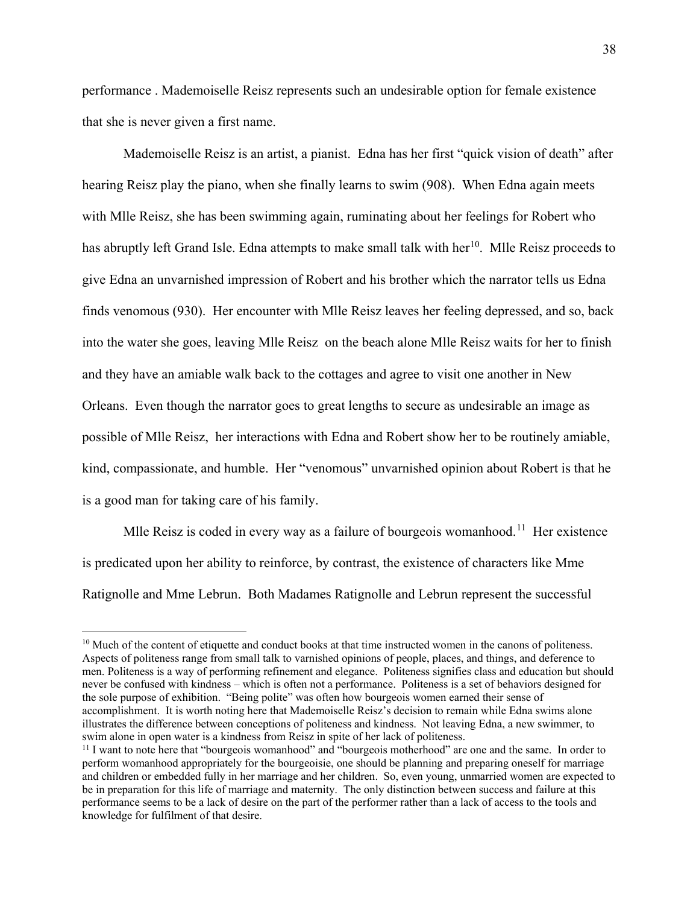performance . Mademoiselle Reisz represents such an undesirable option for female existence that she is never given a first name.

Mademoiselle Reisz is an artist, a pianist. Edna has her first "quick vision of death" after hearing Reisz play the piano, when she finally learns to swim (908). When Edna again meets with Mlle Reisz, she has been swimming again, ruminating about her feelings for Robert who has abruptly left Grand Isle. Edna attempts to make small talk with her[10]. Mlle Reisz proceeds to give Edna an unvarnished impression of Robert and his brother which the narrator tells us Edna finds venomous (930). Her encounter with Mlle Reisz leaves her feeling depressed, and so, back into the water she goes, leaving Mlle Reisz on the beach alone Mlle Reisz waits for her to finish and they have an amiable walk back to the cottages and agree to visit one another in New Orleans. Even though the narrator goes to great lengths to secure as undesirable an image as possible of Mlle Reisz, her interactions with Edna and Robert show her to be routinely amiable, kind, compassionate, and humble. Her "venomous" unvarnished opinion about Robert is that he is a good man for taking care of his family.

Mlle Reisz is coded in every way as a failure of bourgeois womanhood.[11] Her existence is predicated upon her ability to reinforce, by contrast, the existence of characters like Mme Ratignolle and Mme Lebrun. Both Madames Ratignolle and Lebrun represent the successful

---

[10] Much of the content of etiquette and conduct books at that time instructed women in the canons of politeness. Aspects of politeness range from small talk to varnished opinions of people, places, and things, and deference to men. Politeness is a way of performing refinement and elegance. Politeness signifies class and education but should never be confused with kindness – which is often not a performance. Politeness is a set of behaviors designed for the sole purpose of exhibition. "Being polite" was often how bourgeois women earned their sense of accomplishment. It is worth noting here that Mademoiselle Reisz's decision to remain while Edna swims alone illustrates the difference between conceptions of politeness and kindness. Not leaving Edna, a new swimmer, to swim alone in open water is a kindness from Reisz in spite of her lack of politeness.

[11] I want to note here that "bourgeois womanhood" and "bourgeois motherhood" are one and the same. In order to perform womanhood appropriately for the bourgeoisie, one should be planning and preparing oneself for marriage and children or embedded fully in her marriage and her children. So, even young, unmarried women are expected to be in preparation for this life of marriage and maternity. The only distinction between success and failure at this performance seems to be a lack of desire on the part of the performer rather than a lack of access to the tools and knowledge for fulfilment of that desire.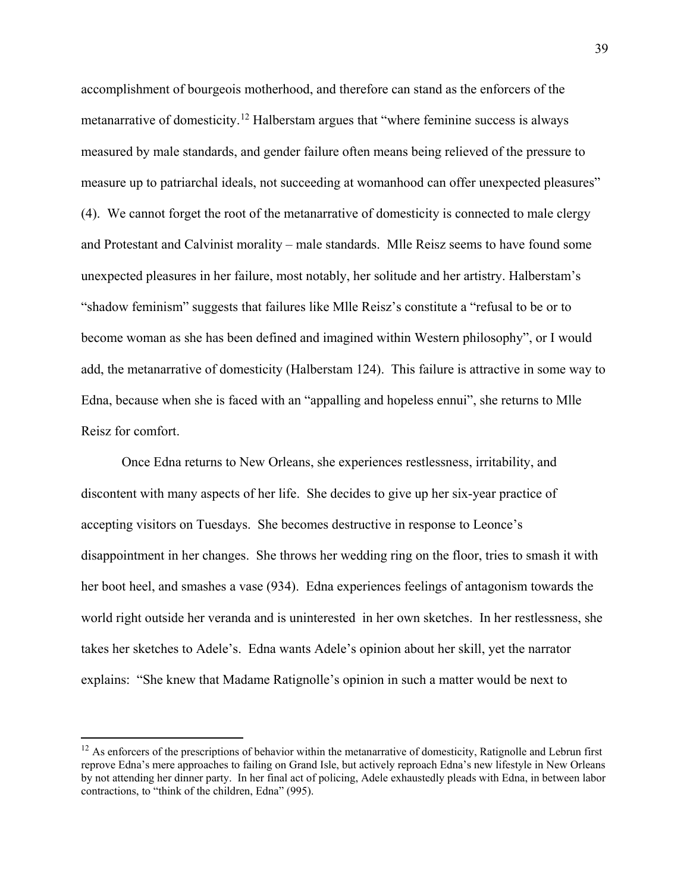accomplishment of bourgeois motherhood, and therefore can stand as the enforcers of the metanarrative of domesticity.[12] Halberstam argues that "where feminine success is always measured by male standards, and gender failure often means being relieved of the pressure to measure up to patriarchal ideals, not succeeding at womanhood can offer unexpected pleasures" (4). We cannot forget the root of the metanarrative of domesticity is connected to male clergy and Protestant and Calvinist morality – male standards. Mlle Reisz seems to have found some unexpected pleasures in her failure, most notably, her solitude and her artistry. Halberstam's "shadow feminism" suggests that failures like Mlle Reisz's constitute a "refusal to be or to become woman as she has been defined and imagined within Western philosophy", or I would add, the metanarrative of domesticity (Halberstam 124). This failure is attractive in some way to Edna, because when she is faced with an "appalling and hopeless ennui", she returns to Mlle Reisz for comfort.

Once Edna returns to New Orleans, she experiences restlessness, irritability, and discontent with many aspects of her life. She decides to give up her six-year practice of accepting visitors on Tuesdays. She becomes destructive in response to Leonce's disappointment in her changes. She throws her wedding ring on the floor, tries to smash it with her boot heel, and smashes a vase (934). Edna experiences feelings of antagonism towards the world right outside her veranda and is uninterested in her own sketches. In her restlessness, she takes her sketches to Adele's. Edna wants Adele's opinion about her skill, yet the narrator explains: "She knew that Madame Ratignolle's opinion in such a matter would be next to

[12] As enforcers of the prescriptions of behavior within the metanarrative of domesticity, Ratignolle and Lebrun first reprove Edna's mere approaches to failing on Grand Isle, but actively reproach Edna's new lifestyle in New Orleans by not attending her dinner party. In her final act of policing, Adele exhaustedly pleads with Edna, in between labor contractions, to "think of the children, Edna" (995).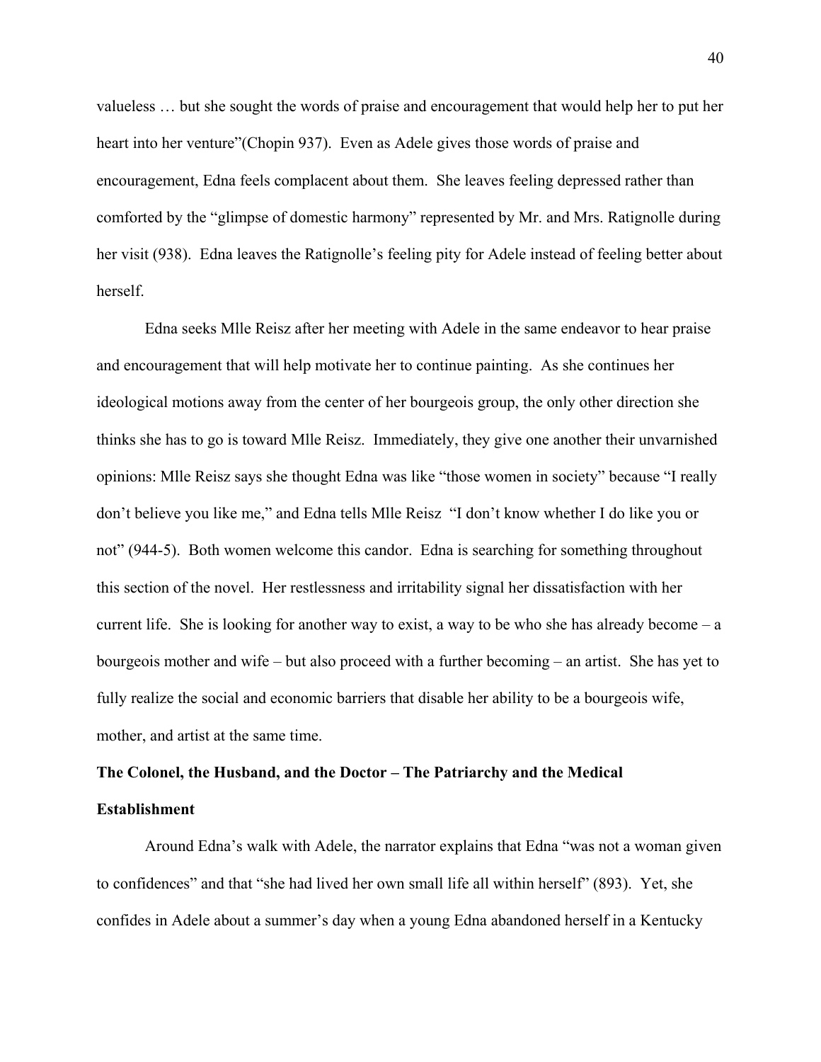valueless … but she sought the words of praise and encouragement that would help her to put her heart into her venture"(Chopin 937). Even as Adele gives those words of praise and encouragement, Edna feels complacent about them. She leaves feeling depressed rather than comforted by the "glimpse of domestic harmony" represented by Mr. and Mrs. Ratignolle during her visit (938). Edna leaves the Ratignolle's feeling pity for Adele instead of feeling better about herself.

Edna seeks Mlle Reisz after her meeting with Adele in the same endeavor to hear praise and encouragement that will help motivate her to continue painting. As she continues her ideological motions away from the center of her bourgeois group, the only other direction she thinks she has to go is toward Mlle Reisz. Immediately, they give one another their unvarnished opinions: Mlle Reisz says she thought Edna was like "those women in society" because "I really don't believe you like me," and Edna tells Mlle Reisz "I don't know whether I do like you or not" (944-5). Both women welcome this candor. Edna is searching for something throughout this section of the novel. Her restlessness and irritability signal her dissatisfaction with her current life. She is looking for another way to exist, a way to be who she has already become – a bourgeois mother and wife – but also proceed with a further becoming – an artist. She has yet to fully realize the social and economic barriers that disable her ability to be a bourgeois wife, mother, and artist at the same time.

**The Colonel, the Husband, and the Doctor – The Patriarchy and the Medical Establishment**

Around Edna's walk with Adele, the narrator explains that Edna "was not a woman given to confidences" and that "she had lived her own small life all within herself" (893). Yet, she confides in Adele about a summer's day when a young Edna abandoned herself in a Kentucky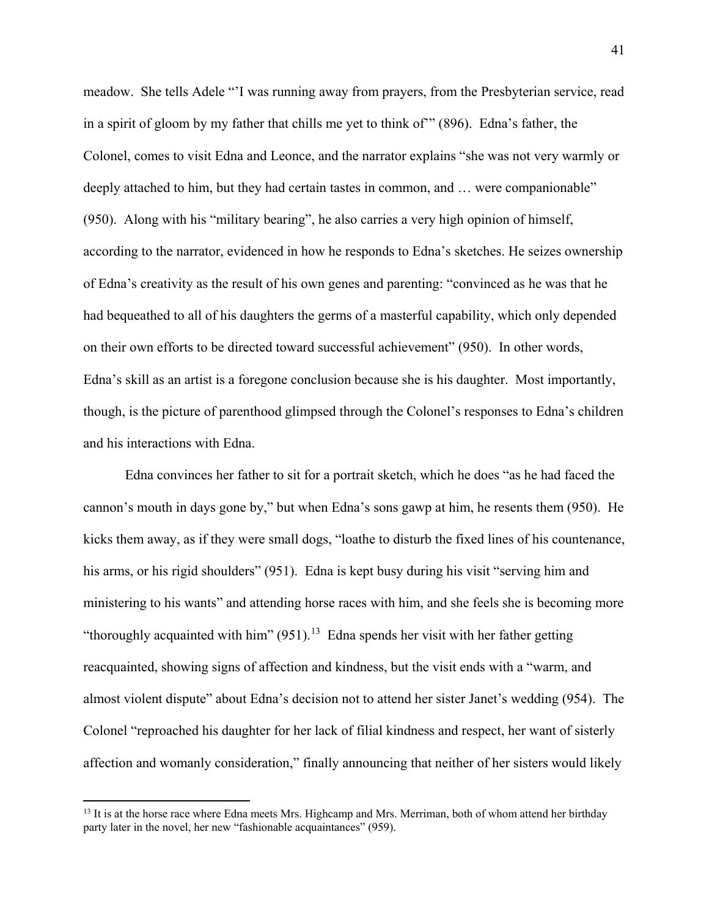meadow. She tells Adele "'I was running away from prayers, from the Presbyterian service, read in a spirit of gloom by my father that chills me yet to think of'" (896). Edna's father, the Colonel, comes to visit Edna and Leonce, and the narrator explains "she was not very warmly or deeply attached to him, but they had certain tastes in common, and … were companionable" (950). Along with his "military bearing", he also carries a very high opinion of himself, according to the narrator, evidenced in how he responds to Edna's sketches. He seizes ownership of Edna's creativity as the result of his own genes and parenting: "convinced as he was that he had bequeathed to all of his daughters the germs of a masterful capability, which only depended on their own efforts to be directed toward successful achievement" (950). In other words, Edna's skill as an artist is a foregone conclusion because she is his daughter. Most importantly, though, is the picture of parenthood glimpsed through the Colonel's responses to Edna's children and his interactions with Edna.

Edna convinces her father to sit for a portrait sketch, which he does "as he had faced the cannon's mouth in days gone by," but when Edna's sons gawp at him, he resents them (950). He kicks them away, as if they were small dogs, "loathe to disturb the fixed lines of his countenance, his arms, or his rigid shoulders" (951). Edna is kept busy during his visit "serving him and ministering to his wants" and attending horse races with him, and she feels she is becoming more "thoroughly acquainted with him" (951).[13] Edna spends her visit with her father getting reacquainted, showing signs of affection and kindness, but the visit ends with a "warm, and almost violent dispute" about Edna's decision not to attend her sister Janet's wedding (954). The Colonel "reproached his daughter for her lack of filial kindness and respect, her want of sisterly affection and womanly consideration," finally announcing that neither of her sisters would likely

[13] It is at the horse race where Edna meets Mrs. Highcamp and Mrs. Merriman, both of whom attend her birthday party later in the novel, her new "fashionable acquaintances" (959).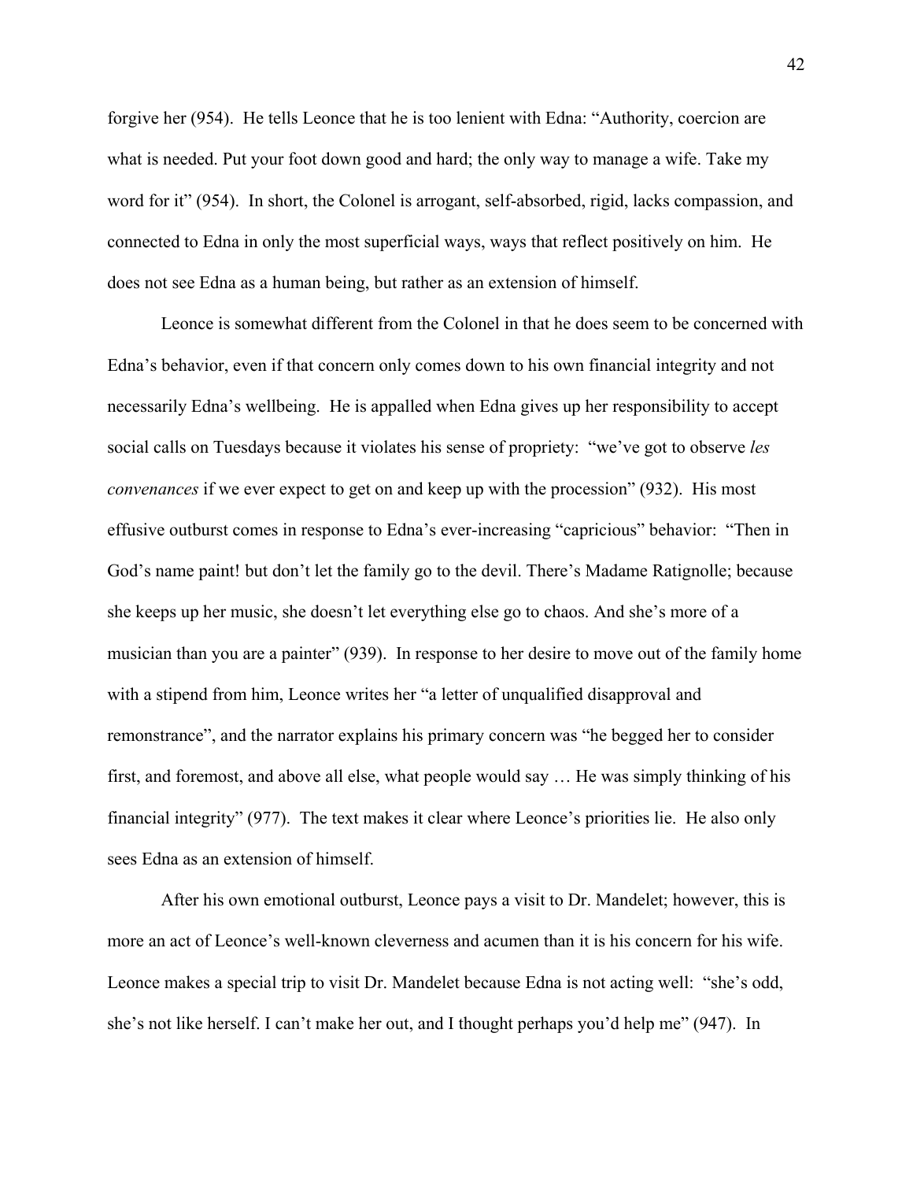forgive her (954). He tells Leonce that he is too lenient with Edna: "Authority, coercion are what is needed. Put your foot down good and hard; the only way to manage a wife. Take my word for it" (954). In short, the Colonel is arrogant, self-absorbed, rigid, lacks compassion, and connected to Edna in only the most superficial ways, ways that reflect positively on him. He does not see Edna as a human being, but rather as an extension of himself.

Leonce is somewhat different from the Colonel in that he does seem to be concerned with Edna's behavior, even if that concern only comes down to his own financial integrity and not necessarily Edna's wellbeing. He is appalled when Edna gives up her responsibility to accept social calls on Tuesdays because it violates his sense of propriety: "we've got to observe *les convenances* if we ever expect to get on and keep up with the procession" (932). His most effusive outburst comes in response to Edna's ever-increasing "capricious" behavior: "Then in God's name paint! but don't let the family go to the devil. There's Madame Ratignolle; because she keeps up her music, she doesn't let everything else go to chaos. And she's more of a musician than you are a painter" (939). In response to her desire to move out of the family home with a stipend from him, Leonce writes her "a letter of unqualified disapproval and remonstrance", and the narrator explains his primary concern was "he begged her to consider first, and foremost, and above all else, what people would say … He was simply thinking of his financial integrity" (977). The text makes it clear where Leonce's priorities lie. He also only sees Edna as an extension of himself.

After his own emotional outburst, Leonce pays a visit to Dr. Mandelet; however, this is more an act of Leonce's well-known cleverness and acumen than it is his concern for his wife. Leonce makes a special trip to visit Dr. Mandelet because Edna is not acting well: "she's odd, she's not like herself. I can't make her out, and I thought perhaps you'd help me" (947). In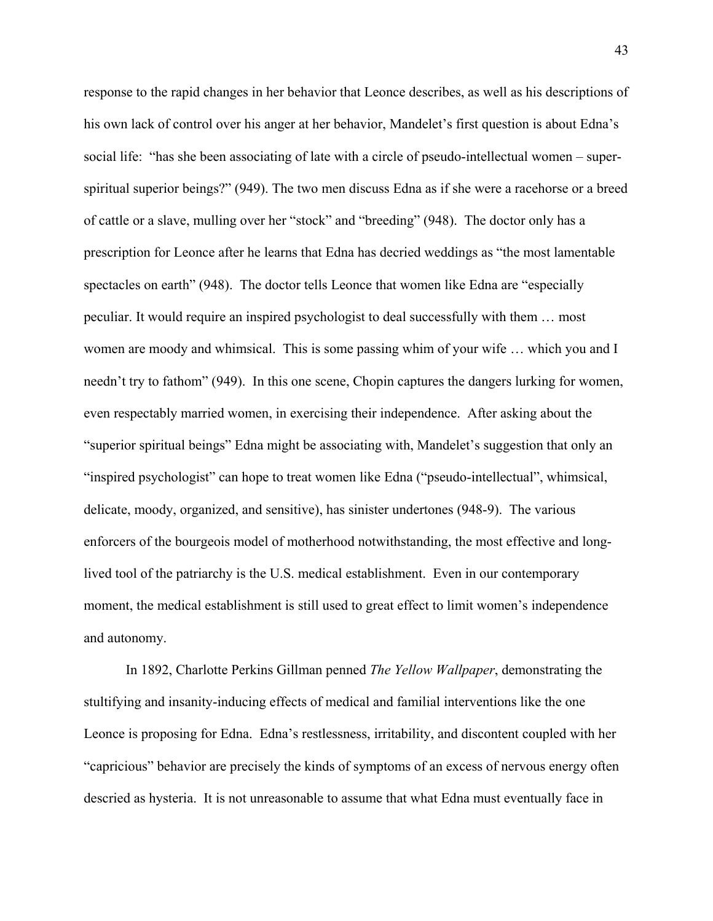response to the rapid changes in her behavior that Leonce describes, as well as his descriptions of his own lack of control over his anger at her behavior, Mandelet's first question is about Edna's social life: "has she been associating of late with a circle of pseudo-intellectual women – super-spiritual superior beings?" (949). The two men discuss Edna as if she were a racehorse or a breed of cattle or a slave, mulling over her "stock" and "breeding" (948). The doctor only has a prescription for Leonce after he learns that Edna has decried weddings as "the most lamentable spectacles on earth" (948). The doctor tells Leonce that women like Edna are "especially peculiar. It would require an inspired psychologist to deal successfully with them … most women are moody and whimsical. This is some passing whim of your wife … which you and I needn't try to fathom" (949). In this one scene, Chopin captures the dangers lurking for women, even respectably married women, in exercising their independence. After asking about the "superior spiritual beings" Edna might be associating with, Mandelet's suggestion that only an "inspired psychologist" can hope to treat women like Edna ("pseudo-intellectual", whimsical, delicate, moody, organized, and sensitive), has sinister undertones (948-9). The various enforcers of the bourgeois model of motherhood notwithstanding, the most effective and long-lived tool of the patriarchy is the U.S. medical establishment. Even in our contemporary moment, the medical establishment is still used to great effect to limit women's independence and autonomy.

In 1892, Charlotte Perkins Gillman penned *The Yellow Wallpaper*, demonstrating the stultifying and insanity-inducing effects of medical and familial interventions like the one Leonce is proposing for Edna. Edna's restlessness, irritability, and discontent coupled with her "capricious" behavior are precisely the kinds of symptoms of an excess of nervous energy often descried as hysteria. It is not unreasonable to assume that what Edna must eventually face in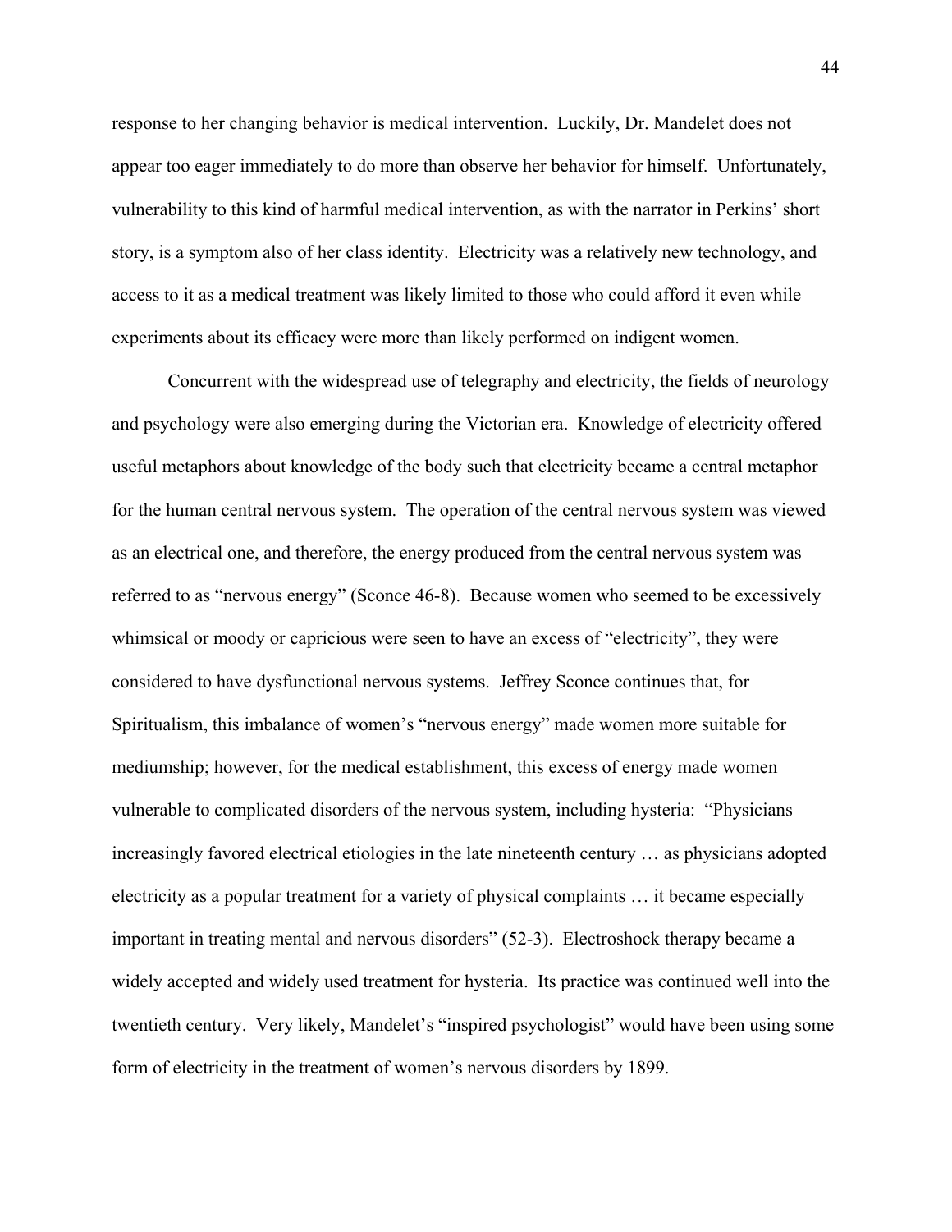response to her changing behavior is medical intervention. Luckily, Dr. Mandelet does not appear too eager immediately to do more than observe her behavior for himself. Unfortunately, vulnerability to this kind of harmful medical intervention, as with the narrator in Perkins' short story, is a symptom also of her class identity. Electricity was a relatively new technology, and access to it as a medical treatment was likely limited to those who could afford it even while experiments about its efficacy were more than likely performed on indigent women.

Concurrent with the widespread use of telegraphy and electricity, the fields of neurology and psychology were also emerging during the Victorian era. Knowledge of electricity offered useful metaphors about knowledge of the body such that electricity became a central metaphor for the human central nervous system. The operation of the central nervous system was viewed as an electrical one, and therefore, the energy produced from the central nervous system was referred to as "nervous energy" (Sconce 46-8). Because women who seemed to be excessively whimsical or moody or capricious were seen to have an excess of "electricity", they were considered to have dysfunctional nervous systems. Jeffrey Sconce continues that, for Spiritualism, this imbalance of women's "nervous energy" made women more suitable for mediumship; however, for the medical establishment, this excess of energy made women vulnerable to complicated disorders of the nervous system, including hysteria: "Physicians increasingly favored electrical etiologies in the late nineteenth century … as physicians adopted electricity as a popular treatment for a variety of physical complaints … it became especially important in treating mental and nervous disorders" (52-3). Electroshock therapy became a widely accepted and widely used treatment for hysteria. Its practice was continued well into the twentieth century. Very likely, Mandelet's "inspired psychologist" would have been using some form of electricity in the treatment of women's nervous disorders by 1899.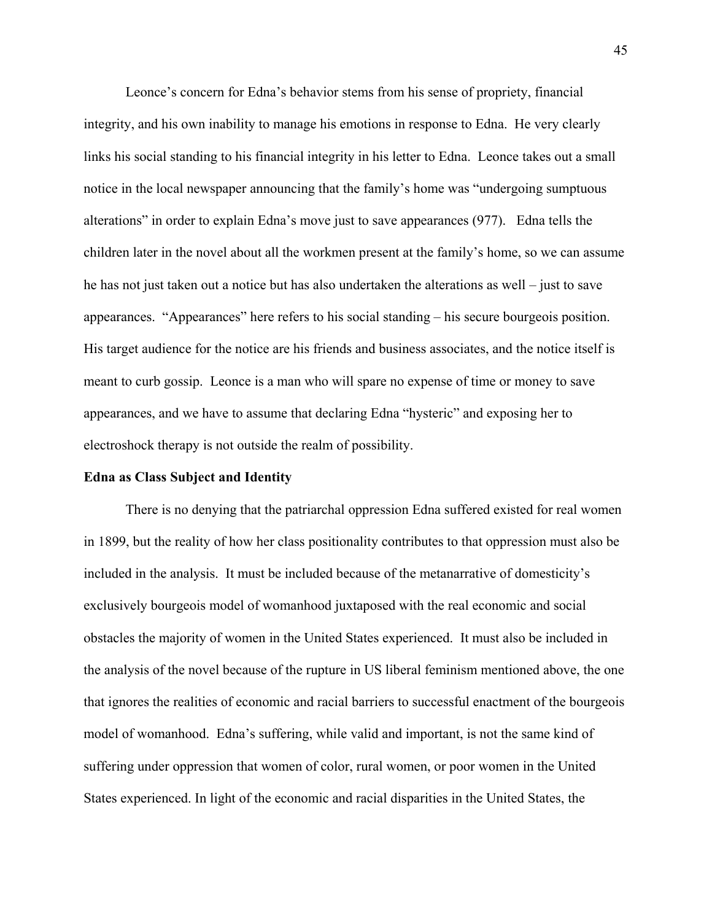Leonce's concern for Edna's behavior stems from his sense of propriety, financial integrity, and his own inability to manage his emotions in response to Edna. He very clearly links his social standing to his financial integrity in his letter to Edna. Leonce takes out a small notice in the local newspaper announcing that the family's home was "undergoing sumptuous alterations" in order to explain Edna's move just to save appearances (977). Edna tells the children later in the novel about all the workmen present at the family's home, so we can assume he has not just taken out a notice but has also undertaken the alterations as well – just to save appearances. "Appearances" here refers to his social standing – his secure bourgeois position. His target audience for the notice are his friends and business associates, and the notice itself is meant to curb gossip. Leonce is a man who will spare no expense of time or money to save appearances, and we have to assume that declaring Edna "hysteric" and exposing her to electroshock therapy is not outside the realm of possibility.

**Edna as Class Subject and Identity**

There is no denying that the patriarchal oppression Edna suffered existed for real women in 1899, but the reality of how her class positionality contributes to that oppression must also be included in the analysis. It must be included because of the metanarrative of domesticity's exclusively bourgeois model of womanhood juxtaposed with the real economic and social obstacles the majority of women in the United States experienced. It must also be included in the analysis of the novel because of the rupture in US liberal feminism mentioned above, the one that ignores the realities of economic and racial barriers to successful enactment of the bourgeois model of womanhood. Edna's suffering, while valid and important, is not the same kind of suffering under oppression that women of color, rural women, or poor women in the United States experienced. In light of the economic and racial disparities in the United States, the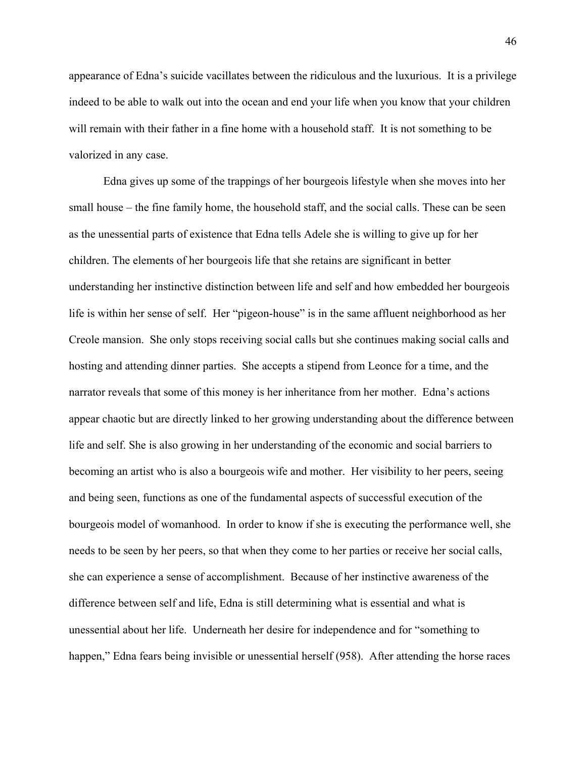appearance of Edna's suicide vacillates between the ridiculous and the luxurious. It is a privilege indeed to be able to walk out into the ocean and end your life when you know that your children will remain with their father in a fine home with a household staff. It is not something to be valorized in any case.

Edna gives up some of the trappings of her bourgeois lifestyle when she moves into her small house – the fine family home, the household staff, and the social calls. These can be seen as the unessential parts of existence that Edna tells Adele she is willing to give up for her children. The elements of her bourgeois life that she retains are significant in better understanding her instinctive distinction between life and self and how embedded her bourgeois life is within her sense of self. Her "pigeon-house" is in the same affluent neighborhood as her Creole mansion. She only stops receiving social calls but she continues making social calls and hosting and attending dinner parties. She accepts a stipend from Leonce for a time, and the narrator reveals that some of this money is her inheritance from her mother. Edna's actions appear chaotic but are directly linked to her growing understanding about the difference between life and self. She is also growing in her understanding of the economic and social barriers to becoming an artist who is also a bourgeois wife and mother. Her visibility to her peers, seeing and being seen, functions as one of the fundamental aspects of successful execution of the bourgeois model of womanhood. In order to know if she is executing the performance well, she needs to be seen by her peers, so that when they come to her parties or receive her social calls, she can experience a sense of accomplishment. Because of her instinctive awareness of the difference between self and life, Edna is still determining what is essential and what is unessential about her life. Underneath her desire for independence and for "something to happen," Edna fears being invisible or unessential herself (958). After attending the horse races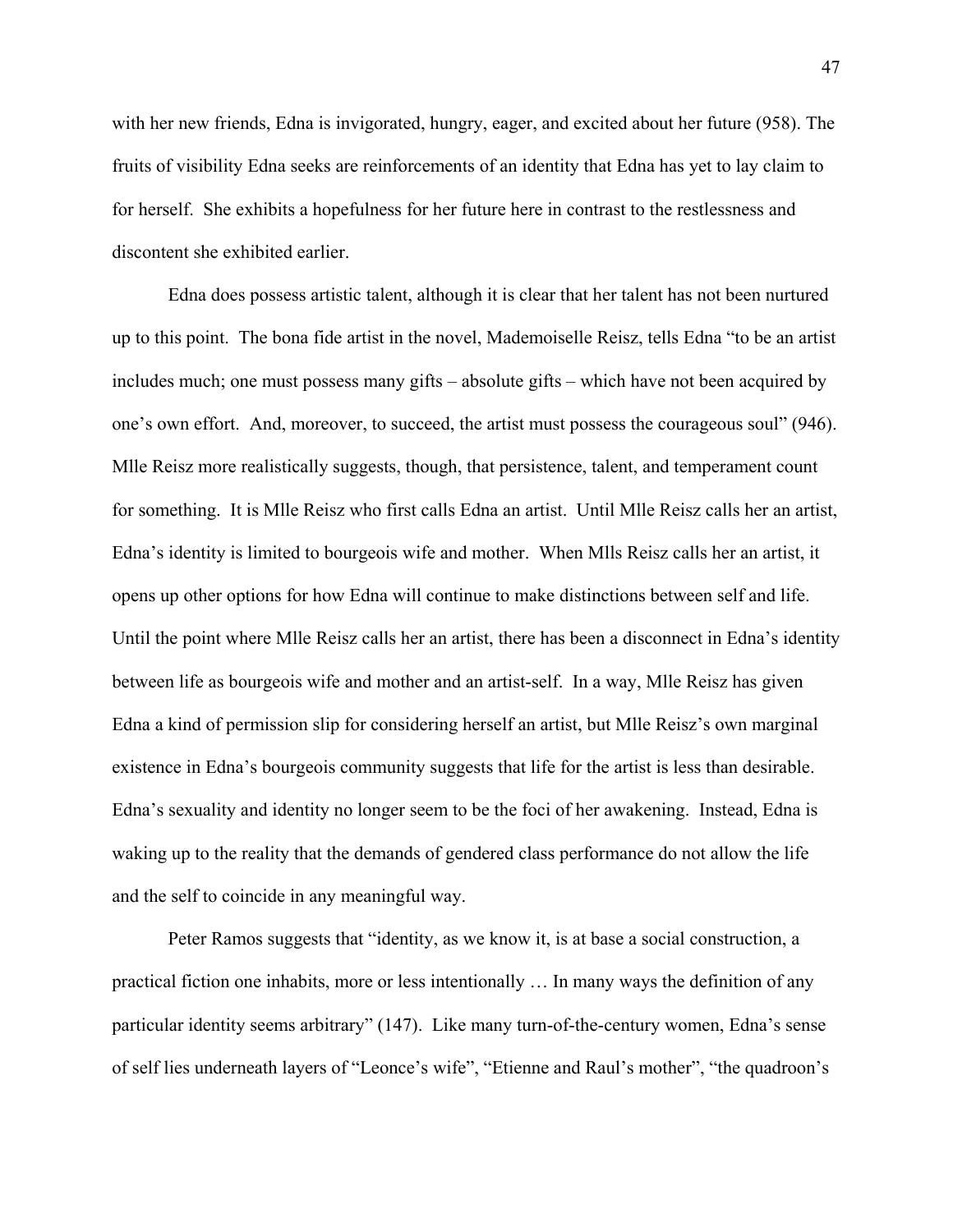with her new friends, Edna is invigorated, hungry, eager, and excited about her future (958). The fruits of visibility Edna seeks are reinforcements of an identity that Edna has yet to lay claim to for herself. She exhibits a hopefulness for her future here in contrast to the restlessness and discontent she exhibited earlier.

Edna does possess artistic talent, although it is clear that her talent has not been nurtured up to this point. The bona fide artist in the novel, Mademoiselle Reisz, tells Edna "to be an artist includes much; one must possess many gifts – absolute gifts – which have not been acquired by one's own effort. And, moreover, to succeed, the artist must possess the courageous soul" (946). Mlle Reisz more realistically suggests, though, that persistence, talent, and temperament count for something. It is Mlle Reisz who first calls Edna an artist. Until Mlle Reisz calls her an artist, Edna's identity is limited to bourgeois wife and mother. When Mlls Reisz calls her an artist, it opens up other options for how Edna will continue to make distinctions between self and life. Until the point where Mlle Reisz calls her an artist, there has been a disconnect in Edna's identity between life as bourgeois wife and mother and an artist-self. In a way, Mlle Reisz has given Edna a kind of permission slip for considering herself an artist, but Mlle Reisz's own marginal existence in Edna's bourgeois community suggests that life for the artist is less than desirable. Edna's sexuality and identity no longer seem to be the foci of her awakening. Instead, Edna is waking up to the reality that the demands of gendered class performance do not allow the life and the self to coincide in any meaningful way.

Peter Ramos suggests that "identity, as we know it, is at base a social construction, a practical fiction one inhabits, more or less intentionally … In many ways the definition of any particular identity seems arbitrary" (147). Like many turn-of-the-century women, Edna's sense of self lies underneath layers of "Leonce's wife", "Etienne and Raul's mother", "the quadroon's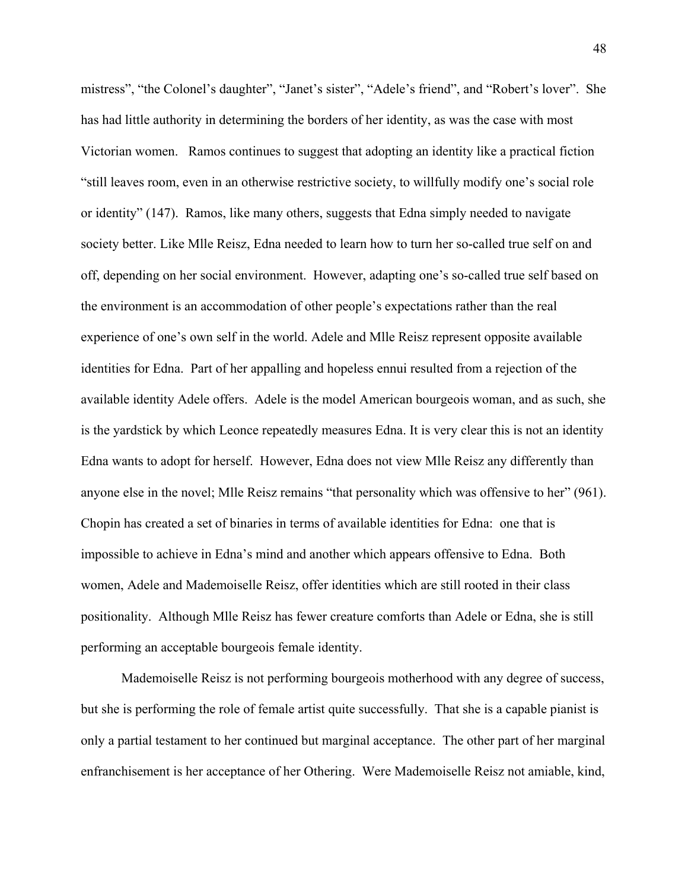mistress", "the Colonel's daughter", "Janet's sister", "Adele's friend", and "Robert's lover". She has had little authority in determining the borders of her identity, as was the case with most Victorian women. Ramos continues to suggest that adopting an identity like a practical fiction "still leaves room, even in an otherwise restrictive society, to willfully modify one's social role or identity" (147). Ramos, like many others, suggests that Edna simply needed to navigate society better. Like Mlle Reisz, Edna needed to learn how to turn her so-called true self on and off, depending on her social environment. However, adapting one's so-called true self based on the environment is an accommodation of other people's expectations rather than the real experience of one's own self in the world. Adele and Mlle Reisz represent opposite available identities for Edna. Part of her appalling and hopeless ennui resulted from a rejection of the available identity Adele offers. Adele is the model American bourgeois woman, and as such, she is the yardstick by which Leonce repeatedly measures Edna. It is very clear this is not an identity Edna wants to adopt for herself. However, Edna does not view Mlle Reisz any differently than anyone else in the novel; Mlle Reisz remains "that personality which was offensive to her" (961). Chopin has created a set of binaries in terms of available identities for Edna: one that is impossible to achieve in Edna's mind and another which appears offensive to Edna. Both women, Adele and Mademoiselle Reisz, offer identities which are still rooted in their class positionality. Although Mlle Reisz has fewer creature comforts than Adele or Edna, she is still performing an acceptable bourgeois female identity.

Mademoiselle Reisz is not performing bourgeois motherhood with any degree of success, but she is performing the role of female artist quite successfully. That she is a capable pianist is only a partial testament to her continued but marginal acceptance. The other part of her marginal enfranchisement is her acceptance of her Othering. Were Mademoiselle Reisz not amiable, kind,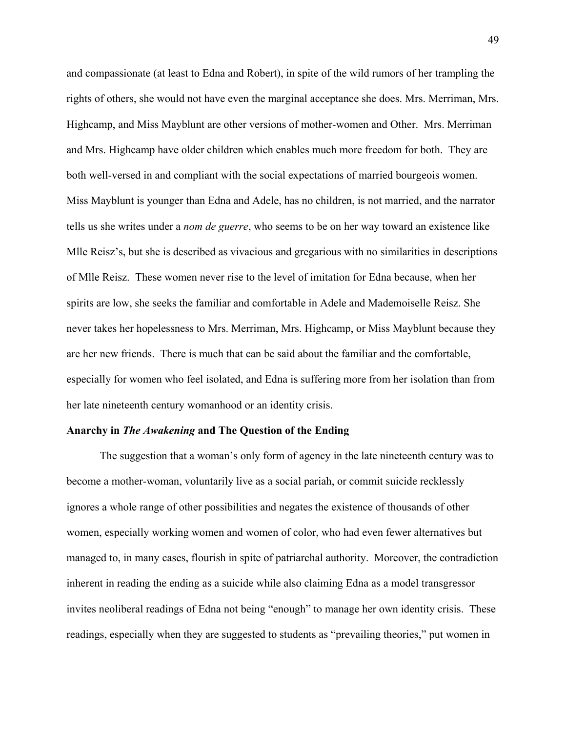and compassionate (at least to Edna and Robert), in spite of the wild rumors of her trampling the rights of others, she would not have even the marginal acceptance she does. Mrs. Merriman, Mrs. Highcamp, and Miss Mayblunt are other versions of mother-women and Other. Mrs. Merriman and Mrs. Highcamp have older children which enables much more freedom for both. They are both well-versed in and compliant with the social expectations of married bourgeois women. Miss Mayblunt is younger than Edna and Adele, has no children, is not married, and the narrator tells us she writes under a *nom de guerre*, who seems to be on her way toward an existence like Mlle Reisz's, but she is described as vivacious and gregarious with no similarities in descriptions of Mlle Reisz. These women never rise to the level of imitation for Edna because, when her spirits are low, she seeks the familiar and comfortable in Adele and Mademoiselle Reisz. She never takes her hopelessness to Mrs. Merriman, Mrs. Highcamp, or Miss Mayblunt because they are her new friends. There is much that can be said about the familiar and the comfortable, especially for women who feel isolated, and Edna is suffering more from her isolation than from her late nineteenth century womanhood or an identity crisis.

**Anarchy in *The Awakening* and The Question of the Ending**

The suggestion that a woman's only form of agency in the late nineteenth century was to become a mother-woman, voluntarily live as a social pariah, or commit suicide recklessly ignores a whole range of other possibilities and negates the existence of thousands of other women, especially working women and women of color, who had even fewer alternatives but managed to, in many cases, flourish in spite of patriarchal authority. Moreover, the contradiction inherent in reading the ending as a suicide while also claiming Edna as a model transgressor invites neoliberal readings of Edna not being "enough" to manage her own identity crisis. These readings, especially when they are suggested to students as "prevailing theories," put women in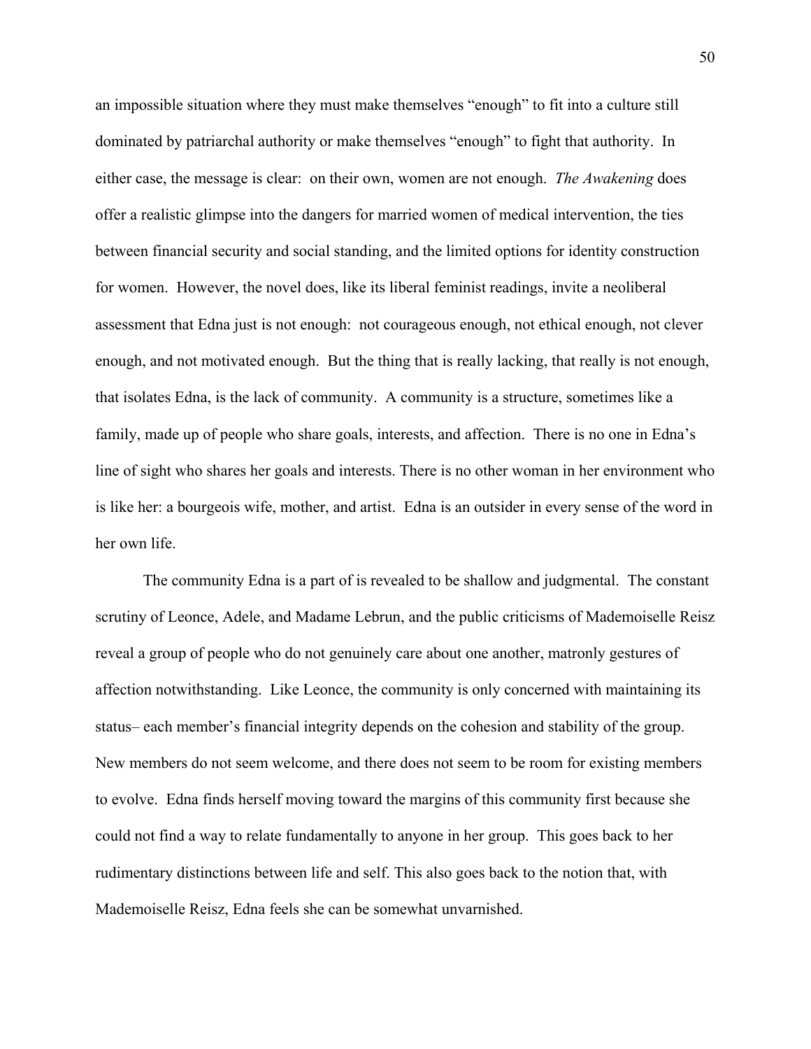an impossible situation where they must make themselves "enough" to fit into a culture still dominated by patriarchal authority or make themselves "enough" to fight that authority. In either case, the message is clear: on their own, women are not enough. *The Awakening* does offer a realistic glimpse into the dangers for married women of medical intervention, the ties between financial security and social standing, and the limited options for identity construction for women. However, the novel does, like its liberal feminist readings, invite a neoliberal assessment that Edna just is not enough: not courageous enough, not ethical enough, not clever enough, and not motivated enough. But the thing that is really lacking, that really is not enough, that isolates Edna, is the lack of community. A community is a structure, sometimes like a family, made up of people who share goals, interests, and affection. There is no one in Edna's line of sight who shares her goals and interests. There is no other woman in her environment who is like her: a bourgeois wife, mother, and artist. Edna is an outsider in every sense of the word in her own life.

The community Edna is a part of is revealed to be shallow and judgmental. The constant scrutiny of Leonce, Adele, and Madame Lebrun, and the public criticisms of Mademoiselle Reisz reveal a group of people who do not genuinely care about one another, matronly gestures of affection notwithstanding. Like Leonce, the community is only concerned with maintaining its status– each member's financial integrity depends on the cohesion and stability of the group. New members do not seem welcome, and there does not seem to be room for existing members to evolve. Edna finds herself moving toward the margins of this community first because she could not find a way to relate fundamentally to anyone in her group. This goes back to her rudimentary distinctions between life and self. This also goes back to the notion that, with Mademoiselle Reisz, Edna feels she can be somewhat unvarnished.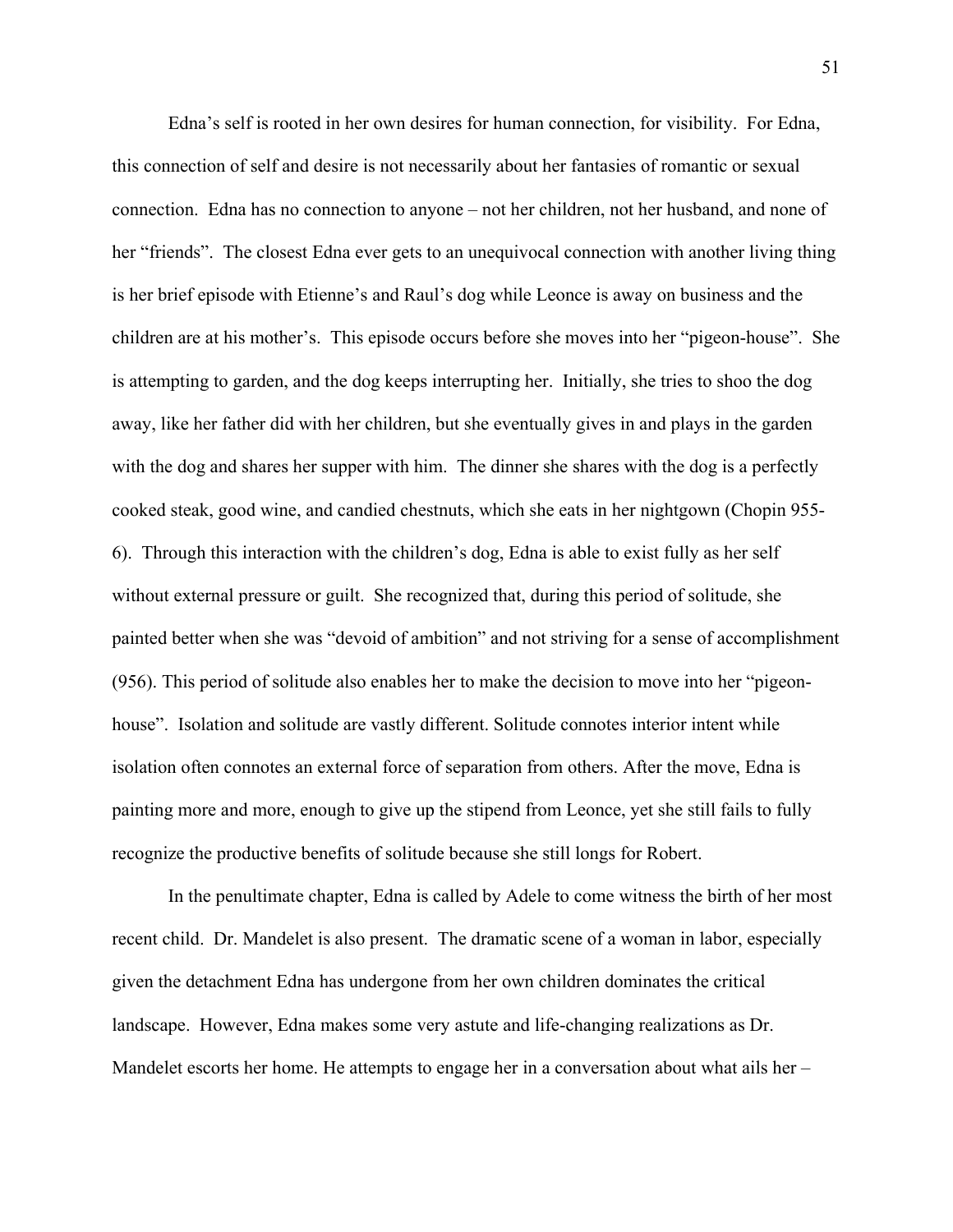Edna's self is rooted in her own desires for human connection, for visibility. For Edna, this connection of self and desire is not necessarily about her fantasies of romantic or sexual connection. Edna has no connection to anyone – not her children, not her husband, and none of her "friends". The closest Edna ever gets to an unequivocal connection with another living thing is her brief episode with Etienne's and Raul's dog while Leonce is away on business and the children are at his mother's. This episode occurs before she moves into her "pigeon-house". She is attempting to garden, and the dog keeps interrupting her. Initially, she tries to shoo the dog away, like her father did with her children, but she eventually gives in and plays in the garden with the dog and shares her supper with him. The dinner she shares with the dog is a perfectly cooked steak, good wine, and candied chestnuts, which she eats in her nightgown (Chopin 955-6). Through this interaction with the children's dog, Edna is able to exist fully as her self without external pressure or guilt. She recognized that, during this period of solitude, she painted better when she was "devoid of ambition" and not striving for a sense of accomplishment (956). This period of solitude also enables her to make the decision to move into her "pigeon-house". Isolation and solitude are vastly different. Solitude connotes interior intent while isolation often connotes an external force of separation from others. After the move, Edna is painting more and more, enough to give up the stipend from Leonce, yet she still fails to fully recognize the productive benefits of solitude because she still longs for Robert.

In the penultimate chapter, Edna is called by Adele to come witness the birth of her most recent child. Dr. Mandelet is also present. The dramatic scene of a woman in labor, especially given the detachment Edna has undergone from her own children dominates the critical landscape. However, Edna makes some very astute and life-changing realizations as Dr. Mandelet escorts her home. He attempts to engage her in a conversation about what ails her –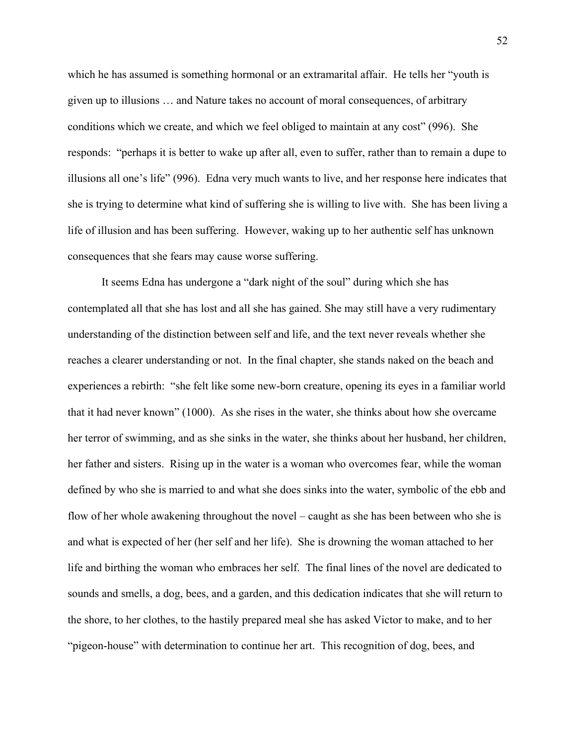which he has assumed is something hormonal or an extramarital affair. He tells her "youth is given up to illusions … and Nature takes no account of moral consequences, of arbitrary conditions which we create, and which we feel obliged to maintain at any cost" (996). She responds: "perhaps it is better to wake up after all, even to suffer, rather than to remain a dupe to illusions all one's life" (996). Edna very much wants to live, and her response here indicates that she is trying to determine what kind of suffering she is willing to live with. She has been living a life of illusion and has been suffering. However, waking up to her authentic self has unknown consequences that she fears may cause worse suffering.

It seems Edna has undergone a "dark night of the soul" during which she has contemplated all that she has lost and all she has gained. She may still have a very rudimentary understanding of the distinction between self and life, and the text never reveals whether she reaches a clearer understanding or not. In the final chapter, she stands naked on the beach and experiences a rebirth: "she felt like some new-born creature, opening its eyes in a familiar world that it had never known" (1000). As she rises in the water, she thinks about how she overcame her terror of swimming, and as she sinks in the water, she thinks about her husband, her children, her father and sisters. Rising up in the water is a woman who overcomes fear, while the woman defined by who she is married to and what she does sinks into the water, symbolic of the ebb and flow of her whole awakening throughout the novel – caught as she has been between who she is and what is expected of her (her self and her life). She is drowning the woman attached to her life and birthing the woman who embraces her self. The final lines of the novel are dedicated to sounds and smells, a dog, bees, and a garden, and this dedication indicates that she will return to the shore, to her clothes, to the hastily prepared meal she has asked Victor to make, and to her "pigeon-house" with determination to continue her art. This recognition of dog, bees, and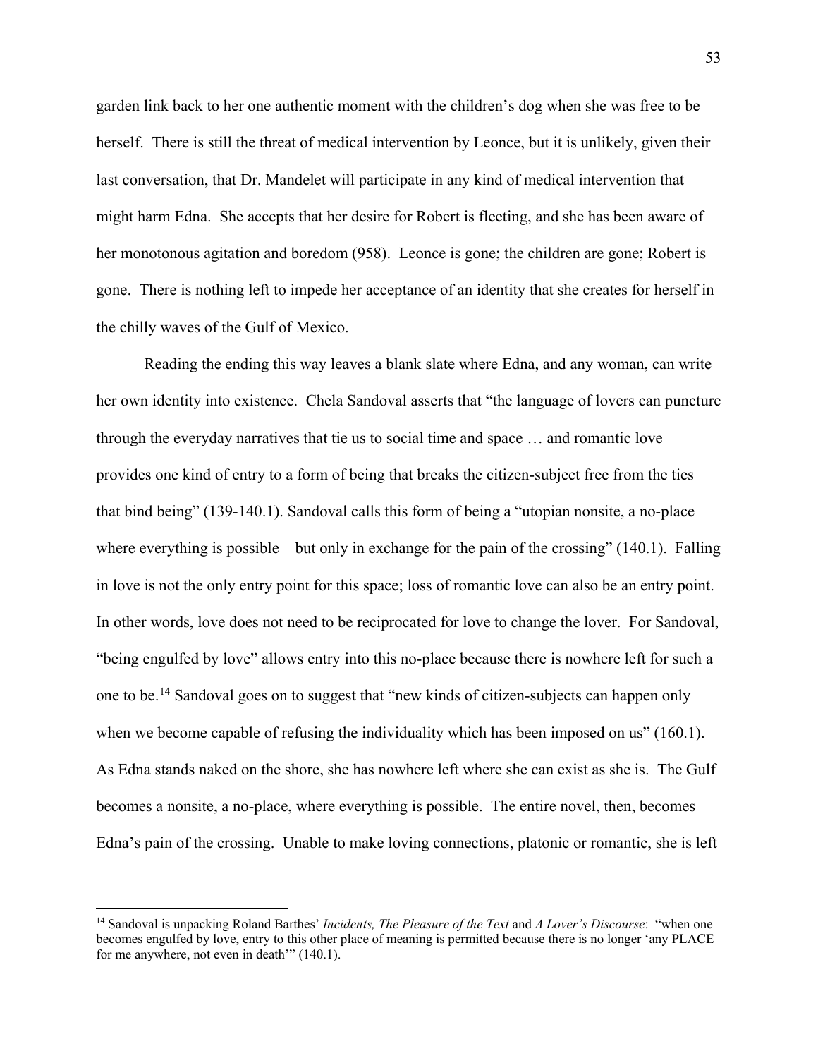garden link back to her one authentic moment with the children's dog when she was free to be herself. There is still the threat of medical intervention by Leonce, but it is unlikely, given their last conversation, that Dr. Mandelet will participate in any kind of medical intervention that might harm Edna. She accepts that her desire for Robert is fleeting, and she has been aware of her monotonous agitation and boredom (958). Leonce is gone; the children are gone; Robert is gone. There is nothing left to impede her acceptance of an identity that she creates for herself in the chilly waves of the Gulf of Mexico.

Reading the ending this way leaves a blank slate where Edna, and any woman, can write her own identity into existence. Chela Sandoval asserts that "the language of lovers can puncture through the everyday narratives that tie us to social time and space … and romantic love provides one kind of entry to a form of being that breaks the citizen-subject free from the ties that bind being" (139-140.1). Sandoval calls this form of being a "utopian nonsite, a no-place where everything is possible – but only in exchange for the pain of the crossing" (140.1). Falling in love is not the only entry point for this space; loss of romantic love can also be an entry point. In other words, love does not need to be reciprocated for love to change the lover. For Sandoval, "being engulfed by love" allows entry into this no-place because there is nowhere left for such a one to be.[14] Sandoval goes on to suggest that "new kinds of citizen-subjects can happen only when we become capable of refusing the individuality which has been imposed on us" (160.1). As Edna stands naked on the shore, she has nowhere left where she can exist as she is. The Gulf becomes a nonsite, a no-place, where everything is possible. The entire novel, then, becomes Edna's pain of the crossing. Unable to make loving connections, platonic or romantic, she is left

[14] Sandoval is unpacking Roland Barthes' *Incidents, The Pleasure of the Text* and *A Lover's Discourse*: "when one becomes engulfed by love, entry to this other place of meaning is permitted because there is no longer 'any PLACE for me anywhere, not even in death'" (140.1).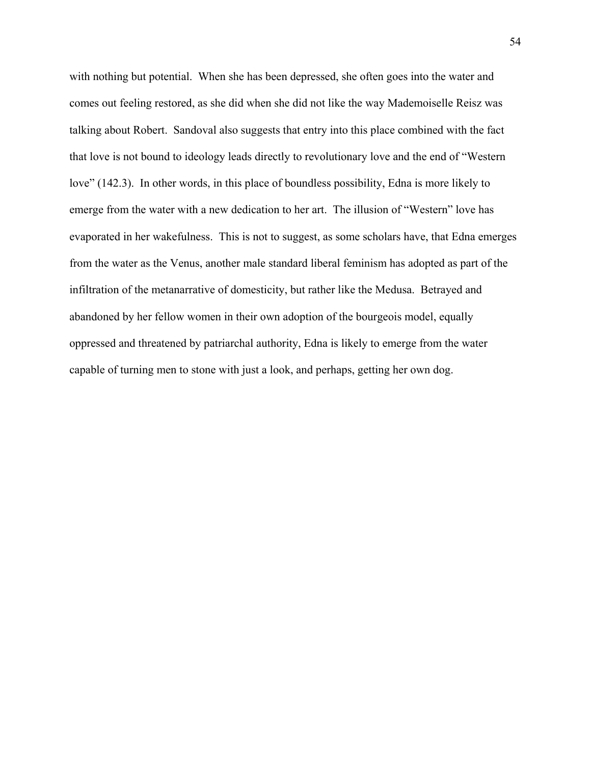with nothing but potential. When she has been depressed, she often goes into the water and comes out feeling restored, as she did when she did not like the way Mademoiselle Reisz was talking about Robert. Sandoval also suggests that entry into this place combined with the fact that love is not bound to ideology leads directly to revolutionary love and the end of "Western love" (142.3). In other words, in this place of boundless possibility, Edna is more likely to emerge from the water with a new dedication to her art. The illusion of "Western" love has evaporated in her wakefulness. This is not to suggest, as some scholars have, that Edna emerges from the water as the Venus, another male standard liberal feminism has adopted as part of the infiltration of the metanarrative of domesticity, but rather like the Medusa. Betrayed and abandoned by her fellow women in their own adoption of the bourgeois model, equally oppressed and threatened by patriarchal authority, Edna is likely to emerge from the water capable of turning men to stone with just a look, and perhaps, getting her own dog.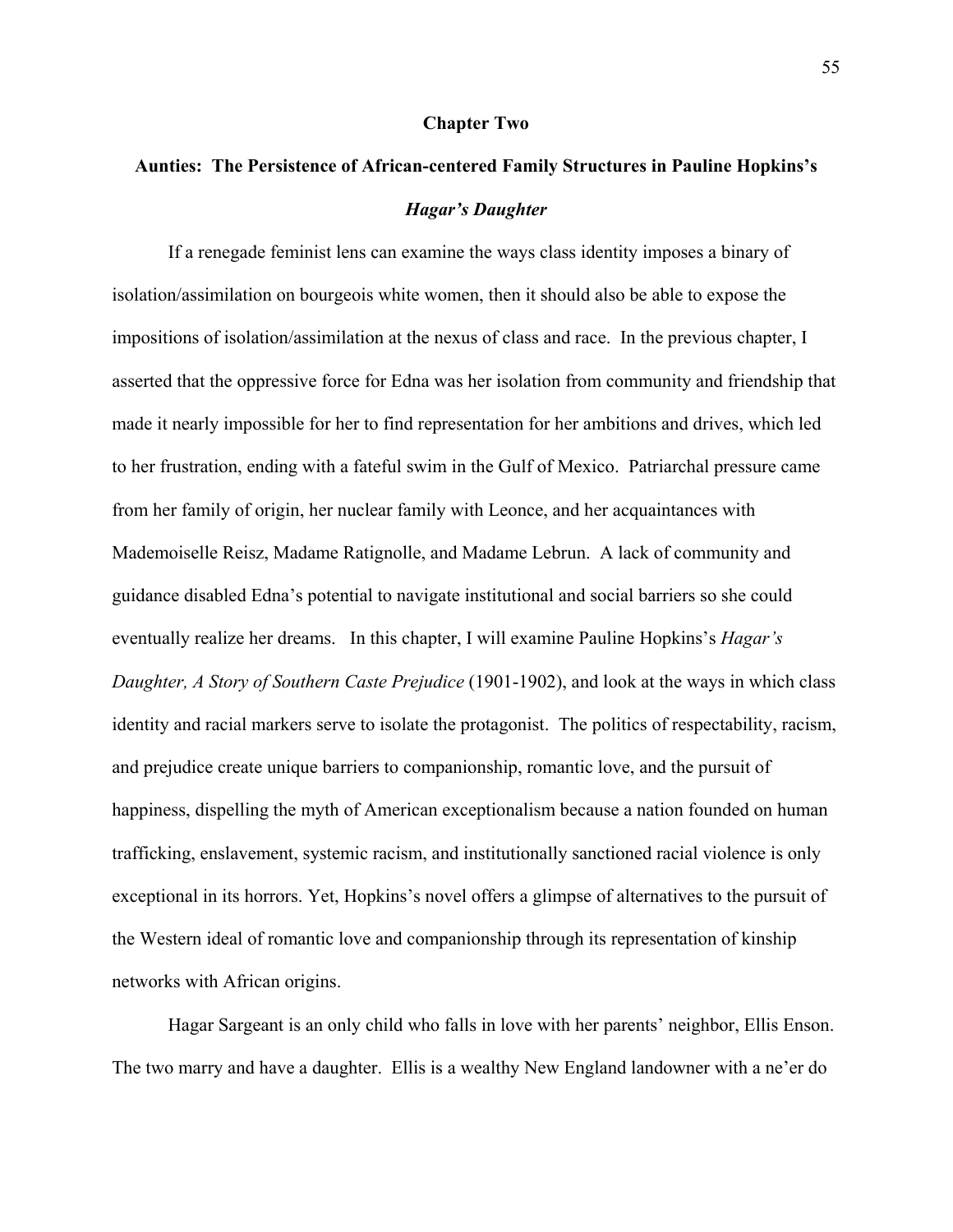## Chapter Two

## Aunties: The Persistence of African-centered Family Structures in Pauline Hopkins's *Hagar's Daughter*

If a renegade feminist lens can examine the ways class identity imposes a binary of isolation/assimilation on bourgeois white women, then it should also be able to expose the impositions of isolation/assimilation at the nexus of class and race. In the previous chapter, I asserted that the oppressive force for Edna was her isolation from community and friendship that made it nearly impossible for her to find representation for her ambitions and drives, which led to her frustration, ending with a fateful swim in the Gulf of Mexico. Patriarchal pressure came from her family of origin, her nuclear family with Leonce, and her acquaintances with Mademoiselle Reisz, Madame Ratignolle, and Madame Lebrun. A lack of community and guidance disabled Edna's potential to navigate institutional and social barriers so she could eventually realize her dreams. In this chapter, I will examine Pauline Hopkins's *Hagar's Daughter, A Story of Southern Caste Prejudice* (1901-1902), and look at the ways in which class identity and racial markers serve to isolate the protagonist. The politics of respectability, racism, and prejudice create unique barriers to companionship, romantic love, and the pursuit of happiness, dispelling the myth of American exceptionalism because a nation founded on human trafficking, enslavement, systemic racism, and institutionally sanctioned racial violence is only exceptional in its horrors. Yet, Hopkins's novel offers a glimpse of alternatives to the pursuit of the Western ideal of romantic love and companionship through its representation of kinship networks with African origins.

Hagar Sargeant is an only child who falls in love with her parents' neighbor, Ellis Enson. The two marry and have a daughter. Ellis is a wealthy New England landowner with a ne'er do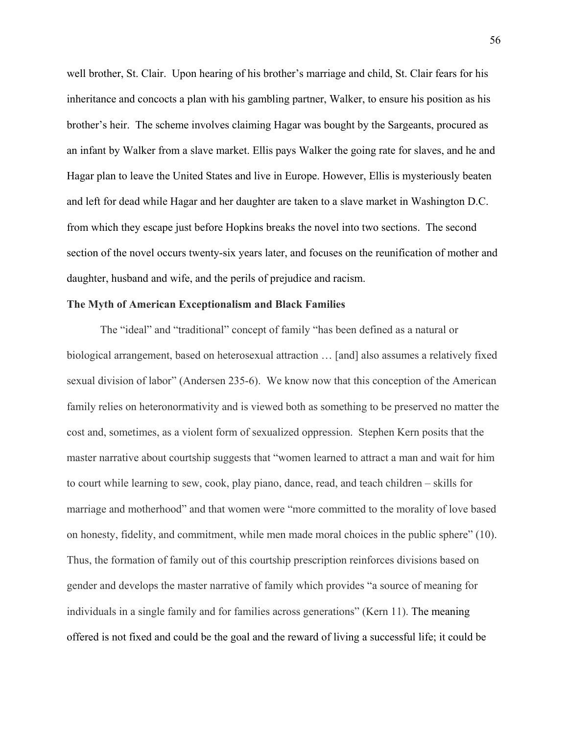well brother, St. Clair. Upon hearing of his brother's marriage and child, St. Clair fears for his inheritance and concocts a plan with his gambling partner, Walker, to ensure his position as his brother's heir. The scheme involves claiming Hagar was bought by the Sargeants, procured as an infant by Walker from a slave market. Ellis pays Walker the going rate for slaves, and he and Hagar plan to leave the United States and live in Europe. However, Ellis is mysteriously beaten and left for dead while Hagar and her daughter are taken to a slave market in Washington D.C. from which they escape just before Hopkins breaks the novel into two sections. The second section of the novel occurs twenty-six years later, and focuses on the reunification of mother and daughter, husband and wife, and the perils of prejudice and racism.

**The Myth of American Exceptionalism and Black Families**

The "ideal" and "traditional" concept of family "has been defined as a natural or biological arrangement, based on heterosexual attraction … [and] also assumes a relatively fixed sexual division of labor" (Andersen 235-6). We know now that this conception of the American family relies on heteronormativity and is viewed both as something to be preserved no matter the cost and, sometimes, as a violent form of sexualized oppression. Stephen Kern posits that the master narrative about courtship suggests that "women learned to attract a man and wait for him to court while learning to sew, cook, play piano, dance, read, and teach children – skills for marriage and motherhood" and that women were "more committed to the morality of love based on honesty, fidelity, and commitment, while men made moral choices in the public sphere" (10). Thus, the formation of family out of this courtship prescription reinforces divisions based on gender and develops the master narrative of family which provides "a source of meaning for individuals in a single family and for families across generations" (Kern 11). The meaning offered is not fixed and could be the goal and the reward of living a successful life; it could be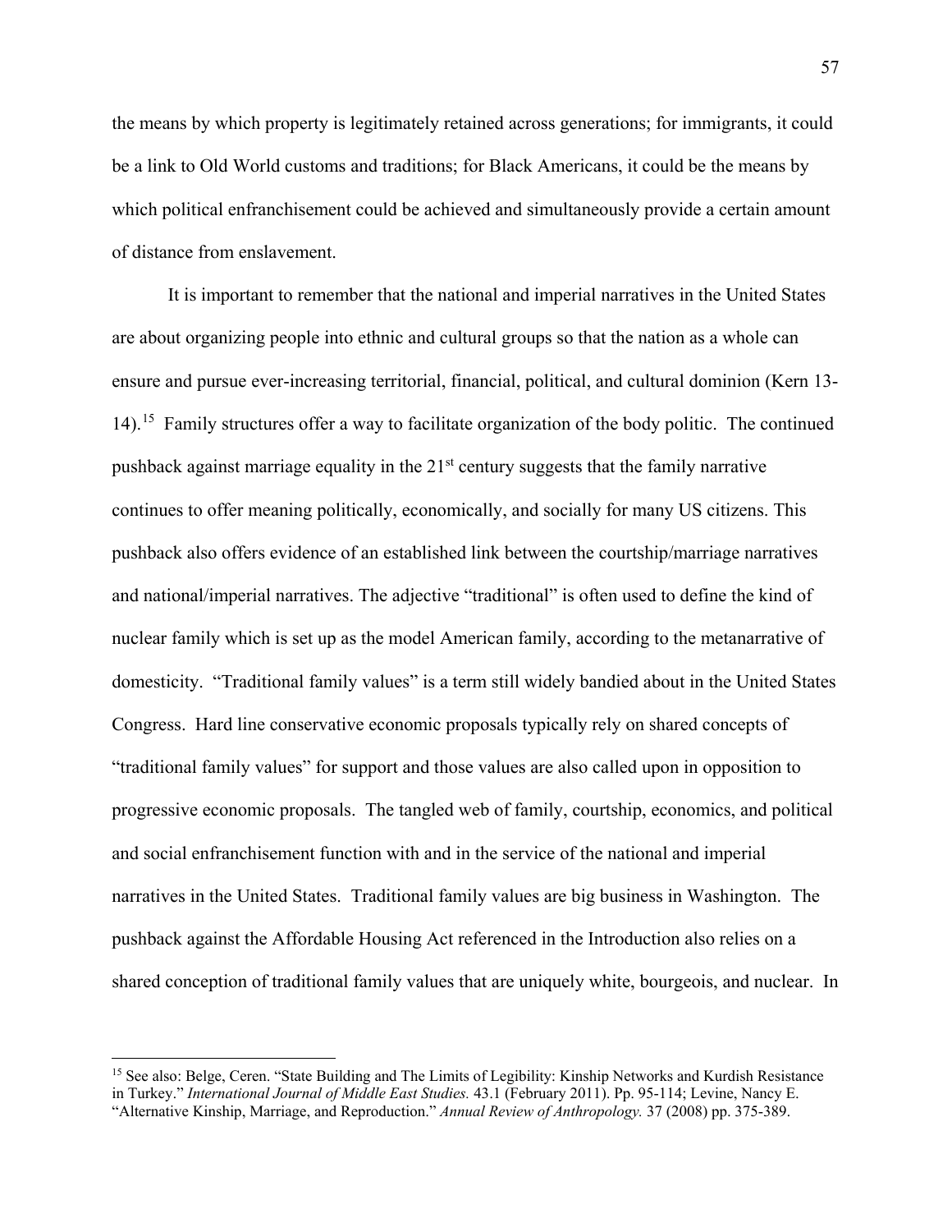the means by which property is legitimately retained across generations; for immigrants, it could be a link to Old World customs and traditions; for Black Americans, it could be the means by which political enfranchisement could be achieved and simultaneously provide a certain amount of distance from enslavement.

It is important to remember that the national and imperial narratives in the United States are about organizing people into ethnic and cultural groups so that the nation as a whole can ensure and pursue ever-increasing territorial, financial, political, and cultural dominion (Kern 13-14).[15] Family structures offer a way to facilitate organization of the body politic. The continued pushback against marriage equality in the 21st century suggests that the family narrative continues to offer meaning politically, economically, and socially for many US citizens. This pushback also offers evidence of an established link between the courtship/marriage narratives and national/imperial narratives. The adjective "traditional" is often used to define the kind of nuclear family which is set up as the model American family, according to the metanarrative of domesticity. "Traditional family values" is a term still widely bandied about in the United States Congress. Hard line conservative economic proposals typically rely on shared concepts of "traditional family values" for support and those values are also called upon in opposition to progressive economic proposals. The tangled web of family, courtship, economics, and political and social enfranchisement function with and in the service of the national and imperial narratives in the United States. Traditional family values are big business in Washington. The pushback against the Affordable Housing Act referenced in the Introduction also relies on a shared conception of traditional family values that are uniquely white, bourgeois, and nuclear. In

---

[15] See also: Belge, Ceren. "State Building and The Limits of Legibility: Kinship Networks and Kurdish Resistance in Turkey." *International Journal of Middle East Studies.* 43.1 (February 2011). Pp. 95-114; Levine, Nancy E. "Alternative Kinship, Marriage, and Reproduction." *Annual Review of Anthropology.* 37 (2008) pp. 375-389.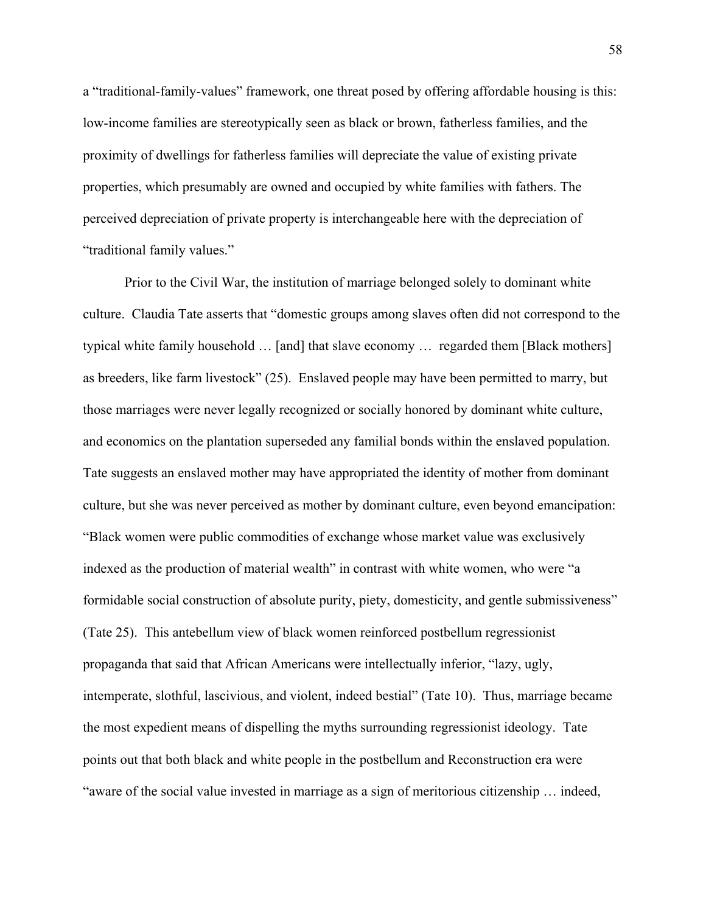a "traditional-family-values" framework, one threat posed by offering affordable housing is this: low-income families are stereotypically seen as black or brown, fatherless families, and the proximity of dwellings for fatherless families will depreciate the value of existing private properties, which presumably are owned and occupied by white families with fathers. The perceived depreciation of private property is interchangeable here with the depreciation of "traditional family values."

Prior to the Civil War, the institution of marriage belonged solely to dominant white culture. Claudia Tate asserts that "domestic groups among slaves often did not correspond to the typical white family household … [and] that slave economy … regarded them [Black mothers] as breeders, like farm livestock" (25). Enslaved people may have been permitted to marry, but those marriages were never legally recognized or socially honored by dominant white culture, and economics on the plantation superseded any familial bonds within the enslaved population. Tate suggests an enslaved mother may have appropriated the identity of mother from dominant culture, but she was never perceived as mother by dominant culture, even beyond emancipation: "Black women were public commodities of exchange whose market value was exclusively indexed as the production of material wealth" in contrast with white women, who were "a formidable social construction of absolute purity, piety, domesticity, and gentle submissiveness" (Tate 25). This antebellum view of black women reinforced postbellum regressionist propaganda that said that African Americans were intellectually inferior, "lazy, ugly, intemperate, slothful, lascivious, and violent, indeed bestial" (Tate 10). Thus, marriage became the most expedient means of dispelling the myths surrounding regressionist ideology. Tate points out that both black and white people in the postbellum and Reconstruction era were "aware of the social value invested in marriage as a sign of meritorious citizenship … indeed,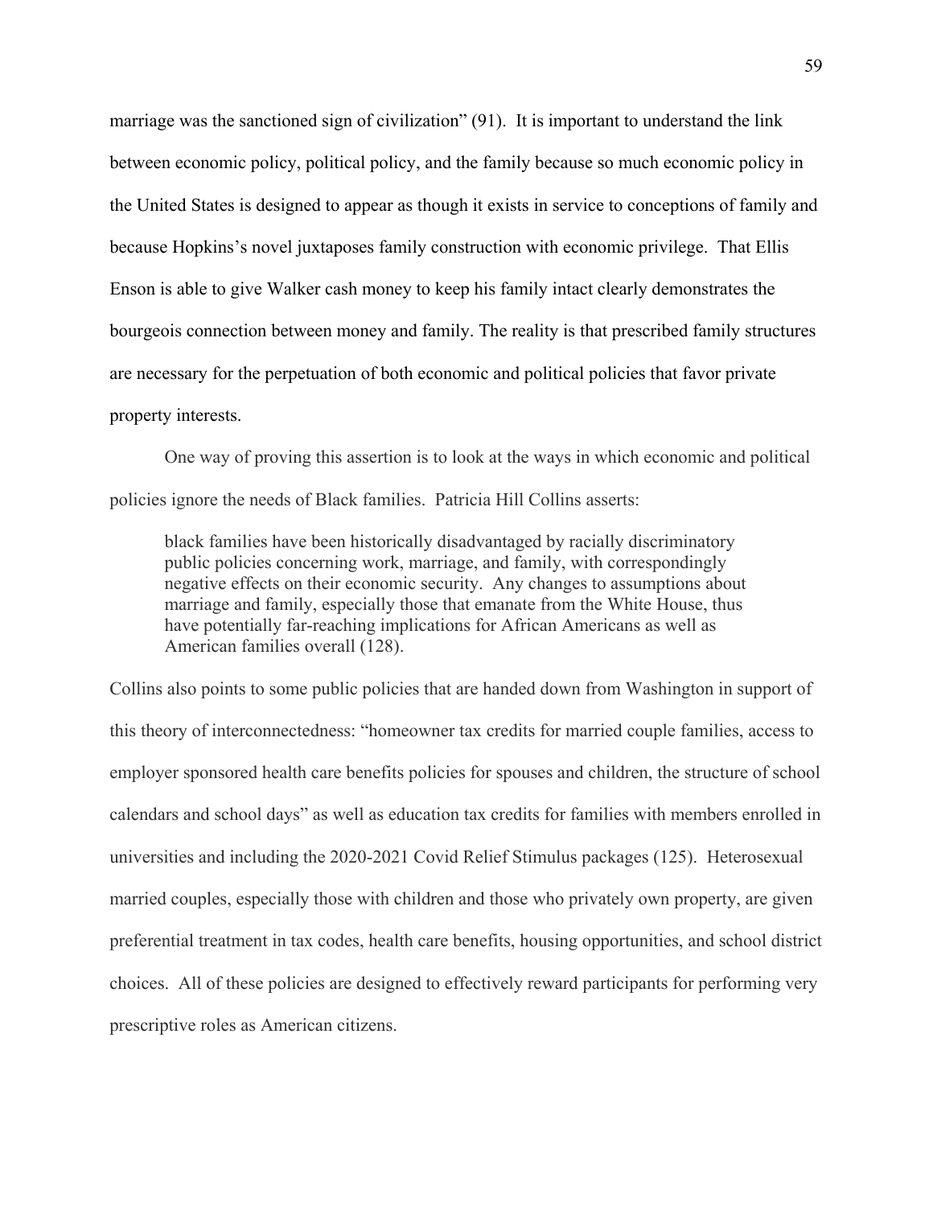marriage was the sanctioned sign of civilization" (91). It is important to understand the link between economic policy, political policy, and the family because so much economic policy in the United States is designed to appear as though it exists in service to conceptions of family and because Hopkins's novel juxtaposes family construction with economic privilege. That Ellis Enson is able to give Walker cash money to keep his family intact clearly demonstrates the bourgeois connection between money and family. The reality is that prescribed family structures are necessary for the perpetuation of both economic and political policies that favor private property interests.

One way of proving this assertion is to look at the ways in which economic and political policies ignore the needs of Black families. Patricia Hill Collins asserts:

> black families have been historically disadvantaged by racially discriminatory public policies concerning work, marriage, and family, with correspondingly negative effects on their economic security. Any changes to assumptions about marriage and family, especially those that emanate from the White House, thus have potentially far-reaching implications for African Americans as well as American families overall (128).

Collins also points to some public policies that are handed down from Washington in support of this theory of interconnectedness: "homeowner tax credits for married couple families, access to employer sponsored health care benefits policies for spouses and children, the structure of school calendars and school days" as well as education tax credits for families with members enrolled in universities and including the 2020-2021 Covid Relief Stimulus packages (125). Heterosexual married couples, especially those with children and those who privately own property, are given preferential treatment in tax codes, health care benefits, housing opportunities, and school district choices. All of these policies are designed to effectively reward participants for performing very prescriptive roles as American citizens.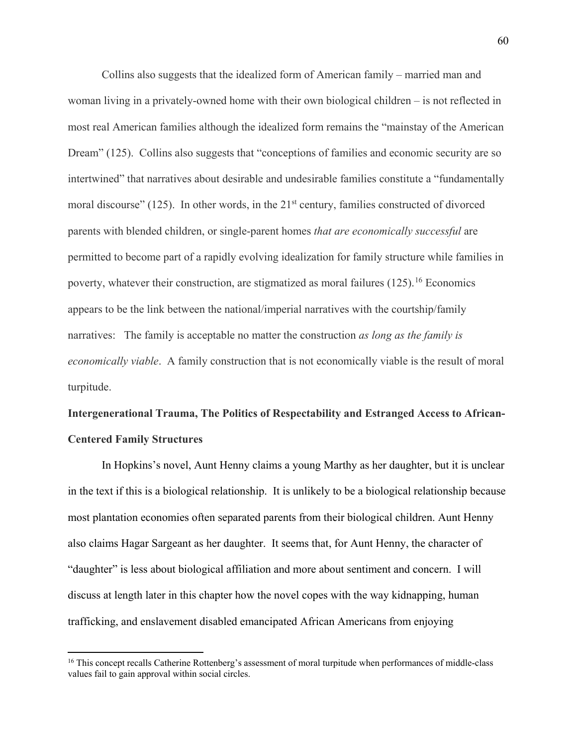Collins also suggests that the idealized form of American family – married man and woman living in a privately-owned home with their own biological children – is not reflected in most real American families although the idealized form remains the "mainstay of the American Dream" (125). Collins also suggests that "conceptions of families and economic security are so intertwined" that narratives about desirable and undesirable families constitute a "fundamentally moral discourse" (125). In other words, in the 21st century, families constructed of divorced parents with blended children, or single-parent homes *that are economically successful* are permitted to become part of a rapidly evolving idealization for family structure while families in poverty, whatever their construction, are stigmatized as moral failures (125).[16] Economics appears to be the link between the national/imperial narratives with the courtship/family narratives: The family is acceptable no matter the construction *as long as the family is economically viable*. A family construction that is not economically viable is the result of moral turpitude.

**Intergenerational Trauma, The Politics of Respectability and Estranged Access to African-Centered Family Structures**

In Hopkins's novel, Aunt Henny claims a young Marthy as her daughter, but it is unclear in the text if this is a biological relationship. It is unlikely to be a biological relationship because most plantation economies often separated parents from their biological children. Aunt Henny also claims Hagar Sargeant as her daughter. It seems that, for Aunt Henny, the character of "daughter" is less about biological affiliation and more about sentiment and concern. I will discuss at length later in this chapter how the novel copes with the way kidnapping, human trafficking, and enslavement disabled emancipated African Americans from enjoying

[16] This concept recalls Catherine Rottenberg's assessment of moral turpitude when performances of middle-class values fail to gain approval within social circles.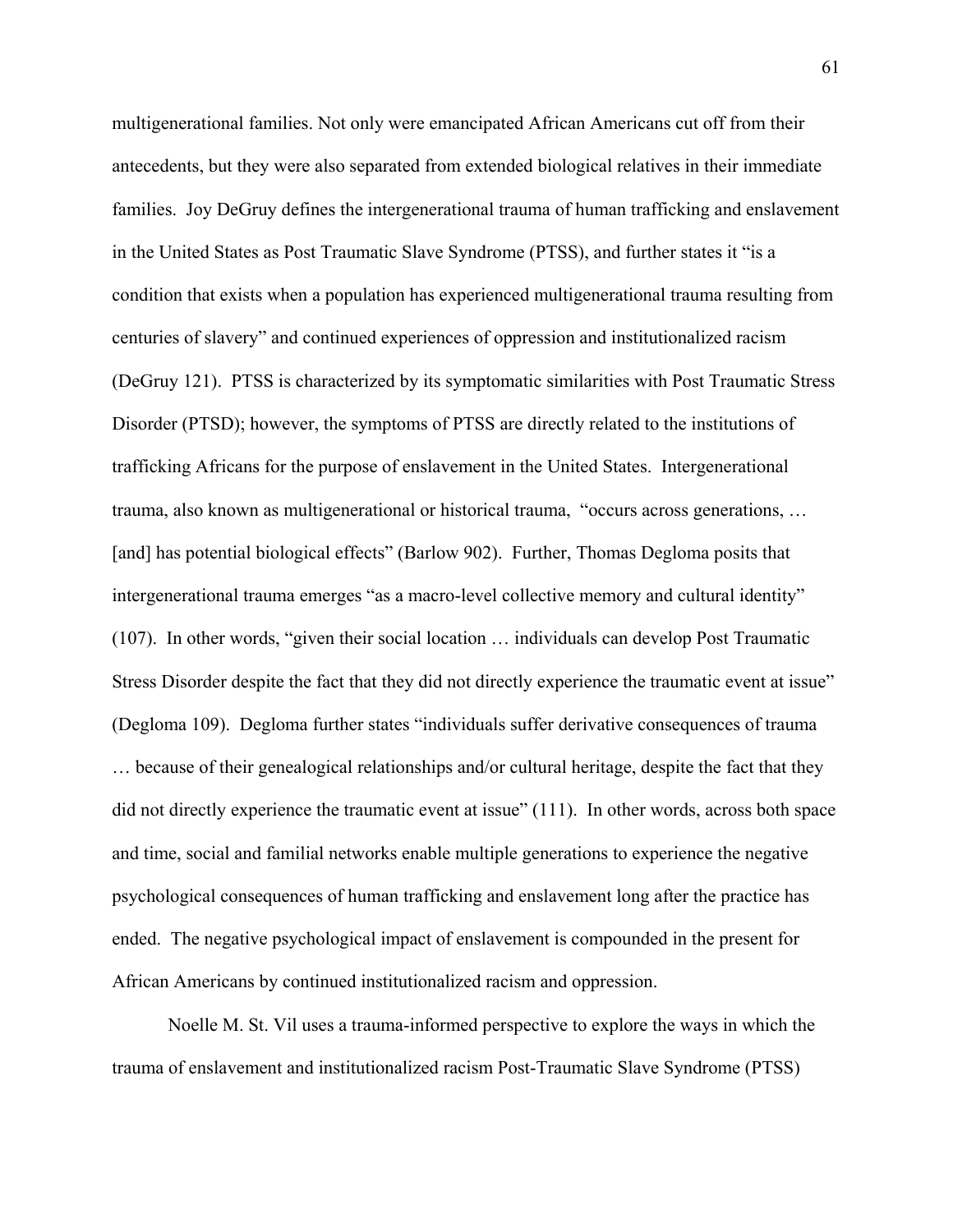multigenerational families. Not only were emancipated African Americans cut off from their antecedents, but they were also separated from extended biological relatives in their immediate families. Joy DeGruy defines the intergenerational trauma of human trafficking and enslavement in the United States as Post Traumatic Slave Syndrome (PTSS), and further states it "is a condition that exists when a population has experienced multigenerational trauma resulting from centuries of slavery" and continued experiences of oppression and institutionalized racism (DeGruy 121). PTSS is characterized by its symptomatic similarities with Post Traumatic Stress Disorder (PTSD); however, the symptoms of PTSS are directly related to the institutions of trafficking Africans for the purpose of enslavement in the United States. Intergenerational trauma, also known as multigenerational or historical trauma, "occurs across generations, … [and] has potential biological effects" (Barlow 902). Further, Thomas Degloma posits that intergenerational trauma emerges "as a macro-level collective memory and cultural identity" (107). In other words, "given their social location … individuals can develop Post Traumatic Stress Disorder despite the fact that they did not directly experience the traumatic event at issue" (Degloma 109). Degloma further states "individuals suffer derivative consequences of trauma … because of their genealogical relationships and/or cultural heritage, despite the fact that they did not directly experience the traumatic event at issue" (111). In other words, across both space and time, social and familial networks enable multiple generations to experience the negative psychological consequences of human trafficking and enslavement long after the practice has ended. The negative psychological impact of enslavement is compounded in the present for African Americans by continued institutionalized racism and oppression.

Noelle M. St. Vil uses a trauma-informed perspective to explore the ways in which the trauma of enslavement and institutionalized racism Post-Traumatic Slave Syndrome (PTSS)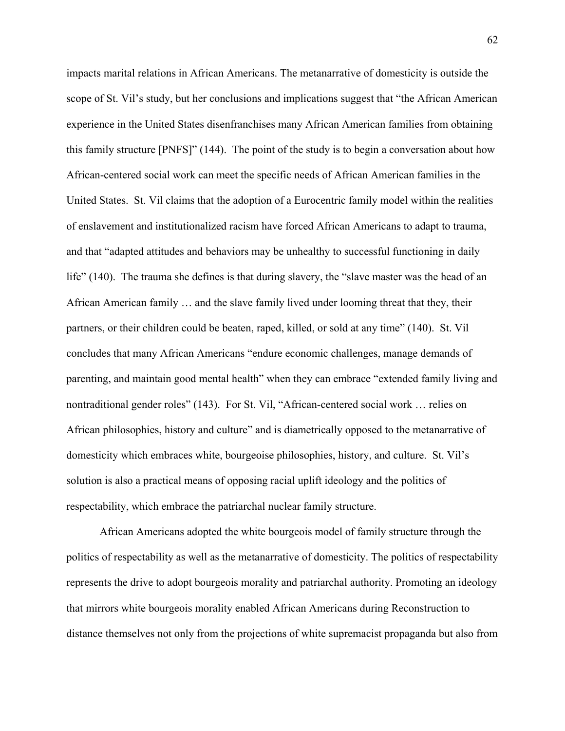impacts marital relations in African Americans. The metanarrative of domesticity is outside the scope of St. Vil's study, but her conclusions and implications suggest that "the African American experience in the United States disenfranchises many African American families from obtaining this family structure [PNFS]" (144). The point of the study is to begin a conversation about how African-centered social work can meet the specific needs of African American families in the United States. St. Vil claims that the adoption of a Eurocentric family model within the realities of enslavement and institutionalized racism have forced African Americans to adapt to trauma, and that "adapted attitudes and behaviors may be unhealthy to successful functioning in daily life" (140). The trauma she defines is that during slavery, the "slave master was the head of an African American family … and the slave family lived under looming threat that they, their partners, or their children could be beaten, raped, killed, or sold at any time" (140). St. Vil concludes that many African Americans "endure economic challenges, manage demands of parenting, and maintain good mental health" when they can embrace "extended family living and nontraditional gender roles" (143). For St. Vil, "African-centered social work … relies on African philosophies, history and culture" and is diametrically opposed to the metanarrative of domesticity which embraces white, bourgeoise philosophies, history, and culture. St. Vil's solution is also a practical means of opposing racial uplift ideology and the politics of respectability, which embrace the patriarchal nuclear family structure.

African Americans adopted the white bourgeois model of family structure through the politics of respectability as well as the metanarrative of domesticity. The politics of respectability represents the drive to adopt bourgeois morality and patriarchal authority. Promoting an ideology that mirrors white bourgeois morality enabled African Americans during Reconstruction to distance themselves not only from the projections of white supremacist propaganda but also from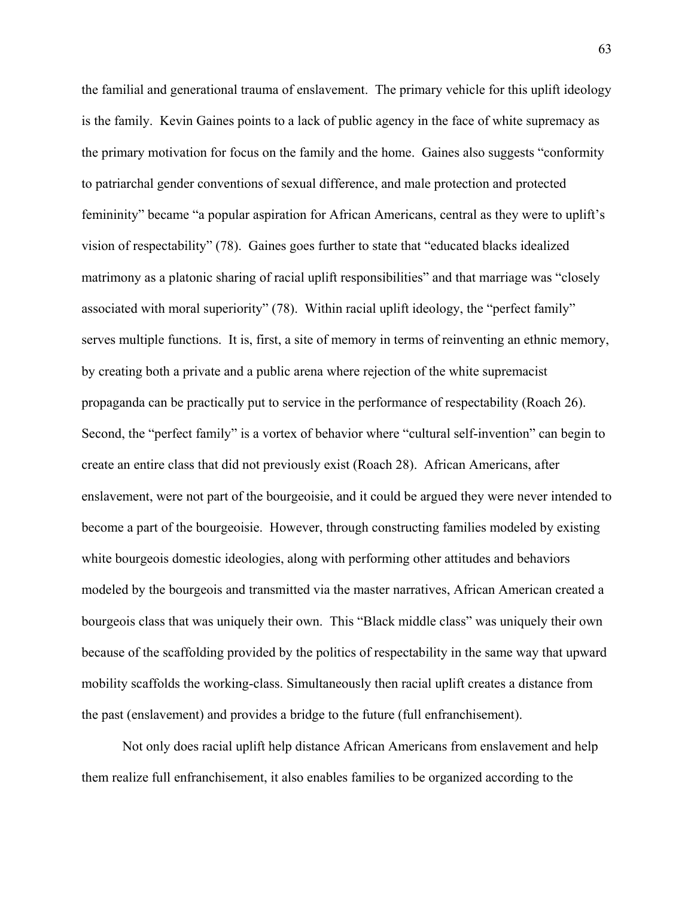the familial and generational trauma of enslavement. The primary vehicle for this uplift ideology is the family. Kevin Gaines points to a lack of public agency in the face of white supremacy as the primary motivation for focus on the family and the home. Gaines also suggests "conformity to patriarchal gender conventions of sexual difference, and male protection and protected femininity" became "a popular aspiration for African Americans, central as they were to uplift's vision of respectability" (78). Gaines goes further to state that "educated blacks idealized matrimony as a platonic sharing of racial uplift responsibilities" and that marriage was "closely associated with moral superiority" (78). Within racial uplift ideology, the "perfect family" serves multiple functions. It is, first, a site of memory in terms of reinventing an ethnic memory, by creating both a private and a public arena where rejection of the white supremacist propaganda can be practically put to service in the performance of respectability (Roach 26). Second, the "perfect family" is a vortex of behavior where "cultural self-invention" can begin to create an entire class that did not previously exist (Roach 28). African Americans, after enslavement, were not part of the bourgeoisie, and it could be argued they were never intended to become a part of the bourgeoisie. However, through constructing families modeled by existing white bourgeois domestic ideologies, along with performing other attitudes and behaviors modeled by the bourgeois and transmitted via the master narratives, African American created a bourgeois class that was uniquely their own. This "Black middle class" was uniquely their own because of the scaffolding provided by the politics of respectability in the same way that upward mobility scaffolds the working-class. Simultaneously then racial uplift creates a distance from the past (enslavement) and provides a bridge to the future (full enfranchisement).

Not only does racial uplift help distance African Americans from enslavement and help them realize full enfranchisement, it also enables families to be organized according to the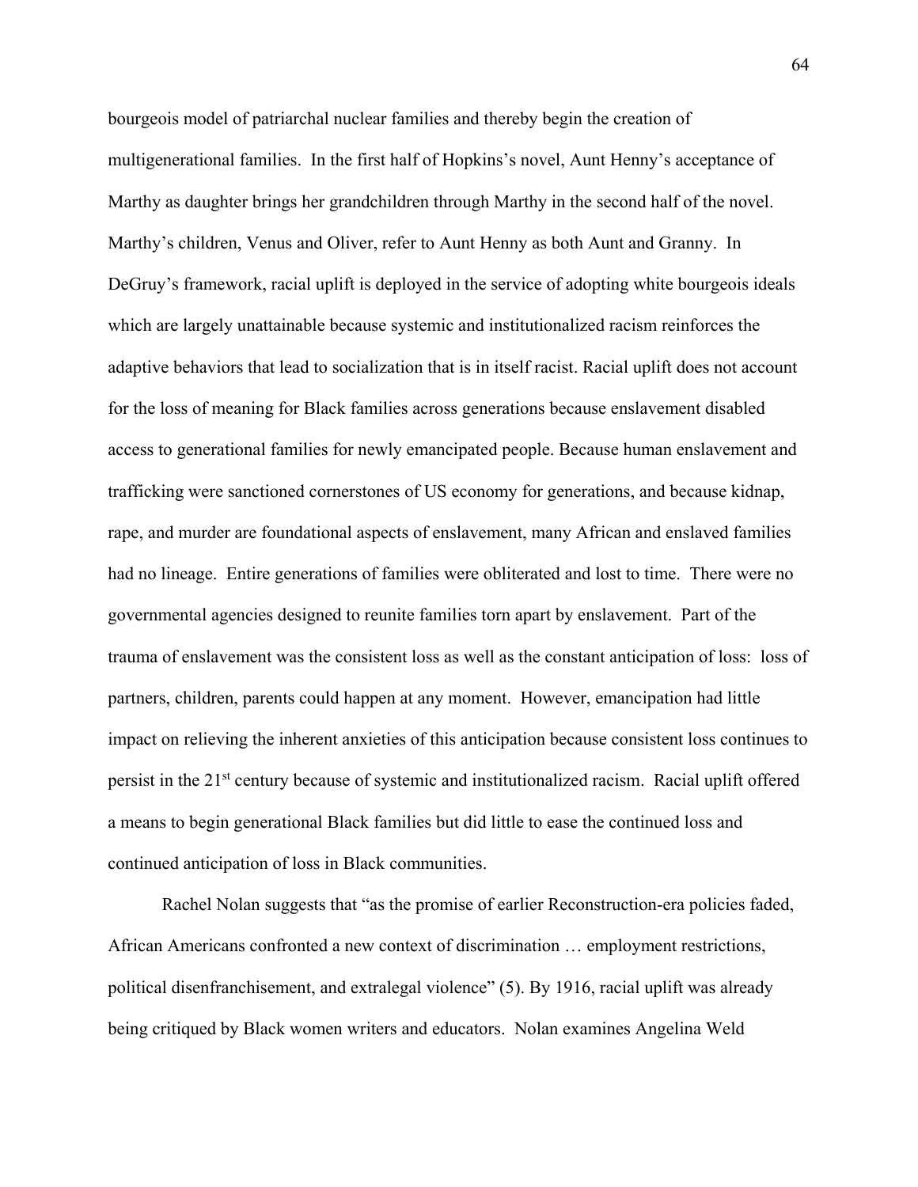bourgeois model of patriarchal nuclear families and thereby begin the creation of multigenerational families. In the first half of Hopkins's novel, Aunt Henny's acceptance of Marthy as daughter brings her grandchildren through Marthy in the second half of the novel. Marthy's children, Venus and Oliver, refer to Aunt Henny as both Aunt and Granny. In DeGruy's framework, racial uplift is deployed in the service of adopting white bourgeois ideals which are largely unattainable because systemic and institutionalized racism reinforces the adaptive behaviors that lead to socialization that is in itself racist. Racial uplift does not account for the loss of meaning for Black families across generations because enslavement disabled access to generational families for newly emancipated people. Because human enslavement and trafficking were sanctioned cornerstones of US economy for generations, and because kidnap, rape, and murder are foundational aspects of enslavement, many African and enslaved families had no lineage. Entire generations of families were obliterated and lost to time. There were no governmental agencies designed to reunite families torn apart by enslavement. Part of the trauma of enslavement was the consistent loss as well as the constant anticipation of loss: loss of partners, children, parents could happen at any moment. However, emancipation had little impact on relieving the inherent anxieties of this anticipation because consistent loss continues to persist in the 21st century because of systemic and institutionalized racism. Racial uplift offered a means to begin generational Black families but did little to ease the continued loss and continued anticipation of loss in Black communities.

Rachel Nolan suggests that "as the promise of earlier Reconstruction-era policies faded, African Americans confronted a new context of discrimination … employment restrictions, political disenfranchisement, and extralegal violence" (5). By 1916, racial uplift was already being critiqued by Black women writers and educators. Nolan examines Angelina Weld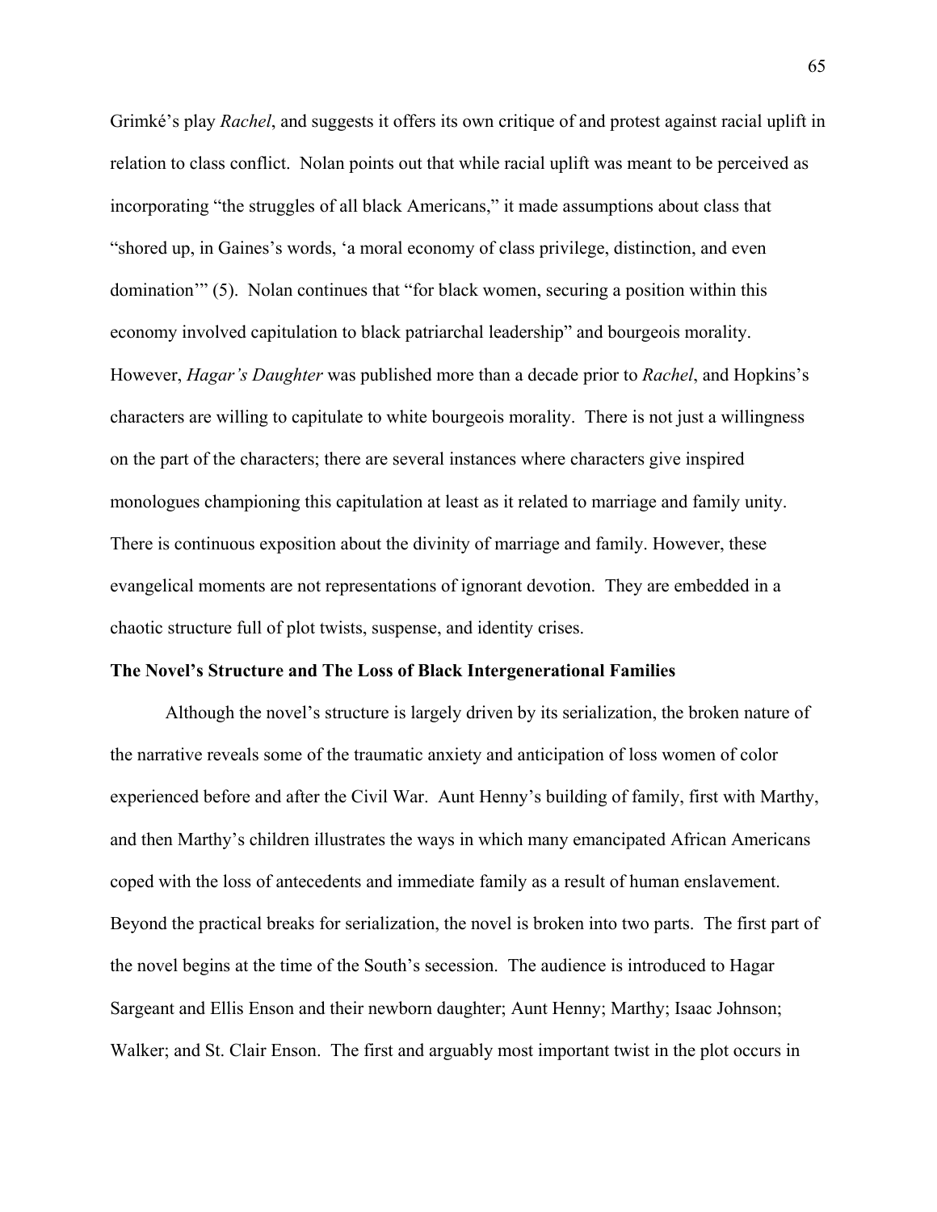Grimké's play *Rachel*, and suggests it offers its own critique of and protest against racial uplift in relation to class conflict. Nolan points out that while racial uplift was meant to be perceived as incorporating "the struggles of all black Americans," it made assumptions about class that "shored up, in Gaines's words, 'a moral economy of class privilege, distinction, and even domination'" (5). Nolan continues that "for black women, securing a position within this economy involved capitulation to black patriarchal leadership" and bourgeois morality. However, *Hagar's Daughter* was published more than a decade prior to *Rachel*, and Hopkins's characters are willing to capitulate to white bourgeois morality. There is not just a willingness on the part of the characters; there are several instances where characters give inspired monologues championing this capitulation at least as it related to marriage and family unity. There is continuous exposition about the divinity of marriage and family. However, these evangelical moments are not representations of ignorant devotion. They are embedded in a chaotic structure full of plot twists, suspense, and identity crises.

**The Novel's Structure and The Loss of Black Intergenerational Families**

Although the novel's structure is largely driven by its serialization, the broken nature of the narrative reveals some of the traumatic anxiety and anticipation of loss women of color experienced before and after the Civil War. Aunt Henny's building of family, first with Marthy, and then Marthy's children illustrates the ways in which many emancipated African Americans coped with the loss of antecedents and immediate family as a result of human enslavement. Beyond the practical breaks for serialization, the novel is broken into two parts. The first part of the novel begins at the time of the South's secession. The audience is introduced to Hagar Sargeant and Ellis Enson and their newborn daughter; Aunt Henny; Marthy; Isaac Johnson; Walker; and St. Clair Enson. The first and arguably most important twist in the plot occurs in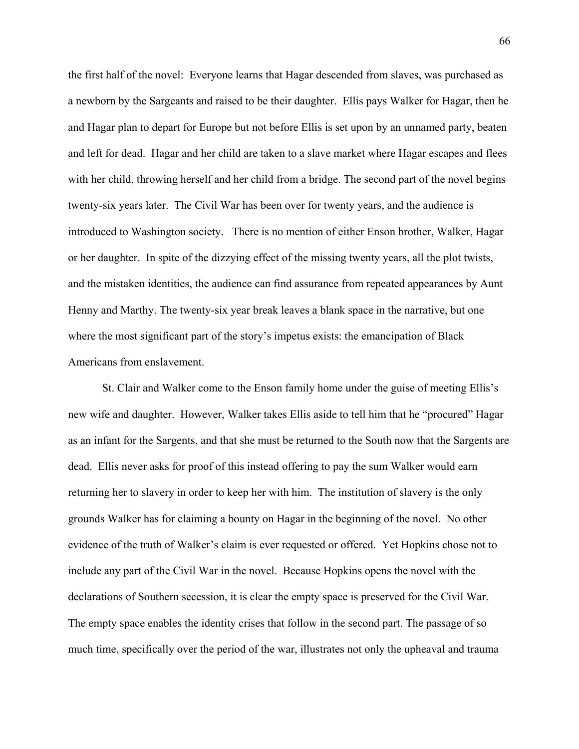the first half of the novel: Everyone learns that Hagar descended from slaves, was purchased as a newborn by the Sargeants and raised to be their daughter. Ellis pays Walker for Hagar, then he and Hagar plan to depart for Europe but not before Ellis is set upon by an unnamed party, beaten and left for dead. Hagar and her child are taken to a slave market where Hagar escapes and flees with her child, throwing herself and her child from a bridge. The second part of the novel begins twenty-six years later. The Civil War has been over for twenty years, and the audience is introduced to Washington society. There is no mention of either Enson brother, Walker, Hagar or her daughter. In spite of the dizzying effect of the missing twenty years, all the plot twists, and the mistaken identities, the audience can find assurance from repeated appearances by Aunt Henny and Marthy. The twenty-six year break leaves a blank space in the narrative, but one where the most significant part of the story's impetus exists: the emancipation of Black Americans from enslavement.

St. Clair and Walker come to the Enson family home under the guise of meeting Ellis's new wife and daughter. However, Walker takes Ellis aside to tell him that he "procured" Hagar as an infant for the Sargents, and that she must be returned to the South now that the Sargents are dead. Ellis never asks for proof of this instead offering to pay the sum Walker would earn returning her to slavery in order to keep her with him. The institution of slavery is the only grounds Walker has for claiming a bounty on Hagar in the beginning of the novel. No other evidence of the truth of Walker's claim is ever requested or offered. Yet Hopkins chose not to include any part of the Civil War in the novel. Because Hopkins opens the novel with the declarations of Southern secession, it is clear the empty space is preserved for the Civil War. The empty space enables the identity crises that follow in the second part. The passage of so much time, specifically over the period of the war, illustrates not only the upheaval and trauma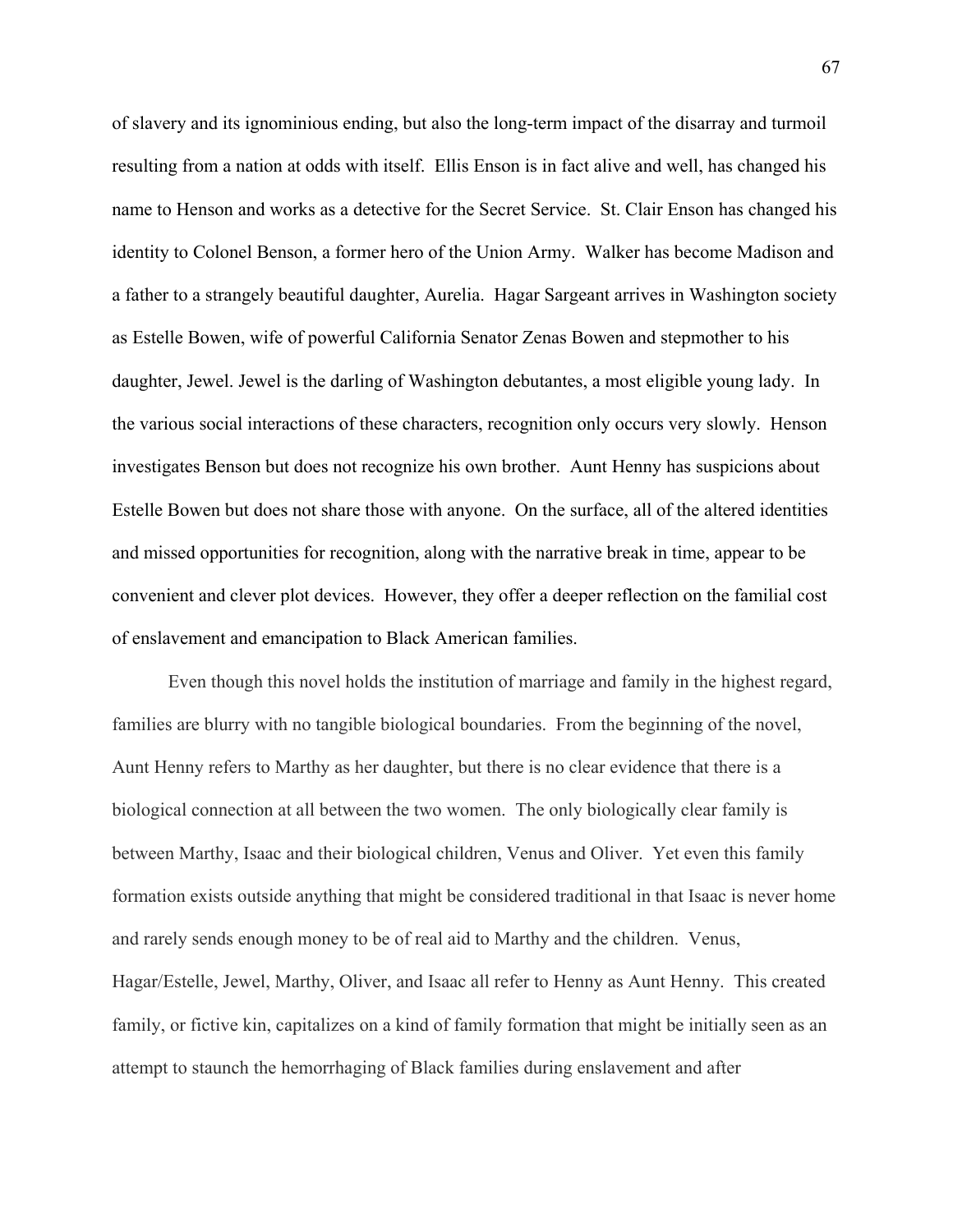of slavery and its ignominious ending, but also the long-term impact of the disarray and turmoil resulting from a nation at odds with itself. Ellis Enson is in fact alive and well, has changed his name to Henson and works as a detective for the Secret Service. St. Clair Enson has changed his identity to Colonel Benson, a former hero of the Union Army. Walker has become Madison and a father to a strangely beautiful daughter, Aurelia. Hagar Sargeant arrives in Washington society as Estelle Bowen, wife of powerful California Senator Zenas Bowen and stepmother to his daughter, Jewel. Jewel is the darling of Washington debutantes, a most eligible young lady. In the various social interactions of these characters, recognition only occurs very slowly. Henson investigates Benson but does not recognize his own brother. Aunt Henny has suspicions about Estelle Bowen but does not share those with anyone. On the surface, all of the altered identities and missed opportunities for recognition, along with the narrative break in time, appear to be convenient and clever plot devices. However, they offer a deeper reflection on the familial cost of enslavement and emancipation to Black American families.

Even though this novel holds the institution of marriage and family in the highest regard, families are blurry with no tangible biological boundaries. From the beginning of the novel, Aunt Henny refers to Marthy as her daughter, but there is no clear evidence that there is a biological connection at all between the two women. The only biologically clear family is between Marthy, Isaac and their biological children, Venus and Oliver. Yet even this family formation exists outside anything that might be considered traditional in that Isaac is never home and rarely sends enough money to be of real aid to Marthy and the children. Venus, Hagar/Estelle, Jewel, Marthy, Oliver, and Isaac all refer to Henny as Aunt Henny. This created family, or fictive kin, capitalizes on a kind of family formation that might be initially seen as an attempt to staunch the hemorrhaging of Black families during enslavement and after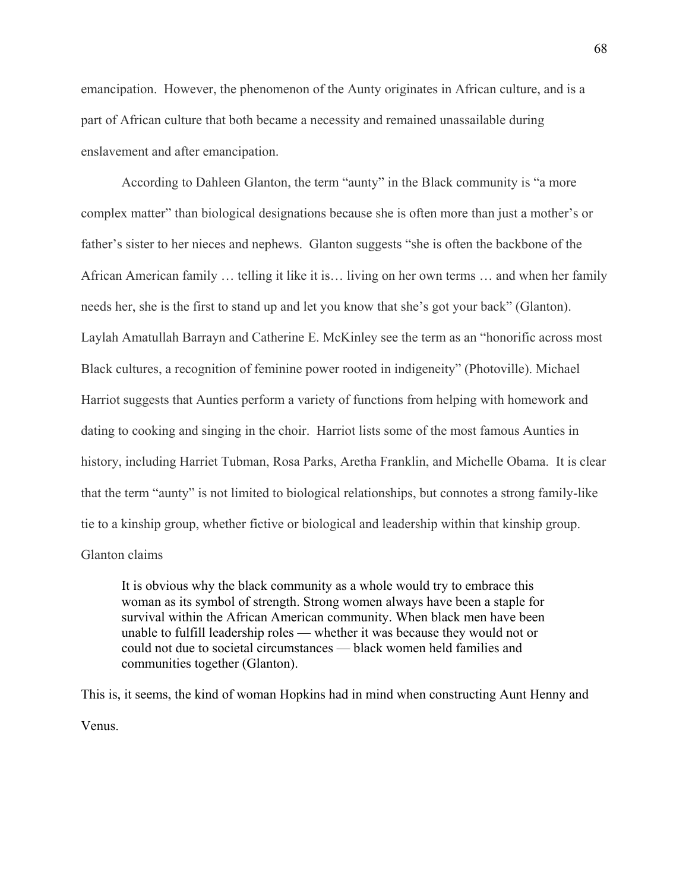emancipation. However, the phenomenon of the Aunty originates in African culture, and is a part of African culture that both became a necessity and remained unassailable during enslavement and after emancipation.

According to Dahleen Glanton, the term "aunty" in the Black community is "a more complex matter" than biological designations because she is often more than just a mother's or father's sister to her nieces and nephews. Glanton suggests "she is often the backbone of the African American family … telling it like it is… living on her own terms … and when her family needs her, she is the first to stand up and let you know that she's got your back" (Glanton). Laylah Amatullah Barrayn and Catherine E. McKinley see the term as an "honorific across most Black cultures, a recognition of feminine power rooted in indigeneity" (Photoville). Michael Harriot suggests that Aunties perform a variety of functions from helping with homework and dating to cooking and singing in the choir. Harriot lists some of the most famous Aunties in history, including Harriet Tubman, Rosa Parks, Aretha Franklin, and Michelle Obama. It is clear that the term "aunty" is not limited to biological relationships, but connotes a strong family-like tie to a kinship group, whether fictive or biological and leadership within that kinship group. Glanton claims

> It is obvious why the black community as a whole would try to embrace this woman as its symbol of strength. Strong women always have been a staple for survival within the African American community. When black men have been unable to fulfill leadership roles — whether it was because they would not or could not due to societal circumstances — black women held families and communities together (Glanton).

This is, it seems, the kind of woman Hopkins had in mind when constructing Aunt Henny and Venus.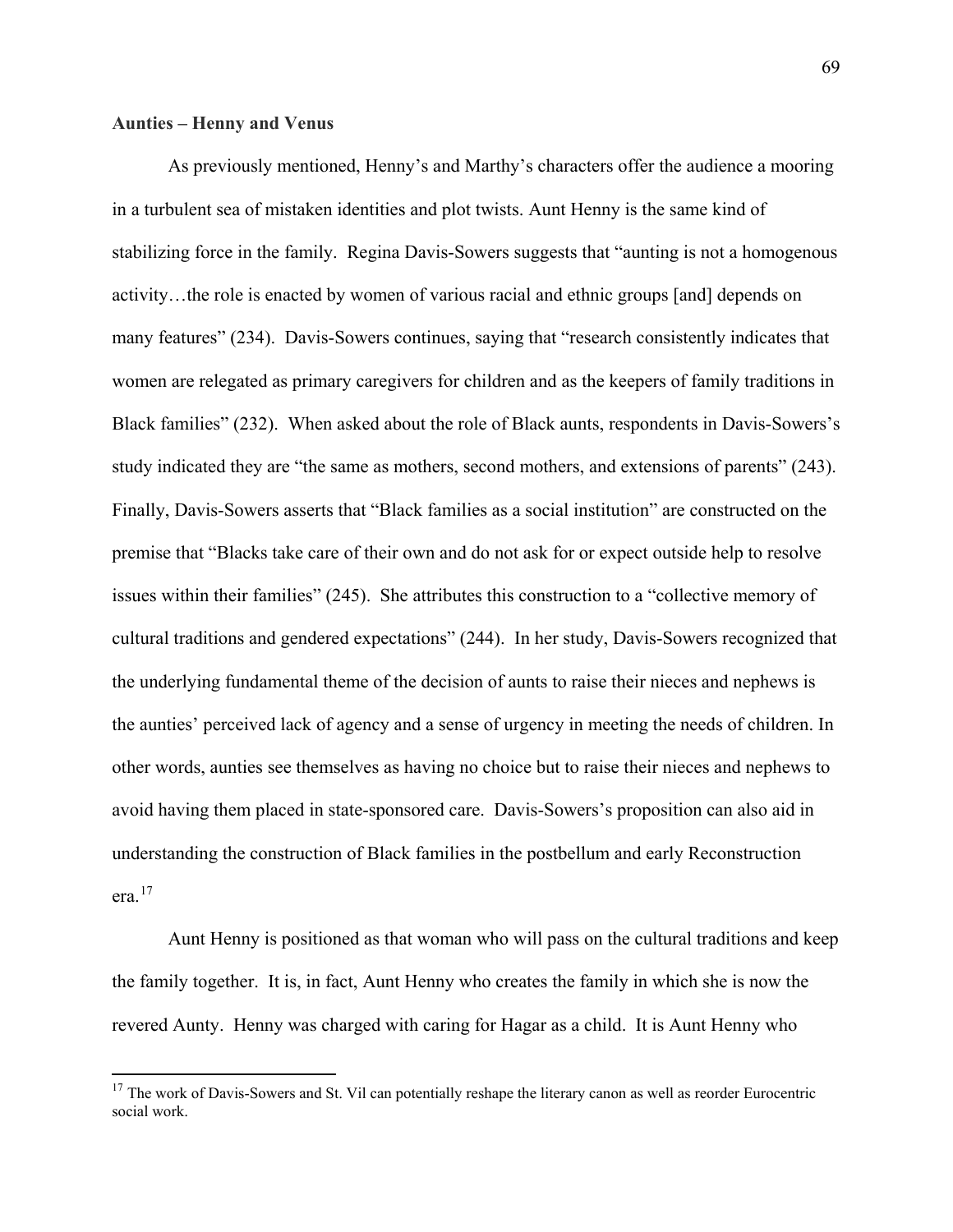**Aunties – Henny and Venus**

As previously mentioned, Henny's and Marthy's characters offer the audience a mooring in a turbulent sea of mistaken identities and plot twists. Aunt Henny is the same kind of stabilizing force in the family. Regina Davis-Sowers suggests that "aunting is not a homogenous activity…the role is enacted by women of various racial and ethnic groups [and] depends on many features" (234). Davis-Sowers continues, saying that "research consistently indicates that women are relegated as primary caregivers for children and as the keepers of family traditions in Black families" (232). When asked about the role of Black aunts, respondents in Davis-Sowers's study indicated they are "the same as mothers, second mothers, and extensions of parents" (243). Finally, Davis-Sowers asserts that "Black families as a social institution" are constructed on the premise that "Blacks take care of their own and do not ask for or expect outside help to resolve issues within their families" (245). She attributes this construction to a "collective memory of cultural traditions and gendered expectations" (244). In her study, Davis-Sowers recognized that the underlying fundamental theme of the decision of aunts to raise their nieces and nephews is the aunties' perceived lack of agency and a sense of urgency in meeting the needs of children. In other words, aunties see themselves as having no choice but to raise their nieces and nephews to avoid having them placed in state-sponsored care. Davis-Sowers's proposition can also aid in understanding the construction of Black families in the postbellum and early Reconstruction era.[17]

Aunt Henny is positioned as that woman who will pass on the cultural traditions and keep the family together. It is, in fact, Aunt Henny who creates the family in which she is now the revered Aunty. Henny was charged with caring for Hagar as a child. It is Aunt Henny who

[17] The work of Davis-Sowers and St. Vil can potentially reshape the literary canon as well as reorder Eurocentric social work.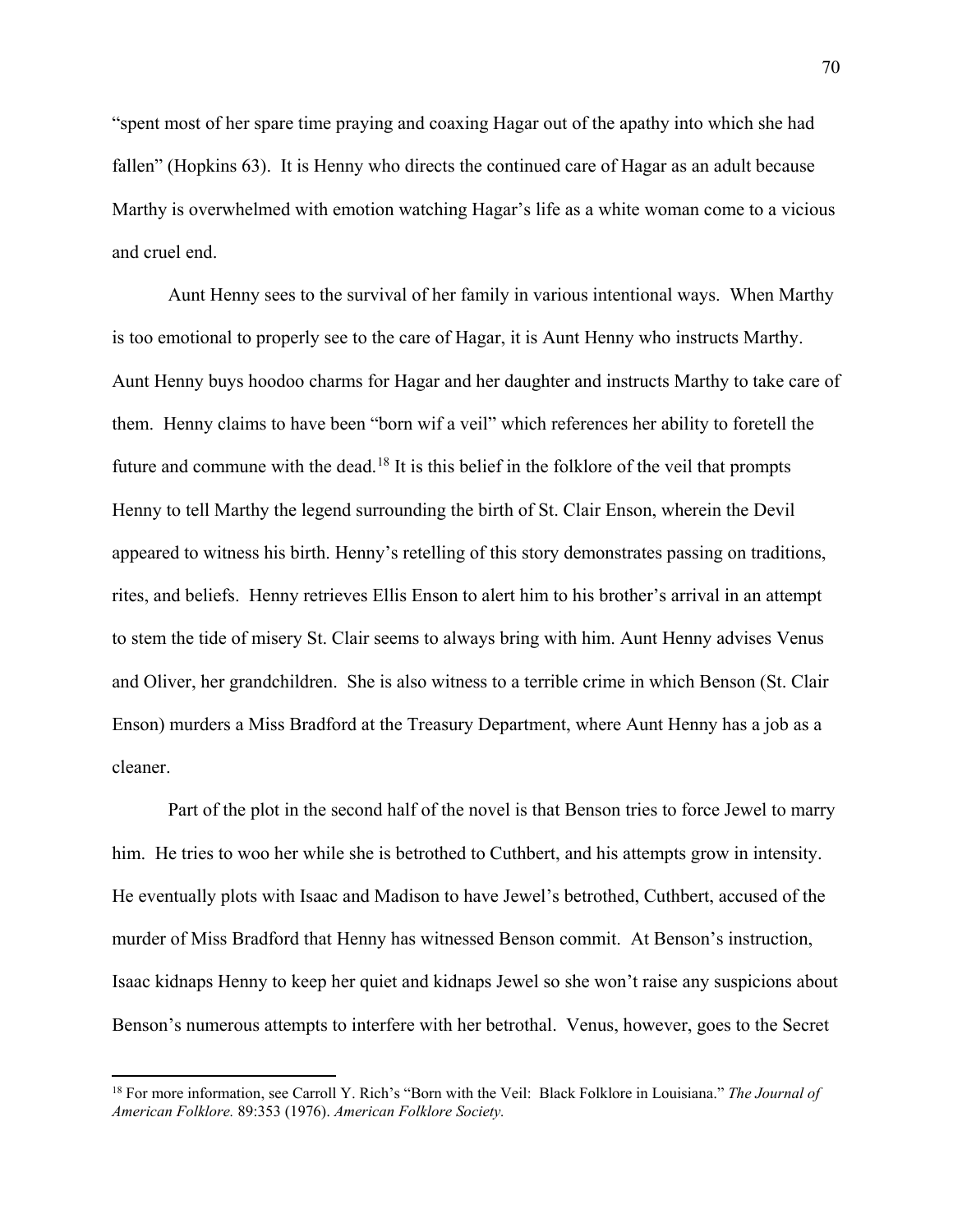"spent most of her spare time praying and coaxing Hagar out of the apathy into which she had fallen" (Hopkins 63). It is Henny who directs the continued care of Hagar as an adult because Marthy is overwhelmed with emotion watching Hagar's life as a white woman come to a vicious and cruel end.

Aunt Henny sees to the survival of her family in various intentional ways. When Marthy is too emotional to properly see to the care of Hagar, it is Aunt Henny who instructs Marthy. Aunt Henny buys hoodoo charms for Hagar and her daughter and instructs Marthy to take care of them. Henny claims to have been "born wif a veil" which references her ability to foretell the future and commune with the dead.[18] It is this belief in the folklore of the veil that prompts Henny to tell Marthy the legend surrounding the birth of St. Clair Enson, wherein the Devil appeared to witness his birth. Henny's retelling of this story demonstrates passing on traditions, rites, and beliefs. Henny retrieves Ellis Enson to alert him to his brother's arrival in an attempt to stem the tide of misery St. Clair seems to always bring with him. Aunt Henny advises Venus and Oliver, her grandchildren. She is also witness to a terrible crime in which Benson (St. Clair Enson) murders a Miss Bradford at the Treasury Department, where Aunt Henny has a job as a cleaner.

Part of the plot in the second half of the novel is that Benson tries to force Jewel to marry him. He tries to woo her while she is betrothed to Cuthbert, and his attempts grow in intensity. He eventually plots with Isaac and Madison to have Jewel's betrothed, Cuthbert, accused of the murder of Miss Bradford that Henny has witnessed Benson commit. At Benson's instruction, Isaac kidnaps Henny to keep her quiet and kidnaps Jewel so she won't raise any suspicions about Benson's numerous attempts to interfere with her betrothal. Venus, however, goes to the Secret

---

[18] For more information, see Carroll Y. Rich's "Born with the Veil: Black Folklore in Louisiana." *The Journal of American Folklore.* 89:353 (1976). *American Folklore Society.*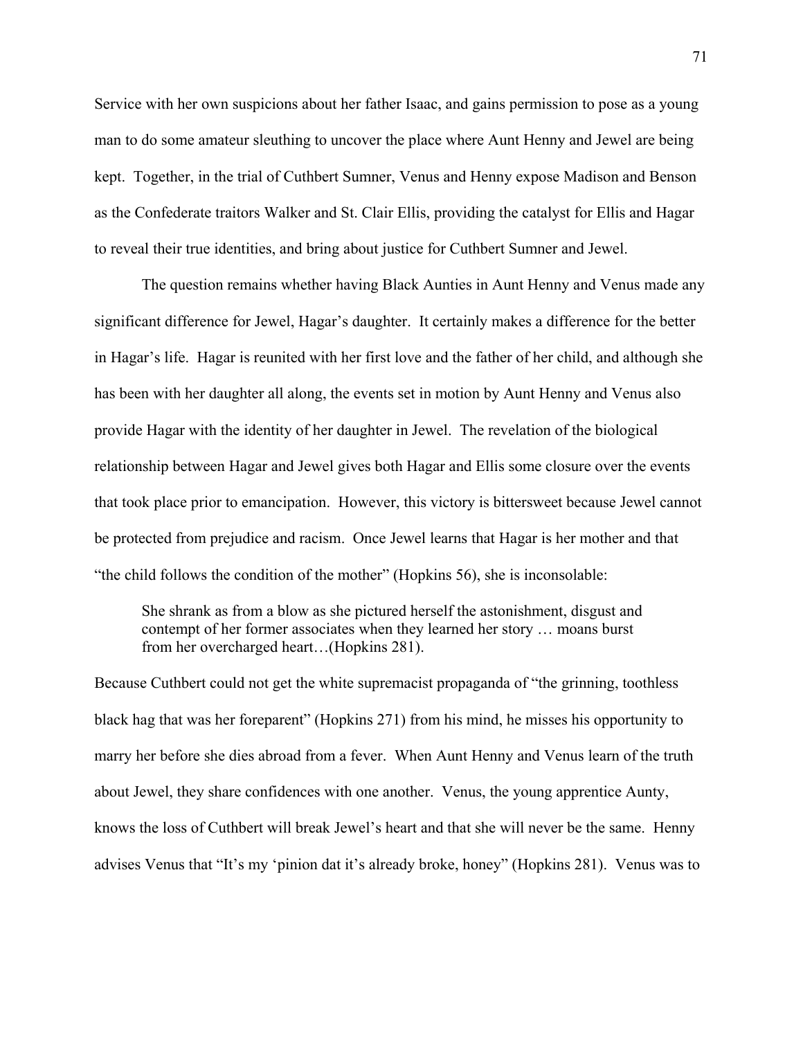Service with her own suspicions about her father Isaac, and gains permission to pose as a young man to do some amateur sleuthing to uncover the place where Aunt Henny and Jewel are being kept. Together, in the trial of Cuthbert Sumner, Venus and Henny expose Madison and Benson as the Confederate traitors Walker and St. Clair Ellis, providing the catalyst for Ellis and Hagar to reveal their true identities, and bring about justice for Cuthbert Sumner and Jewel.

The question remains whether having Black Aunties in Aunt Henny and Venus made any significant difference for Jewel, Hagar's daughter. It certainly makes a difference for the better in Hagar's life. Hagar is reunited with her first love and the father of her child, and although she has been with her daughter all along, the events set in motion by Aunt Henny and Venus also provide Hagar with the identity of her daughter in Jewel. The revelation of the biological relationship between Hagar and Jewel gives both Hagar and Ellis some closure over the events that took place prior to emancipation. However, this victory is bittersweet because Jewel cannot be protected from prejudice and racism. Once Jewel learns that Hagar is her mother and that "the child follows the condition of the mother" (Hopkins 56), she is inconsolable:

> She shrank as from a blow as she pictured herself the astonishment, disgust and contempt of her former associates when they learned her story … moans burst from her overcharged heart…(Hopkins 281).

Because Cuthbert could not get the white supremacist propaganda of "the grinning, toothless black hag that was her foreparent" (Hopkins 271) from his mind, he misses his opportunity to marry her before she dies abroad from a fever. When Aunt Henny and Venus learn of the truth about Jewel, they share confidences with one another. Venus, the young apprentice Aunty, knows the loss of Cuthbert will break Jewel's heart and that she will never be the same. Henny advises Venus that "It's my 'pinion dat it's already broke, honey" (Hopkins 281). Venus was to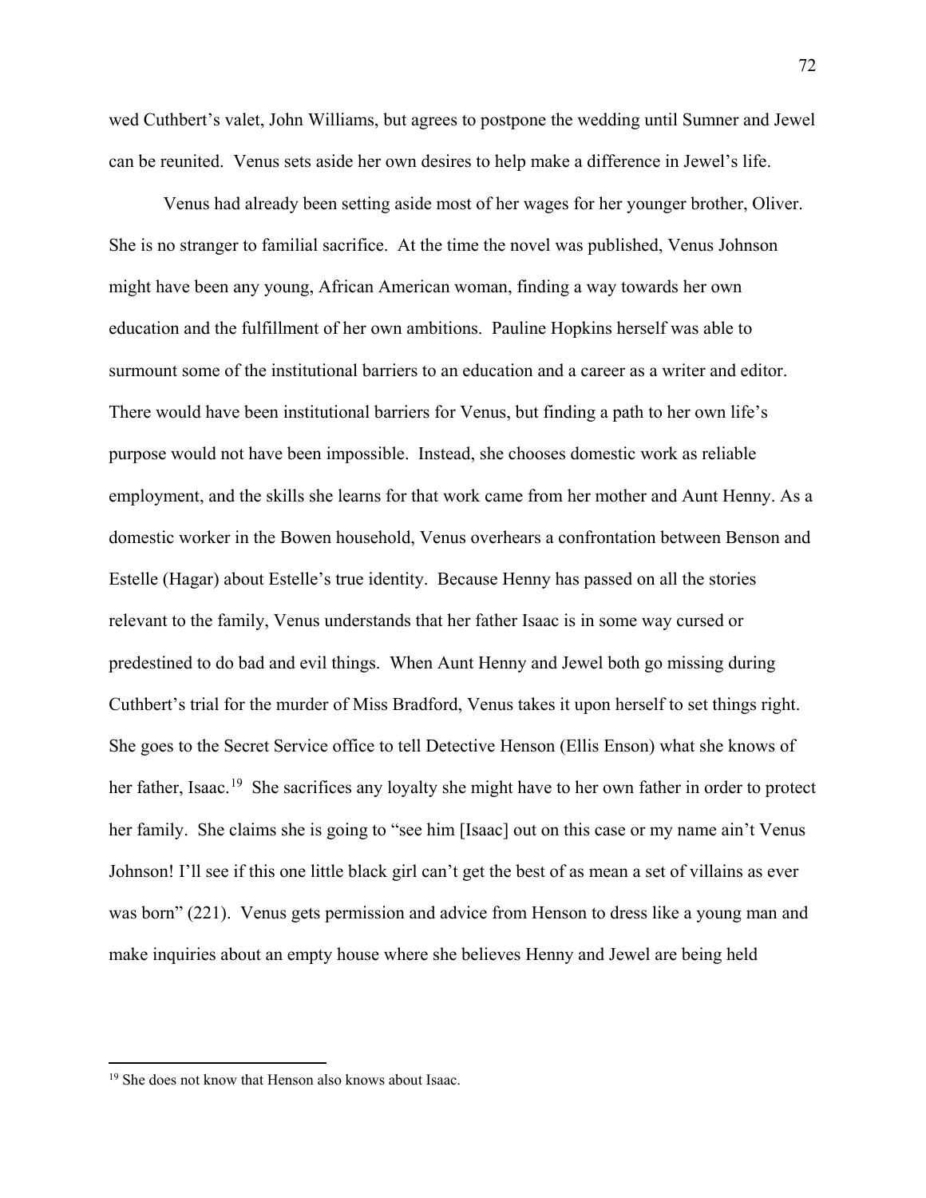wed Cuthbert's valet, John Williams, but agrees to postpone the wedding until Sumner and Jewel can be reunited. Venus sets aside her own desires to help make a difference in Jewel's life.

Venus had already been setting aside most of her wages for her younger brother, Oliver. She is no stranger to familial sacrifice. At the time the novel was published, Venus Johnson might have been any young, African American woman, finding a way towards her own education and the fulfillment of her own ambitions. Pauline Hopkins herself was able to surmount some of the institutional barriers to an education and a career as a writer and editor. There would have been institutional barriers for Venus, but finding a path to her own life's purpose would not have been impossible. Instead, she chooses domestic work as reliable employment, and the skills she learns for that work came from her mother and Aunt Henny. As a domestic worker in the Bowen household, Venus overhears a confrontation between Benson and Estelle (Hagar) about Estelle's true identity. Because Henny has passed on all the stories relevant to the family, Venus understands that her father Isaac is in some way cursed or predestined to do bad and evil things. When Aunt Henny and Jewel both go missing during Cuthbert's trial for the murder of Miss Bradford, Venus takes it upon herself to set things right. She goes to the Secret Service office to tell Detective Henson (Ellis Enson) what she knows of her father, Isaac.[19] She sacrifices any loyalty she might have to her own father in order to protect her family. She claims she is going to "see him [Isaac] out on this case or my name ain't Venus Johnson! I'll see if this one little black girl can't get the best of as mean a set of villains as ever was born" (221). Venus gets permission and advice from Henson to dress like a young man and make inquiries about an empty house where she believes Henny and Jewel are being held

[19] She does not know that Henson also knows about Isaac.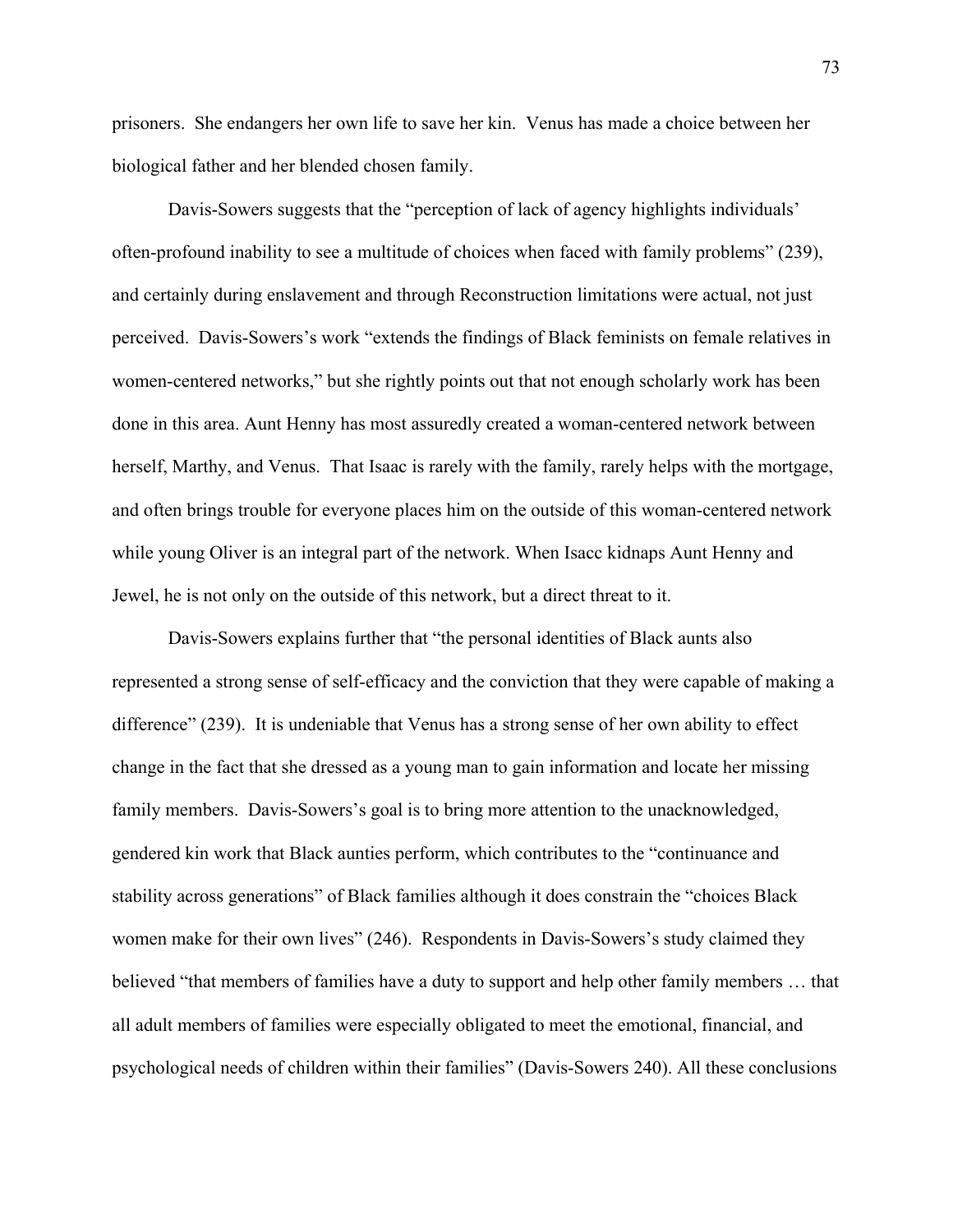prisoners. She endangers her own life to save her kin. Venus has made a choice between her biological father and her blended chosen family.

Davis-Sowers suggests that the "perception of lack of agency highlights individuals' often-profound inability to see a multitude of choices when faced with family problems" (239), and certainly during enslavement and through Reconstruction limitations were actual, not just perceived. Davis-Sowers's work "extends the findings of Black feminists on female relatives in women-centered networks," but she rightly points out that not enough scholarly work has been done in this area. Aunt Henny has most assuredly created a woman-centered network between herself, Marthy, and Venus. That Isaac is rarely with the family, rarely helps with the mortgage, and often brings trouble for everyone places him on the outside of this woman-centered network while young Oliver is an integral part of the network. When Isacc kidnaps Aunt Henny and Jewel, he is not only on the outside of this network, but a direct threat to it.

Davis-Sowers explains further that "the personal identities of Black aunts also represented a strong sense of self-efficacy and the conviction that they were capable of making a difference" (239). It is undeniable that Venus has a strong sense of her own ability to effect change in the fact that she dressed as a young man to gain information and locate her missing family members. Davis-Sowers's goal is to bring more attention to the unacknowledged, gendered kin work that Black aunties perform, which contributes to the "continuance and stability across generations" of Black families although it does constrain the "choices Black women make for their own lives" (246). Respondents in Davis-Sowers's study claimed they believed "that members of families have a duty to support and help other family members … that all adult members of families were especially obligated to meet the emotional, financial, and psychological needs of children within their families" (Davis-Sowers 240). All these conclusions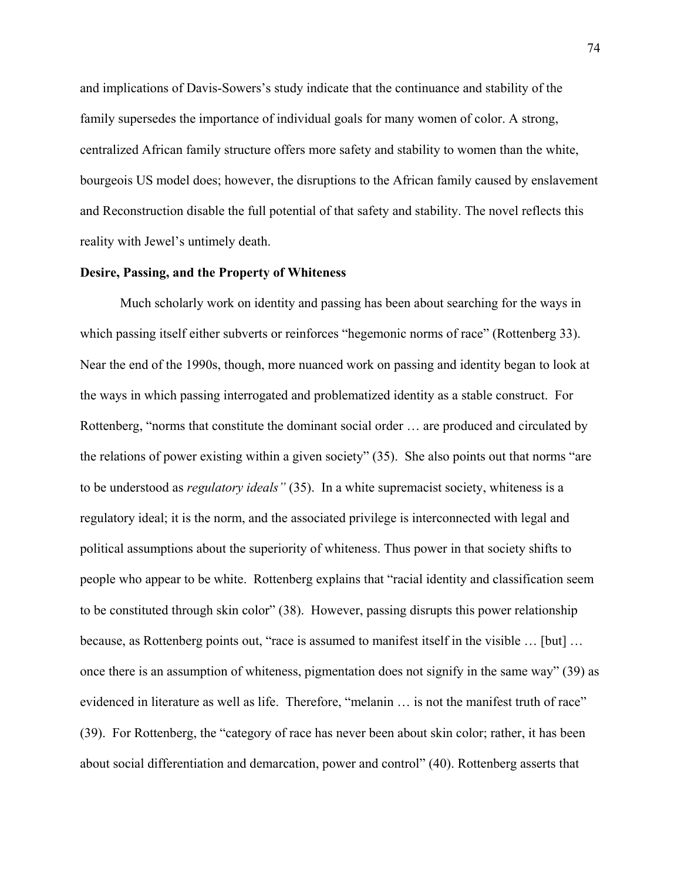and implications of Davis-Sowers's study indicate that the continuance and stability of the family supersedes the importance of individual goals for many women of color. A strong, centralized African family structure offers more safety and stability to women than the white, bourgeois US model does; however, the disruptions to the African family caused by enslavement and Reconstruction disable the full potential of that safety and stability. The novel reflects this reality with Jewel's untimely death.

**Desire, Passing, and the Property of Whiteness**

Much scholarly work on identity and passing has been about searching for the ways in which passing itself either subverts or reinforces "hegemonic norms of race" (Rottenberg 33). Near the end of the 1990s, though, more nuanced work on passing and identity began to look at the ways in which passing interrogated and problematized identity as a stable construct. For Rottenberg, "norms that constitute the dominant social order … are produced and circulated by the relations of power existing within a given society" (35). She also points out that norms "are to be understood as *regulatory ideals"* (35). In a white supremacist society, whiteness is a regulatory ideal; it is the norm, and the associated privilege is interconnected with legal and political assumptions about the superiority of whiteness. Thus power in that society shifts to people who appear to be white. Rottenberg explains that "racial identity and classification seem to be constituted through skin color" (38). However, passing disrupts this power relationship because, as Rottenberg points out, "race is assumed to manifest itself in the visible … [but] … once there is an assumption of whiteness, pigmentation does not signify in the same way" (39) as evidenced in literature as well as life. Therefore, "melanin … is not the manifest truth of race" (39). For Rottenberg, the "category of race has never been about skin color; rather, it has been about social differentiation and demarcation, power and control" (40). Rottenberg asserts that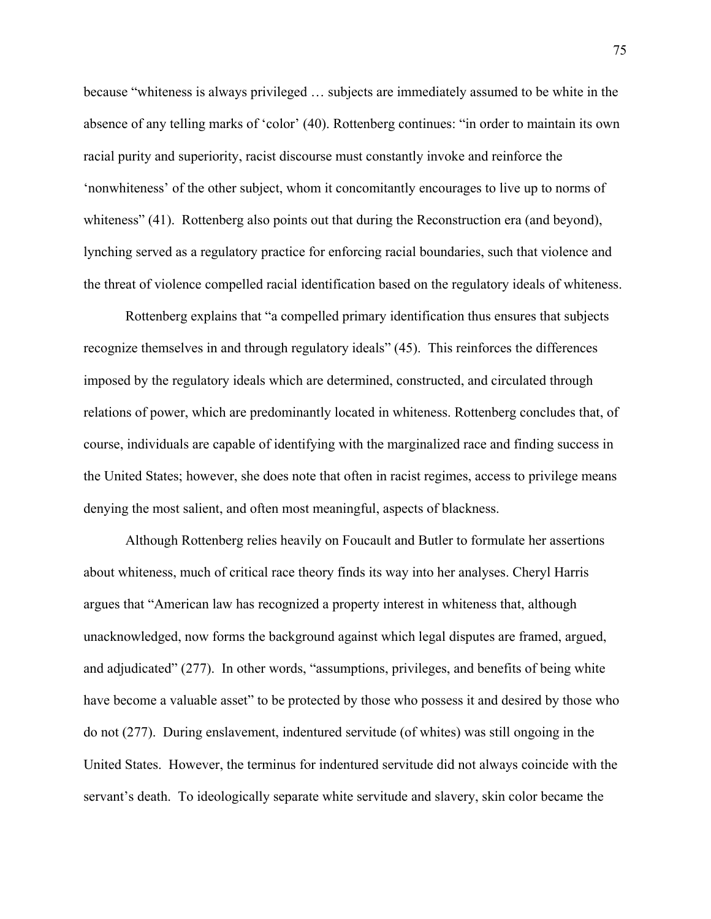because "whiteness is always privileged … subjects are immediately assumed to be white in the absence of any telling marks of 'color' (40). Rottenberg continues: "in order to maintain its own racial purity and superiority, racist discourse must constantly invoke and reinforce the 'nonwhiteness' of the other subject, whom it concomitantly encourages to live up to norms of whiteness" (41). Rottenberg also points out that during the Reconstruction era (and beyond), lynching served as a regulatory practice for enforcing racial boundaries, such that violence and the threat of violence compelled racial identification based on the regulatory ideals of whiteness.

Rottenberg explains that "a compelled primary identification thus ensures that subjects recognize themselves in and through regulatory ideals" (45). This reinforces the differences imposed by the regulatory ideals which are determined, constructed, and circulated through relations of power, which are predominantly located in whiteness. Rottenberg concludes that, of course, individuals are capable of identifying with the marginalized race and finding success in the United States; however, she does note that often in racist regimes, access to privilege means denying the most salient, and often most meaningful, aspects of blackness.

Although Rottenberg relies heavily on Foucault and Butler to formulate her assertions about whiteness, much of critical race theory finds its way into her analyses. Cheryl Harris argues that "American law has recognized a property interest in whiteness that, although unacknowledged, now forms the background against which legal disputes are framed, argued, and adjudicated" (277). In other words, "assumptions, privileges, and benefits of being white have become a valuable asset" to be protected by those who possess it and desired by those who do not (277). During enslavement, indentured servitude (of whites) was still ongoing in the United States. However, the terminus for indentured servitude did not always coincide with the servant's death. To ideologically separate white servitude and slavery, skin color became the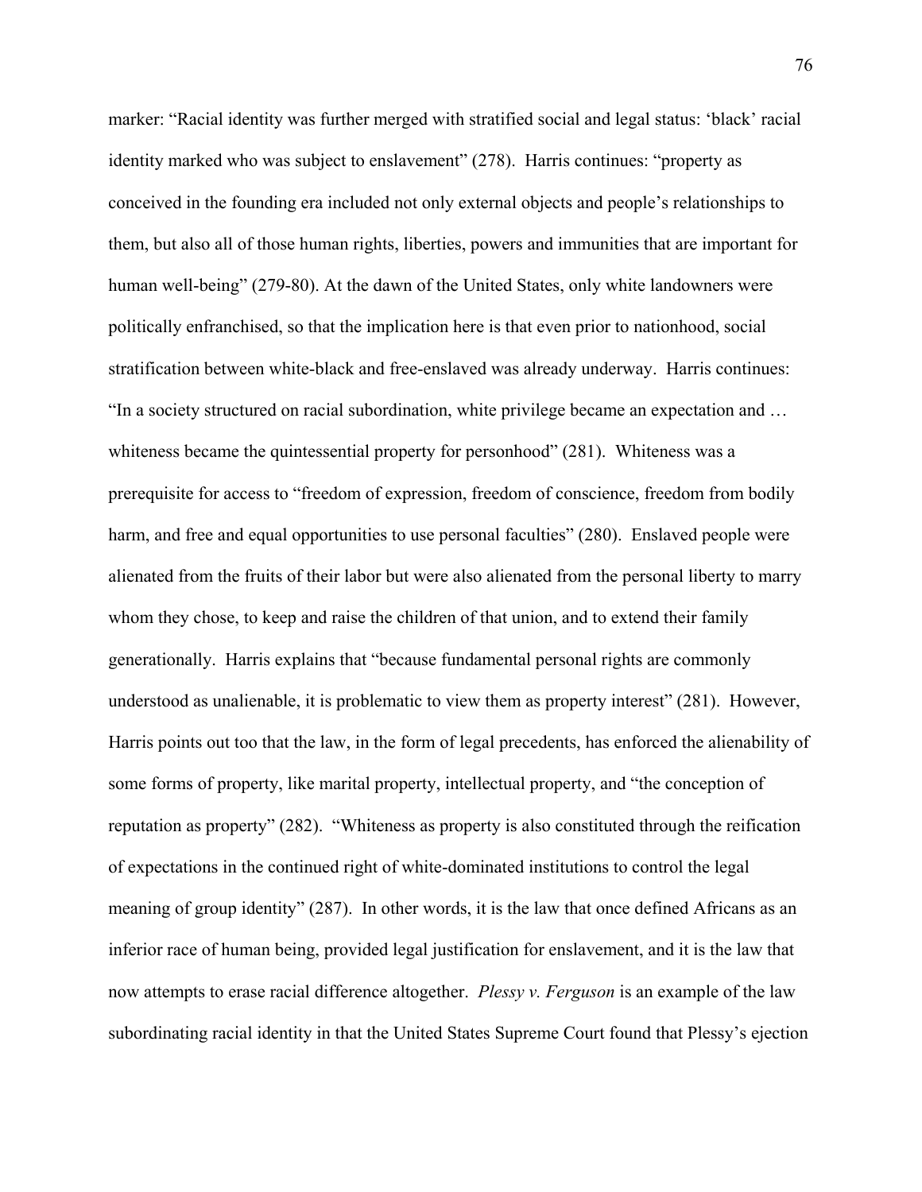marker: “Racial identity was further merged with stratified social and legal status: ‘black’ racial identity marked who was subject to enslavement” (278). Harris continues: “property as conceived in the founding era included not only external objects and people’s relationships to them, but also all of those human rights, liberties, powers and immunities that are important for human well-being” (279-80). At the dawn of the United States, only white landowners were politically enfranchised, so that the implication here is that even prior to nationhood, social stratification between white-black and free-enslaved was already underway. Harris continues: “In a society structured on racial subordination, white privilege became an expectation and … whiteness became the quintessential property for personhood” (281). Whiteness was a prerequisite for access to “freedom of expression, freedom of conscience, freedom from bodily harm, and free and equal opportunities to use personal faculties” (280). Enslaved people were alienated from the fruits of their labor but were also alienated from the personal liberty to marry whom they chose, to keep and raise the children of that union, and to extend their family generationally. Harris explains that “because fundamental personal rights are commonly understood as unalienable, it is problematic to view them as property interest” (281). However, Harris points out too that the law, in the form of legal precedents, has enforced the alienability of some forms of property, like marital property, intellectual property, and “the conception of reputation as property” (282). “Whiteness as property is also constituted through the reification of expectations in the continued right of white-dominated institutions to control the legal meaning of group identity” (287). In other words, it is the law that once defined Africans as an inferior race of human being, provided legal justification for enslavement, and it is the law that now attempts to erase racial difference altogether. *Plessy v. Ferguson* is an example of the law subordinating racial identity in that the United States Supreme Court found that Plessy’s ejection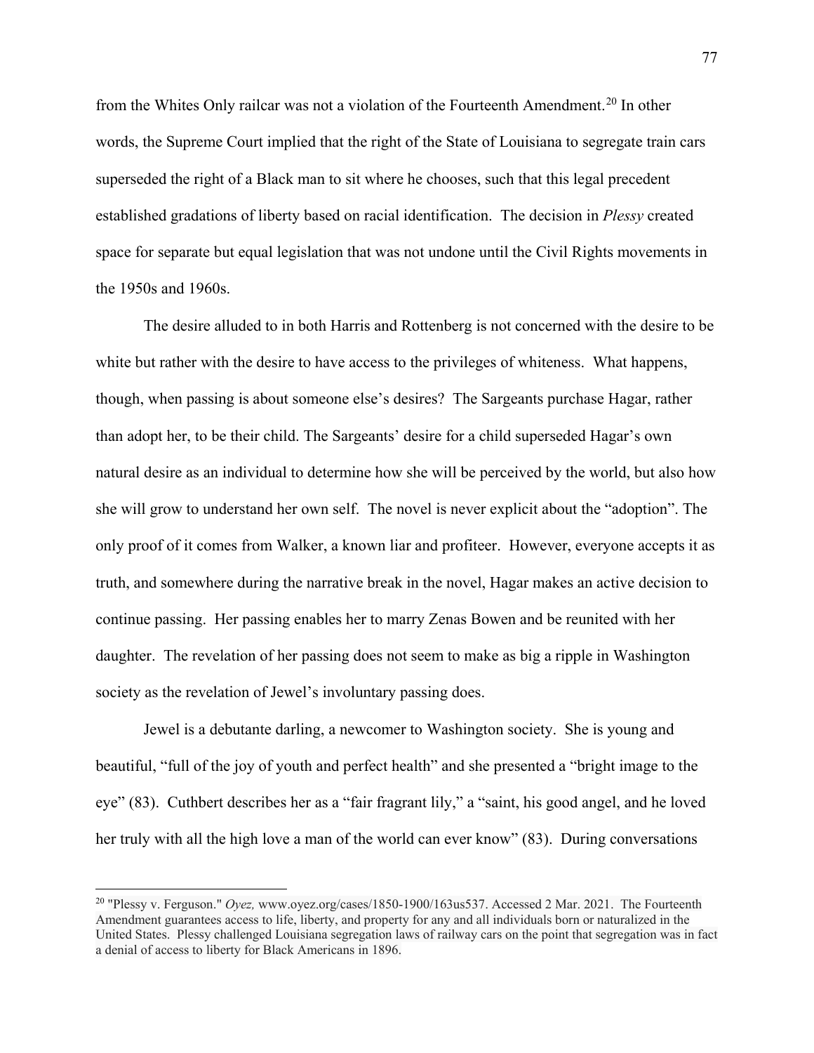from the Whites Only railcar was not a violation of the Fourteenth Amendment.[20] In other words, the Supreme Court implied that the right of the State of Louisiana to segregate train cars superseded the right of a Black man to sit where he chooses, such that this legal precedent established gradations of liberty based on racial identification. The decision in *Plessy* created space for separate but equal legislation that was not undone until the Civil Rights movements in the 1950s and 1960s.

The desire alluded to in both Harris and Rottenberg is not concerned with the desire to be white but rather with the desire to have access to the privileges of whiteness. What happens, though, when passing is about someone else's desires? The Sargeants purchase Hagar, rather than adopt her, to be their child. The Sargeants' desire for a child superseded Hagar's own natural desire as an individual to determine how she will be perceived by the world, but also how she will grow to understand her own self. The novel is never explicit about the "adoption". The only proof of it comes from Walker, a known liar and profiteer. However, everyone accepts it as truth, and somewhere during the narrative break in the novel, Hagar makes an active decision to continue passing. Her passing enables her to marry Zenas Bowen and be reunited with her daughter. The revelation of her passing does not seem to make as big a ripple in Washington society as the revelation of Jewel's involuntary passing does.

Jewel is a debutante darling, a newcomer to Washington society. She is young and beautiful, "full of the joy of youth and perfect health" and she presented a "bright image to the eye" (83). Cuthbert describes her as a "fair fragrant lily," a "saint, his good angel, and he loved her truly with all the high love a man of the world can ever know" (83). During conversations

---

[20] "Plessy v. Ferguson." *Oyez,* www.oyez.org/cases/1850-1900/163us537. Accessed 2 Mar. 2021. The Fourteenth Amendment guarantees access to life, liberty, and property for any and all individuals born or naturalized in the United States. Plessy challenged Louisiana segregation laws of railway cars on the point that segregation was in fact a denial of access to liberty for Black Americans in 1896.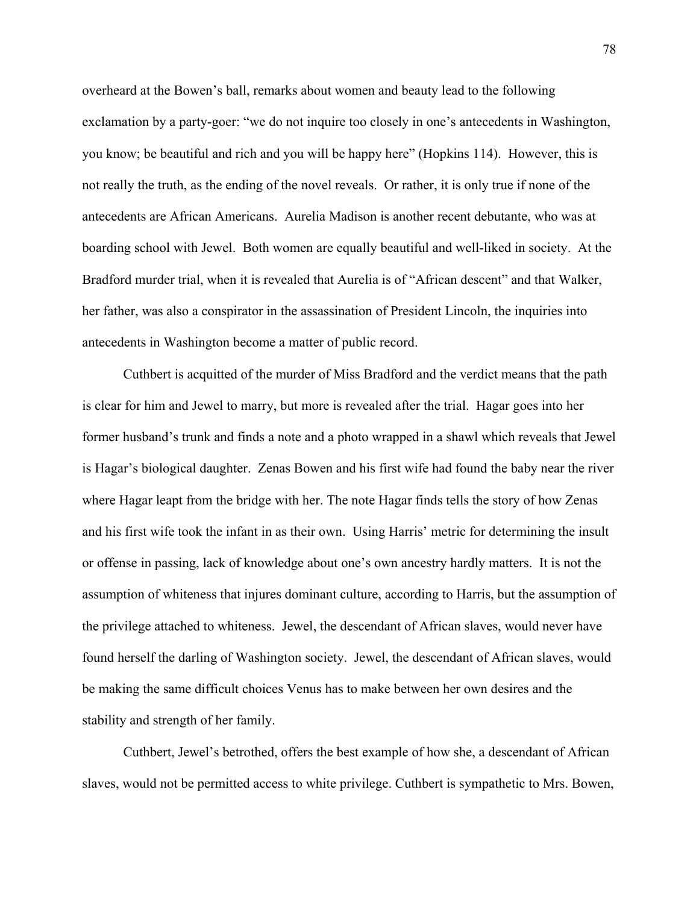overheard at the Bowen's ball, remarks about women and beauty lead to the following exclamation by a party-goer: "we do not inquire too closely in one's antecedents in Washington, you know; be beautiful and rich and you will be happy here" (Hopkins 114). However, this is not really the truth, as the ending of the novel reveals. Or rather, it is only true if none of the antecedents are African Americans. Aurelia Madison is another recent debutante, who was at boarding school with Jewel. Both women are equally beautiful and well-liked in society. At the Bradford murder trial, when it is revealed that Aurelia is of "African descent" and that Walker, her father, was also a conspirator in the assassination of President Lincoln, the inquiries into antecedents in Washington become a matter of public record.

Cuthbert is acquitted of the murder of Miss Bradford and the verdict means that the path is clear for him and Jewel to marry, but more is revealed after the trial. Hagar goes into her former husband's trunk and finds a note and a photo wrapped in a shawl which reveals that Jewel is Hagar's biological daughter. Zenas Bowen and his first wife had found the baby near the river where Hagar leapt from the bridge with her. The note Hagar finds tells the story of how Zenas and his first wife took the infant in as their own. Using Harris' metric for determining the insult or offense in passing, lack of knowledge about one's own ancestry hardly matters. It is not the assumption of whiteness that injures dominant culture, according to Harris, but the assumption of the privilege attached to whiteness. Jewel, the descendant of African slaves, would never have found herself the darling of Washington society. Jewel, the descendant of African slaves, would be making the same difficult choices Venus has to make between her own desires and the stability and strength of her family.

Cuthbert, Jewel's betrothed, offers the best example of how she, a descendant of African slaves, would not be permitted access to white privilege. Cuthbert is sympathetic to Mrs. Bowen,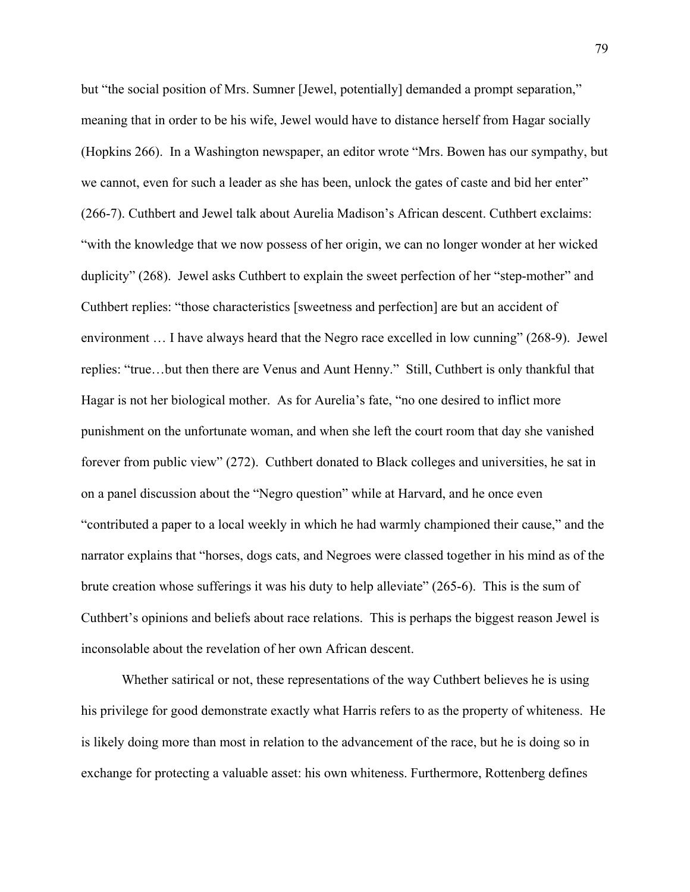but "the social position of Mrs. Sumner [Jewel, potentially] demanded a prompt separation," meaning that in order to be his wife, Jewel would have to distance herself from Hagar socially (Hopkins 266). In a Washington newspaper, an editor wrote "Mrs. Bowen has our sympathy, but we cannot, even for such a leader as she has been, unlock the gates of caste and bid her enter" (266-7). Cuthbert and Jewel talk about Aurelia Madison's African descent. Cuthbert exclaims: "with the knowledge that we now possess of her origin, we can no longer wonder at her wicked duplicity" (268). Jewel asks Cuthbert to explain the sweet perfection of her "step-mother" and Cuthbert replies: "those characteristics [sweetness and perfection] are but an accident of environment … I have always heard that the Negro race excelled in low cunning" (268-9). Jewel replies: "true…but then there are Venus and Aunt Henny." Still, Cuthbert is only thankful that Hagar is not her biological mother. As for Aurelia's fate, "no one desired to inflict more punishment on the unfortunate woman, and when she left the court room that day she vanished forever from public view" (272). Cuthbert donated to Black colleges and universities, he sat in on a panel discussion about the "Negro question" while at Harvard, and he once even "contributed a paper to a local weekly in which he had warmly championed their cause," and the narrator explains that "horses, dogs cats, and Negroes were classed together in his mind as of the brute creation whose sufferings it was his duty to help alleviate" (265-6). This is the sum of Cuthbert's opinions and beliefs about race relations. This is perhaps the biggest reason Jewel is inconsolable about the revelation of her own African descent.

Whether satirical or not, these representations of the way Cuthbert believes he is using his privilege for good demonstrate exactly what Harris refers to as the property of whiteness. He is likely doing more than most in relation to the advancement of the race, but he is doing so in exchange for protecting a valuable asset: his own whiteness. Furthermore, Rottenberg defines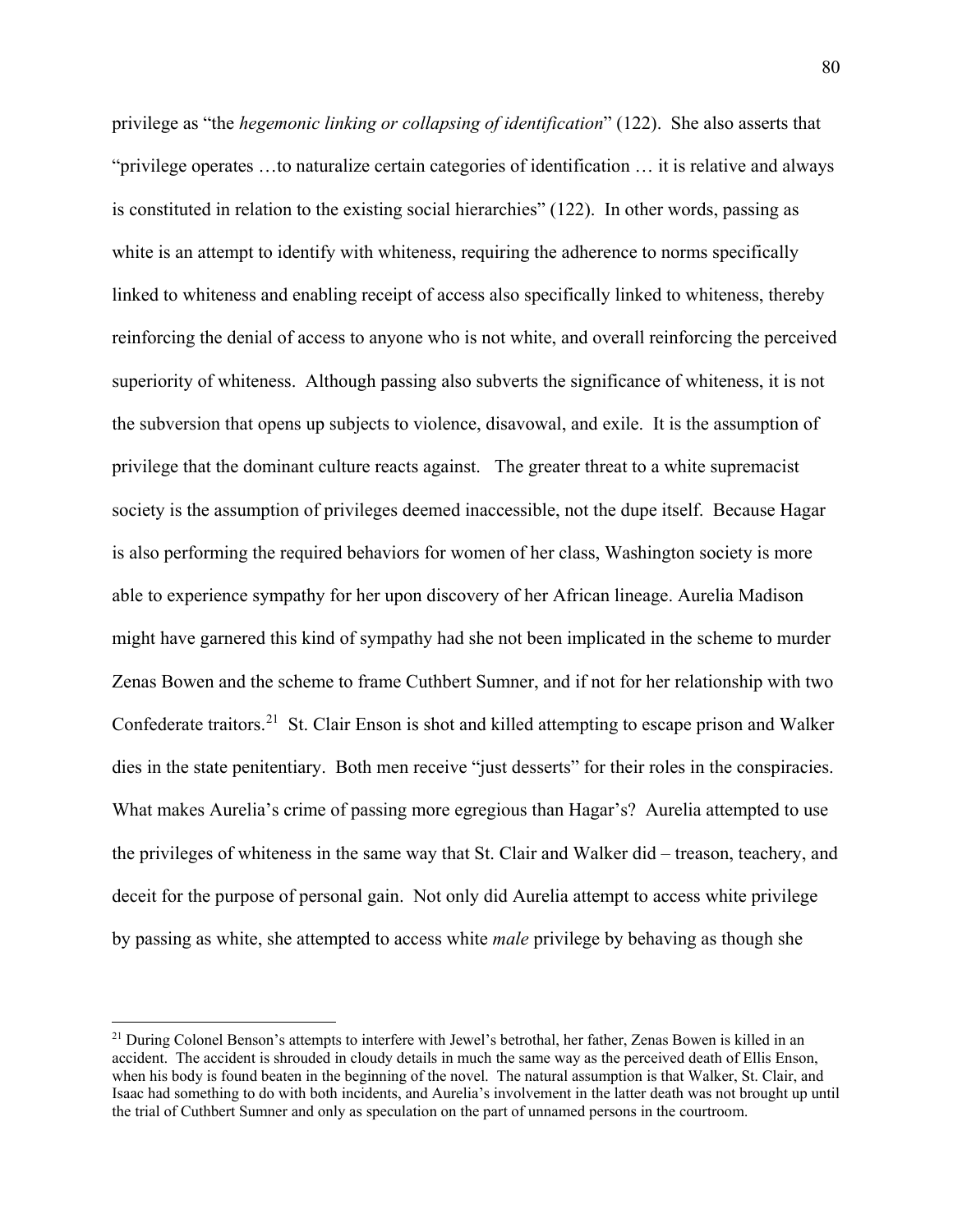privilege as "the *hegemonic linking or collapsing of identification*" (122). She also asserts that "privilege operates …to naturalize certain categories of identification … it is relative and always is constituted in relation to the existing social hierarchies" (122). In other words, passing as white is an attempt to identify with whiteness, requiring the adherence to norms specifically linked to whiteness and enabling receipt of access also specifically linked to whiteness, thereby reinforcing the denial of access to anyone who is not white, and overall reinforcing the perceived superiority of whiteness. Although passing also subverts the significance of whiteness, it is not the subversion that opens up subjects to violence, disavowal, and exile. It is the assumption of privilege that the dominant culture reacts against. The greater threat to a white supremacist society is the assumption of privileges deemed inaccessible, not the dupe itself. Because Hagar is also performing the required behaviors for women of her class, Washington society is more able to experience sympathy for her upon discovery of her African lineage. Aurelia Madison might have garnered this kind of sympathy had she not been implicated in the scheme to murder Zenas Bowen and the scheme to frame Cuthbert Sumner, and if not for her relationship with two Confederate traitors.[21] St. Clair Enson is shot and killed attempting to escape prison and Walker dies in the state penitentiary. Both men receive "just desserts" for their roles in the conspiracies. What makes Aurelia's crime of passing more egregious than Hagar's? Aurelia attempted to use the privileges of whiteness in the same way that St. Clair and Walker did – treason, teachery, and deceit for the purpose of personal gain. Not only did Aurelia attempt to access white privilege by passing as white, she attempted to access white *male* privilege by behaving as though she

---

[21] During Colonel Benson's attempts to interfere with Jewel's betrothal, her father, Zenas Bowen is killed in an accident. The accident is shrouded in cloudy details in much the same way as the perceived death of Ellis Enson, when his body is found beaten in the beginning of the novel. The natural assumption is that Walker, St. Clair, and Isaac had something to do with both incidents, and Aurelia's involvement in the latter death was not brought up until the trial of Cuthbert Sumner and only as speculation on the part of unnamed persons in the courtroom.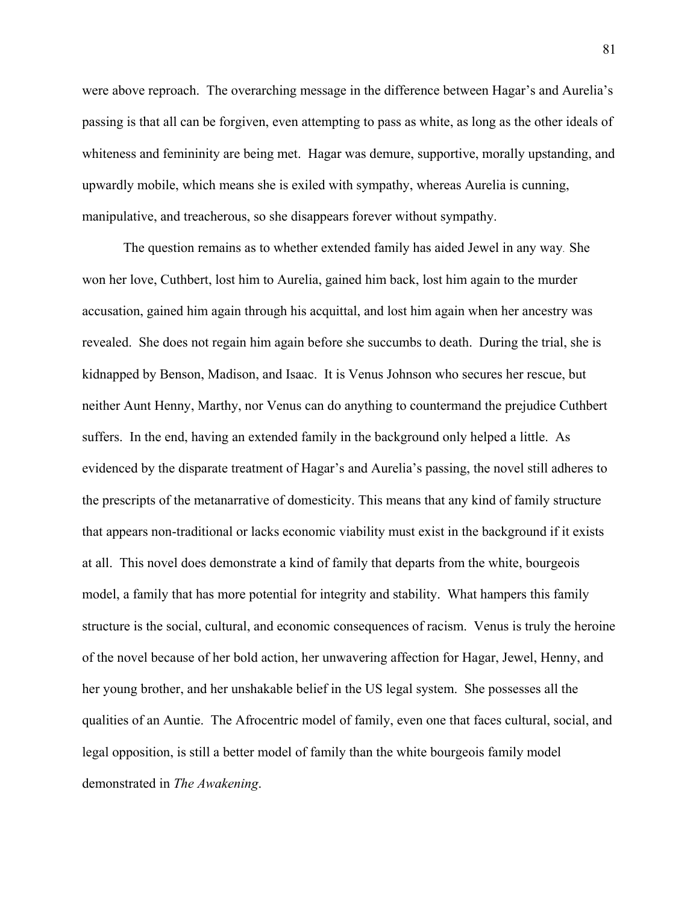were above reproach. The overarching message in the difference between Hagar's and Aurelia's passing is that all can be forgiven, even attempting to pass as white, as long as the other ideals of whiteness and femininity are being met. Hagar was demure, supportive, morally upstanding, and upwardly mobile, which means she is exiled with sympathy, whereas Aurelia is cunning, manipulative, and treacherous, so she disappears forever without sympathy.

The question remains as to whether extended family has aided Jewel in any way. She won her love, Cuthbert, lost him to Aurelia, gained him back, lost him again to the murder accusation, gained him again through his acquittal, and lost him again when her ancestry was revealed. She does not regain him again before she succumbs to death. During the trial, she is kidnapped by Benson, Madison, and Isaac. It is Venus Johnson who secures her rescue, but neither Aunt Henny, Marthy, nor Venus can do anything to countermand the prejudice Cuthbert suffers. In the end, having an extended family in the background only helped a little. As evidenced by the disparate treatment of Hagar's and Aurelia's passing, the novel still adheres to the prescripts of the metanarrative of domesticity. This means that any kind of family structure that appears non-traditional or lacks economic viability must exist in the background if it exists at all. This novel does demonstrate a kind of family that departs from the white, bourgeois model, a family that has more potential for integrity and stability. What hampers this family structure is the social, cultural, and economic consequences of racism. Venus is truly the heroine of the novel because of her bold action, her unwavering affection for Hagar, Jewel, Henny, and her young brother, and her unshakable belief in the US legal system. She possesses all the qualities of an Auntie. The Afrocentric model of family, even one that faces cultural, social, and legal opposition, is still a better model of family than the white bourgeois family model demonstrated in *The Awakening*.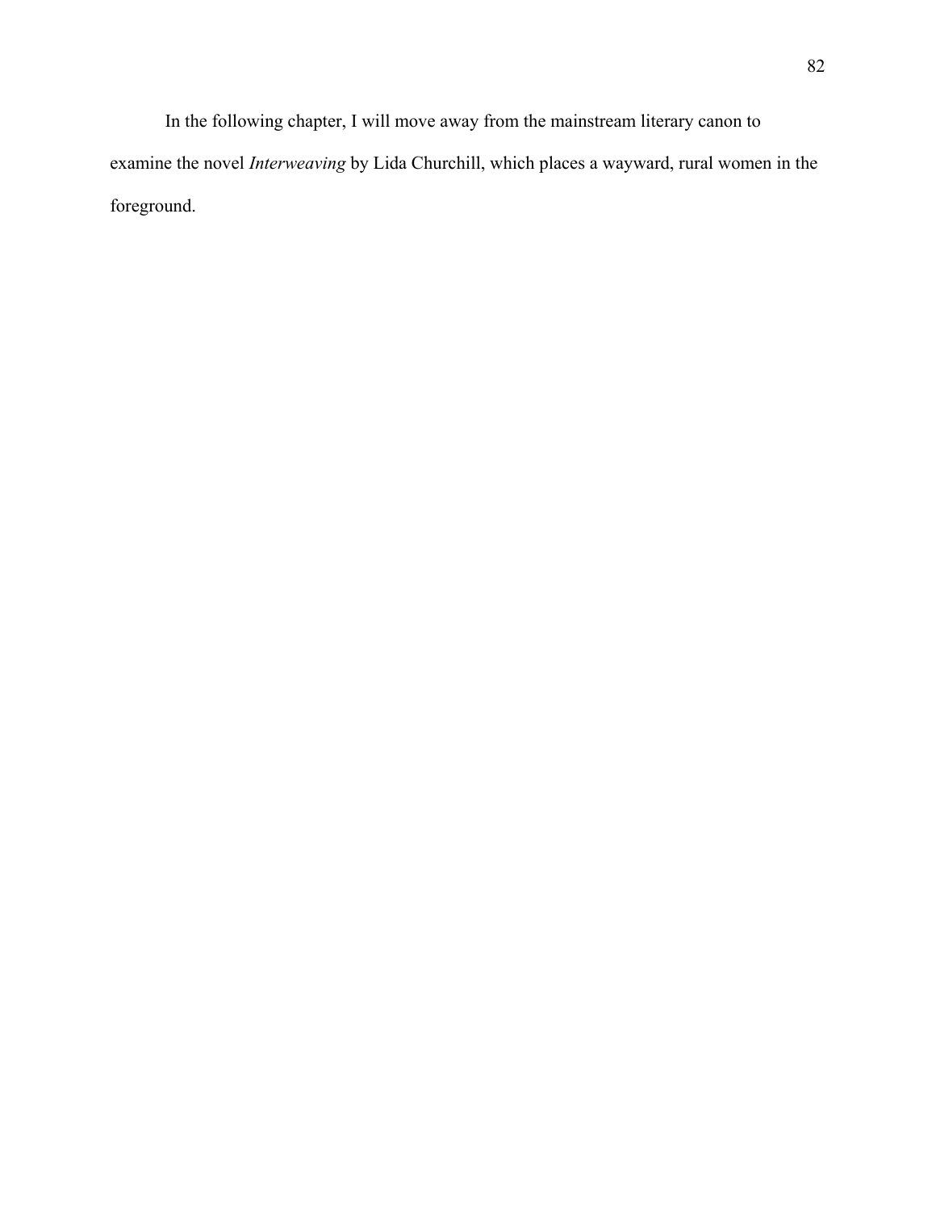In the following chapter, I will move away from the mainstream literary canon to examine the novel *Interweaving* by Lida Churchill, which places a wayward, rural women in the foreground.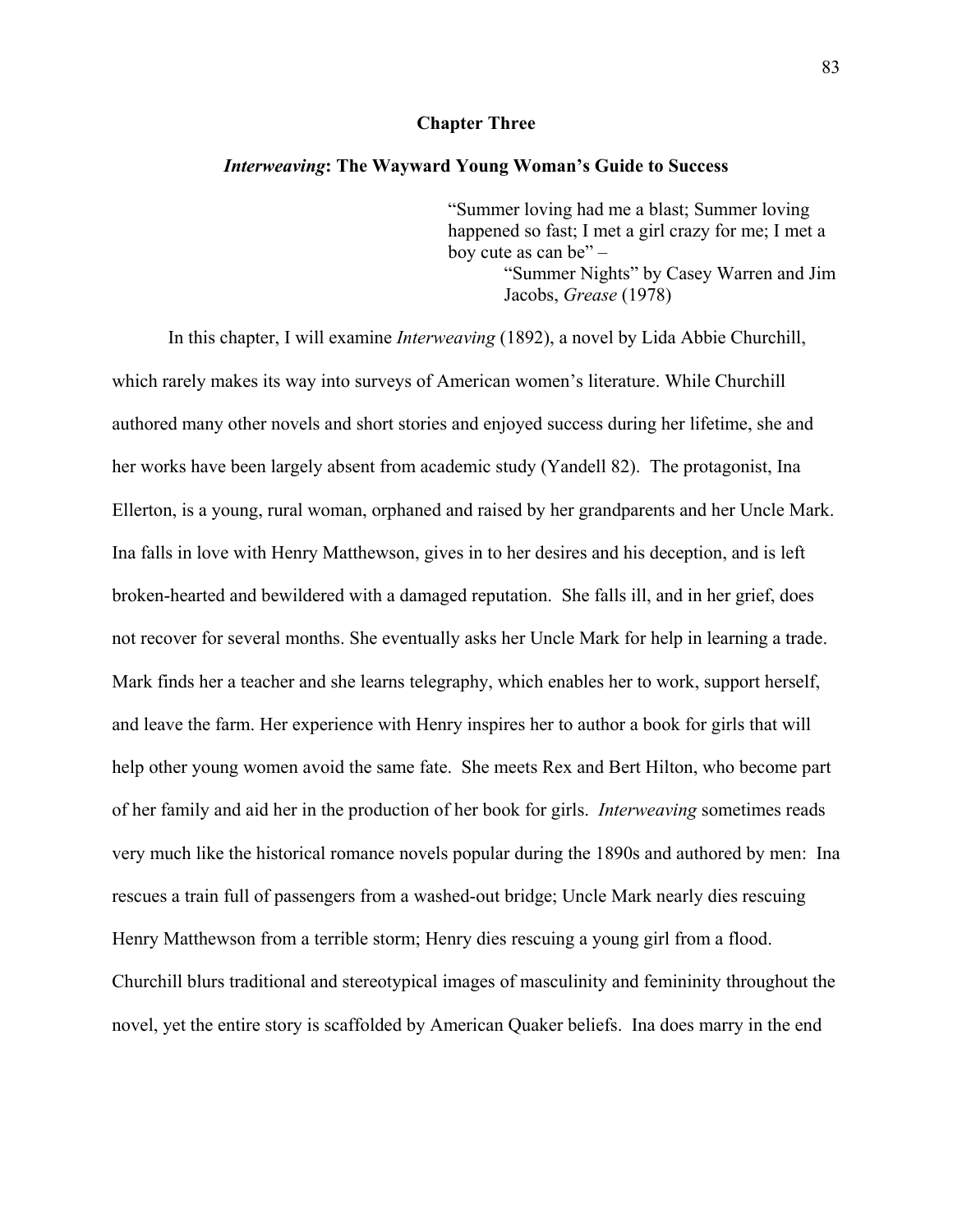# Chapter Three

## *Interweaving*: The Wayward Young Woman's Guide to Success

> "Summer loving had me a blast; Summer loving happened so fast; I met a girl crazy for me; I met a boy cute as can be" –
>
> "Summer Nights" by Casey Warren and Jim Jacobs, *Grease* (1978)

In this chapter, I will examine *Interweaving* (1892), a novel by Lida Abbie Churchill, which rarely makes its way into surveys of American women's literature. While Churchill authored many other novels and short stories and enjoyed success during her lifetime, she and her works have been largely absent from academic study (Yandell 82). The protagonist, Ina Ellerton, is a young, rural woman, orphaned and raised by her grandparents and her Uncle Mark. Ina falls in love with Henry Matthewson, gives in to her desires and his deception, and is left broken-hearted and bewildered with a damaged reputation. She falls ill, and in her grief, does not recover for several months. She eventually asks her Uncle Mark for help in learning a trade. Mark finds her a teacher and she learns telegraphy, which enables her to work, support herself, and leave the farm. Her experience with Henry inspires her to author a book for girls that will help other young women avoid the same fate. She meets Rex and Bert Hilton, who become part of her family and aid her in the production of her book for girls. *Interweaving* sometimes reads very much like the historical romance novels popular during the 1890s and authored by men: Ina rescues a train full of passengers from a washed-out bridge; Uncle Mark nearly dies rescuing Henry Matthewson from a terrible storm; Henry dies rescuing a young girl from a flood. Churchill blurs traditional and stereotypical images of masculinity and femininity throughout the novel, yet the entire story is scaffolded by American Quaker beliefs. Ina does marry in the end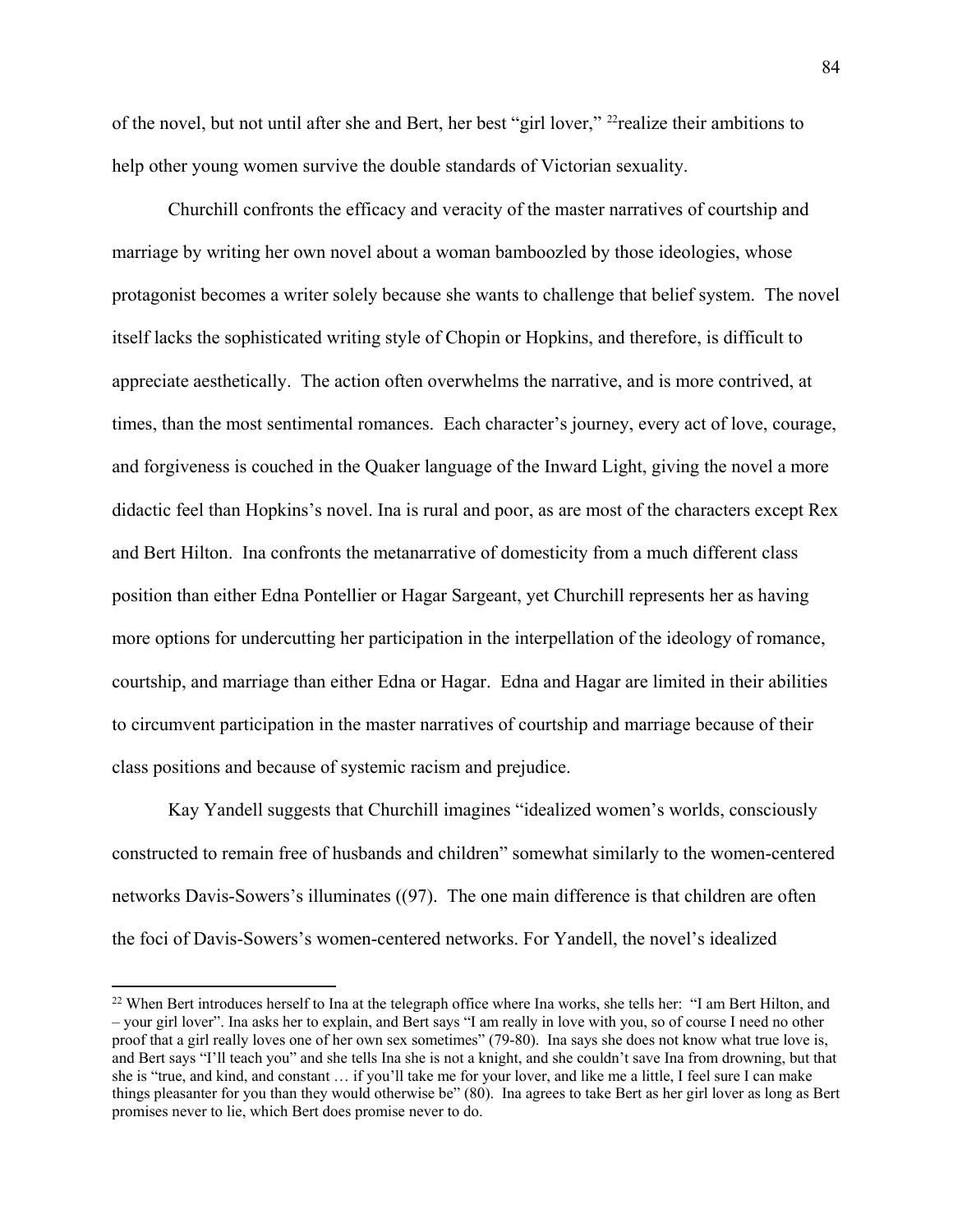of the novel, but not until after she and Bert, her best "girl lover," [22]realize their ambitions to help other young women survive the double standards of Victorian sexuality.

Churchill confronts the efficacy and veracity of the master narratives of courtship and marriage by writing her own novel about a woman bamboozled by those ideologies, whose protagonist becomes a writer solely because she wants to challenge that belief system. The novel itself lacks the sophisticated writing style of Chopin or Hopkins, and therefore, is difficult to appreciate aesthetically. The action often overwhelms the narrative, and is more contrived, at times, than the most sentimental romances. Each character's journey, every act of love, courage, and forgiveness is couched in the Quaker language of the Inward Light, giving the novel a more didactic feel than Hopkins's novel. Ina is rural and poor, as are most of the characters except Rex and Bert Hilton. Ina confronts the metanarrative of domesticity from a much different class position than either Edna Pontellier or Hagar Sargeant, yet Churchill represents her as having more options for undercutting her participation in the interpellation of the ideology of romance, courtship, and marriage than either Edna or Hagar. Edna and Hagar are limited in their abilities to circumvent participation in the master narratives of courtship and marriage because of their class positions and because of systemic racism and prejudice.

Kay Yandell suggests that Churchill imagines "idealized women's worlds, consciously constructed to remain free of husbands and children" somewhat similarly to the women-centered networks Davis-Sowers's illuminates ((97). The one main difference is that children are often the foci of Davis-Sowers's women-centered networks. For Yandell, the novel's idealized

---

[22] When Bert introduces herself to Ina at the telegraph office where Ina works, she tells her: "I am Bert Hilton, and – your girl lover". Ina asks her to explain, and Bert says "I am really in love with you, so of course I need no other proof that a girl really loves one of her own sex sometimes" (79-80). Ina says she does not know what true love is, and Bert says "I'll teach you" and she tells Ina she is not a knight, and she couldn't save Ina from drowning, but that she is "true, and kind, and constant … if you'll take me for your lover, and like me a little, I feel sure I can make things pleasanter for you than they would otherwise be" (80). Ina agrees to take Bert as her girl lover as long as Bert promises never to lie, which Bert does promise never to do.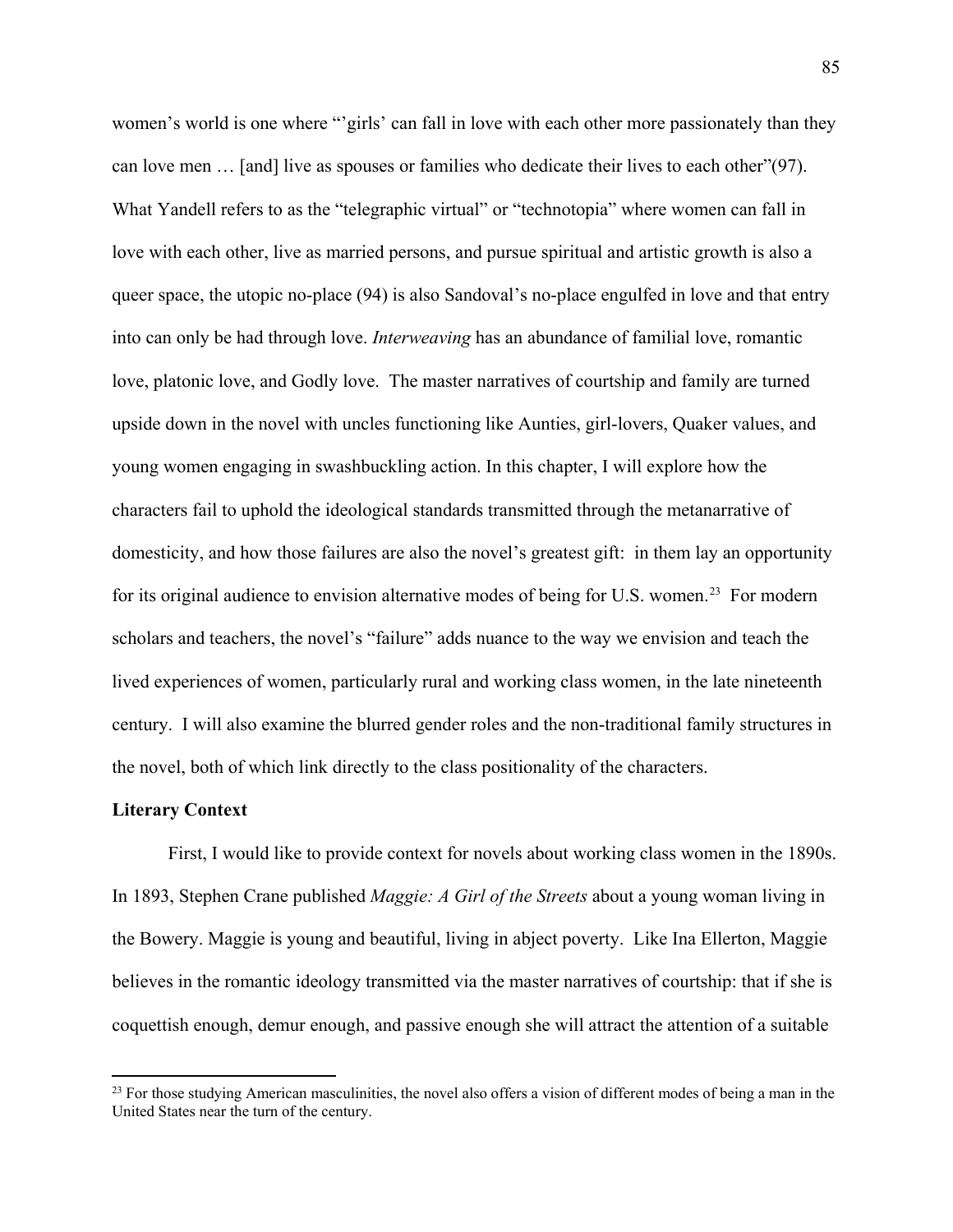women's world is one where "'girls' can fall in love with each other more passionately than they can love men … [and] live as spouses or families who dedicate their lives to each other"(97). What Yandell refers to as the "telegraphic virtual" or "technotopia" where women can fall in love with each other, live as married persons, and pursue spiritual and artistic growth is also a queer space, the utopic no-place (94) is also Sandoval's no-place engulfed in love and that entry into can only be had through love. *Interweaving* has an abundance of familial love, romantic love, platonic love, and Godly love. The master narratives of courtship and family are turned upside down in the novel with uncles functioning like Aunties, girl-lovers, Quaker values, and young women engaging in swashbuckling action. In this chapter, I will explore how the characters fail to uphold the ideological standards transmitted through the metanarrative of domesticity, and how those failures are also the novel's greatest gift: in them lay an opportunity for its original audience to envision alternative modes of being for U.S. women.[23] For modern scholars and teachers, the novel's "failure" adds nuance to the way we envision and teach the lived experiences of women, particularly rural and working class women, in the late nineteenth century. I will also examine the blurred gender roles and the non-traditional family structures in the novel, both of which link directly to the class positionality of the characters.

**Literary Context**

First, I would like to provide context for novels about working class women in the 1890s. In 1893, Stephen Crane published *Maggie: A Girl of the Streets* about a young woman living in the Bowery. Maggie is young and beautiful, living in abject poverty. Like Ina Ellerton, Maggie believes in the romantic ideology transmitted via the master narratives of courtship: that if she is coquettish enough, demur enough, and passive enough she will attract the attention of a suitable

[23] For those studying American masculinities, the novel also offers a vision of different modes of being a man in the United States near the turn of the century.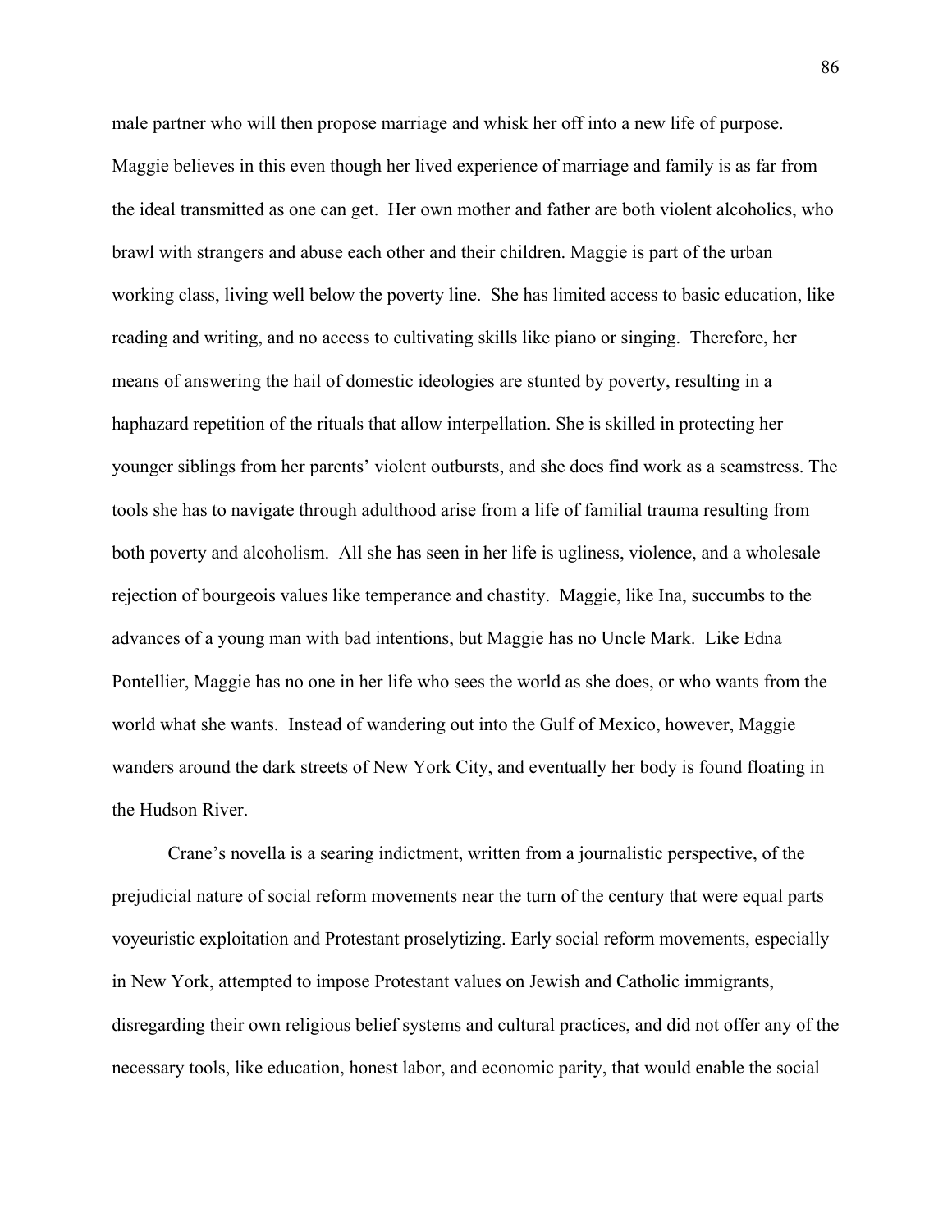male partner who will then propose marriage and whisk her off into a new life of purpose. Maggie believes in this even though her lived experience of marriage and family is as far from the ideal transmitted as one can get. Her own mother and father are both violent alcoholics, who brawl with strangers and abuse each other and their children. Maggie is part of the urban working class, living well below the poverty line. She has limited access to basic education, like reading and writing, and no access to cultivating skills like piano or singing. Therefore, her means of answering the hail of domestic ideologies are stunted by poverty, resulting in a haphazard repetition of the rituals that allow interpellation. She is skilled in protecting her younger siblings from her parents' violent outbursts, and she does find work as a seamstress. The tools she has to navigate through adulthood arise from a life of familial trauma resulting from both poverty and alcoholism. All she has seen in her life is ugliness, violence, and a wholesale rejection of bourgeois values like temperance and chastity. Maggie, like Ina, succumbs to the advances of a young man with bad intentions, but Maggie has no Uncle Mark. Like Edna Pontellier, Maggie has no one in her life who sees the world as she does, or who wants from the world what she wants. Instead of wandering out into the Gulf of Mexico, however, Maggie wanders around the dark streets of New York City, and eventually her body is found floating in the Hudson River.

Crane's novella is a searing indictment, written from a journalistic perspective, of the prejudicial nature of social reform movements near the turn of the century that were equal parts voyeuristic exploitation and Protestant proselytizing. Early social reform movements, especially in New York, attempted to impose Protestant values on Jewish and Catholic immigrants, disregarding their own religious belief systems and cultural practices, and did not offer any of the necessary tools, like education, honest labor, and economic parity, that would enable the social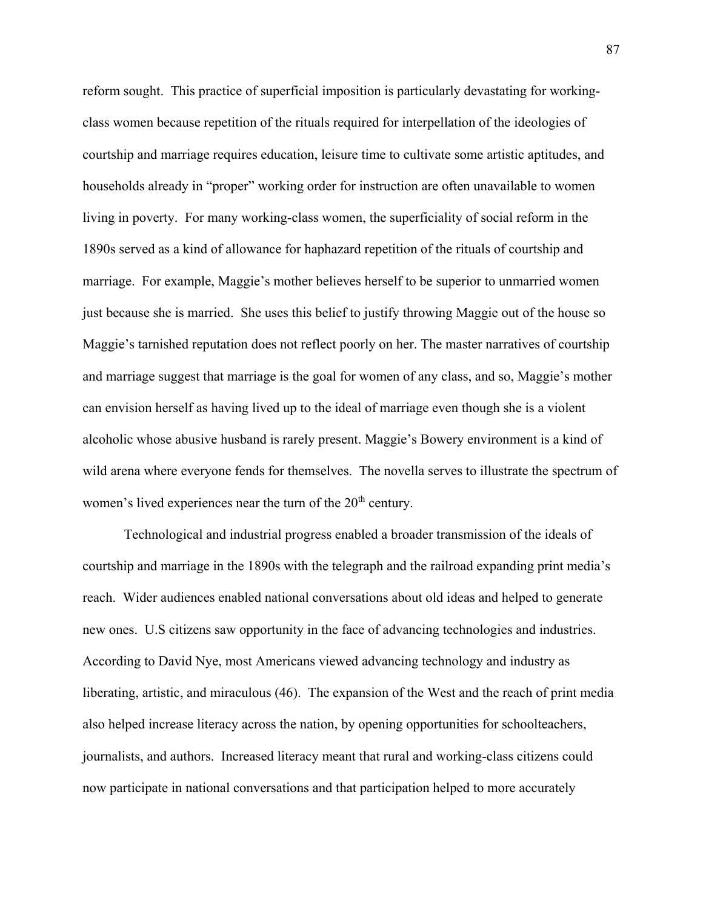reform sought. This practice of superficial imposition is particularly devastating for working-class women because repetition of the rituals required for interpellation of the ideologies of courtship and marriage requires education, leisure time to cultivate some artistic aptitudes, and households already in "proper" working order for instruction are often unavailable to women living in poverty. For many working-class women, the superficiality of social reform in the 1890s served as a kind of allowance for haphazard repetition of the rituals of courtship and marriage. For example, Maggie's mother believes herself to be superior to unmarried women just because she is married. She uses this belief to justify throwing Maggie out of the house so Maggie's tarnished reputation does not reflect poorly on her. The master narratives of courtship and marriage suggest that marriage is the goal for women of any class, and so, Maggie's mother can envision herself as having lived up to the ideal of marriage even though she is a violent alcoholic whose abusive husband is rarely present. Maggie's Bowery environment is a kind of wild arena where everyone fends for themselves. The novella serves to illustrate the spectrum of women's lived experiences near the turn of the 20th century.

Technological and industrial progress enabled a broader transmission of the ideals of courtship and marriage in the 1890s with the telegraph and the railroad expanding print media's reach. Wider audiences enabled national conversations about old ideas and helped to generate new ones. U.S citizens saw opportunity in the face of advancing technologies and industries. According to David Nye, most Americans viewed advancing technology and industry as liberating, artistic, and miraculous (46). The expansion of the West and the reach of print media also helped increase literacy across the nation, by opening opportunities for schoolteachers, journalists, and authors. Increased literacy meant that rural and working-class citizens could now participate in national conversations and that participation helped to more accurately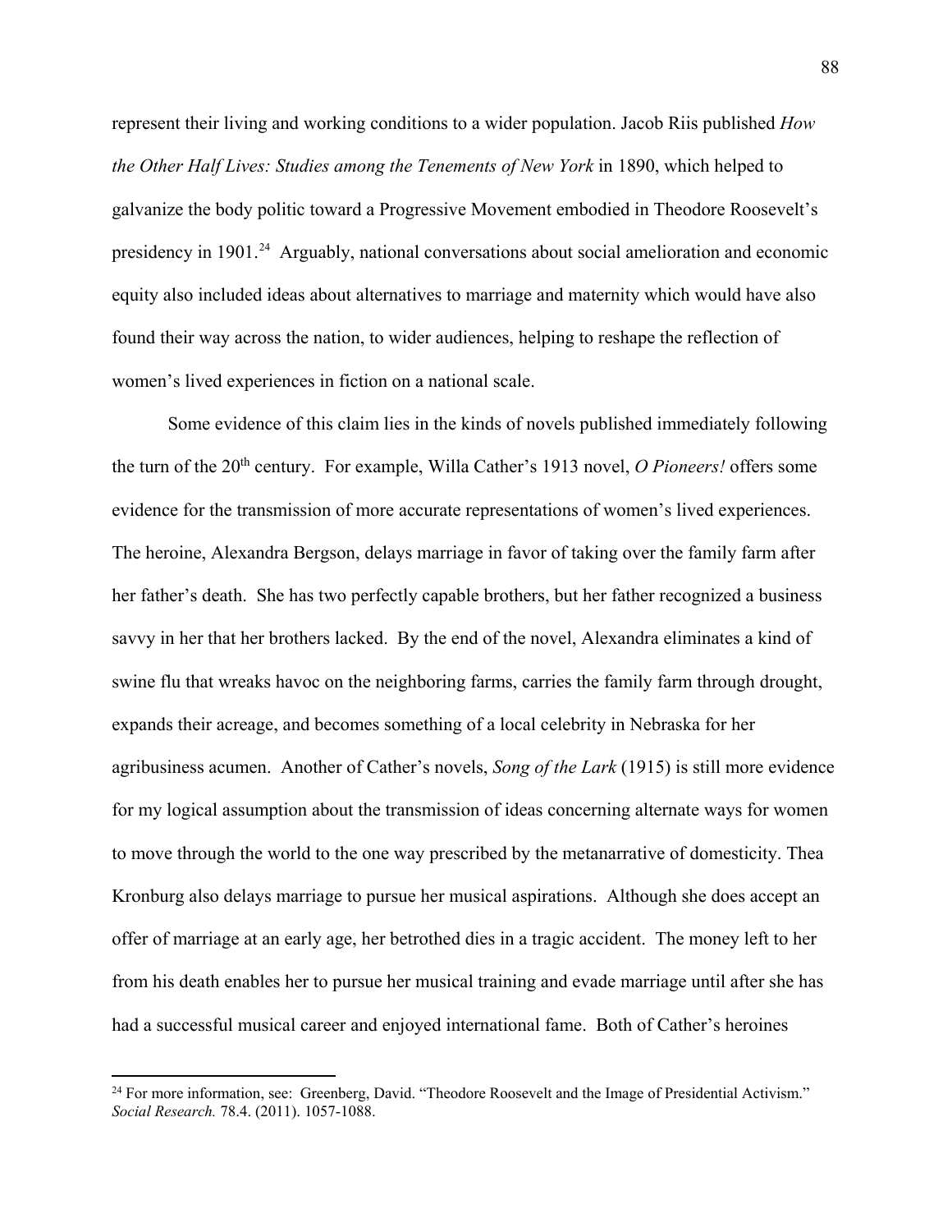represent their living and working conditions to a wider population. Jacob Riis published *How the Other Half Lives: Studies among the Tenements of New York* in 1890, which helped to galvanize the body politic toward a Progressive Movement embodied in Theodore Roosevelt's presidency in 1901.[24] Arguably, national conversations about social amelioration and economic equity also included ideas about alternatives to marriage and maternity which would have also found their way across the nation, to wider audiences, helping to reshape the reflection of women's lived experiences in fiction on a national scale.

Some evidence of this claim lies in the kinds of novels published immediately following the turn of the 20th century. For example, Willa Cather's 1913 novel, *O Pioneers!* offers some evidence for the transmission of more accurate representations of women's lived experiences. The heroine, Alexandra Bergson, delays marriage in favor of taking over the family farm after her father's death. She has two perfectly capable brothers, but her father recognized a business savvy in her that her brothers lacked. By the end of the novel, Alexandra eliminates a kind of swine flu that wreaks havoc on the neighboring farms, carries the family farm through drought, expands their acreage, and becomes something of a local celebrity in Nebraska for her agribusiness acumen. Another of Cather's novels, *Song of the Lark* (1915) is still more evidence for my logical assumption about the transmission of ideas concerning alternate ways for women to move through the world to the one way prescribed by the metanarrative of domesticity. Thea Kronburg also delays marriage to pursue her musical aspirations. Although she does accept an offer of marriage at an early age, her betrothed dies in a tragic accident. The money left to her from his death enables her to pursue her musical training and evade marriage until after she has had a successful musical career and enjoyed international fame. Both of Cather's heroines

---

[24] For more information, see: Greenberg, David. "Theodore Roosevelt and the Image of Presidential Activism." *Social Research.* 78.4. (2011). 1057-1088.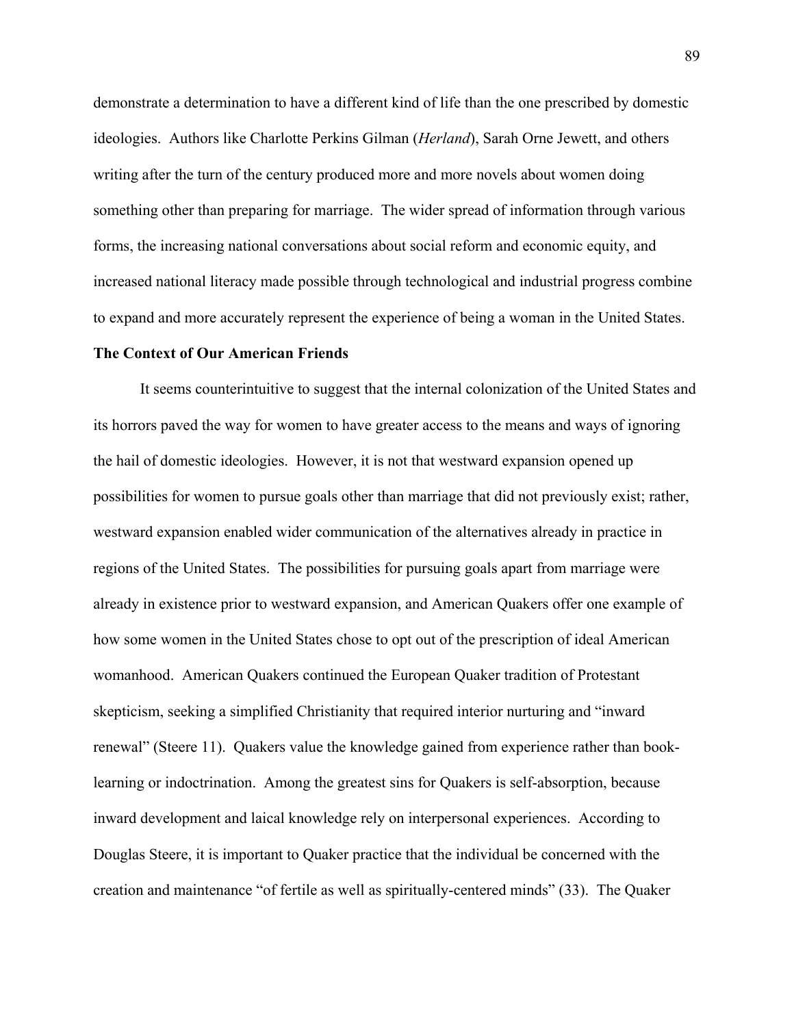demonstrate a determination to have a different kind of life than the one prescribed by domestic ideologies. Authors like Charlotte Perkins Gilman (*Herland*), Sarah Orne Jewett, and others writing after the turn of the century produced more and more novels about women doing something other than preparing for marriage. The wider spread of information through various forms, the increasing national conversations about social reform and economic equity, and increased national literacy made possible through technological and industrial progress combine to expand and more accurately represent the experience of being a woman in the United States.

**The Context of Our American Friends**

It seems counterintuitive to suggest that the internal colonization of the United States and its horrors paved the way for women to have greater access to the means and ways of ignoring the hail of domestic ideologies. However, it is not that westward expansion opened up possibilities for women to pursue goals other than marriage that did not previously exist; rather, westward expansion enabled wider communication of the alternatives already in practice in regions of the United States. The possibilities for pursuing goals apart from marriage were already in existence prior to westward expansion, and American Quakers offer one example of how some women in the United States chose to opt out of the prescription of ideal American womanhood. American Quakers continued the European Quaker tradition of Protestant skepticism, seeking a simplified Christianity that required interior nurturing and "inward renewal" (Steere 11). Quakers value the knowledge gained from experience rather than book-learning or indoctrination. Among the greatest sins for Quakers is self-absorption, because inward development and laical knowledge rely on interpersonal experiences. According to Douglas Steere, it is important to Quaker practice that the individual be concerned with the creation and maintenance "of fertile as well as spiritually-centered minds" (33). The Quaker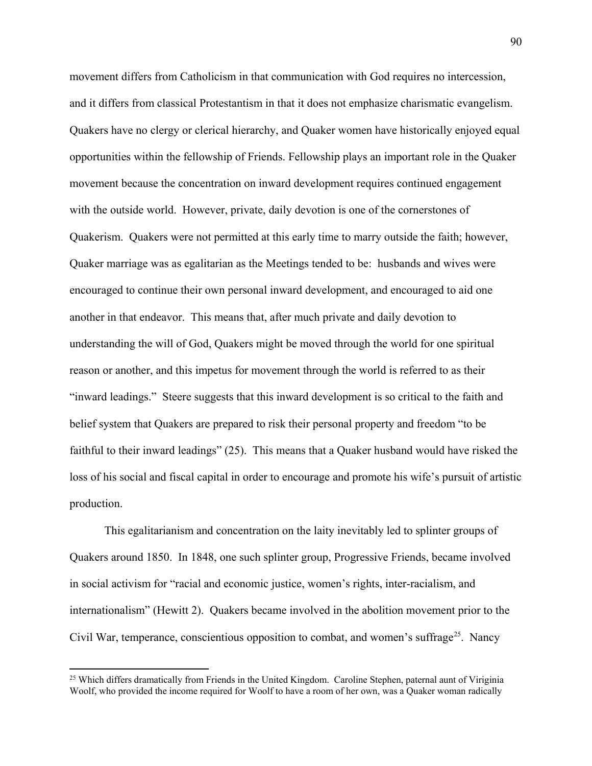movement differs from Catholicism in that communication with God requires no intercession, and it differs from classical Protestantism in that it does not emphasize charismatic evangelism. Quakers have no clergy or clerical hierarchy, and Quaker women have historically enjoyed equal opportunities within the fellowship of Friends. Fellowship plays an important role in the Quaker movement because the concentration on inward development requires continued engagement with the outside world. However, private, daily devotion is one of the cornerstones of Quakerism. Quakers were not permitted at this early time to marry outside the faith; however, Quaker marriage was as egalitarian as the Meetings tended to be: husbands and wives were encouraged to continue their own personal inward development, and encouraged to aid one another in that endeavor. This means that, after much private and daily devotion to understanding the will of God, Quakers might be moved through the world for one spiritual reason or another, and this impetus for movement through the world is referred to as their "inward leadings." Steere suggests that this inward development is so critical to the faith and belief system that Quakers are prepared to risk their personal property and freedom "to be faithful to their inward leadings" (25). This means that a Quaker husband would have risked the loss of his social and fiscal capital in order to encourage and promote his wife's pursuit of artistic production.

This egalitarianism and concentration on the laity inevitably led to splinter groups of Quakers around 1850. In 1848, one such splinter group, Progressive Friends, became involved in social activism for "racial and economic justice, women's rights, inter-racialism, and internationalism" (Hewitt 2). Quakers became involved in the abolition movement prior to the Civil War, temperance, conscientious opposition to combat, and women's suffrage[25]. Nancy

[25] Which differs dramatically from Friends in the United Kingdom. Caroline Stephen, paternal aunt of Viriginia Woolf, who provided the income required for Woolf to have a room of her own, was a Quaker woman radically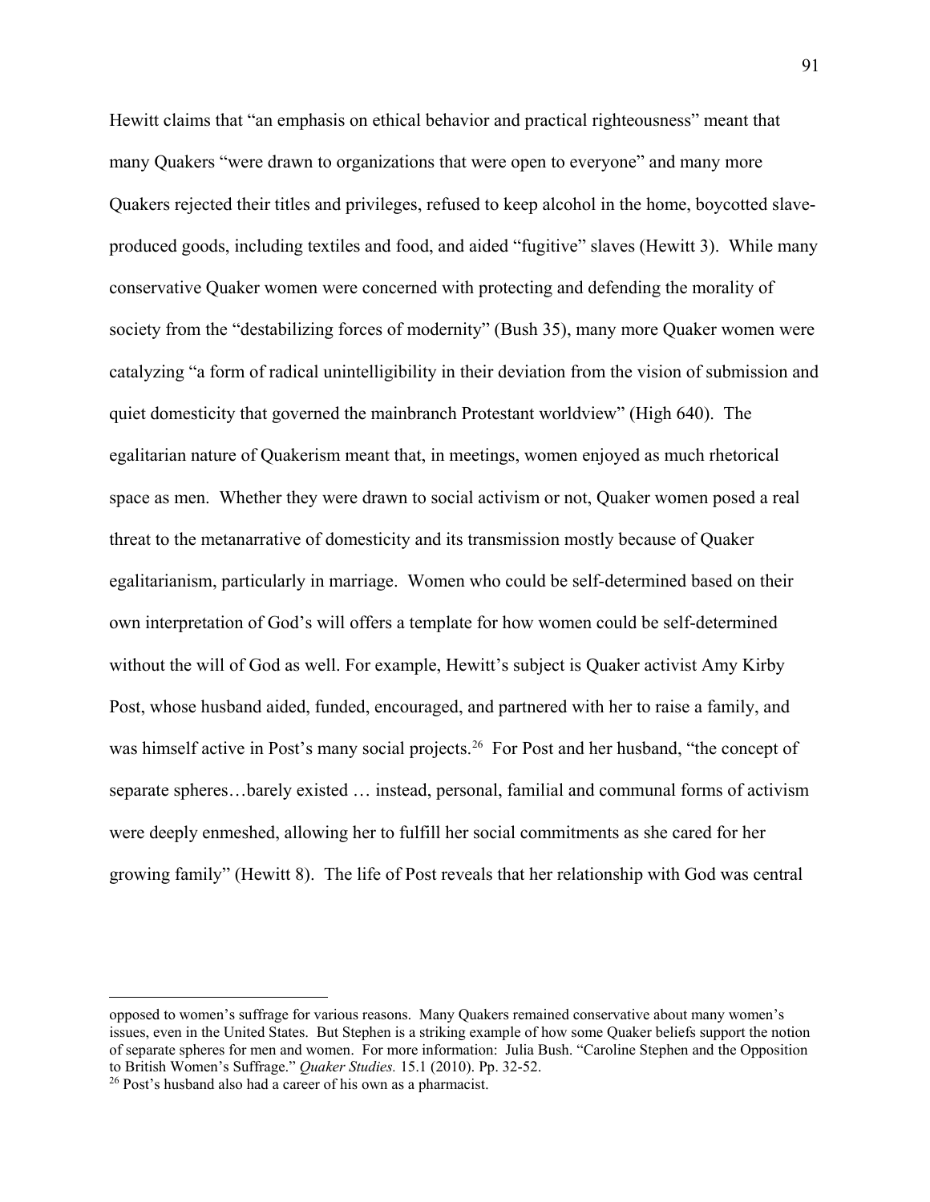Hewitt claims that "an emphasis on ethical behavior and practical righteousness" meant that many Quakers "were drawn to organizations that were open to everyone" and many more Quakers rejected their titles and privileges, refused to keep alcohol in the home, boycotted slave-produced goods, including textiles and food, and aided "fugitive" slaves (Hewitt 3). While many conservative Quaker women were concerned with protecting and defending the morality of society from the "destabilizing forces of modernity" (Bush 35), many more Quaker women were catalyzing "a form of radical unintelligibility in their deviation from the vision of submission and quiet domesticity that governed the mainbranch Protestant worldview" (High 640). The egalitarian nature of Quakerism meant that, in meetings, women enjoyed as much rhetorical space as men. Whether they were drawn to social activism or not, Quaker women posed a real threat to the metanarrative of domesticity and its transmission mostly because of Quaker egalitarianism, particularly in marriage. Women who could be self-determined based on their own interpretation of God's will offers a template for how women could be self-determined without the will of God as well. For example, Hewitt's subject is Quaker activist Amy Kirby Post, whose husband aided, funded, encouraged, and partnered with her to raise a family, and was himself active in Post's many social projects.[26] For Post and her husband, "the concept of separate spheres…barely existed … instead, personal, familial and communal forms of activism were deeply enmeshed, allowing her to fulfill her social commitments as she cared for her growing family" (Hewitt 8). The life of Post reveals that her relationship with God was central

---

opposed to women's suffrage for various reasons. Many Quakers remained conservative about many women's issues, even in the United States. But Stephen is a striking example of how some Quaker beliefs support the notion of separate spheres for men and women. For more information: Julia Bush. "Caroline Stephen and the Opposition to British Women's Suffrage." *Quaker Studies.* 15.1 (2010). Pp. 32-52.

[26] Post's husband also had a career of his own as a pharmacist.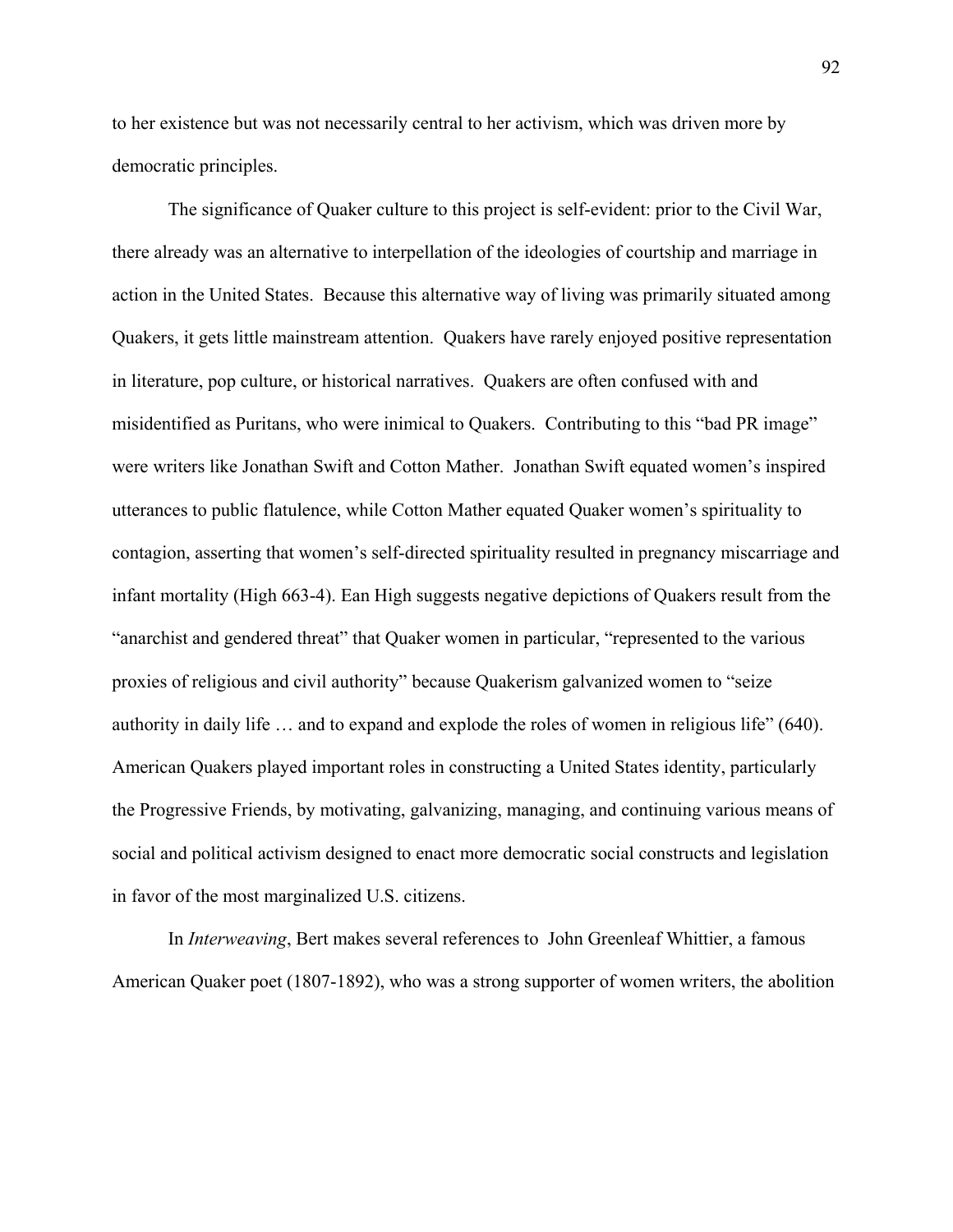to her existence but was not necessarily central to her activism, which was driven more by democratic principles.

The significance of Quaker culture to this project is self-evident: prior to the Civil War, there already was an alternative to interpellation of the ideologies of courtship and marriage in action in the United States. Because this alternative way of living was primarily situated among Quakers, it gets little mainstream attention. Quakers have rarely enjoyed positive representation in literature, pop culture, or historical narratives. Quakers are often confused with and misidentified as Puritans, who were inimical to Quakers. Contributing to this "bad PR image" were writers like Jonathan Swift and Cotton Mather. Jonathan Swift equated women's inspired utterances to public flatulence, while Cotton Mather equated Quaker women's spirituality to contagion, asserting that women's self-directed spirituality resulted in pregnancy miscarriage and infant mortality (High 663-4). Ean High suggests negative depictions of Quakers result from the "anarchist and gendered threat" that Quaker women in particular, "represented to the various proxies of religious and civil authority" because Quakerism galvanized women to "seize authority in daily life … and to expand and explode the roles of women in religious life" (640). American Quakers played important roles in constructing a United States identity, particularly the Progressive Friends, by motivating, galvanizing, managing, and continuing various means of social and political activism designed to enact more democratic social constructs and legislation in favor of the most marginalized U.S. citizens.

In *Interweaving*, Bert makes several references to John Greenleaf Whittier, a famous American Quaker poet (1807-1892), who was a strong supporter of women writers, the abolition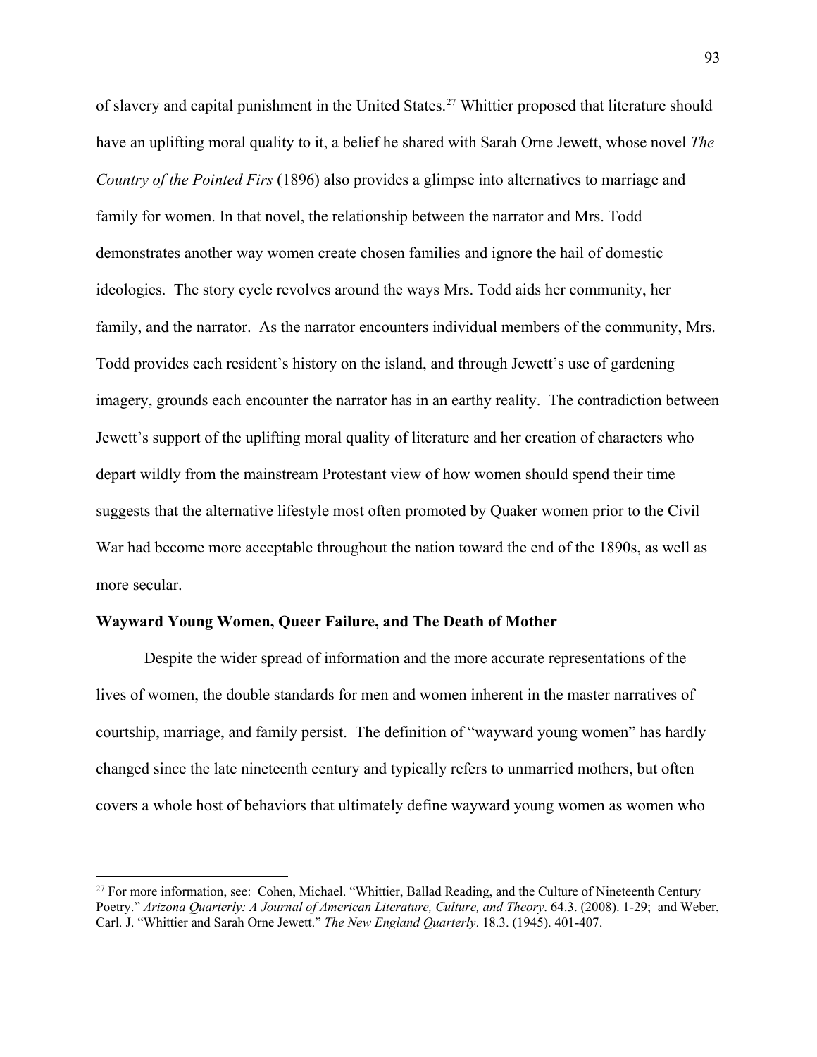of slavery and capital punishment in the United States.[27] Whittier proposed that literature should have an uplifting moral quality to it, a belief he shared with Sarah Orne Jewett, whose novel *The Country of the Pointed Firs* (1896) also provides a glimpse into alternatives to marriage and family for women. In that novel, the relationship between the narrator and Mrs. Todd demonstrates another way women create chosen families and ignore the hail of domestic ideologies. The story cycle revolves around the ways Mrs. Todd aids her community, her family, and the narrator. As the narrator encounters individual members of the community, Mrs. Todd provides each resident's history on the island, and through Jewett's use of gardening imagery, grounds each encounter the narrator has in an earthy reality. The contradiction between Jewett's support of the uplifting moral quality of literature and her creation of characters who depart wildly from the mainstream Protestant view of how women should spend their time suggests that the alternative lifestyle most often promoted by Quaker women prior to the Civil War had become more acceptable throughout the nation toward the end of the 1890s, as well as more secular.

### Wayward Young Women, Queer Failure, and The Death of Mother

Despite the wider spread of information and the more accurate representations of the lives of women, the double standards for men and women inherent in the master narratives of courtship, marriage, and family persist. The definition of "wayward young women" has hardly changed since the late nineteenth century and typically refers to unmarried mothers, but often covers a whole host of behaviors that ultimately define wayward young women as women who

---

[27] For more information, see: Cohen, Michael. "Whittier, Ballad Reading, and the Culture of Nineteenth Century Poetry." *Arizona Quarterly: A Journal of American Literature, Culture, and Theory*. 64.3. (2008). 1-29; and Weber, Carl. J. "Whittier and Sarah Orne Jewett." *The New England Quarterly*. 18.3. (1945). 401-407.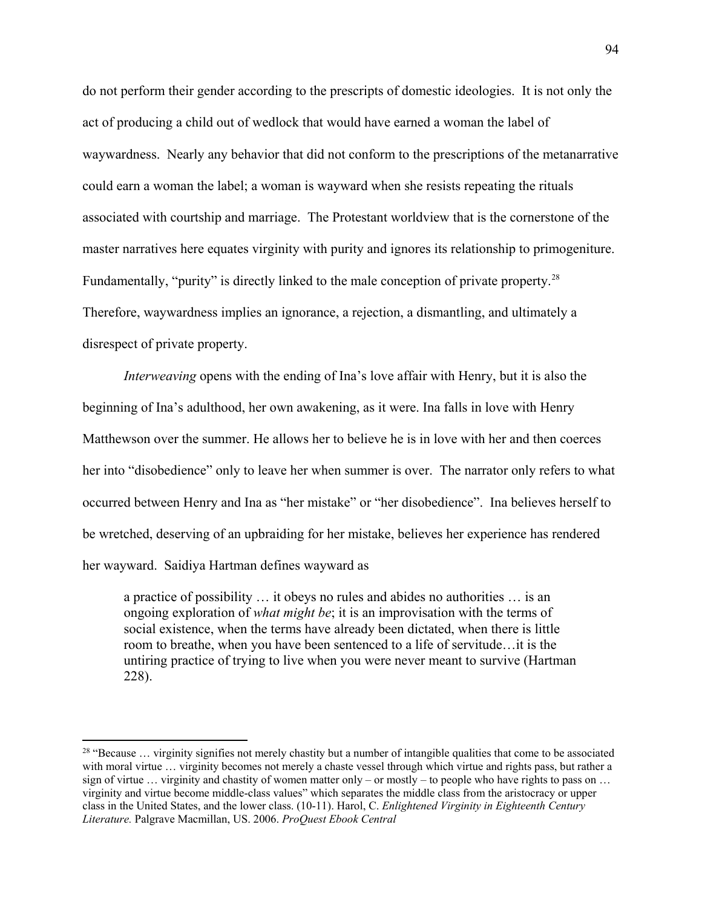do not perform their gender according to the prescripts of domestic ideologies. It is not only the act of producing a child out of wedlock that would have earned a woman the label of waywardness. Nearly any behavior that did not conform to the prescriptions of the metanarrative could earn a woman the label; a woman is wayward when she resists repeating the rituals associated with courtship and marriage. The Protestant worldview that is the cornerstone of the master narratives here equates virginity with purity and ignores its relationship to primogeniture. Fundamentally, "purity" is directly linked to the male conception of private property.[28] Therefore, waywardness implies an ignorance, a rejection, a dismantling, and ultimately a disrespect of private property.

*Interweaving* opens with the ending of Ina's love affair with Henry, but it is also the beginning of Ina's adulthood, her own awakening, as it were. Ina falls in love with Henry Matthewson over the summer. He allows her to believe he is in love with her and then coerces her into "disobedience" only to leave her when summer is over. The narrator only refers to what occurred between Henry and Ina as "her mistake" or "her disobedience". Ina believes herself to be wretched, deserving of an upbraiding for her mistake, believes her experience has rendered her wayward. Saidiya Hartman defines wayward as

> a practice of possibility … it obeys no rules and abides no authorities … is an ongoing exploration of *what might be*; it is an improvisation with the terms of social existence, when the terms have already been dictated, when there is little room to breathe, when you have been sentenced to a life of servitude…it is the untiring practice of trying to live when you were never meant to survive (Hartman 228).

---

[28] "Because … virginity signifies not merely chastity but a number of intangible qualities that come to be associated with moral virtue … virginity becomes not merely a chaste vessel through which virtue and rights pass, but rather a sign of virtue … virginity and chastity of women matter only – or mostly – to people who have rights to pass on … virginity and virtue become middle-class values" which separates the middle class from the aristocracy or upper class in the United States, and the lower class. (10-11). Harol, C. *Enlightened Virginity in Eighteenth Century Literature.* Palgrave Macmillan, US. 2006. *ProQuest Ebook Central*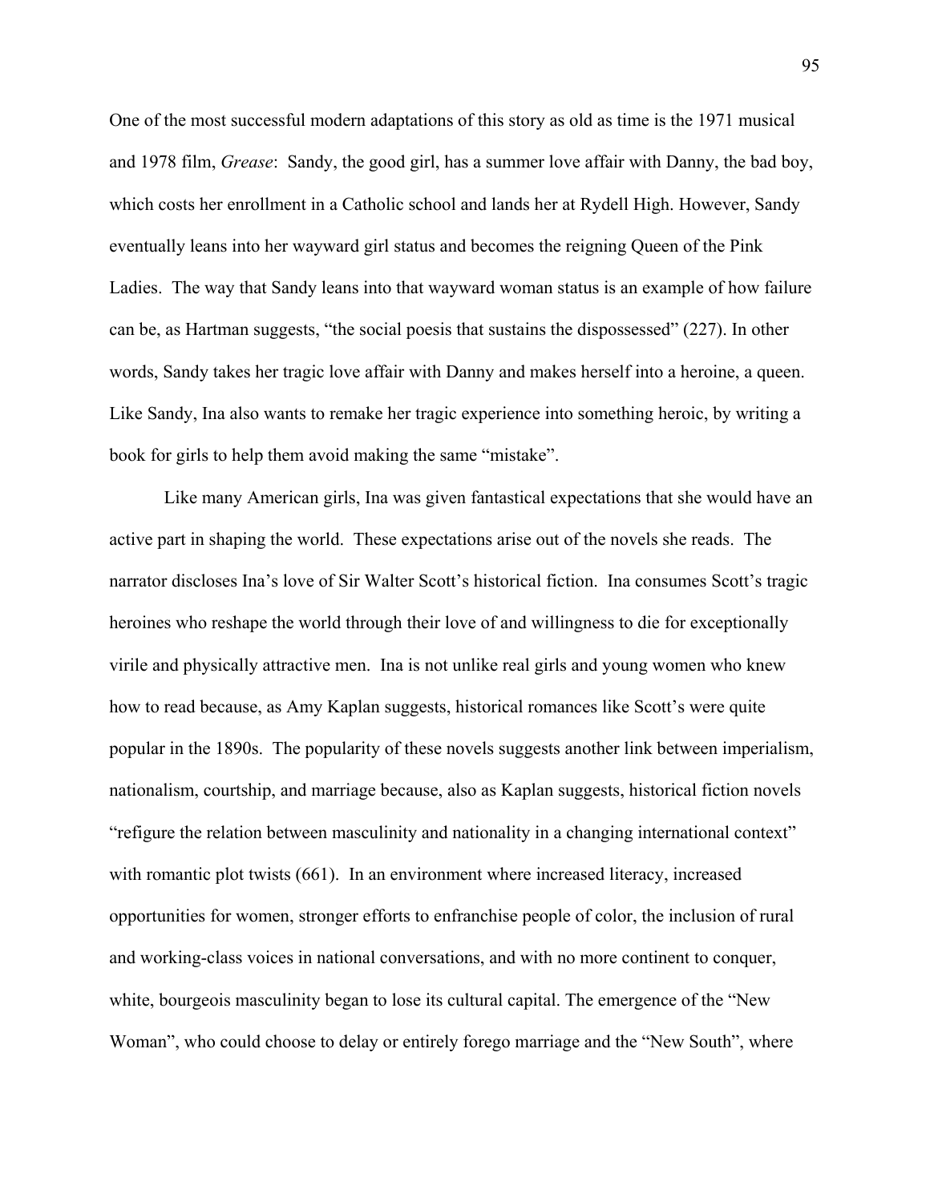One of the most successful modern adaptations of this story as old as time is the 1971 musical and 1978 film, *Grease*:  Sandy, the good girl, has a summer love affair with Danny, the bad boy, which costs her enrollment in a Catholic school and lands her at Rydell High. However, Sandy eventually leans into her wayward girl status and becomes the reigning Queen of the Pink Ladies.  The way that Sandy leans into that wayward woman status is an example of how failure can be, as Hartman suggests, "the social poesis that sustains the dispossessed" (227). In other words, Sandy takes her tragic love affair with Danny and makes herself into a heroine, a queen. Like Sandy, Ina also wants to remake her tragic experience into something heroic, by writing a book for girls to help them avoid making the same "mistake".

Like many American girls, Ina was given fantastical expectations that she would have an active part in shaping the world.  These expectations arise out of the novels she reads.  The narrator discloses Ina's love of Sir Walter Scott's historical fiction.  Ina consumes Scott's tragic heroines who reshape the world through their love of and willingness to die for exceptionally virile and physically attractive men.  Ina is not unlike real girls and young women who knew how to read because, as Amy Kaplan suggests, historical romances like Scott's were quite popular in the 1890s.  The popularity of these novels suggests another link between imperialism, nationalism, courtship, and marriage because, also as Kaplan suggests, historical fiction novels "refigure the relation between masculinity and nationality in a changing international context" with romantic plot twists (661).  In an environment where increased literacy, increased opportunities for women, stronger efforts to enfranchise people of color, the inclusion of rural and working-class voices in national conversations, and with no more continent to conquer, white, bourgeois masculinity began to lose its cultural capital. The emergence of the "New Woman", who could choose to delay or entirely forego marriage and the "New South", where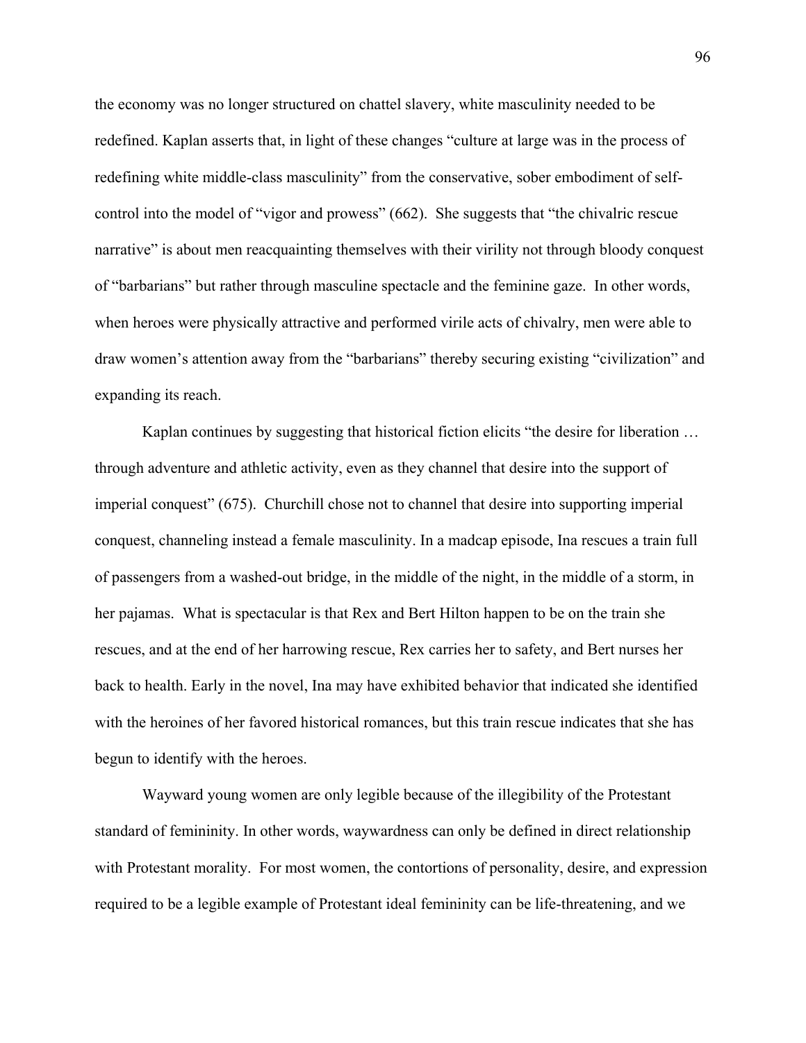the economy was no longer structured on chattel slavery, white masculinity needed to be redefined. Kaplan asserts that, in light of these changes "culture at large was in the process of redefining white middle-class masculinity" from the conservative, sober embodiment of self-control into the model of "vigor and prowess" (662). She suggests that "the chivalric rescue narrative" is about men reacquainting themselves with their virility not through bloody conquest of "barbarians" but rather through masculine spectacle and the feminine gaze. In other words, when heroes were physically attractive and performed virile acts of chivalry, men were able to draw women's attention away from the "barbarians" thereby securing existing "civilization" and expanding its reach.

Kaplan continues by suggesting that historical fiction elicits "the desire for liberation … through adventure and athletic activity, even as they channel that desire into the support of imperial conquest" (675). Churchill chose not to channel that desire into supporting imperial conquest, channeling instead a female masculinity. In a madcap episode, Ina rescues a train full of passengers from a washed-out bridge, in the middle of the night, in the middle of a storm, in her pajamas. What is spectacular is that Rex and Bert Hilton happen to be on the train she rescues, and at the end of her harrowing rescue, Rex carries her to safety, and Bert nurses her back to health. Early in the novel, Ina may have exhibited behavior that indicated she identified with the heroines of her favored historical romances, but this train rescue indicates that she has begun to identify with the heroes.

Wayward young women are only legible because of the illegibility of the Protestant standard of femininity. In other words, waywardness can only be defined in direct relationship with Protestant morality. For most women, the contortions of personality, desire, and expression required to be a legible example of Protestant ideal femininity can be life-threatening, and we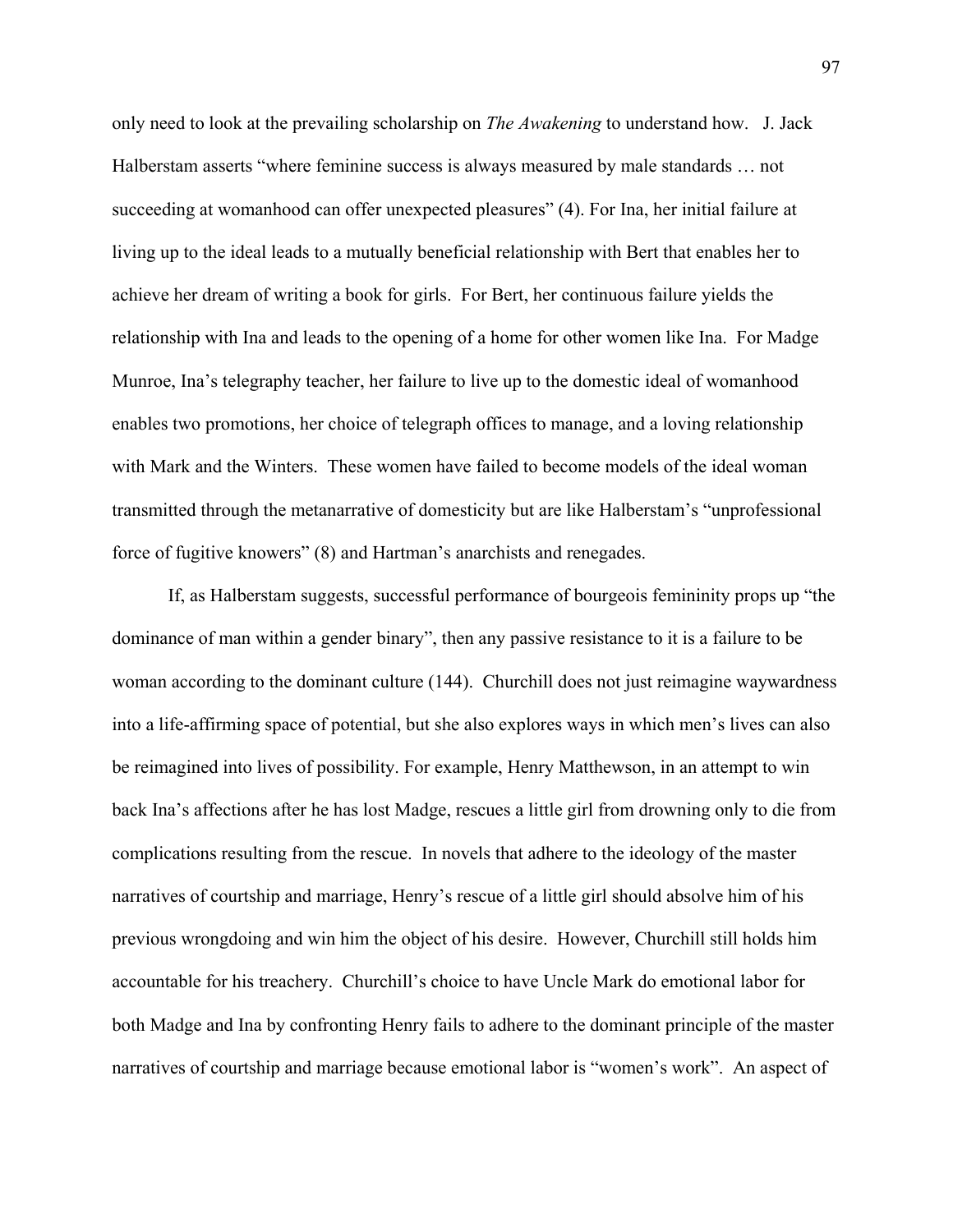only need to look at the prevailing scholarship on *The Awakening* to understand how. J. Jack Halberstam asserts "where feminine success is always measured by male standards … not succeeding at womanhood can offer unexpected pleasures" (4). For Ina, her initial failure at living up to the ideal leads to a mutually beneficial relationship with Bert that enables her to achieve her dream of writing a book for girls. For Bert, her continuous failure yields the relationship with Ina and leads to the opening of a home for other women like Ina. For Madge Munroe, Ina's telegraphy teacher, her failure to live up to the domestic ideal of womanhood enables two promotions, her choice of telegraph offices to manage, and a loving relationship with Mark and the Winters. These women have failed to become models of the ideal woman transmitted through the metanarrative of domesticity but are like Halberstam's "unprofessional force of fugitive knowers" (8) and Hartman's anarchists and renegades.

If, as Halberstam suggests, successful performance of bourgeois femininity props up "the dominance of man within a gender binary", then any passive resistance to it is a failure to be woman according to the dominant culture (144). Churchill does not just reimagine waywardness into a life-affirming space of potential, but she also explores ways in which men's lives can also be reimagined into lives of possibility. For example, Henry Matthewson, in an attempt to win back Ina's affections after he has lost Madge, rescues a little girl from drowning only to die from complications resulting from the rescue. In novels that adhere to the ideology of the master narratives of courtship and marriage, Henry's rescue of a little girl should absolve him of his previous wrongdoing and win him the object of his desire. However, Churchill still holds him accountable for his treachery. Churchill's choice to have Uncle Mark do emotional labor for both Madge and Ina by confronting Henry fails to adhere to the dominant principle of the master narratives of courtship and marriage because emotional labor is "women's work". An aspect of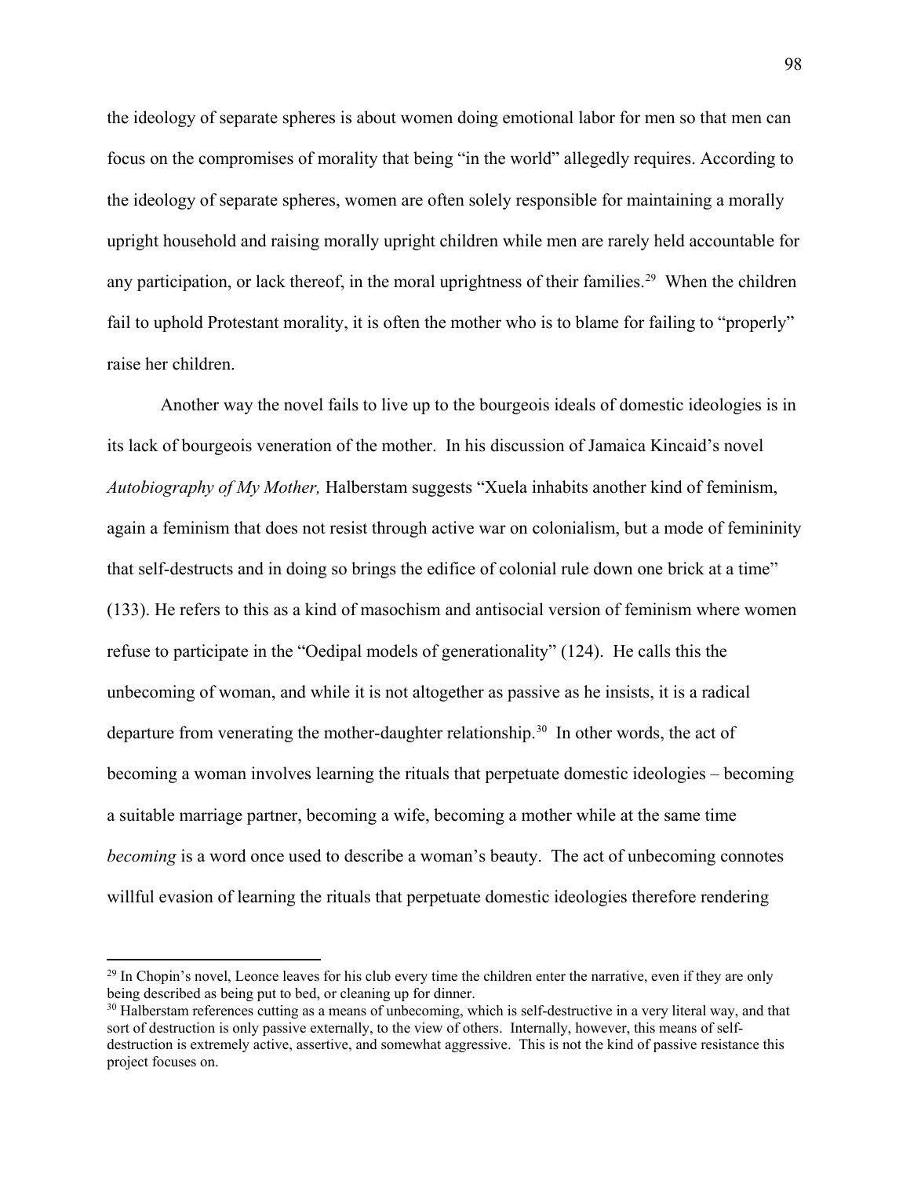the ideology of separate spheres is about women doing emotional labor for men so that men can focus on the compromises of morality that being "in the world" allegedly requires. According to the ideology of separate spheres, women are often solely responsible for maintaining a morally upright household and raising morally upright children while men are rarely held accountable for any participation, or lack thereof, in the moral uprightness of their families.[29] When the children fail to uphold Protestant morality, it is often the mother who is to blame for failing to "properly" raise her children.

Another way the novel fails to live up to the bourgeois ideals of domestic ideologies is in its lack of bourgeois veneration of the mother. In his discussion of Jamaica Kincaid's novel *Autobiography of My Mother,* Halberstam suggests "Xuela inhabits another kind of feminism, again a feminism that does not resist through active war on colonialism, but a mode of femininity that self-destructs and in doing so brings the edifice of colonial rule down one brick at a time" (133). He refers to this as a kind of masochism and antisocial version of feminism where women refuse to participate in the "Oedipal models of generationality" (124). He calls this the unbecoming of woman, and while it is not altogether as passive as he insists, it is a radical departure from venerating the mother-daughter relationship.[30] In other words, the act of becoming a woman involves learning the rituals that perpetuate domestic ideologies – becoming a suitable marriage partner, becoming a wife, becoming a mother while at the same time *becoming* is a word once used to describe a woman's beauty. The act of unbecoming connotes willful evasion of learning the rituals that perpetuate domestic ideologies therefore rendering

[29] In Chopin's novel, Leonce leaves for his club every time the children enter the narrative, even if they are only being described as being put to bed, or cleaning up for dinner.

[30] Halberstam references cutting as a means of unbecoming, which is self-destructive in a very literal way, and that sort of destruction is only passive externally, to the view of others. Internally, however, this means of self-destruction is extremely active, assertive, and somewhat aggressive. This is not the kind of passive resistance this project focuses on.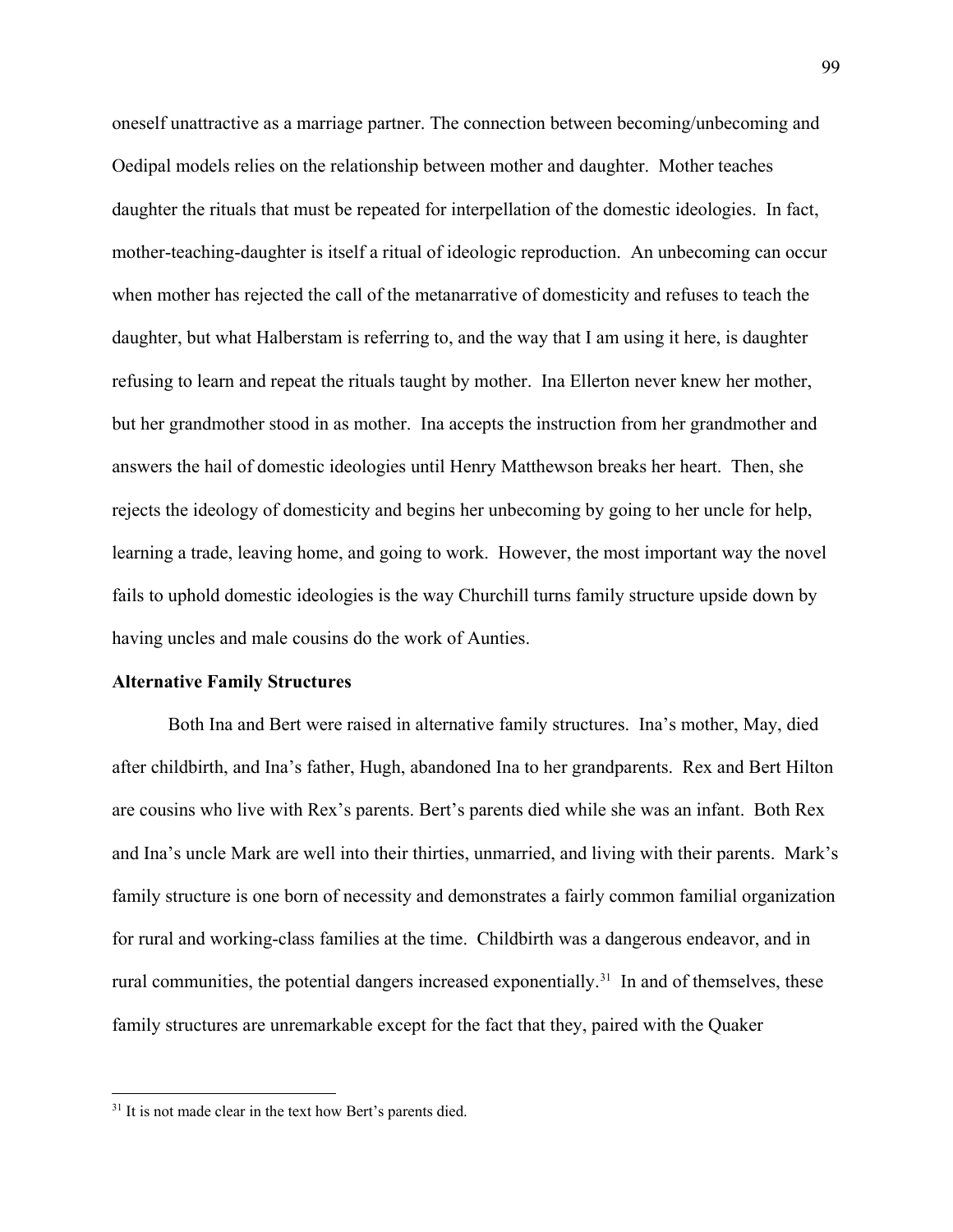oneself unattractive as a marriage partner. The connection between becoming/unbecoming and Oedipal models relies on the relationship between mother and daughter. Mother teaches daughter the rituals that must be repeated for interpellation of the domestic ideologies. In fact, mother-teaching-daughter is itself a ritual of ideologic reproduction. An unbecoming can occur when mother has rejected the call of the metanarrative of domesticity and refuses to teach the daughter, but what Halberstam is referring to, and the way that I am using it here, is daughter refusing to learn and repeat the rituals taught by mother. Ina Ellerton never knew her mother, but her grandmother stood in as mother. Ina accepts the instruction from her grandmother and answers the hail of domestic ideologies until Henry Matthewson breaks her heart. Then, she rejects the ideology of domesticity and begins her unbecoming by going to her uncle for help, learning a trade, leaving home, and going to work. However, the most important way the novel fails to uphold domestic ideologies is the way Churchill turns family structure upside down by having uncles and male cousins do the work of Aunties.

**Alternative Family Structures**

Both Ina and Bert were raised in alternative family structures. Ina's mother, May, died after childbirth, and Ina's father, Hugh, abandoned Ina to her grandparents. Rex and Bert Hilton are cousins who live with Rex's parents. Bert's parents died while she was an infant. Both Rex and Ina's uncle Mark are well into their thirties, unmarried, and living with their parents. Mark's family structure is one born of necessity and demonstrates a fairly common familial organization for rural and working-class families at the time. Childbirth was a dangerous endeavor, and in rural communities, the potential dangers increased exponentially.[31] In and of themselves, these family structures are unremarkable except for the fact that they, paired with the Quaker

---

[31] It is not made clear in the text how Bert's parents died.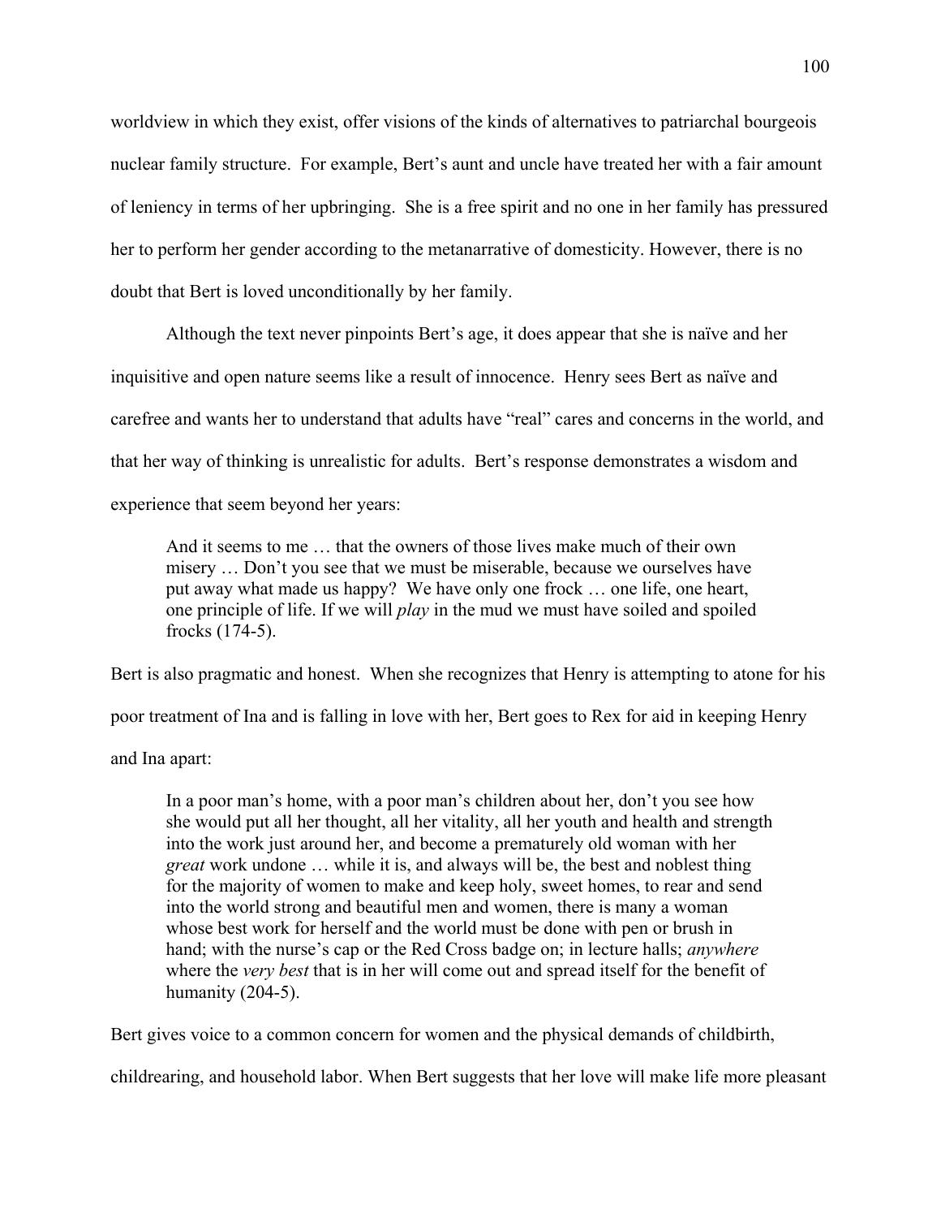worldview in which they exist, offer visions of the kinds of alternatives to patriarchal bourgeois nuclear family structure. For example, Bert's aunt and uncle have treated her with a fair amount of leniency in terms of her upbringing. She is a free spirit and no one in her family has pressured her to perform her gender according to the metanarrative of domesticity. However, there is no doubt that Bert is loved unconditionally by her family.

Although the text never pinpoints Bert's age, it does appear that she is naïve and her inquisitive and open nature seems like a result of innocence. Henry sees Bert as naïve and carefree and wants her to understand that adults have "real" cares and concerns in the world, and that her way of thinking is unrealistic for adults. Bert's response demonstrates a wisdom and experience that seem beyond her years:

> And it seems to me … that the owners of those lives make much of their own misery … Don't you see that we must be miserable, because we ourselves have put away what made us happy? We have only one frock … one life, one heart, one principle of life. If we will *play* in the mud we must have soiled and spoiled frocks (174-5).

Bert is also pragmatic and honest. When she recognizes that Henry is attempting to atone for his poor treatment of Ina and is falling in love with her, Bert goes to Rex for aid in keeping Henry and Ina apart:

> In a poor man's home, with a poor man's children about her, don't you see how she would put all her thought, all her vitality, all her youth and health and strength into the work just around her, and become a prematurely old woman with her *great* work undone … while it is, and always will be, the best and noblest thing for the majority of women to make and keep holy, sweet homes, to rear and send into the world strong and beautiful men and women, there is many a woman whose best work for herself and the world must be done with pen or brush in hand; with the nurse's cap or the Red Cross badge on; in lecture halls; *anywhere* where the *very best* that is in her will come out and spread itself for the benefit of humanity (204-5).

Bert gives voice to a common concern for women and the physical demands of childbirth, childrearing, and household labor. When Bert suggests that her love will make life more pleasant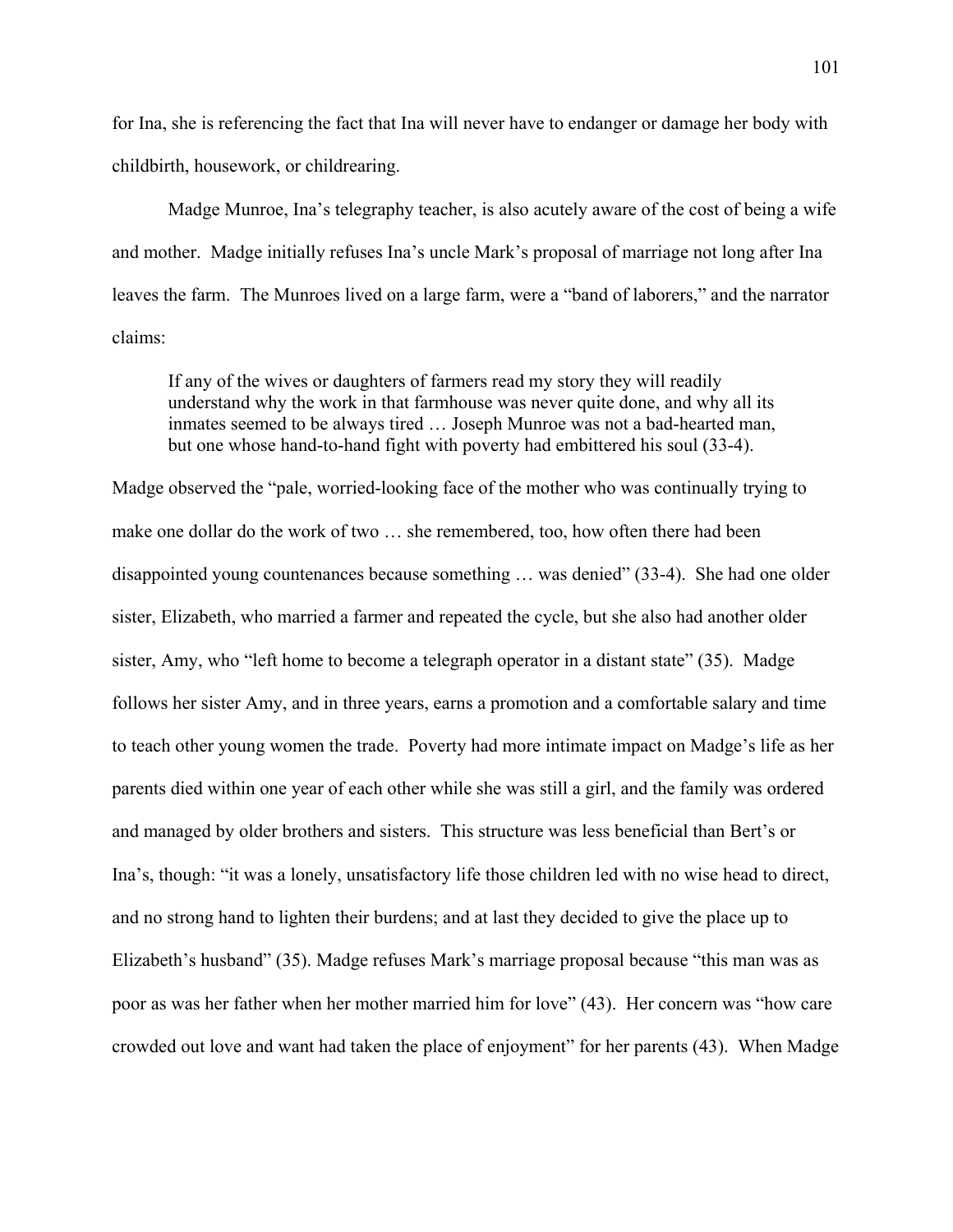for Ina, she is referencing the fact that Ina will never have to endanger or damage her body with childbirth, housework, or childrearing.

Madge Munroe, Ina's telegraphy teacher, is also acutely aware of the cost of being a wife and mother. Madge initially refuses Ina's uncle Mark's proposal of marriage not long after Ina leaves the farm. The Munroes lived on a large farm, were a "band of laborers," and the narrator claims:

> If any of the wives or daughters of farmers read my story they will readily understand why the work in that farmhouse was never quite done, and why all its inmates seemed to be always tired … Joseph Munroe was not a bad-hearted man, but one whose hand-to-hand fight with poverty had embittered his soul (33-4).

Madge observed the "pale, worried-looking face of the mother who was continually trying to make one dollar do the work of two … she remembered, too, how often there had been disappointed young countenances because something … was denied" (33-4). She had one older sister, Elizabeth, who married a farmer and repeated the cycle, but she also had another older sister, Amy, who "left home to become a telegraph operator in a distant state" (35). Madge follows her sister Amy, and in three years, earns a promotion and a comfortable salary and time to teach other young women the trade. Poverty had more intimate impact on Madge's life as her parents died within one year of each other while she was still a girl, and the family was ordered and managed by older brothers and sisters. This structure was less beneficial than Bert's or Ina's, though: "it was a lonely, unsatisfactory life those children led with no wise head to direct, and no strong hand to lighten their burdens; and at last they decided to give the place up to Elizabeth's husband" (35). Madge refuses Mark's marriage proposal because "this man was as poor as was her father when her mother married him for love" (43). Her concern was "how care crowded out love and want had taken the place of enjoyment" for her parents (43). When Madge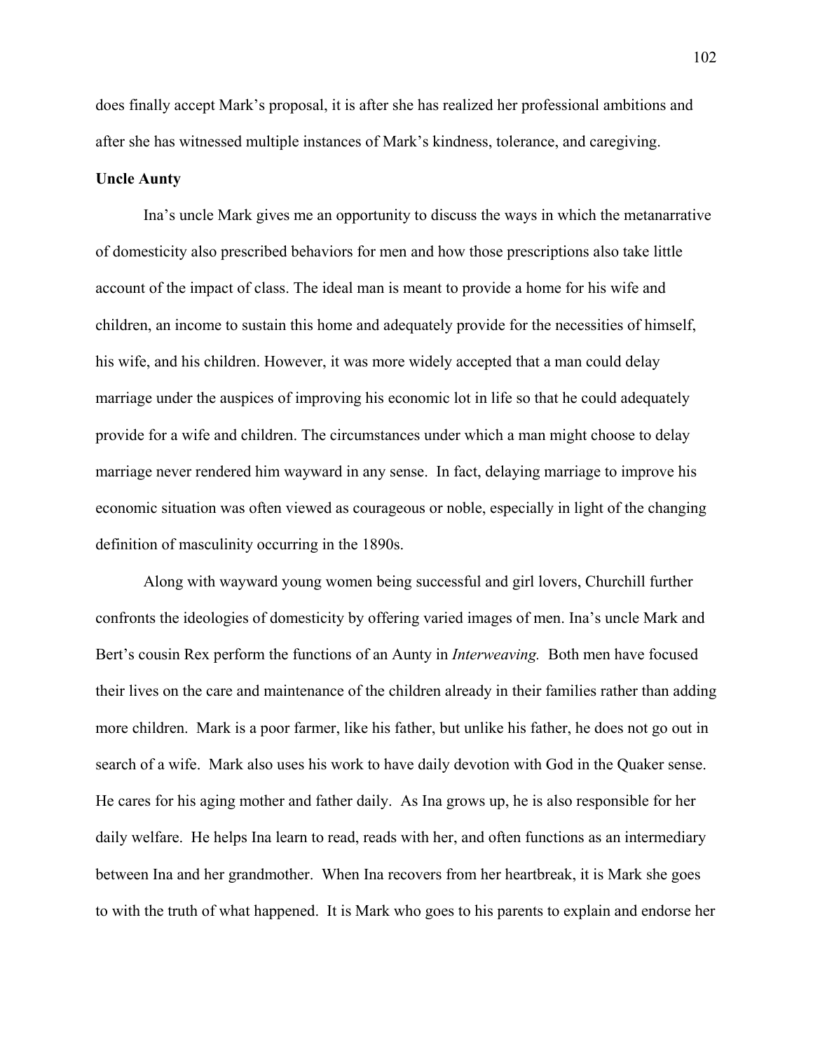does finally accept Mark's proposal, it is after she has realized her professional ambitions and after she has witnessed multiple instances of Mark's kindness, tolerance, and caregiving.

**Uncle Aunty**

Ina's uncle Mark gives me an opportunity to discuss the ways in which the metanarrative of domesticity also prescribed behaviors for men and how those prescriptions also take little account of the impact of class. The ideal man is meant to provide a home for his wife and children, an income to sustain this home and adequately provide for the necessities of himself, his wife, and his children. However, it was more widely accepted that a man could delay marriage under the auspices of improving his economic lot in life so that he could adequately provide for a wife and children. The circumstances under which a man might choose to delay marriage never rendered him wayward in any sense. In fact, delaying marriage to improve his economic situation was often viewed as courageous or noble, especially in light of the changing definition of masculinity occurring in the 1890s.

Along with wayward young women being successful and girl lovers, Churchill further confronts the ideologies of domesticity by offering varied images of men. Ina's uncle Mark and Bert's cousin Rex perform the functions of an Aunty in *Interweaving.* Both men have focused their lives on the care and maintenance of the children already in their families rather than adding more children. Mark is a poor farmer, like his father, but unlike his father, he does not go out in search of a wife. Mark also uses his work to have daily devotion with God in the Quaker sense. He cares for his aging mother and father daily. As Ina grows up, he is also responsible for her daily welfare. He helps Ina learn to read, reads with her, and often functions as an intermediary between Ina and her grandmother. When Ina recovers from her heartbreak, it is Mark she goes to with the truth of what happened. It is Mark who goes to his parents to explain and endorse her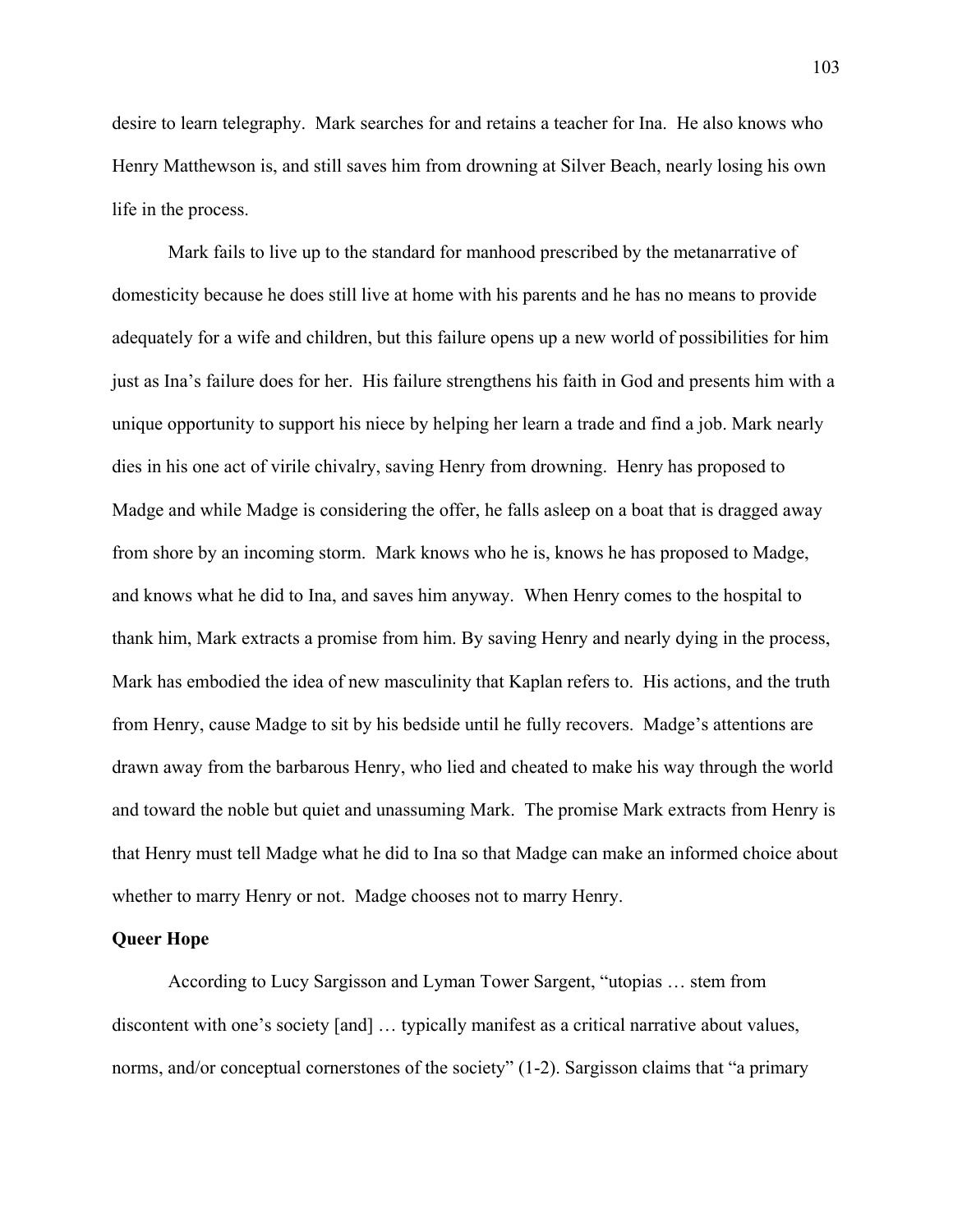desire to learn telegraphy. Mark searches for and retains a teacher for Ina. He also knows who Henry Matthewson is, and still saves him from drowning at Silver Beach, nearly losing his own life in the process.

Mark fails to live up to the standard for manhood prescribed by the metanarrative of domesticity because he does still live at home with his parents and he has no means to provide adequately for a wife and children, but this failure opens up a new world of possibilities for him just as Ina's failure does for her. His failure strengthens his faith in God and presents him with a unique opportunity to support his niece by helping her learn a trade and find a job. Mark nearly dies in his one act of virile chivalry, saving Henry from drowning. Henry has proposed to Madge and while Madge is considering the offer, he falls asleep on a boat that is dragged away from shore by an incoming storm. Mark knows who he is, knows he has proposed to Madge, and knows what he did to Ina, and saves him anyway. When Henry comes to the hospital to thank him, Mark extracts a promise from him. By saving Henry and nearly dying in the process, Mark has embodied the idea of new masculinity that Kaplan refers to. His actions, and the truth from Henry, cause Madge to sit by his bedside until he fully recovers. Madge's attentions are drawn away from the barbarous Henry, who lied and cheated to make his way through the world and toward the noble but quiet and unassuming Mark. The promise Mark extracts from Henry is that Henry must tell Madge what he did to Ina so that Madge can make an informed choice about whether to marry Henry or not. Madge chooses not to marry Henry.

**Queer Hope**

According to Lucy Sargisson and Lyman Tower Sargent, "utopias … stem from discontent with one's society [and] … typically manifest as a critical narrative about values, norms, and/or conceptual cornerstones of the society" (1-2). Sargisson claims that "a primary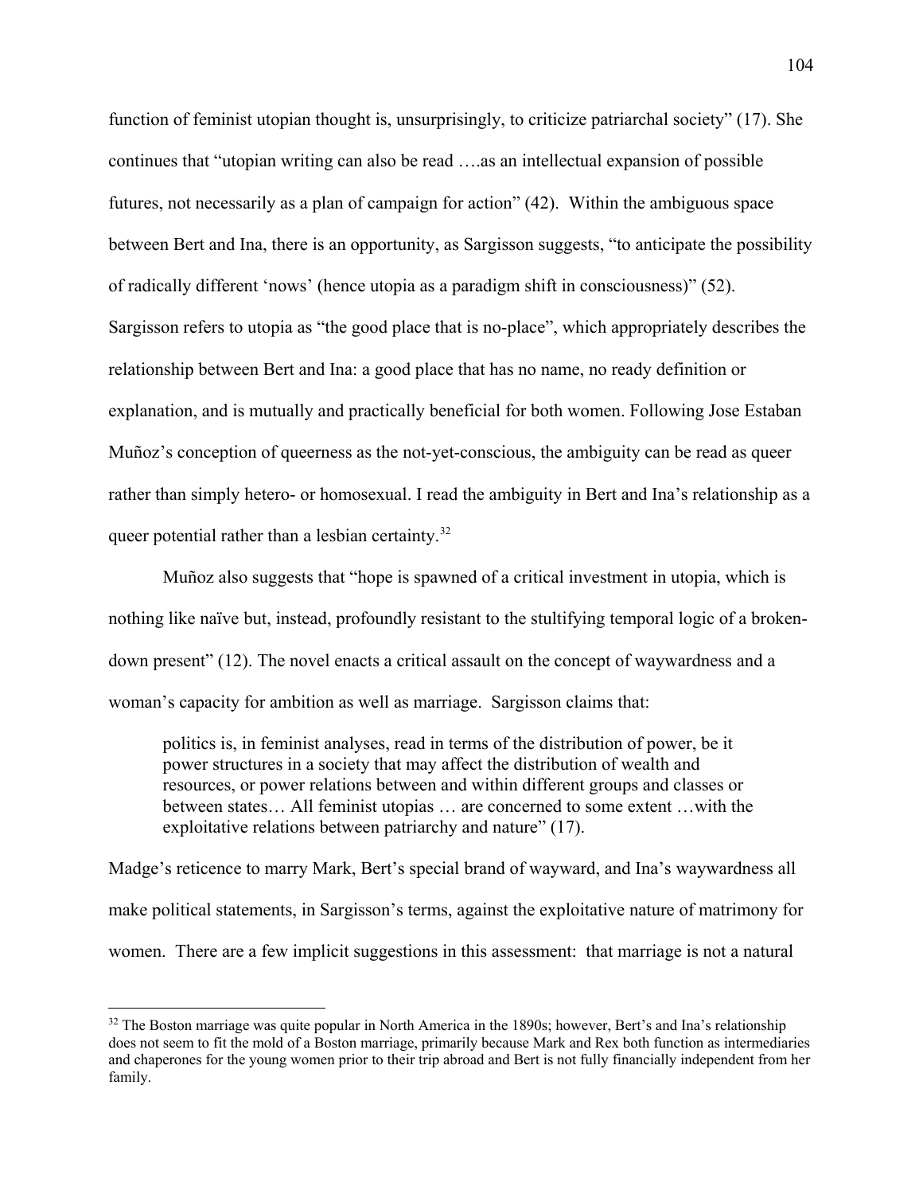function of feminist utopian thought is, unsurprisingly, to criticize patriarchal society" (17). She continues that "utopian writing can also be read ….as an intellectual expansion of possible futures, not necessarily as a plan of campaign for action" (42). Within the ambiguous space between Bert and Ina, there is an opportunity, as Sargisson suggests, "to anticipate the possibility of radically different 'nows' (hence utopia as a paradigm shift in consciousness)" (52). Sargisson refers to utopia as "the good place that is no-place", which appropriately describes the relationship between Bert and Ina: a good place that has no name, no ready definition or explanation, and is mutually and practically beneficial for both women. Following Jose Estaban Muñoz's conception of queerness as the not-yet-conscious, the ambiguity can be read as queer rather than simply hetero- or homosexual. I read the ambiguity in Bert and Ina's relationship as a queer potential rather than a lesbian certainty.[32]

Muñoz also suggests that "hope is spawned of a critical investment in utopia, which is nothing like naïve but, instead, profoundly resistant to the stultifying temporal logic of a broken-down present" (12). The novel enacts a critical assault on the concept of waywardness and a woman's capacity for ambition as well as marriage. Sargisson claims that:

> politics is, in feminist analyses, read in terms of the distribution of power, be it power structures in a society that may affect the distribution of wealth and resources, or power relations between and within different groups and classes or between states… All feminist utopias … are concerned to some extent …with the exploitative relations between patriarchy and nature" (17).

Madge's reticence to marry Mark, Bert's special brand of wayward, and Ina's waywardness all make political statements, in Sargisson's terms, against the exploitative nature of matrimony for women. There are a few implicit suggestions in this assessment: that marriage is not a natural

[32] The Boston marriage was quite popular in North America in the 1890s; however, Bert's and Ina's relationship does not seem to fit the mold of a Boston marriage, primarily because Mark and Rex both function as intermediaries and chaperones for the young women prior to their trip abroad and Bert is not fully financially independent from her family.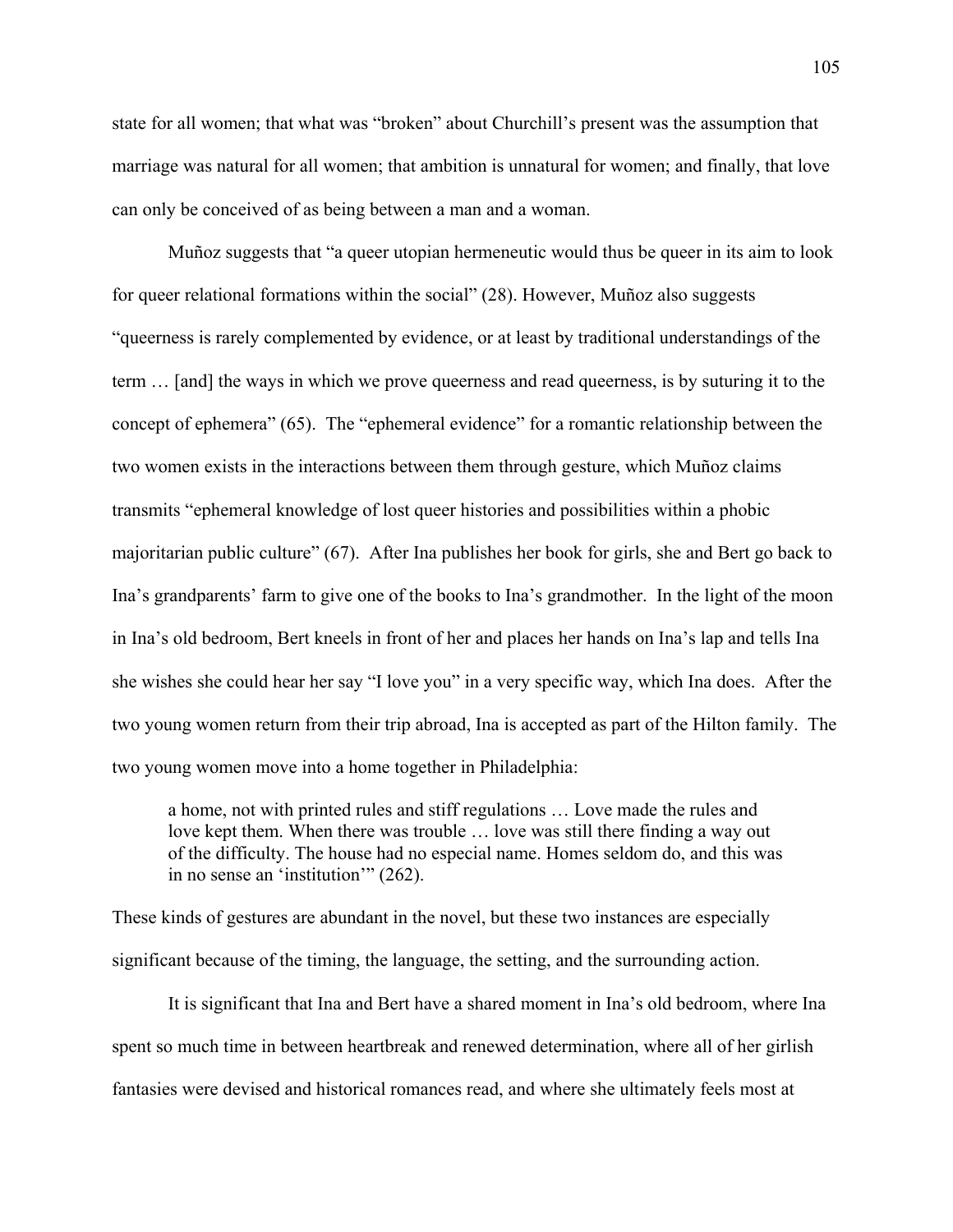state for all women; that what was "broken" about Churchill's present was the assumption that marriage was natural for all women; that ambition is unnatural for women; and finally, that love can only be conceived of as being between a man and a woman.

Muñoz suggests that "a queer utopian hermeneutic would thus be queer in its aim to look for queer relational formations within the social" (28). However, Muñoz also suggests "queerness is rarely complemented by evidence, or at least by traditional understandings of the term … [and] the ways in which we prove queerness and read queerness, is by suturing it to the concept of ephemera" (65). The "ephemeral evidence" for a romantic relationship between the two women exists in the interactions between them through gesture, which Muñoz claims transmits "ephemeral knowledge of lost queer histories and possibilities within a phobic majoritarian public culture" (67). After Ina publishes her book for girls, she and Bert go back to Ina's grandparents' farm to give one of the books to Ina's grandmother. In the light of the moon in Ina's old bedroom, Bert kneels in front of her and places her hands on Ina's lap and tells Ina she wishes she could hear her say "I love you" in a very specific way, which Ina does. After the two young women return from their trip abroad, Ina is accepted as part of the Hilton family. The two young women move into a home together in Philadelphia:

> a home, not with printed rules and stiff regulations … Love made the rules and love kept them. When there was trouble … love was still there finding a way out of the difficulty. The house had no especial name. Homes seldom do, and this was in no sense an 'institution'" (262).

These kinds of gestures are abundant in the novel, but these two instances are especially significant because of the timing, the language, the setting, and the surrounding action.

It is significant that Ina and Bert have a shared moment in Ina's old bedroom, where Ina spent so much time in between heartbreak and renewed determination, where all of her girlish fantasies were devised and historical romances read, and where she ultimately feels most at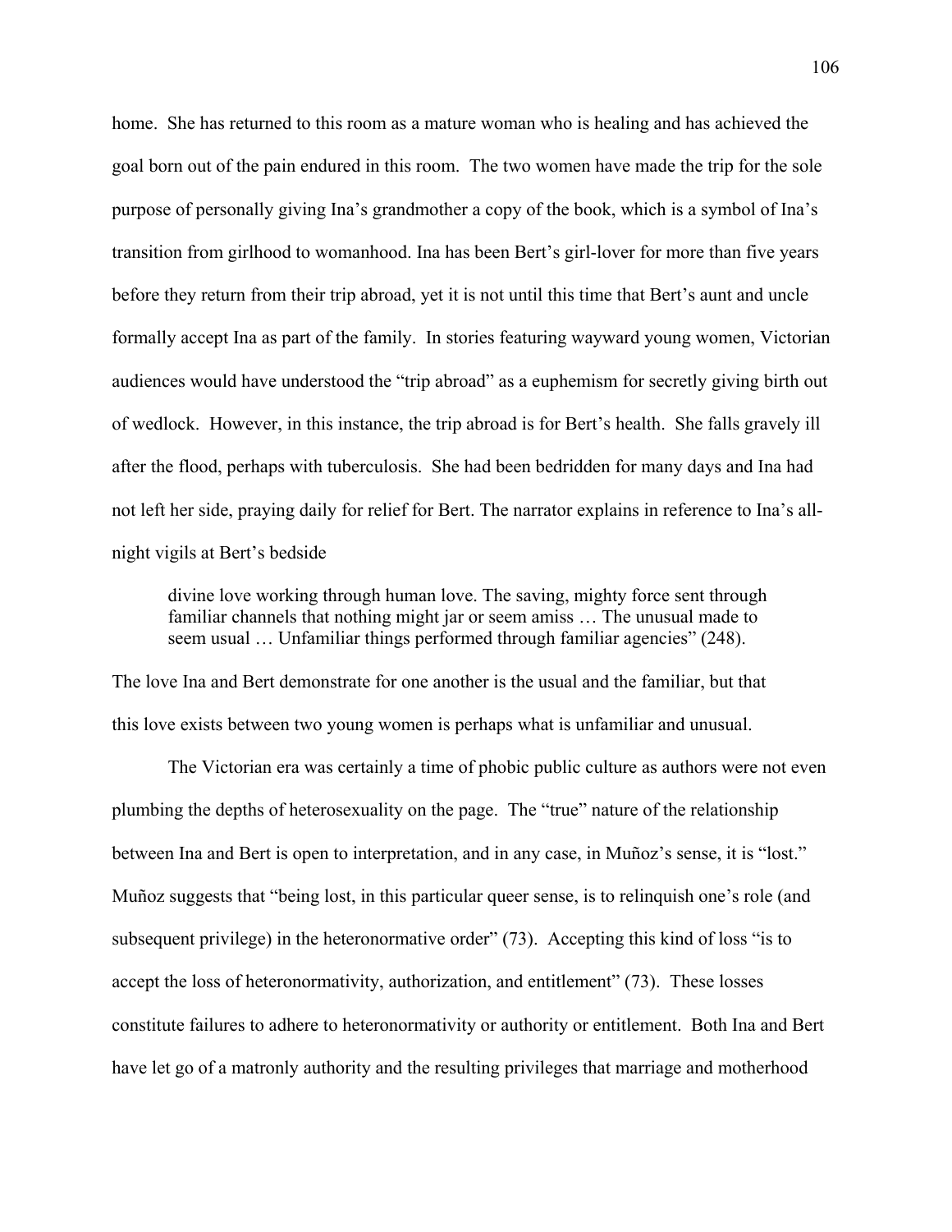home. She has returned to this room as a mature woman who is healing and has achieved the goal born out of the pain endured in this room. The two women have made the trip for the sole purpose of personally giving Ina's grandmother a copy of the book, which is a symbol of Ina's transition from girlhood to womanhood. Ina has been Bert's girl-lover for more than five years before they return from their trip abroad, yet it is not until this time that Bert's aunt and uncle formally accept Ina as part of the family. In stories featuring wayward young women, Victorian audiences would have understood the "trip abroad" as a euphemism for secretly giving birth out of wedlock. However, in this instance, the trip abroad is for Bert's health. She falls gravely ill after the flood, perhaps with tuberculosis. She had been bedridden for many days and Ina had not left her side, praying daily for relief for Bert. The narrator explains in reference to Ina's all-night vigils at Bert's bedside

> divine love working through human love. The saving, mighty force sent through familiar channels that nothing might jar or seem amiss … The unusual made to seem usual … Unfamiliar things performed through familiar agencies" (248).

The love Ina and Bert demonstrate for one another is the usual and the familiar, but that this love exists between two young women is perhaps what is unfamiliar and unusual.

The Victorian era was certainly a time of phobic public culture as authors were not even plumbing the depths of heterosexuality on the page. The "true" nature of the relationship between Ina and Bert is open to interpretation, and in any case, in Muñoz's sense, it is "lost." Muñoz suggests that "being lost, in this particular queer sense, is to relinquish one's role (and subsequent privilege) in the heteronormative order" (73). Accepting this kind of loss "is to accept the loss of heteronormativity, authorization, and entitlement" (73). These losses constitute failures to adhere to heteronormativity or authority or entitlement. Both Ina and Bert have let go of a matronly authority and the resulting privileges that marriage and motherhood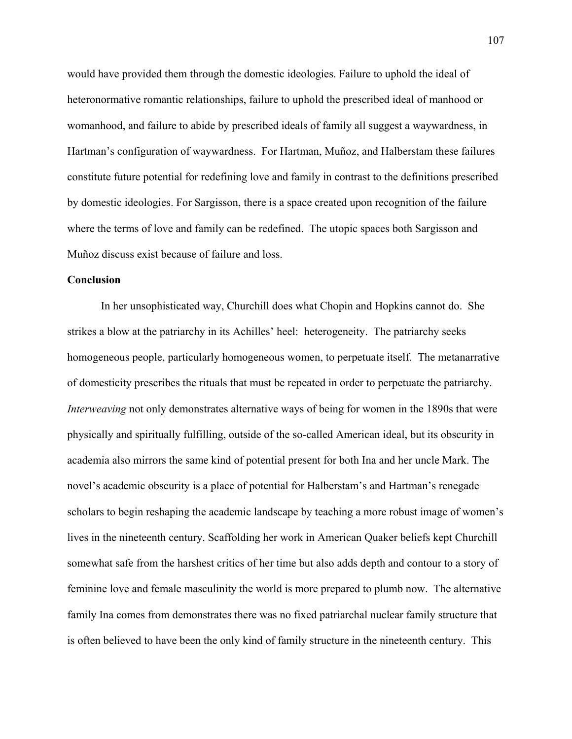would have provided them through the domestic ideologies. Failure to uphold the ideal of heteronormative romantic relationships, failure to uphold the prescribed ideal of manhood or womanhood, and failure to abide by prescribed ideals of family all suggest a waywardness, in Hartman's configuration of waywardness. For Hartman, Muñoz, and Halberstam these failures constitute future potential for redefining love and family in contrast to the definitions prescribed by domestic ideologies. For Sargisson, there is a space created upon recognition of the failure where the terms of love and family can be redefined. The utopic spaces both Sargisson and Muñoz discuss exist because of failure and loss.

## Conclusion

In her unsophisticated way, Churchill does what Chopin and Hopkins cannot do. She strikes a blow at the patriarchy in its Achilles' heel: heterogeneity. The patriarchy seeks homogeneous people, particularly homogeneous women, to perpetuate itself. The metanarrative of domesticity prescribes the rituals that must be repeated in order to perpetuate the patriarchy. *Interweaving* not only demonstrates alternative ways of being for women in the 1890s that were physically and spiritually fulfilling, outside of the so-called American ideal, but its obscurity in academia also mirrors the same kind of potential present for both Ina and her uncle Mark. The novel's academic obscurity is a place of potential for Halberstam's and Hartman's renegade scholars to begin reshaping the academic landscape by teaching a more robust image of women's lives in the nineteenth century. Scaffolding her work in American Quaker beliefs kept Churchill somewhat safe from the harshest critics of her time but also adds depth and contour to a story of feminine love and female masculinity the world is more prepared to plumb now. The alternative family Ina comes from demonstrates there was no fixed patriarchal nuclear family structure that is often believed to have been the only kind of family structure in the nineteenth century. This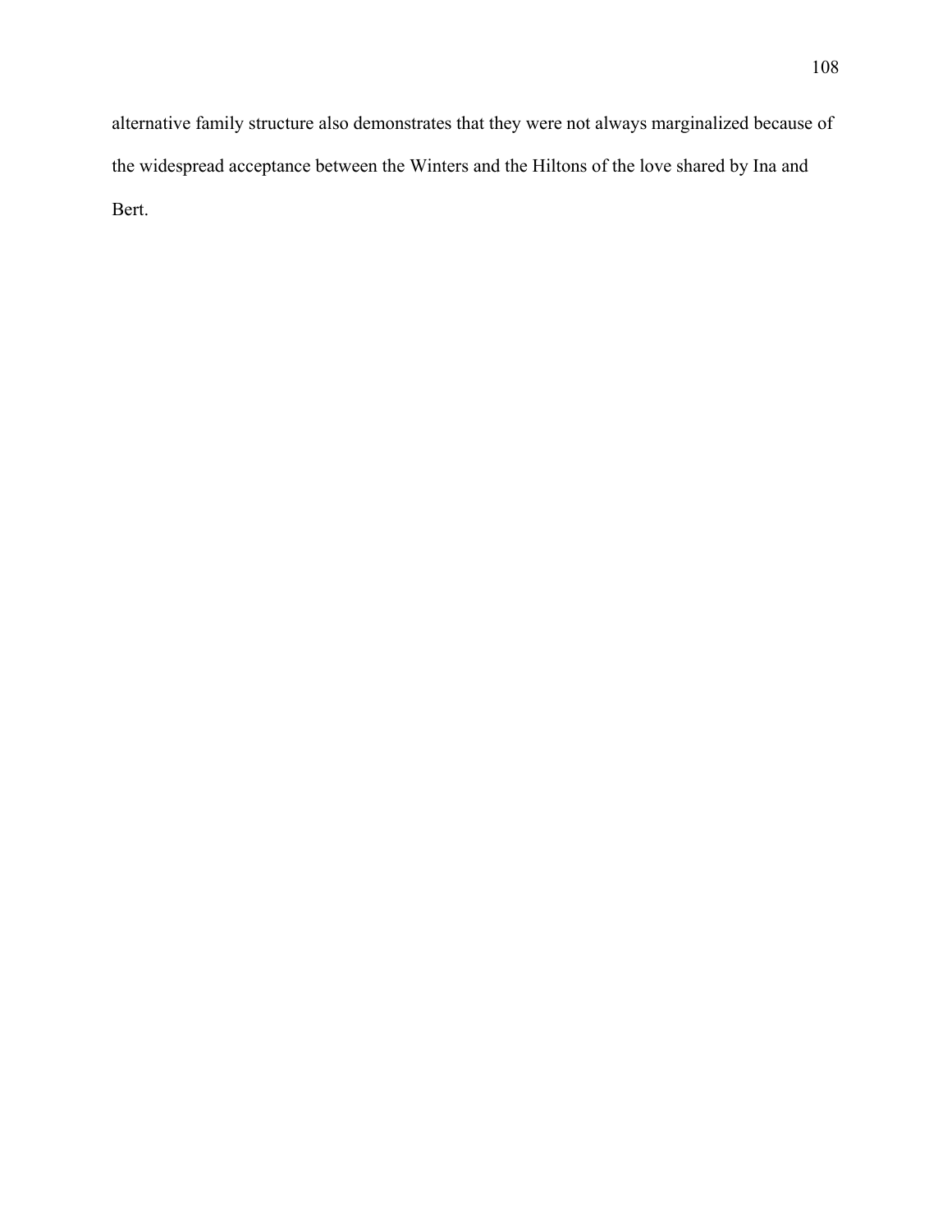alternative family structure also demonstrates that they were not always marginalized because of the widespread acceptance between the Winters and the Hiltons of the love shared by Ina and Bert.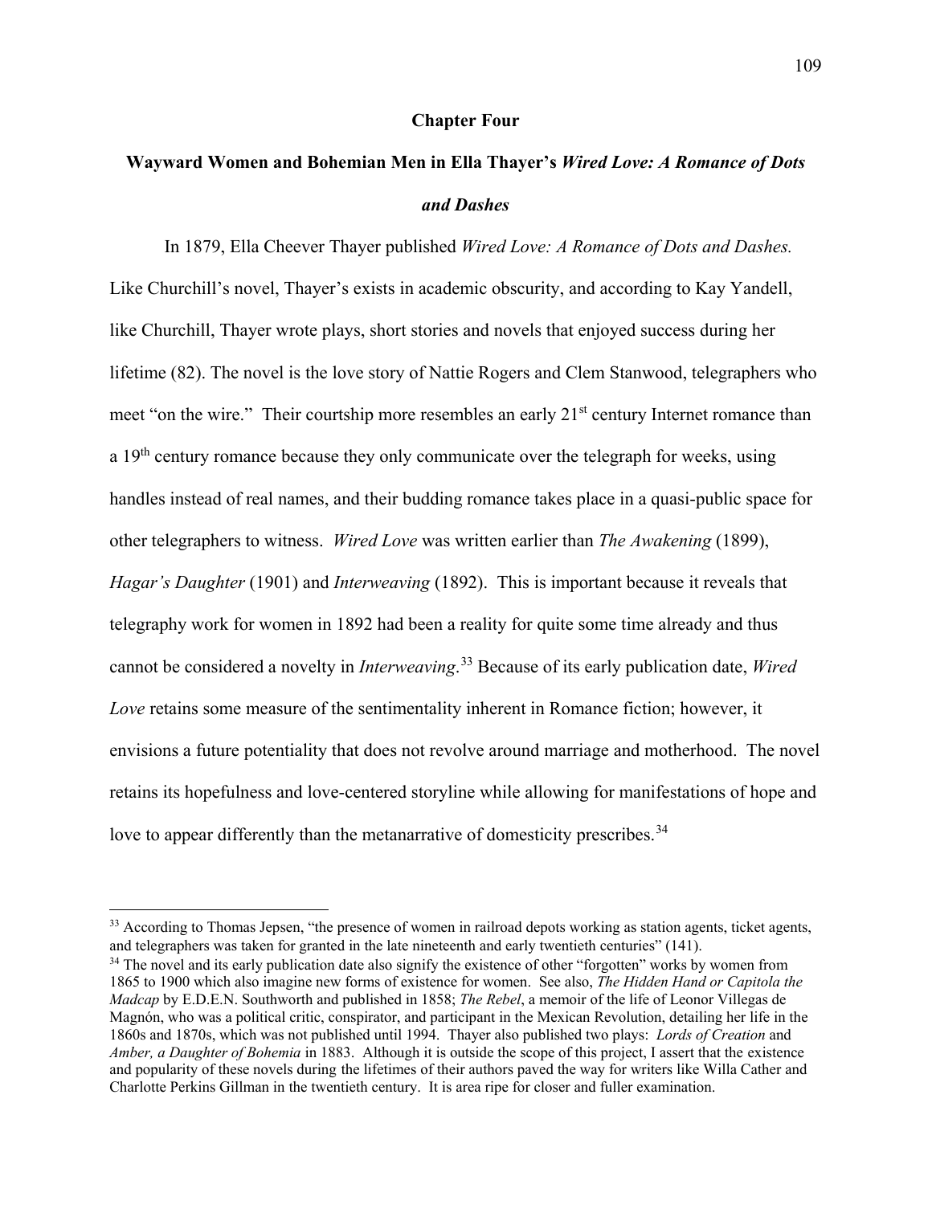# Chapter Four

## Wayward Women and Bohemian Men in Ella Thayer's *Wired Love: A Romance of Dots and Dashes*

In 1879, Ella Cheever Thayer published *Wired Love: A Romance of Dots and Dashes.* Like Churchill's novel, Thayer's exists in academic obscurity, and according to Kay Yandell, like Churchill, Thayer wrote plays, short stories and novels that enjoyed success during her lifetime (82). The novel is the love story of Nattie Rogers and Clem Stanwood, telegraphers who meet "on the wire." Their courtship more resembles an early 21st century Internet romance than a 19th century romance because they only communicate over the telegraph for weeks, using handles instead of real names, and their budding romance takes place in a quasi-public space for other telegraphers to witness. *Wired Love* was written earlier than *The Awakening* (1899), *Hagar's Daughter* (1901) and *Interweaving* (1892). This is important because it reveals that telegraphy work for women in 1892 had been a reality for quite some time already and thus cannot be considered a novelty in *Interweaving*.[33] Because of its early publication date, *Wired Love* retains some measure of the sentimentality inherent in Romance fiction; however, it envisions a future potentiality that does not revolve around marriage and motherhood. The novel retains its hopefulness and love-centered storyline while allowing for manifestations of hope and love to appear differently than the metanarrative of domesticity prescribes.[34]

---

[33] According to Thomas Jepsen, "the presence of women in railroad depots working as station agents, ticket agents, and telegraphers was taken for granted in the late nineteenth and early twentieth centuries" (141).

[34] The novel and its early publication date also signify the existence of other "forgotten" works by women from 1865 to 1900 which also imagine new forms of existence for women. See also, *The Hidden Hand or Capitola the Madcap* by E.D.E.N. Southworth and published in 1858; *The Rebel*, a memoir of the life of Leonor Villegas de Magnón, who was a political critic, conspirator, and participant in the Mexican Revolution, detailing her life in the 1860s and 1870s, which was not published until 1994. Thayer also published two plays: *Lords of Creation* and *Amber, a Daughter of Bohemia* in 1883. Although it is outside the scope of this project, I assert that the existence and popularity of these novels during the lifetimes of their authors paved the way for writers like Willa Cather and Charlotte Perkins Gillman in the twentieth century. It is area ripe for closer and fuller examination.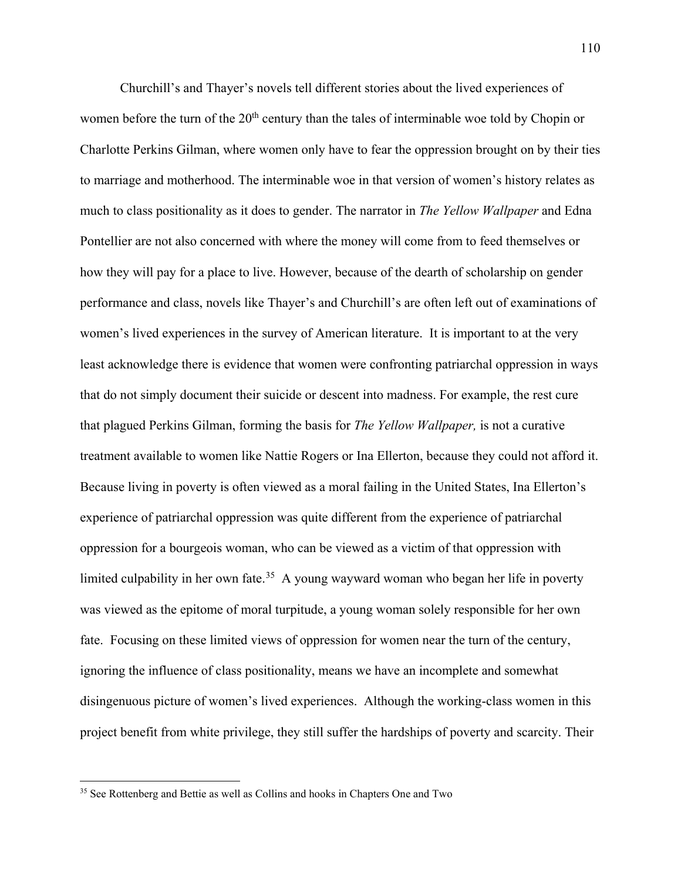Churchill's and Thayer's novels tell different stories about the lived experiences of women before the turn of the 20th century than the tales of interminable woe told by Chopin or Charlotte Perkins Gilman, where women only have to fear the oppression brought on by their ties to marriage and motherhood. The interminable woe in that version of women's history relates as much to class positionality as it does to gender. The narrator in *The Yellow Wallpaper* and Edna Pontellier are not also concerned with where the money will come from to feed themselves or how they will pay for a place to live. However, because of the dearth of scholarship on gender performance and class, novels like Thayer's and Churchill's are often left out of examinations of women's lived experiences in the survey of American literature. It is important to at the very least acknowledge there is evidence that women were confronting patriarchal oppression in ways that do not simply document their suicide or descent into madness. For example, the rest cure that plagued Perkins Gilman, forming the basis for *The Yellow Wallpaper,* is not a curative treatment available to women like Nattie Rogers or Ina Ellerton, because they could not afford it. Because living in poverty is often viewed as a moral failing in the United States, Ina Ellerton's experience of patriarchal oppression was quite different from the experience of patriarchal oppression for a bourgeois woman, who can be viewed as a victim of that oppression with limited culpability in her own fate.[35] A young wayward woman who began her life in poverty was viewed as the epitome of moral turpitude, a young woman solely responsible for her own fate. Focusing on these limited views of oppression for women near the turn of the century, ignoring the influence of class positionality, means we have an incomplete and somewhat disingenuous picture of women's lived experiences. Although the working-class women in this project benefit from white privilege, they still suffer the hardships of poverty and scarcity. Their

---

[35] See Rottenberg and Bettie as well as Collins and hooks in Chapters One and Two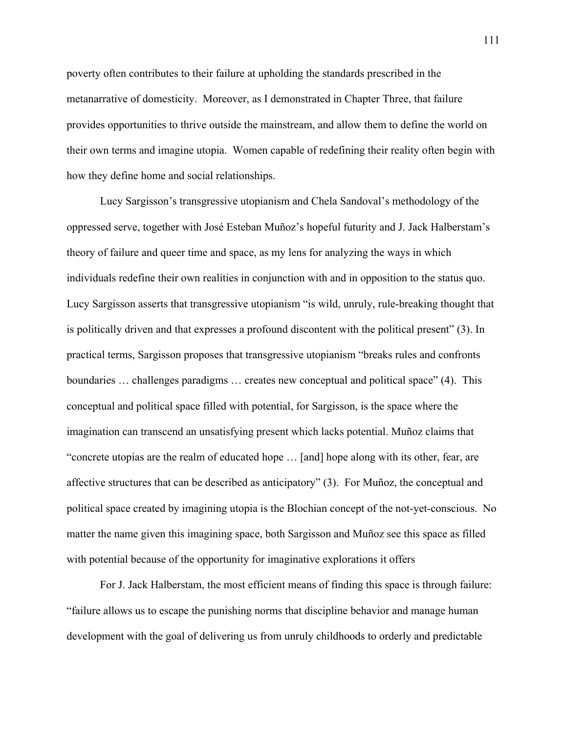poverty often contributes to their failure at upholding the standards prescribed in the metanarrative of domesticity. Moreover, as I demonstrated in Chapter Three, that failure provides opportunities to thrive outside the mainstream, and allow them to define the world on their own terms and imagine utopia. Women capable of redefining their reality often begin with how they define home and social relationships.

Lucy Sargisson's transgressive utopianism and Chela Sandoval's methodology of the oppressed serve, together with José Esteban Muñoz's hopeful futurity and J. Jack Halberstam's theory of failure and queer time and space, as my lens for analyzing the ways in which individuals redefine their own realities in conjunction with and in opposition to the status quo. Lucy Sargisson asserts that transgressive utopianism "is wild, unruly, rule-breaking thought that is politically driven and that expresses a profound discontent with the political present" (3). In practical terms, Sargisson proposes that transgressive utopianism "breaks rules and confronts boundaries … challenges paradigms … creates new conceptual and political space" (4). This conceptual and political space filled with potential, for Sargisson, is the space where the imagination can transcend an unsatisfying present which lacks potential. Muñoz claims that "concrete utopias are the realm of educated hope … [and] hope along with its other, fear, are affective structures that can be described as anticipatory" (3). For Muñoz, the conceptual and political space created by imagining utopia is the Blochian concept of the not-yet-conscious. No matter the name given this imagining space, both Sargisson and Muñoz see this space as filled with potential because of the opportunity for imaginative explorations it offers

For J. Jack Halberstam, the most efficient means of finding this space is through failure: "failure allows us to escape the punishing norms that discipline behavior and manage human development with the goal of delivering us from unruly childhoods to orderly and predictable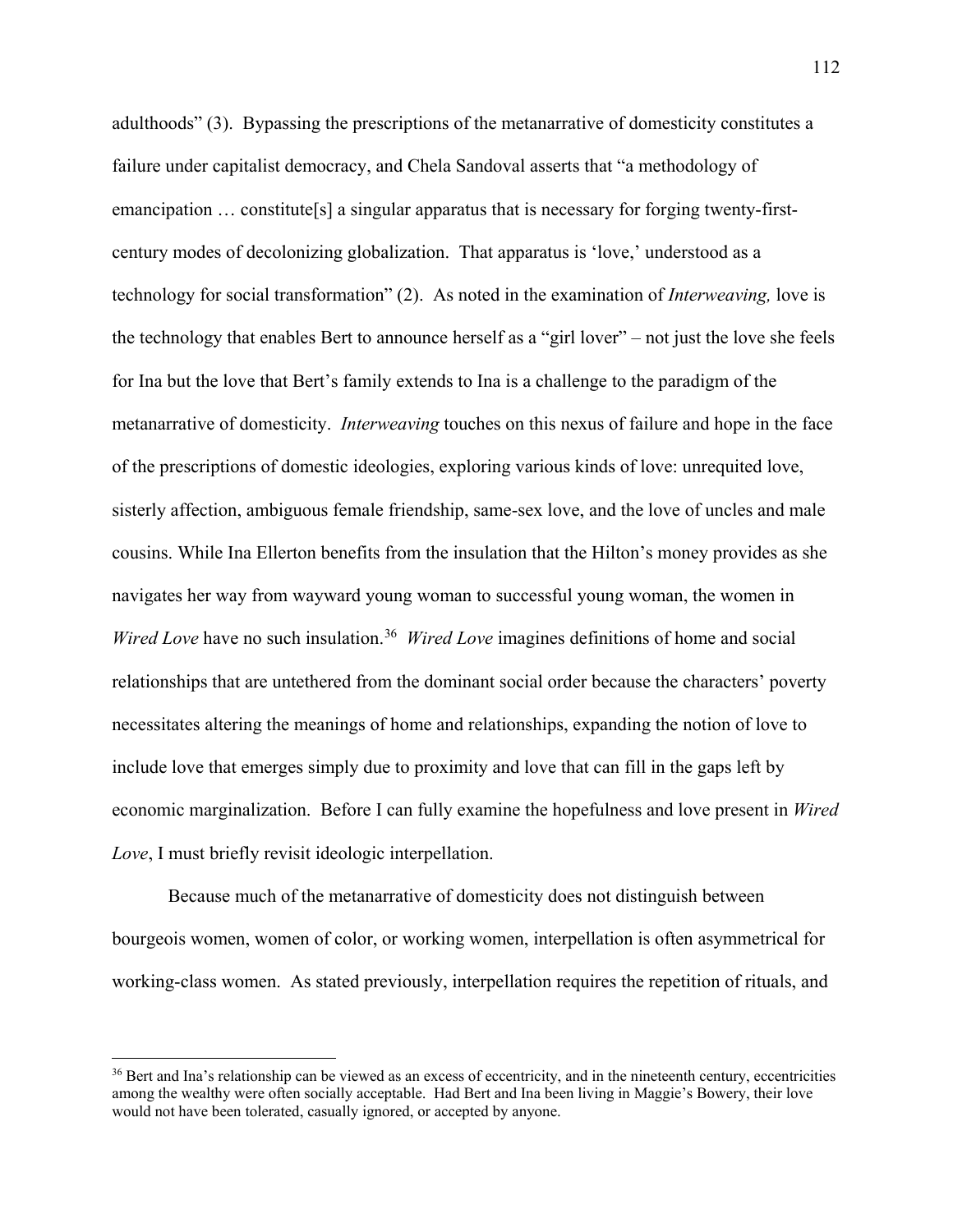adulthoods" (3). Bypassing the prescriptions of the metanarrative of domesticity constitutes a failure under capitalist democracy, and Chela Sandoval asserts that "a methodology of emancipation … constitute[s] a singular apparatus that is necessary for forging twenty-first-century modes of decolonizing globalization. That apparatus is 'love,' understood as a technology for social transformation" (2). As noted in the examination of *Interweaving,* love is the technology that enables Bert to announce herself as a "girl lover" – not just the love she feels for Ina but the love that Bert's family extends to Ina is a challenge to the paradigm of the metanarrative of domesticity. *Interweaving* touches on this nexus of failure and hope in the face of the prescriptions of domestic ideologies, exploring various kinds of love: unrequited love, sisterly affection, ambiguous female friendship, same-sex love, and the love of uncles and male cousins. While Ina Ellerton benefits from the insulation that the Hilton's money provides as she navigates her way from wayward young woman to successful young woman, the women in *Wired Love* have no such insulation.[36] *Wired Love* imagines definitions of home and social relationships that are untethered from the dominant social order because the characters' poverty necessitates altering the meanings of home and relationships, expanding the notion of love to include love that emerges simply due to proximity and love that can fill in the gaps left by economic marginalization. Before I can fully examine the hopefulness and love present in *Wired Love*, I must briefly revisit ideologic interpellation.

Because much of the metanarrative of domesticity does not distinguish between bourgeois women, women of color, or working women, interpellation is often asymmetrical for working-class women. As stated previously, interpellation requires the repetition of rituals, and

[36] Bert and Ina's relationship can be viewed as an excess of eccentricity, and in the nineteenth century, eccentricities among the wealthy were often socially acceptable. Had Bert and Ina been living in Maggie's Bowery, their love would not have been tolerated, casually ignored, or accepted by anyone.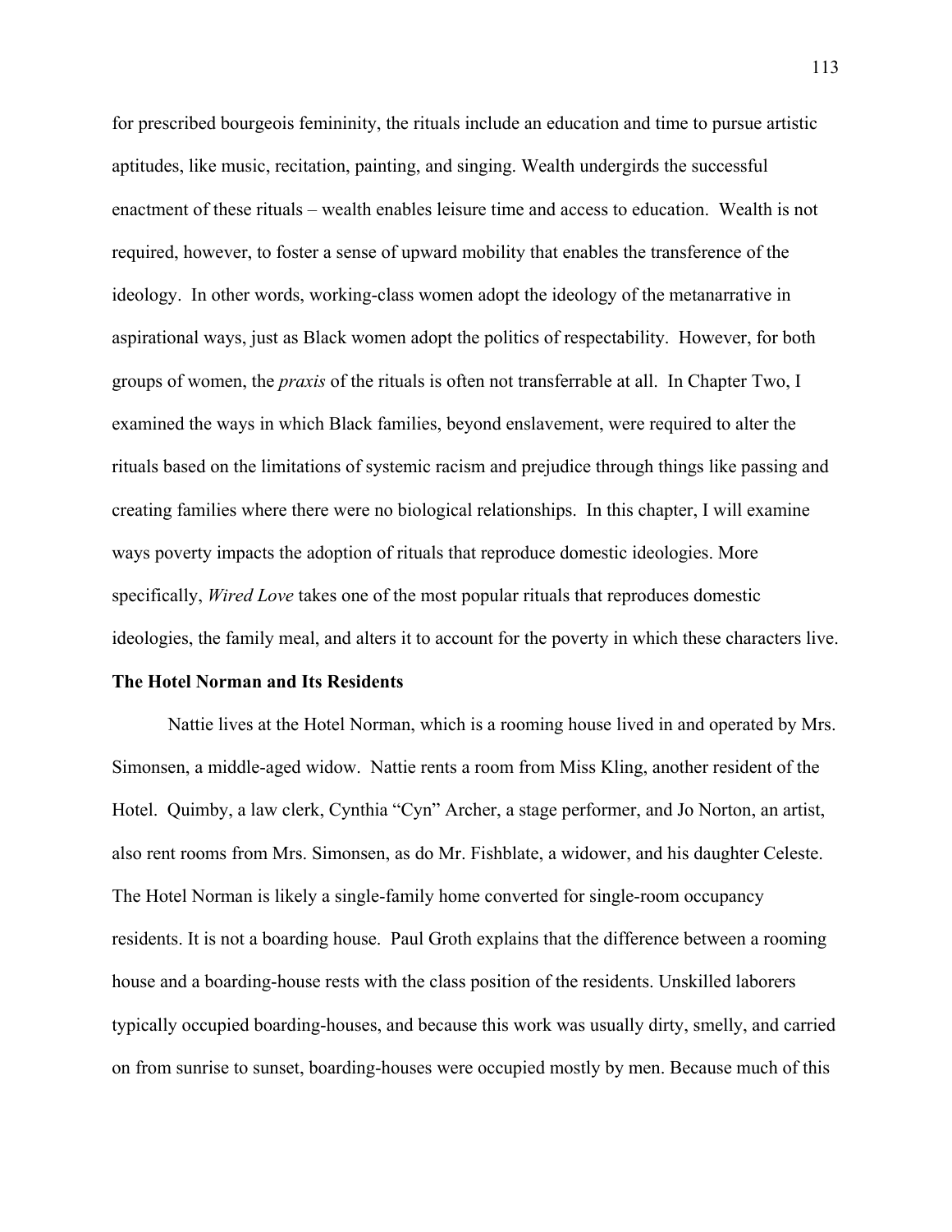for prescribed bourgeois femininity, the rituals include an education and time to pursue artistic aptitudes, like music, recitation, painting, and singing. Wealth undergirds the successful enactment of these rituals – wealth enables leisure time and access to education. Wealth is not required, however, to foster a sense of upward mobility that enables the transference of the ideology. In other words, working-class women adopt the ideology of the metanarrative in aspirational ways, just as Black women adopt the politics of respectability. However, for both groups of women, the *praxis* of the rituals is often not transferrable at all. In Chapter Two, I examined the ways in which Black families, beyond enslavement, were required to alter the rituals based on the limitations of systemic racism and prejudice through things like passing and creating families where there were no biological relationships. In this chapter, I will examine ways poverty impacts the adoption of rituals that reproduce domestic ideologies. More specifically, *Wired Love* takes one of the most popular rituals that reproduces domestic ideologies, the family meal, and alters it to account for the poverty in which these characters live.

### The Hotel Norman and Its Residents

Nattie lives at the Hotel Norman, which is a rooming house lived in and operated by Mrs. Simonsen, a middle-aged widow. Nattie rents a room from Miss Kling, another resident of the Hotel. Quimby, a law clerk, Cynthia "Cyn" Archer, a stage performer, and Jo Norton, an artist, also rent rooms from Mrs. Simonsen, as do Mr. Fishblate, a widower, and his daughter Celeste. The Hotel Norman is likely a single-family home converted for single-room occupancy residents. It is not a boarding house. Paul Groth explains that the difference between a rooming house and a boarding-house rests with the class position of the residents. Unskilled laborers typically occupied boarding-houses, and because this work was usually dirty, smelly, and carried on from sunrise to sunset, boarding-houses were occupied mostly by men. Because much of this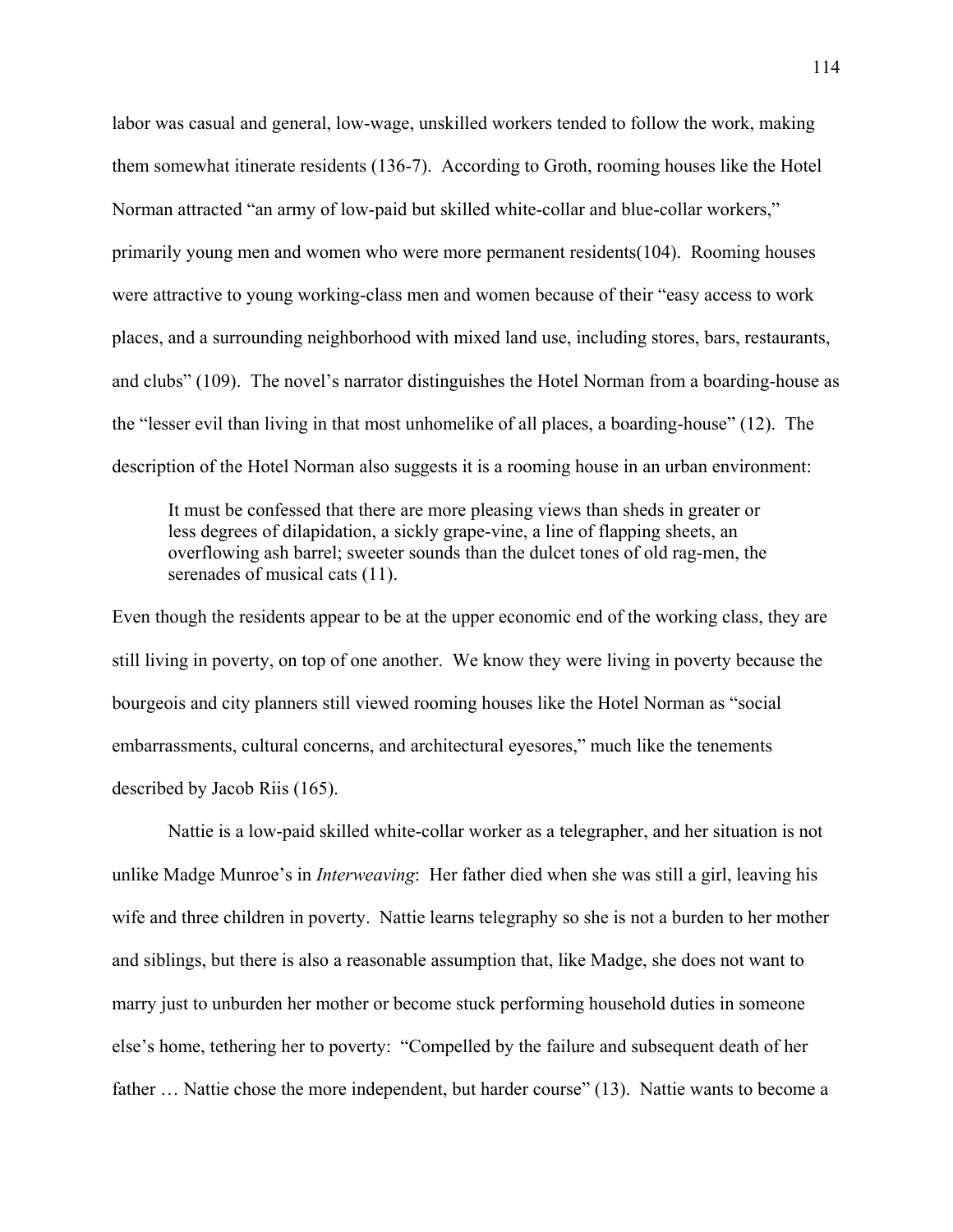labor was casual and general, low-wage, unskilled workers tended to follow the work, making them somewhat itinerate residents (136-7). According to Groth, rooming houses like the Hotel Norman attracted "an army of low-paid but skilled white-collar and blue-collar workers," primarily young men and women who were more permanent residents(104). Rooming houses were attractive to young working-class men and women because of their "easy access to work places, and a surrounding neighborhood with mixed land use, including stores, bars, restaurants, and clubs" (109). The novel's narrator distinguishes the Hotel Norman from a boarding-house as the "lesser evil than living in that most unhomelike of all places, a boarding-house" (12). The description of the Hotel Norman also suggests it is a rooming house in an urban environment:

> It must be confessed that there are more pleasing views than sheds in greater or less degrees of dilapidation, a sickly grape-vine, a line of flapping sheets, an overflowing ash barrel; sweeter sounds than the dulcet tones of old rag-men, the serenades of musical cats (11).

Even though the residents appear to be at the upper economic end of the working class, they are still living in poverty, on top of one another. We know they were living in poverty because the bourgeois and city planners still viewed rooming houses like the Hotel Norman as "social embarrassments, cultural concerns, and architectural eyesores," much like the tenements described by Jacob Riis (165).

Nattie is a low-paid skilled white-collar worker as a telegrapher, and her situation is not unlike Madge Munroe's in *Interweaving*: Her father died when she was still a girl, leaving his wife and three children in poverty. Nattie learns telegraphy so she is not a burden to her mother and siblings, but there is also a reasonable assumption that, like Madge, she does not want to marry just to unburden her mother or become stuck performing household duties in someone else's home, tethering her to poverty: "Compelled by the failure and subsequent death of her father … Nattie chose the more independent, but harder course" (13). Nattie wants to become a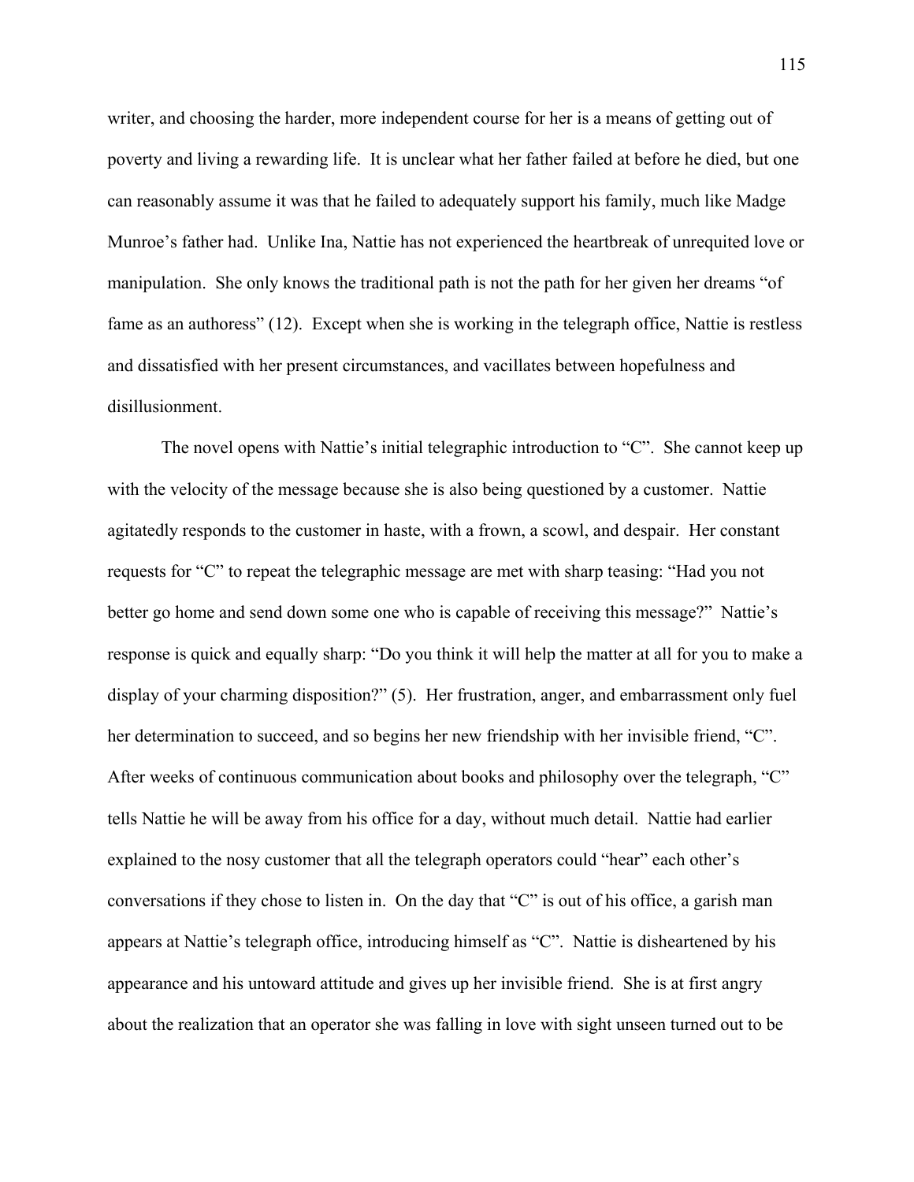writer, and choosing the harder, more independent course for her is a means of getting out of poverty and living a rewarding life. It is unclear what her father failed at before he died, but one can reasonably assume it was that he failed to adequately support his family, much like Madge Munroe's father had. Unlike Ina, Nattie has not experienced the heartbreak of unrequited love or manipulation. She only knows the traditional path is not the path for her given her dreams "of fame as an authoress" (12). Except when she is working in the telegraph office, Nattie is restless and dissatisfied with her present circumstances, and vacillates between hopefulness and disillusionment.

The novel opens with Nattie's initial telegraphic introduction to "C". She cannot keep up with the velocity of the message because she is also being questioned by a customer. Nattie agitatedly responds to the customer in haste, with a frown, a scowl, and despair. Her constant requests for "C" to repeat the telegraphic message are met with sharp teasing: "Had you not better go home and send down some one who is capable of receiving this message?" Nattie's response is quick and equally sharp: "Do you think it will help the matter at all for you to make a display of your charming disposition?" (5). Her frustration, anger, and embarrassment only fuel her determination to succeed, and so begins her new friendship with her invisible friend, "C". After weeks of continuous communication about books and philosophy over the telegraph, "C" tells Nattie he will be away from his office for a day, without much detail. Nattie had earlier explained to the nosy customer that all the telegraph operators could "hear" each other's conversations if they chose to listen in. On the day that "C" is out of his office, a garish man appears at Nattie's telegraph office, introducing himself as "C". Nattie is disheartened by his appearance and his untoward attitude and gives up her invisible friend. She is at first angry about the realization that an operator she was falling in love with sight unseen turned out to be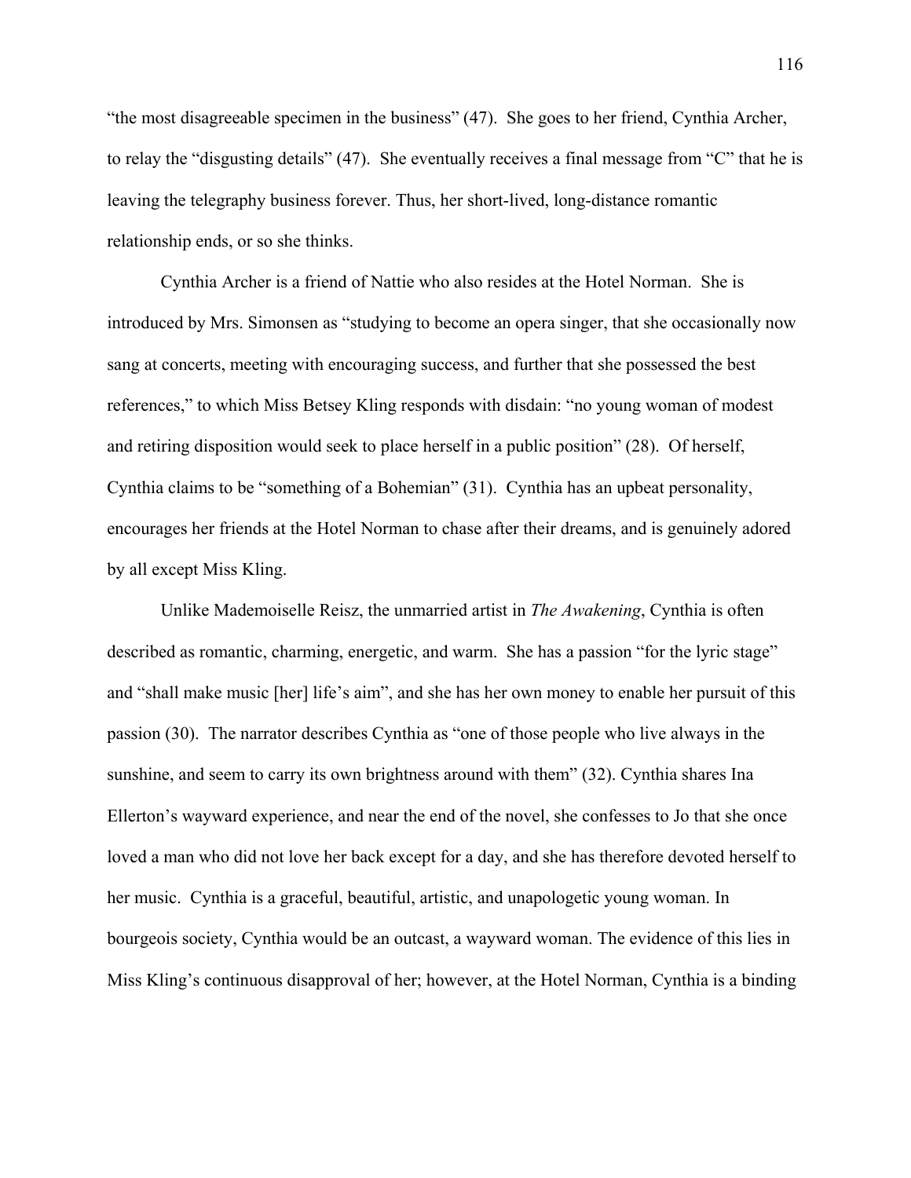"the most disagreeable specimen in the business" (47). She goes to her friend, Cynthia Archer, to relay the "disgusting details" (47). She eventually receives a final message from "C" that he is leaving the telegraphy business forever. Thus, her short-lived, long-distance romantic relationship ends, or so she thinks.

Cynthia Archer is a friend of Nattie who also resides at the Hotel Norman. She is introduced by Mrs. Simonsen as "studying to become an opera singer, that she occasionally now sang at concerts, meeting with encouraging success, and further that she possessed the best references," to which Miss Betsey Kling responds with disdain: "no young woman of modest and retiring disposition would seek to place herself in a public position" (28). Of herself, Cynthia claims to be "something of a Bohemian" (31). Cynthia has an upbeat personality, encourages her friends at the Hotel Norman to chase after their dreams, and is genuinely adored by all except Miss Kling.

Unlike Mademoiselle Reisz, the unmarried artist in *The Awakening*, Cynthia is often described as romantic, charming, energetic, and warm. She has a passion "for the lyric stage" and "shall make music [her] life's aim", and she has her own money to enable her pursuit of this passion (30). The narrator describes Cynthia as "one of those people who live always in the sunshine, and seem to carry its own brightness around with them" (32). Cynthia shares Ina Ellerton's wayward experience, and near the end of the novel, she confesses to Jo that she once loved a man who did not love her back except for a day, and she has therefore devoted herself to her music. Cynthia is a graceful, beautiful, artistic, and unapologetic young woman. In bourgeois society, Cynthia would be an outcast, a wayward woman. The evidence of this lies in Miss Kling's continuous disapproval of her; however, at the Hotel Norman, Cynthia is a binding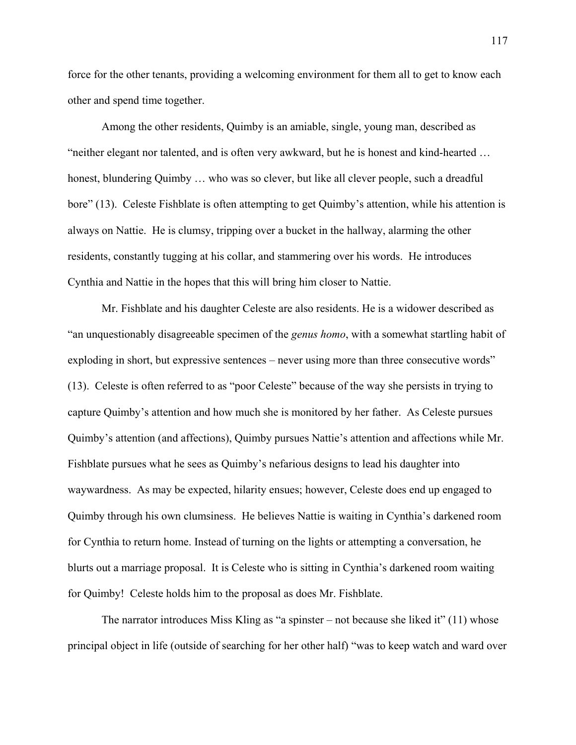force for the other tenants, providing a welcoming environment for them all to get to know each other and spend time together.

Among the other residents, Quimby is an amiable, single, young man, described as "neither elegant nor talented, and is often very awkward, but he is honest and kind-hearted … honest, blundering Quimby … who was so clever, but like all clever people, such a dreadful bore" (13). Celeste Fishblate is often attempting to get Quimby's attention, while his attention is always on Nattie. He is clumsy, tripping over a bucket in the hallway, alarming the other residents, constantly tugging at his collar, and stammering over his words. He introduces Cynthia and Nattie in the hopes that this will bring him closer to Nattie.

Mr. Fishblate and his daughter Celeste are also residents. He is a widower described as "an unquestionably disagreeable specimen of the *genus homo*, with a somewhat startling habit of exploding in short, but expressive sentences – never using more than three consecutive words" (13). Celeste is often referred to as "poor Celeste" because of the way she persists in trying to capture Quimby's attention and how much she is monitored by her father. As Celeste pursues Quimby's attention (and affections), Quimby pursues Nattie's attention and affections while Mr. Fishblate pursues what he sees as Quimby's nefarious designs to lead his daughter into waywardness. As may be expected, hilarity ensues; however, Celeste does end up engaged to Quimby through his own clumsiness. He believes Nattie is waiting in Cynthia's darkened room for Cynthia to return home. Instead of turning on the lights or attempting a conversation, he blurts out a marriage proposal. It is Celeste who is sitting in Cynthia's darkened room waiting for Quimby! Celeste holds him to the proposal as does Mr. Fishblate.

The narrator introduces Miss Kling as "a spinster – not because she liked it" (11) whose principal object in life (outside of searching for her other half) "was to keep watch and ward over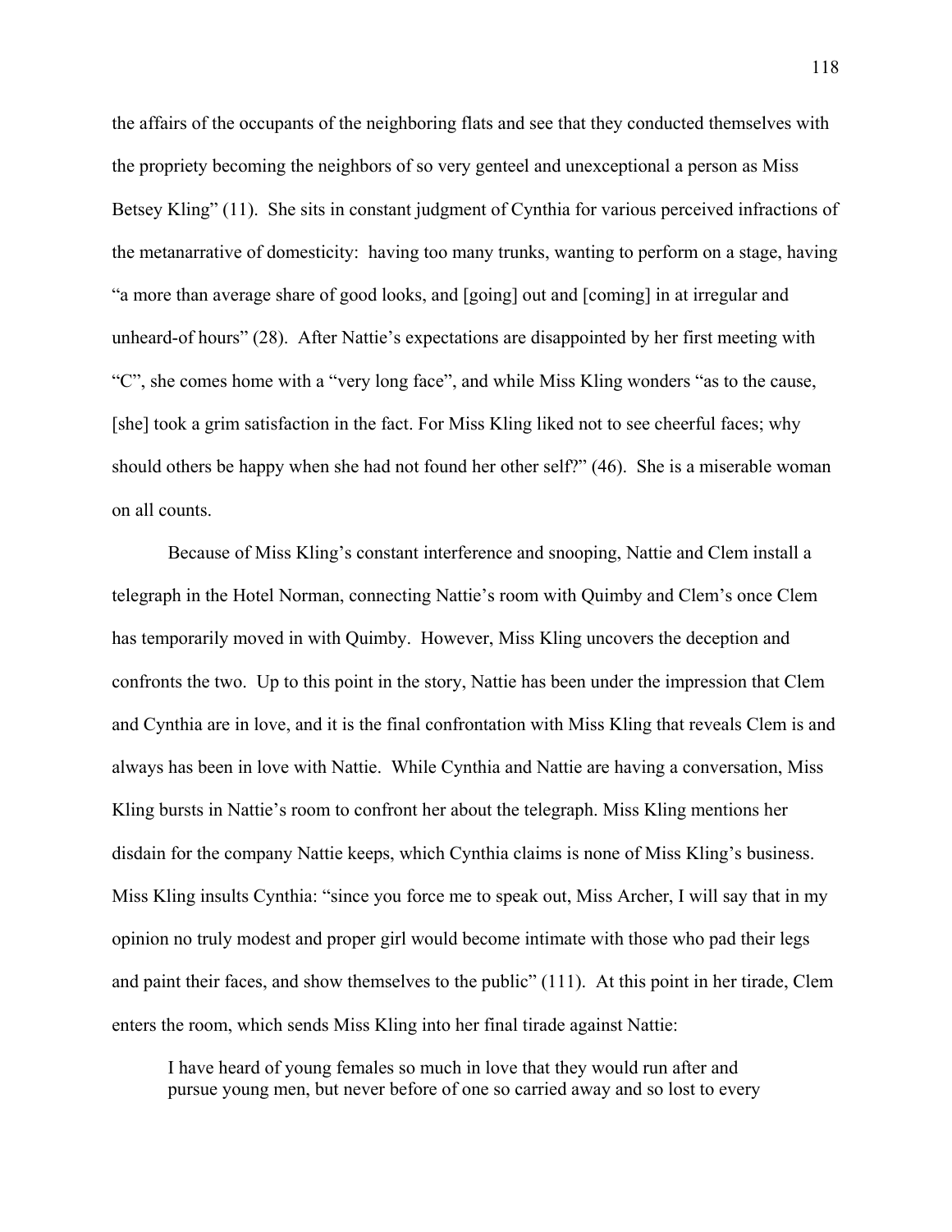the affairs of the occupants of the neighboring flats and see that they conducted themselves with the propriety becoming the neighbors of so very genteel and unexceptional a person as Miss Betsey Kling" (11). She sits in constant judgment of Cynthia for various perceived infractions of the metanarrative of domesticity: having too many trunks, wanting to perform on a stage, having "a more than average share of good looks, and [going] out and [coming] in at irregular and unheard-of hours" (28). After Nattie's expectations are disappointed by her first meeting with "C", she comes home with a "very long face", and while Miss Kling wonders "as to the cause, [she] took a grim satisfaction in the fact. For Miss Kling liked not to see cheerful faces; why should others be happy when she had not found her other self?" (46). She is a miserable woman on all counts.

Because of Miss Kling's constant interference and snooping, Nattie and Clem install a telegraph in the Hotel Norman, connecting Nattie's room with Quimby and Clem's once Clem has temporarily moved in with Quimby. However, Miss Kling uncovers the deception and confronts the two. Up to this point in the story, Nattie has been under the impression that Clem and Cynthia are in love, and it is the final confrontation with Miss Kling that reveals Clem is and always has been in love with Nattie. While Cynthia and Nattie are having a conversation, Miss Kling bursts in Nattie's room to confront her about the telegraph. Miss Kling mentions her disdain for the company Nattie keeps, which Cynthia claims is none of Miss Kling's business. Miss Kling insults Cynthia: "since you force me to speak out, Miss Archer, I will say that in my opinion no truly modest and proper girl would become intimate with those who pad their legs and paint their faces, and show themselves to the public" (111). At this point in her tirade, Clem enters the room, which sends Miss Kling into her final tirade against Nattie:

> I have heard of young females so much in love that they would run after and pursue young men, but never before of one so carried away and so lost to every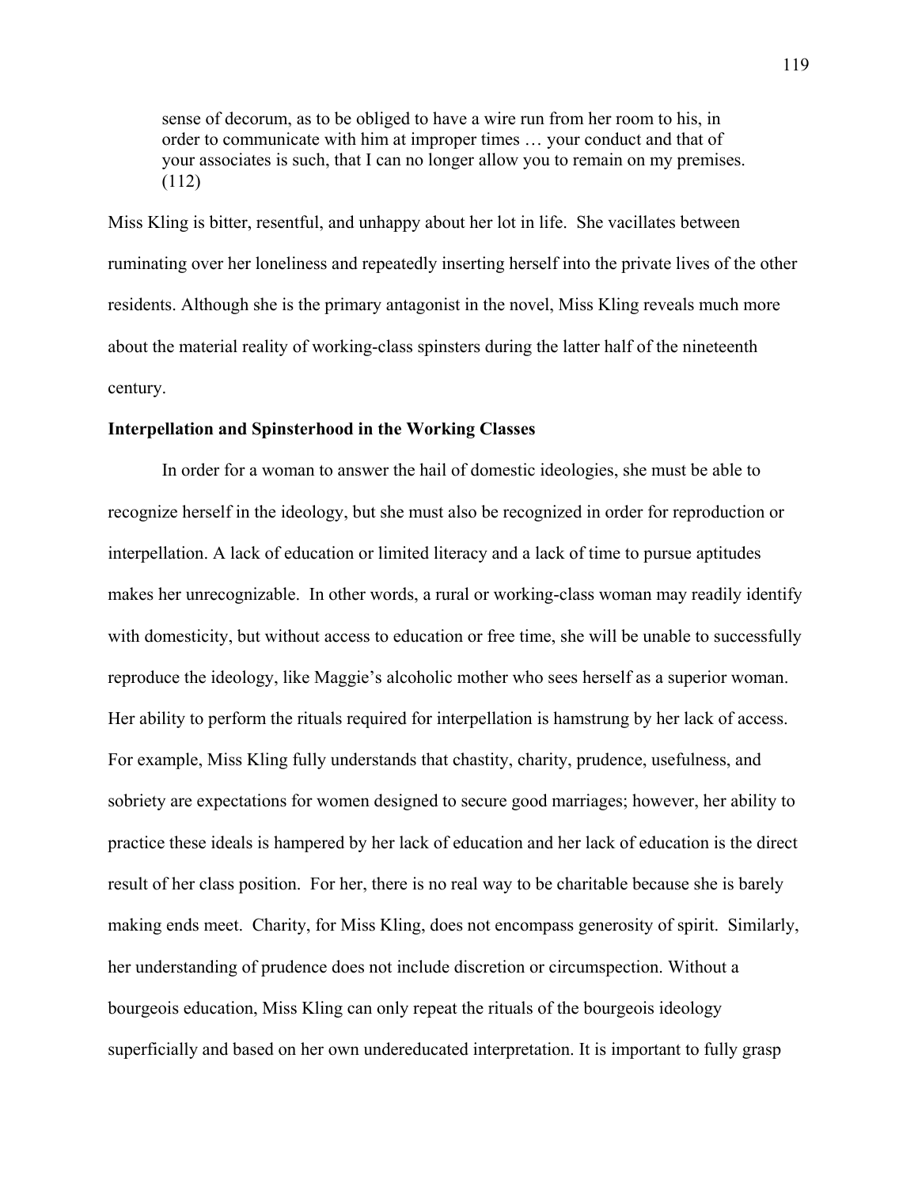> sense of decorum, as to be obliged to have a wire run from her room to his, in order to communicate with him at improper times … your conduct and that of your associates is such, that I can no longer allow you to remain on my premises. (112)

Miss Kling is bitter, resentful, and unhappy about her lot in life. She vacillates between ruminating over her loneliness and repeatedly inserting herself into the private lives of the other residents. Although she is the primary antagonist in the novel, Miss Kling reveals much more about the material reality of working-class spinsters during the latter half of the nineteenth century.

**Interpellation and Spinsterhood in the Working Classes**

In order for a woman to answer the hail of domestic ideologies, she must be able to recognize herself in the ideology, but she must also be recognized in order for reproduction or interpellation. A lack of education or limited literacy and a lack of time to pursue aptitudes makes her unrecognizable. In other words, a rural or working-class woman may readily identify with domesticity, but without access to education or free time, she will be unable to successfully reproduce the ideology, like Maggie's alcoholic mother who sees herself as a superior woman. Her ability to perform the rituals required for interpellation is hamstrung by her lack of access. For example, Miss Kling fully understands that chastity, charity, prudence, usefulness, and sobriety are expectations for women designed to secure good marriages; however, her ability to practice these ideals is hampered by her lack of education and her lack of education is the direct result of her class position. For her, there is no real way to be charitable because she is barely making ends meet. Charity, for Miss Kling, does not encompass generosity of spirit. Similarly, her understanding of prudence does not include discretion or circumspection. Without a bourgeois education, Miss Kling can only repeat the rituals of the bourgeois ideology superficially and based on her own undereducated interpretation. It is important to fully grasp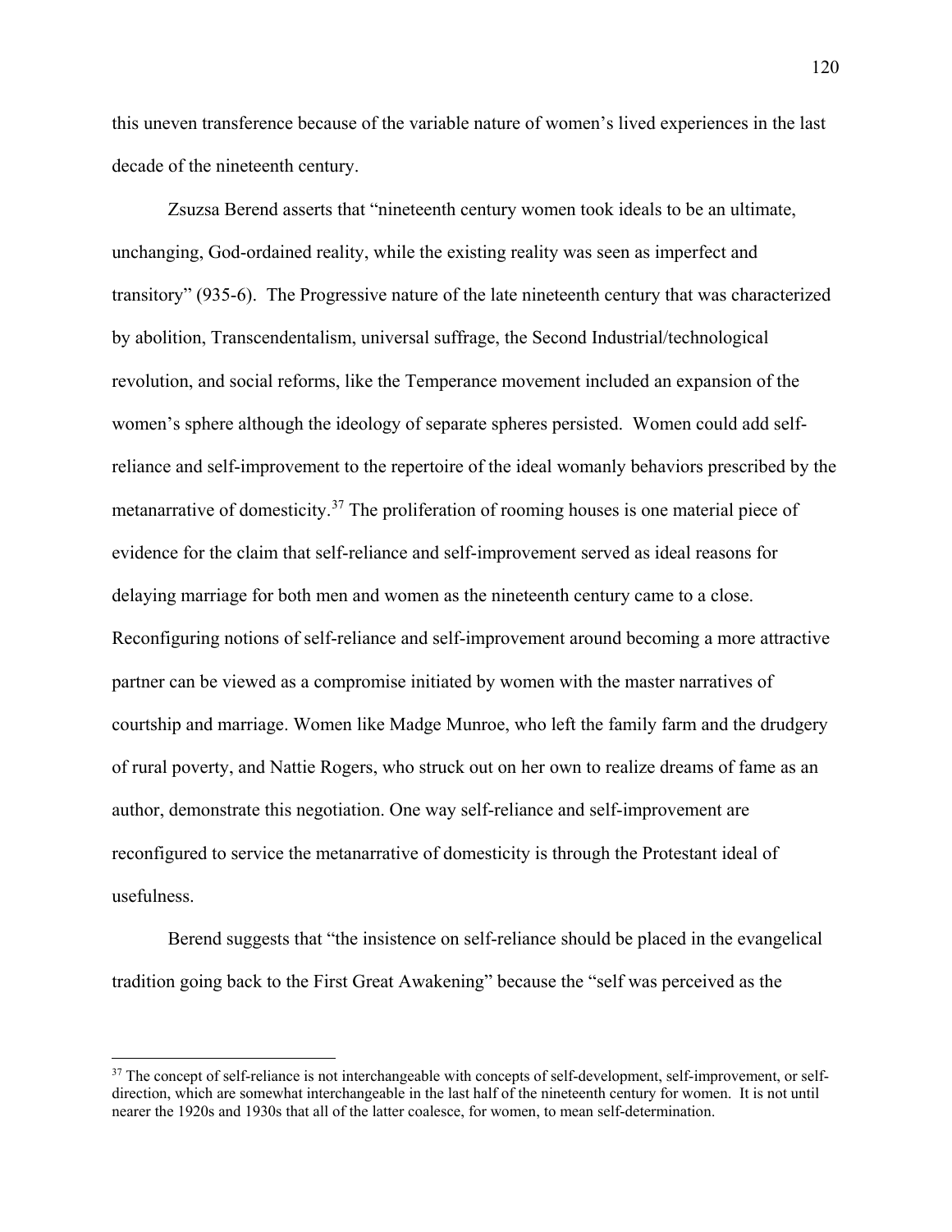this uneven transference because of the variable nature of women's lived experiences in the last decade of the nineteenth century.

Zsuzsa Berend asserts that "nineteenth century women took ideals to be an ultimate, unchanging, God-ordained reality, while the existing reality was seen as imperfect and transitory" (935-6). The Progressive nature of the late nineteenth century that was characterized by abolition, Transcendentalism, universal suffrage, the Second Industrial/technological revolution, and social reforms, like the Temperance movement included an expansion of the women's sphere although the ideology of separate spheres persisted. Women could add self-reliance and self-improvement to the repertoire of the ideal womanly behaviors prescribed by the metanarrative of domesticity.[37] The proliferation of rooming houses is one material piece of evidence for the claim that self-reliance and self-improvement served as ideal reasons for delaying marriage for both men and women as the nineteenth century came to a close. Reconfiguring notions of self-reliance and self-improvement around becoming a more attractive partner can be viewed as a compromise initiated by women with the master narratives of courtship and marriage. Women like Madge Munroe, who left the family farm and the drudgery of rural poverty, and Nattie Rogers, who struck out on her own to realize dreams of fame as an author, demonstrate this negotiation. One way self-reliance and self-improvement are reconfigured to service the metanarrative of domesticity is through the Protestant ideal of usefulness.

Berend suggests that "the insistence on self-reliance should be placed in the evangelical tradition going back to the First Great Awakening" because the "self was perceived as the

---

[37] The concept of self-reliance is not interchangeable with concepts of self-development, self-improvement, or self-direction, which are somewhat interchangeable in the last half of the nineteenth century for women. It is not until nearer the 1920s and 1930s that all of the latter coalesce, for women, to mean self-determination.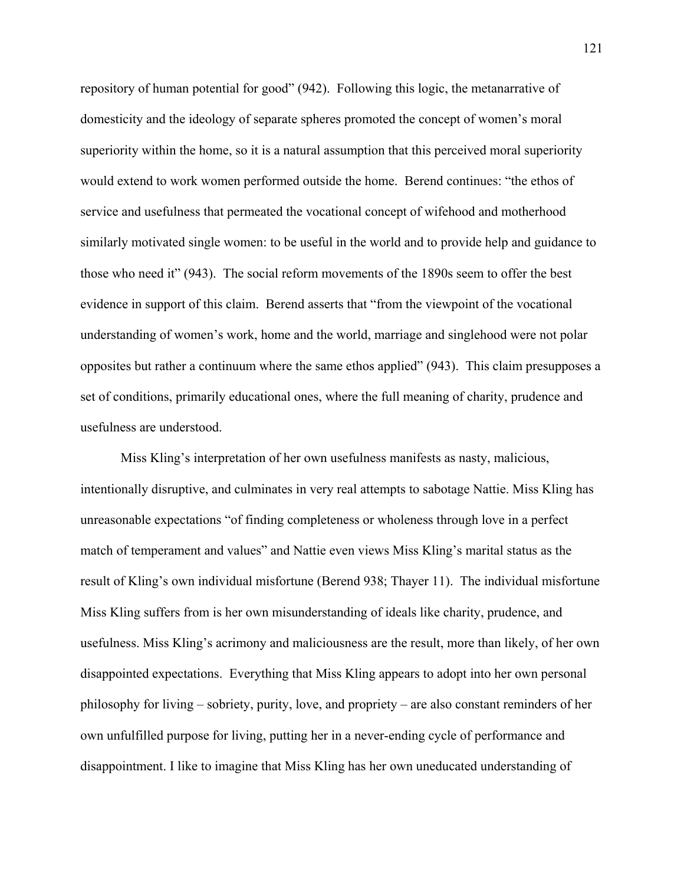repository of human potential for good" (942). Following this logic, the metanarrative of domesticity and the ideology of separate spheres promoted the concept of women's moral superiority within the home, so it is a natural assumption that this perceived moral superiority would extend to work women performed outside the home. Berend continues: "the ethos of service and usefulness that permeated the vocational concept of wifehood and motherhood similarly motivated single women: to be useful in the world and to provide help and guidance to those who need it" (943). The social reform movements of the 1890s seem to offer the best evidence in support of this claim. Berend asserts that "from the viewpoint of the vocational understanding of women's work, home and the world, marriage and singlehood were not polar opposites but rather a continuum where the same ethos applied" (943). This claim presupposes a set of conditions, primarily educational ones, where the full meaning of charity, prudence and usefulness are understood.

Miss Kling's interpretation of her own usefulness manifests as nasty, malicious, intentionally disruptive, and culminates in very real attempts to sabotage Nattie. Miss Kling has unreasonable expectations "of finding completeness or wholeness through love in a perfect match of temperament and values" and Nattie even views Miss Kling's marital status as the result of Kling's own individual misfortune (Berend 938; Thayer 11). The individual misfortune Miss Kling suffers from is her own misunderstanding of ideals like charity, prudence, and usefulness. Miss Kling's acrimony and maliciousness are the result, more than likely, of her own disappointed expectations. Everything that Miss Kling appears to adopt into her own personal philosophy for living – sobriety, purity, love, and propriety – are also constant reminders of her own unfulfilled purpose for living, putting her in a never-ending cycle of performance and disappointment. I like to imagine that Miss Kling has her own uneducated understanding of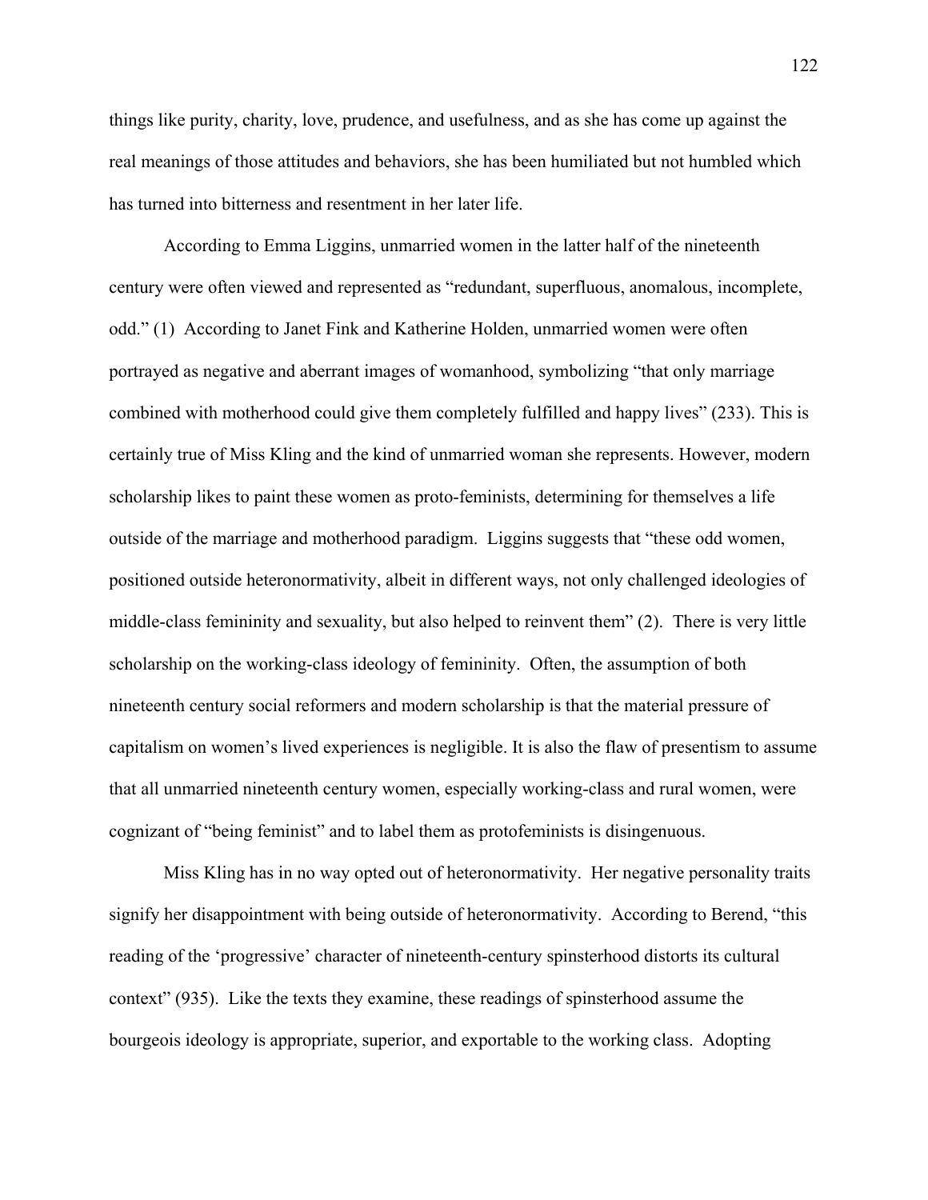things like purity, charity, love, prudence, and usefulness, and as she has come up against the real meanings of those attitudes and behaviors, she has been humiliated but not humbled which has turned into bitterness and resentment in her later life.

According to Emma Liggins, unmarried women in the latter half of the nineteenth century were often viewed and represented as "redundant, superfluous, anomalous, incomplete, odd." (1) According to Janet Fink and Katherine Holden, unmarried women were often portrayed as negative and aberrant images of womanhood, symbolizing "that only marriage combined with motherhood could give them completely fulfilled and happy lives" (233). This is certainly true of Miss Kling and the kind of unmarried woman she represents. However, modern scholarship likes to paint these women as proto-feminists, determining for themselves a life outside of the marriage and motherhood paradigm. Liggins suggests that "these odd women, positioned outside heteronormativity, albeit in different ways, not only challenged ideologies of middle-class femininity and sexuality, but also helped to reinvent them" (2). There is very little scholarship on the working-class ideology of femininity. Often, the assumption of both nineteenth century social reformers and modern scholarship is that the material pressure of capitalism on women's lived experiences is negligible. It is also the flaw of presentism to assume that all unmarried nineteenth century women, especially working-class and rural women, were cognizant of "being feminist" and to label them as protofeminists is disingenuous.

Miss Kling has in no way opted out of heteronormativity. Her negative personality traits signify her disappointment with being outside of heteronormativity. According to Berend, "this reading of the 'progressive' character of nineteenth-century spinsterhood distorts its cultural context" (935). Like the texts they examine, these readings of spinsterhood assume the bourgeois ideology is appropriate, superior, and exportable to the working class. Adopting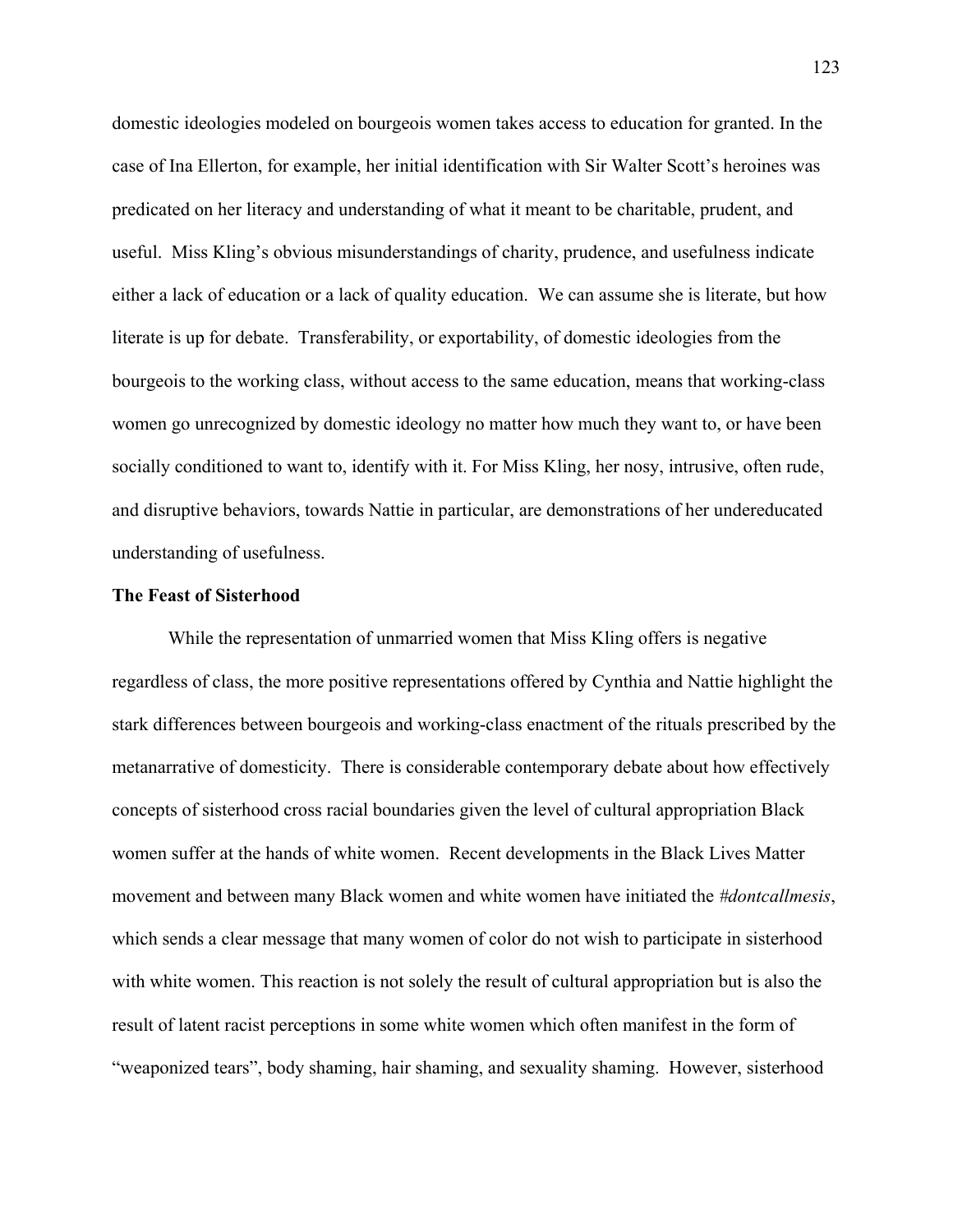domestic ideologies modeled on bourgeois women takes access to education for granted. In the case of Ina Ellerton, for example, her initial identification with Sir Walter Scott's heroines was predicated on her literacy and understanding of what it meant to be charitable, prudent, and useful. Miss Kling's obvious misunderstandings of charity, prudence, and usefulness indicate either a lack of education or a lack of quality education. We can assume she is literate, but how literate is up for debate. Transferability, or exportability, of domestic ideologies from the bourgeois to the working class, without access to the same education, means that working-class women go unrecognized by domestic ideology no matter how much they want to, or have been socially conditioned to want to, identify with it. For Miss Kling, her nosy, intrusive, often rude, and disruptive behaviors, towards Nattie in particular, are demonstrations of her undereducated understanding of usefulness.

**The Feast of Sisterhood**

While the representation of unmarried women that Miss Kling offers is negative regardless of class, the more positive representations offered by Cynthia and Nattie highlight the stark differences between bourgeois and working-class enactment of the rituals prescribed by the metanarrative of domesticity. There is considerable contemporary debate about how effectively concepts of sisterhood cross racial boundaries given the level of cultural appropriation Black women suffer at the hands of white women. Recent developments in the Black Lives Matter movement and between many Black women and white women have initiated the *#dontcallmesis*, which sends a clear message that many women of color do not wish to participate in sisterhood with white women. This reaction is not solely the result of cultural appropriation but is also the result of latent racist perceptions in some white women which often manifest in the form of "weaponized tears", body shaming, hair shaming, and sexuality shaming. However, sisterhood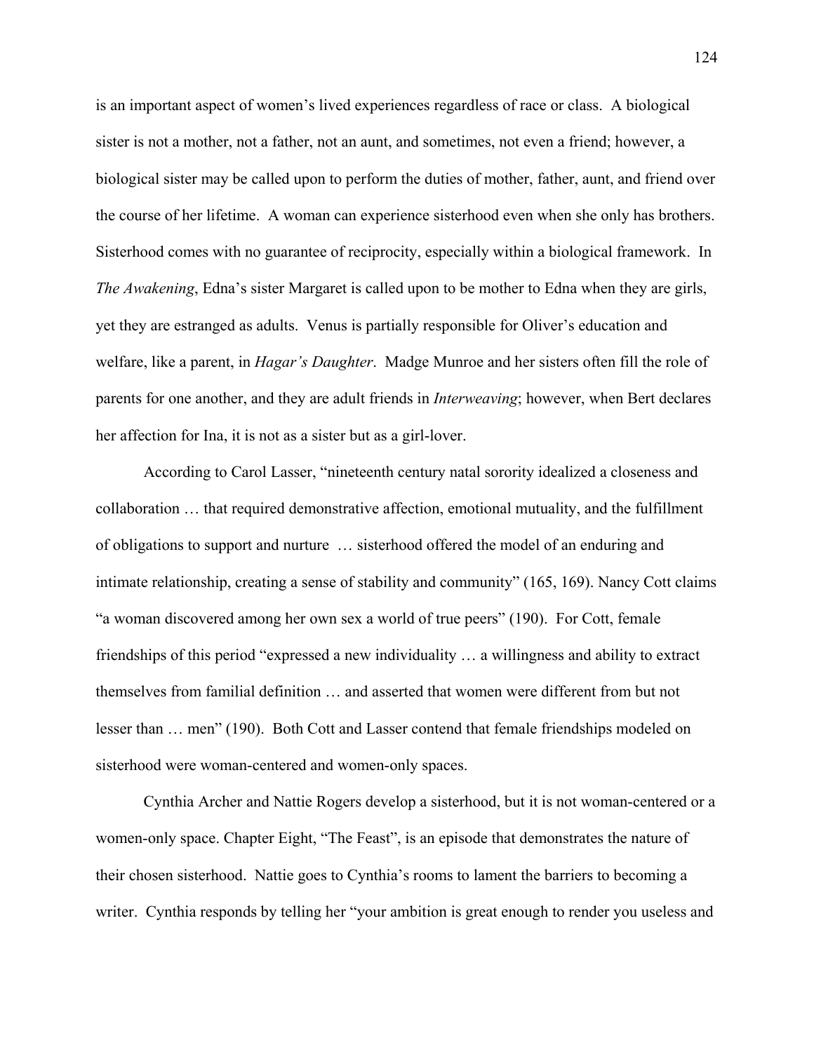is an important aspect of women's lived experiences regardless of race or class. A biological sister is not a mother, not a father, not an aunt, and sometimes, not even a friend; however, a biological sister may be called upon to perform the duties of mother, father, aunt, and friend over the course of her lifetime. A woman can experience sisterhood even when she only has brothers. Sisterhood comes with no guarantee of reciprocity, especially within a biological framework. In *The Awakening*, Edna's sister Margaret is called upon to be mother to Edna when they are girls, yet they are estranged as adults. Venus is partially responsible for Oliver's education and welfare, like a parent, in *Hagar's Daughter*. Madge Munroe and her sisters often fill the role of parents for one another, and they are adult friends in *Interweaving*; however, when Bert declares her affection for Ina, it is not as a sister but as a girl-lover.

According to Carol Lasser, "nineteenth century natal sorority idealized a closeness and collaboration … that required demonstrative affection, emotional mutuality, and the fulfillment of obligations to support and nurture … sisterhood offered the model of an enduring and intimate relationship, creating a sense of stability and community" (165, 169). Nancy Cott claims "a woman discovered among her own sex a world of true peers" (190). For Cott, female friendships of this period "expressed a new individuality … a willingness and ability to extract themselves from familial definition … and asserted that women were different from but not lesser than … men" (190). Both Cott and Lasser contend that female friendships modeled on sisterhood were woman-centered and women-only spaces.

Cynthia Archer and Nattie Rogers develop a sisterhood, but it is not woman-centered or a women-only space. Chapter Eight, "The Feast", is an episode that demonstrates the nature of their chosen sisterhood. Nattie goes to Cynthia's rooms to lament the barriers to becoming a writer. Cynthia responds by telling her "your ambition is great enough to render you useless and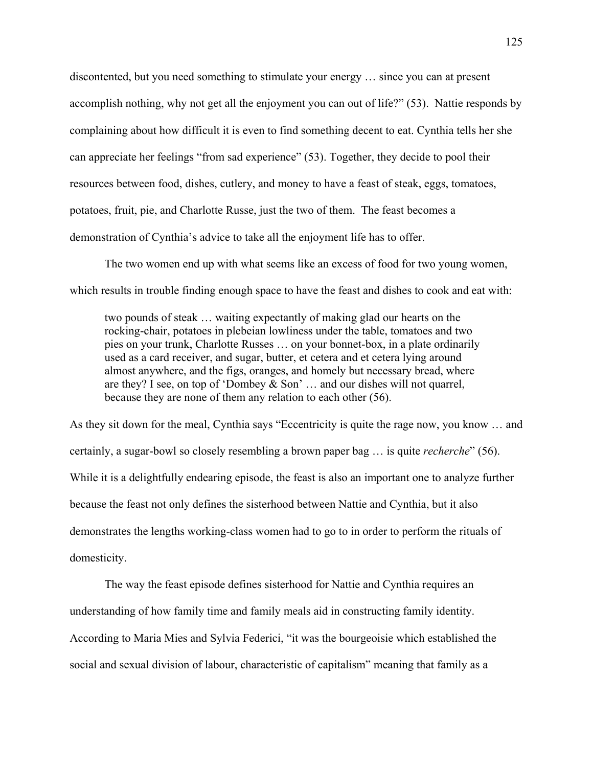discontented, but you need something to stimulate your energy … since you can at present accomplish nothing, why not get all the enjoyment you can out of life?" (53). Nattie responds by complaining about how difficult it is even to find something decent to eat. Cynthia tells her she can appreciate her feelings "from sad experience" (53). Together, they decide to pool their resources between food, dishes, cutlery, and money to have a feast of steak, eggs, tomatoes, potatoes, fruit, pie, and Charlotte Russe, just the two of them. The feast becomes a demonstration of Cynthia's advice to take all the enjoyment life has to offer.

The two women end up with what seems like an excess of food for two young women, which results in trouble finding enough space to have the feast and dishes to cook and eat with:

> two pounds of steak … waiting expectantly of making glad our hearts on the rocking-chair, potatoes in plebeian lowliness under the table, tomatoes and two pies on your trunk, Charlotte Russes … on your bonnet-box, in a plate ordinarily used as a card receiver, and sugar, butter, et cetera and et cetera lying around almost anywhere, and the figs, oranges, and homely but necessary bread, where are they? I see, on top of 'Dombey & Son' … and our dishes will not quarrel, because they are none of them any relation to each other (56).

As they sit down for the meal, Cynthia says "Eccentricity is quite the rage now, you know … and certainly, a sugar-bowl so closely resembling a brown paper bag … is quite *recherche*" (56). While it is a delightfully endearing episode, the feast is also an important one to analyze further because the feast not only defines the sisterhood between Nattie and Cynthia, but it also demonstrates the lengths working-class women had to go to in order to perform the rituals of domesticity.

The way the feast episode defines sisterhood for Nattie and Cynthia requires an understanding of how family time and family meals aid in constructing family identity. According to Maria Mies and Sylvia Federici, "it was the bourgeoisie which established the social and sexual division of labour, characteristic of capitalism" meaning that family as a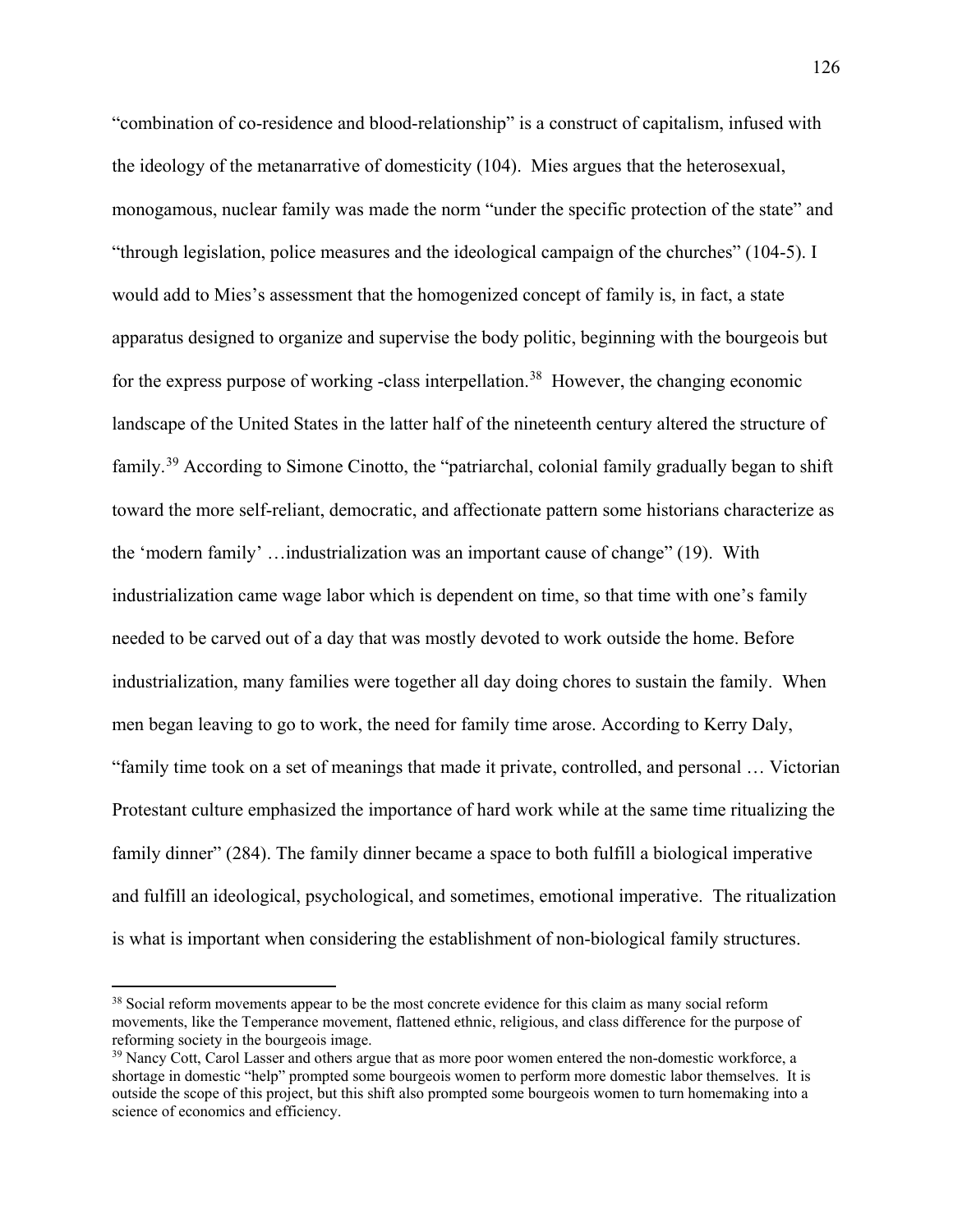"combination of co-residence and blood-relationship" is a construct of capitalism, infused with the ideology of the metanarrative of domesticity (104). Mies argues that the heterosexual, monogamous, nuclear family was made the norm "under the specific protection of the state" and "through legislation, police measures and the ideological campaign of the churches" (104-5). I would add to Mies's assessment that the homogenized concept of family is, in fact, a state apparatus designed to organize and supervise the body politic, beginning with the bourgeois but for the express purpose of working -class interpellation.[38] However, the changing economic landscape of the United States in the latter half of the nineteenth century altered the structure of family.[39] According to Simone Cinotto, the "patriarchal, colonial family gradually began to shift toward the more self-reliant, democratic, and affectionate pattern some historians characterize as the 'modern family' …industrialization was an important cause of change" (19). With industrialization came wage labor which is dependent on time, so that time with one's family needed to be carved out of a day that was mostly devoted to work outside the home. Before industrialization, many families were together all day doing chores to sustain the family. When men began leaving to go to work, the need for family time arose. According to Kerry Daly, "family time took on a set of meanings that made it private, controlled, and personal … Victorian Protestant culture emphasized the importance of hard work while at the same time ritualizing the family dinner" (284). The family dinner became a space to both fulfill a biological imperative and fulfill an ideological, psychological, and sometimes, emotional imperative. The ritualization is what is important when considering the establishment of non-biological family structures.

[38] Social reform movements appear to be the most concrete evidence for this claim as many social reform movements, like the Temperance movement, flattened ethnic, religious, and class difference for the purpose of reforming society in the bourgeois image.

[39] Nancy Cott, Carol Lasser and others argue that as more poor women entered the non-domestic workforce, a shortage in domestic "help" prompted some bourgeois women to perform more domestic labor themselves. It is outside the scope of this project, but this shift also prompted some bourgeois women to turn homemaking into a science of economics and efficiency.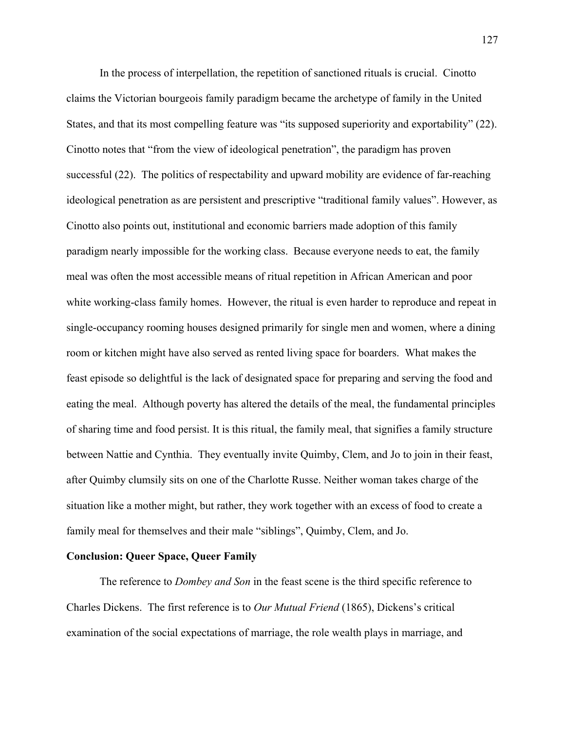In the process of interpellation, the repetition of sanctioned rituals is crucial. Cinotto claims the Victorian bourgeois family paradigm became the archetype of family in the United States, and that its most compelling feature was "its supposed superiority and exportability" (22). Cinotto notes that "from the view of ideological penetration", the paradigm has proven successful (22). The politics of respectability and upward mobility are evidence of far-reaching ideological penetration as are persistent and prescriptive "traditional family values". However, as Cinotto also points out, institutional and economic barriers made adoption of this family paradigm nearly impossible for the working class. Because everyone needs to eat, the family meal was often the most accessible means of ritual repetition in African American and poor white working-class family homes. However, the ritual is even harder to reproduce and repeat in single-occupancy rooming houses designed primarily for single men and women, where a dining room or kitchen might have also served as rented living space for boarders. What makes the feast episode so delightful is the lack of designated space for preparing and serving the food and eating the meal. Although poverty has altered the details of the meal, the fundamental principles of sharing time and food persist. It is this ritual, the family meal, that signifies a family structure between Nattie and Cynthia. They eventually invite Quimby, Clem, and Jo to join in their feast, after Quimby clumsily sits on one of the Charlotte Russe. Neither woman takes charge of the situation like a mother might, but rather, they work together with an excess of food to create a family meal for themselves and their male "siblings", Quimby, Clem, and Jo.

**Conclusion: Queer Space, Queer Family**

The reference to *Dombey and Son* in the feast scene is the third specific reference to Charles Dickens. The first reference is to *Our Mutual Friend* (1865), Dickens's critical examination of the social expectations of marriage, the role wealth plays in marriage, and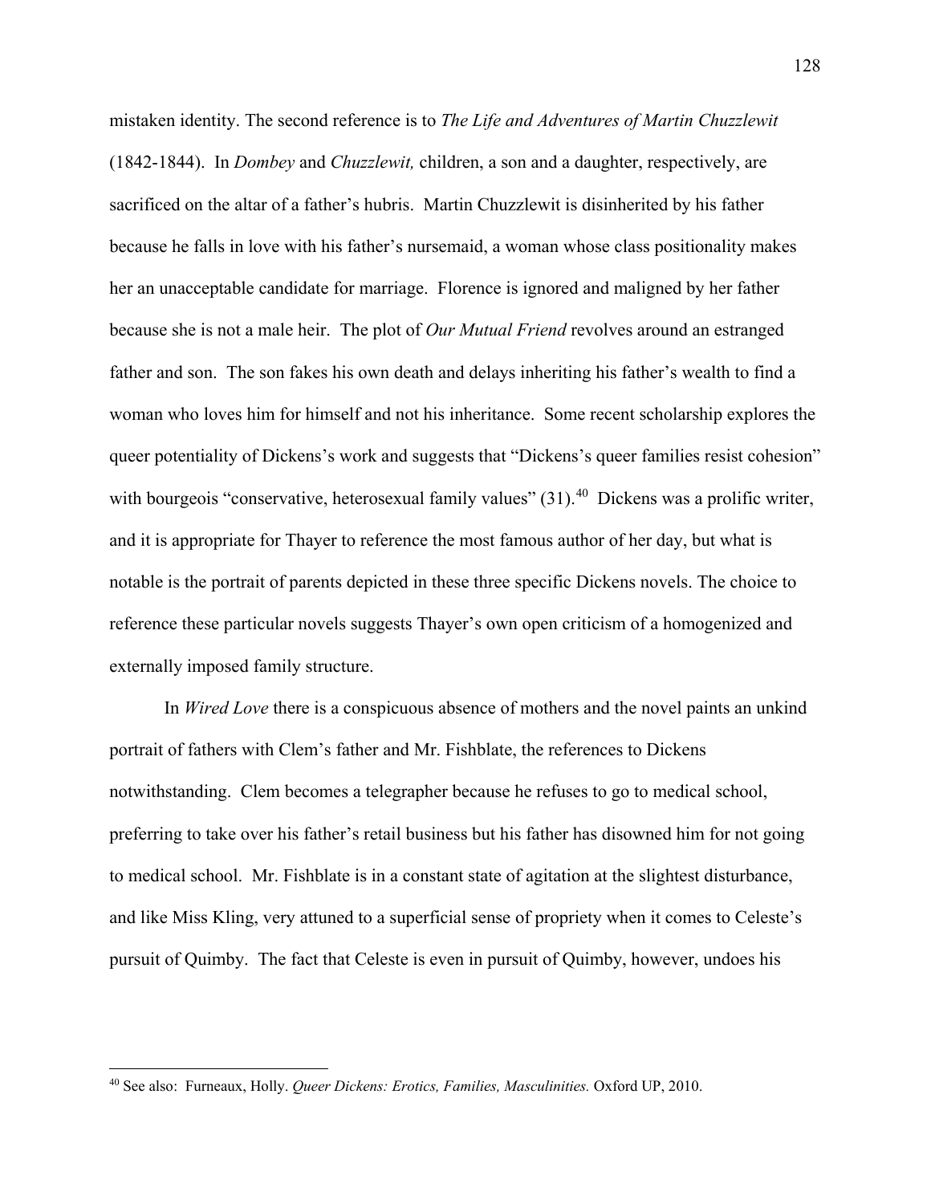mistaken identity. The second reference is to *The Life and Adventures of Martin Chuzzlewit* (1842-1844). In *Dombey* and *Chuzzlewit,* children, a son and a daughter, respectively, are sacrificed on the altar of a father's hubris. Martin Chuzzlewit is disinherited by his father because he falls in love with his father's nursemaid, a woman whose class positionality makes her an unacceptable candidate for marriage. Florence is ignored and maligned by her father because she is not a male heir. The plot of *Our Mutual Friend* revolves around an estranged father and son. The son fakes his own death and delays inheriting his father's wealth to find a woman who loves him for himself and not his inheritance. Some recent scholarship explores the queer potentiality of Dickens's work and suggests that "Dickens's queer families resist cohesion" with bourgeois "conservative, heterosexual family values" (31).[40] Dickens was a prolific writer, and it is appropriate for Thayer to reference the most famous author of her day, but what is notable is the portrait of parents depicted in these three specific Dickens novels. The choice to reference these particular novels suggests Thayer's own open criticism of a homogenized and externally imposed family structure.

In *Wired Love* there is a conspicuous absence of mothers and the novel paints an unkind portrait of fathers with Clem's father and Mr. Fishblate, the references to Dickens notwithstanding. Clem becomes a telegrapher because he refuses to go to medical school, preferring to take over his father's retail business but his father has disowned him for not going to medical school. Mr. Fishblate is in a constant state of agitation at the slightest disturbance, and like Miss Kling, very attuned to a superficial sense of propriety when it comes to Celeste's pursuit of Quimby. The fact that Celeste is even in pursuit of Quimby, however, undoes his

[40] See also: Furneaux, Holly. *Queer Dickens: Erotics, Families, Masculinities.* Oxford UP, 2010.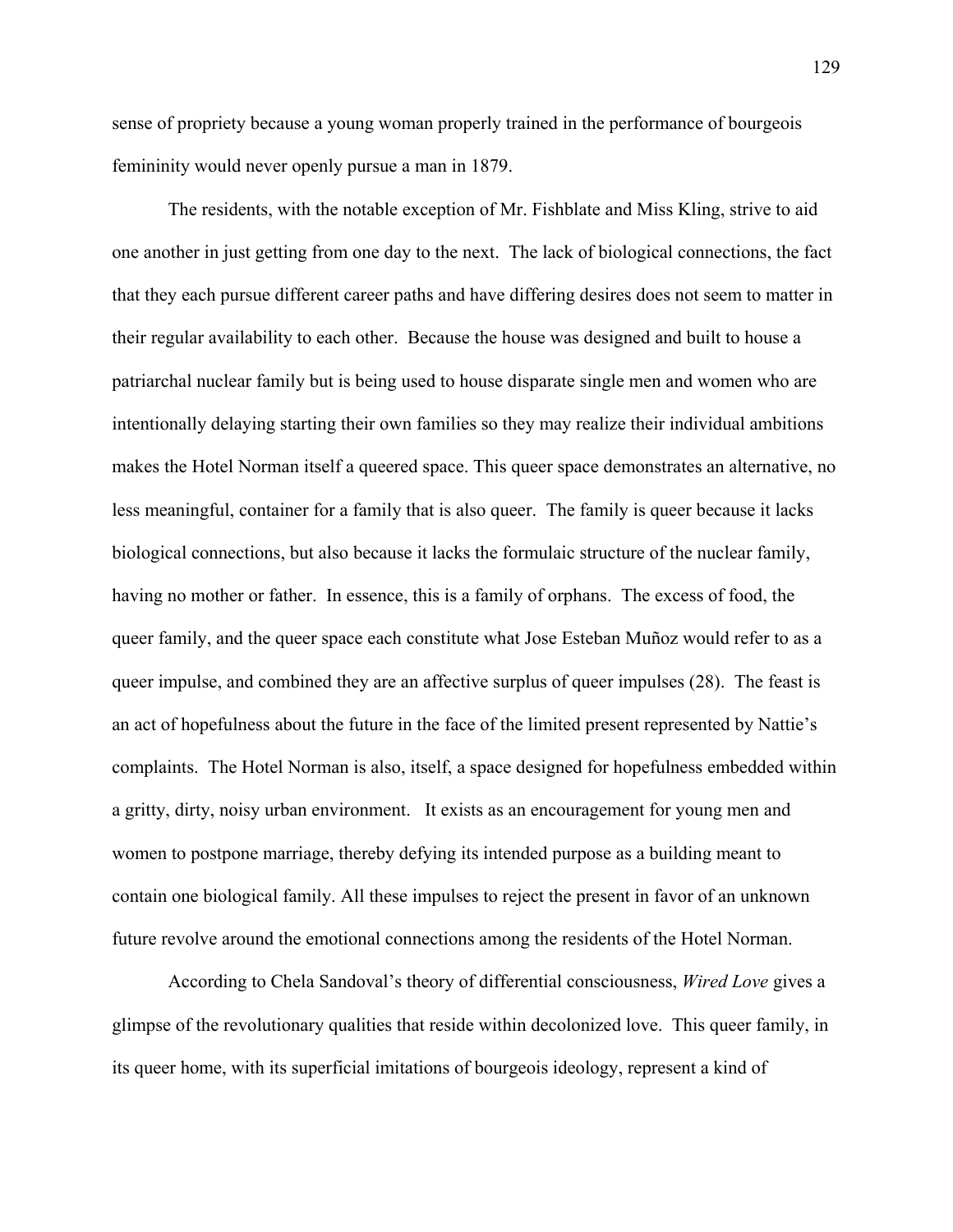sense of propriety because a young woman properly trained in the performance of bourgeois femininity would never openly pursue a man in 1879.

The residents, with the notable exception of Mr. Fishblate and Miss Kling, strive to aid one another in just getting from one day to the next. The lack of biological connections, the fact that they each pursue different career paths and have differing desires does not seem to matter in their regular availability to each other. Because the house was designed and built to house a patriarchal nuclear family but is being used to house disparate single men and women who are intentionally delaying starting their own families so they may realize their individual ambitions makes the Hotel Norman itself a queered space. This queer space demonstrates an alternative, no less meaningful, container for a family that is also queer. The family is queer because it lacks biological connections, but also because it lacks the formulaic structure of the nuclear family, having no mother or father. In essence, this is a family of orphans. The excess of food, the queer family, and the queer space each constitute what Jose Esteban Muñoz would refer to as a queer impulse, and combined they are an affective surplus of queer impulses (28). The feast is an act of hopefulness about the future in the face of the limited present represented by Nattie's complaints. The Hotel Norman is also, itself, a space designed for hopefulness embedded within a gritty, dirty, noisy urban environment. It exists as an encouragement for young men and women to postpone marriage, thereby defying its intended purpose as a building meant to contain one biological family. All these impulses to reject the present in favor of an unknown future revolve around the emotional connections among the residents of the Hotel Norman.

According to Chela Sandoval's theory of differential consciousness, *Wired Love* gives a glimpse of the revolutionary qualities that reside within decolonized love. This queer family, in its queer home, with its superficial imitations of bourgeois ideology, represent a kind of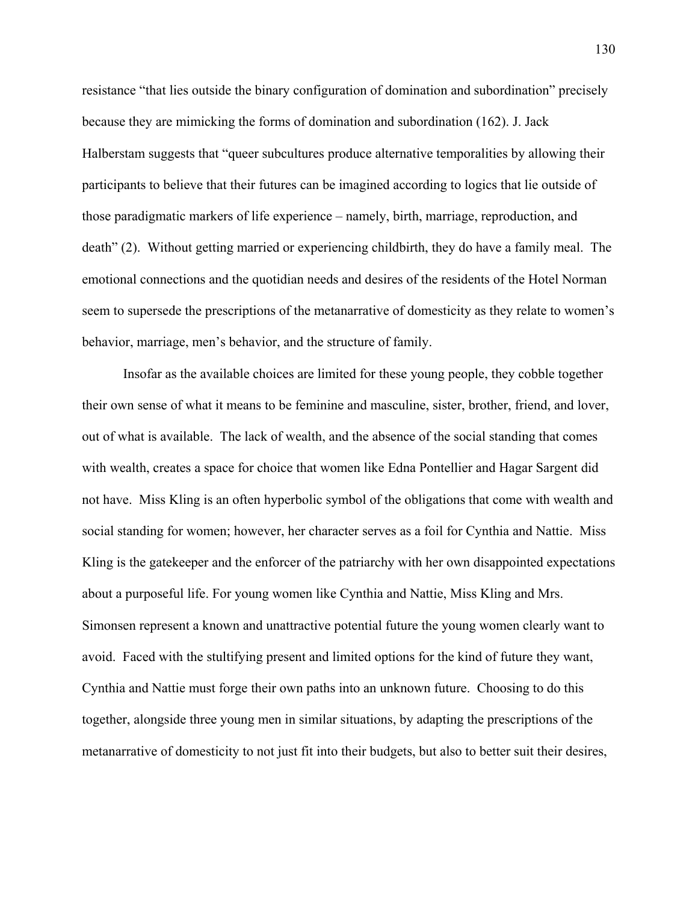resistance “that lies outside the binary configuration of domination and subordination” precisely because they are mimicking the forms of domination and subordination (162). J. Jack Halberstam suggests that “queer subcultures produce alternative temporalities by allowing their participants to believe that their futures can be imagined according to logics that lie outside of those paradigmatic markers of life experience – namely, birth, marriage, reproduction, and death” (2). Without getting married or experiencing childbirth, they do have a family meal. The emotional connections and the quotidian needs and desires of the residents of the Hotel Norman seem to supersede the prescriptions of the metanarrative of domesticity as they relate to women’s behavior, marriage, men’s behavior, and the structure of family.

Insofar as the available choices are limited for these young people, they cobble together their own sense of what it means to be feminine and masculine, sister, brother, friend, and lover, out of what is available. The lack of wealth, and the absence of the social standing that comes with wealth, creates a space for choice that women like Edna Pontellier and Hagar Sargent did not have. Miss Kling is an often hyperbolic symbol of the obligations that come with wealth and social standing for women; however, her character serves as a foil for Cynthia and Nattie. Miss Kling is the gatekeeper and the enforcer of the patriarchy with her own disappointed expectations about a purposeful life. For young women like Cynthia and Nattie, Miss Kling and Mrs. Simonsen represent a known and unattractive potential future the young women clearly want to avoid. Faced with the stultifying present and limited options for the kind of future they want, Cynthia and Nattie must forge their own paths into an unknown future. Choosing to do this together, alongside three young men in similar situations, by adapting the prescriptions of the metanarrative of domesticity to not just fit into their budgets, but also to better suit their desires,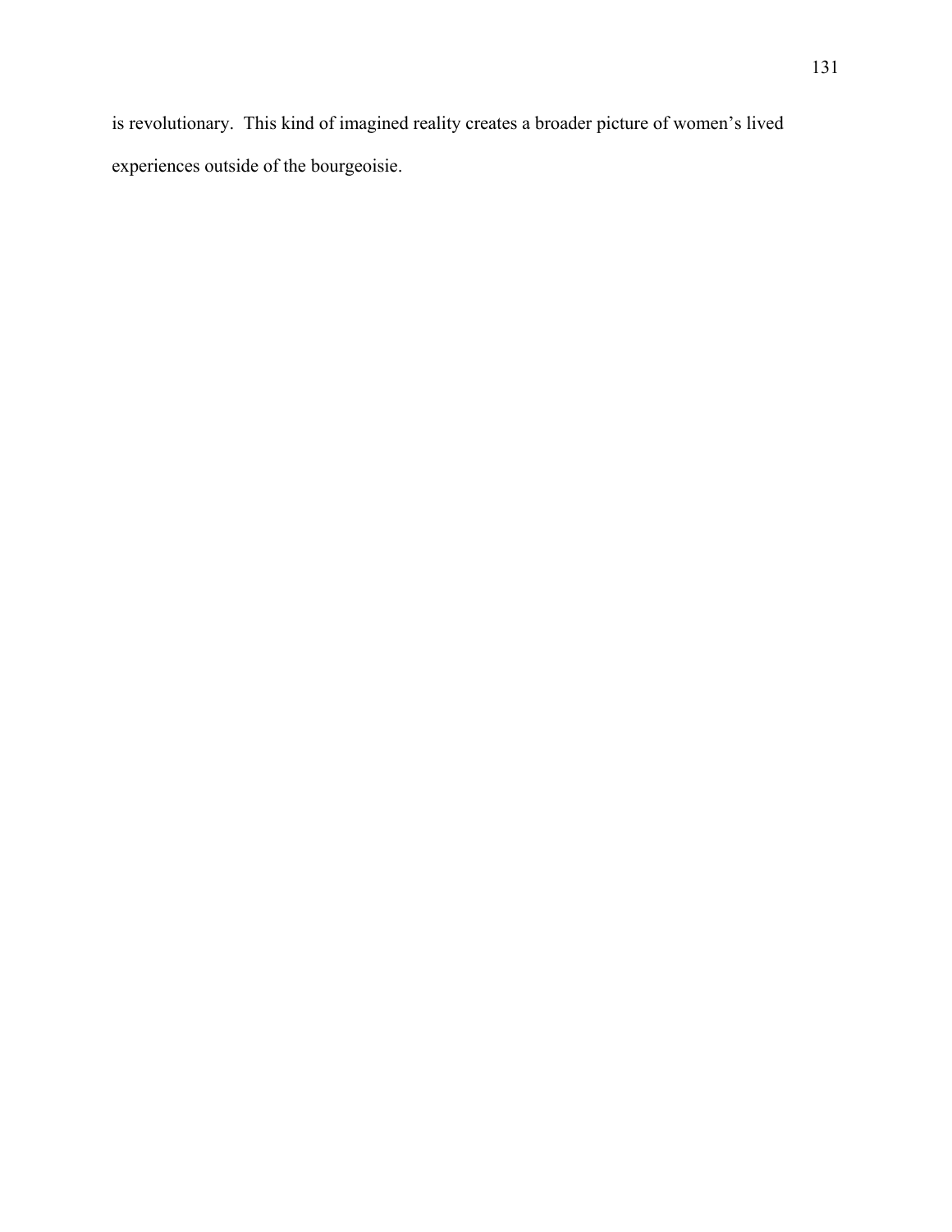is revolutionary. This kind of imagined reality creates a broader picture of women's lived experiences outside of the bourgeoisie.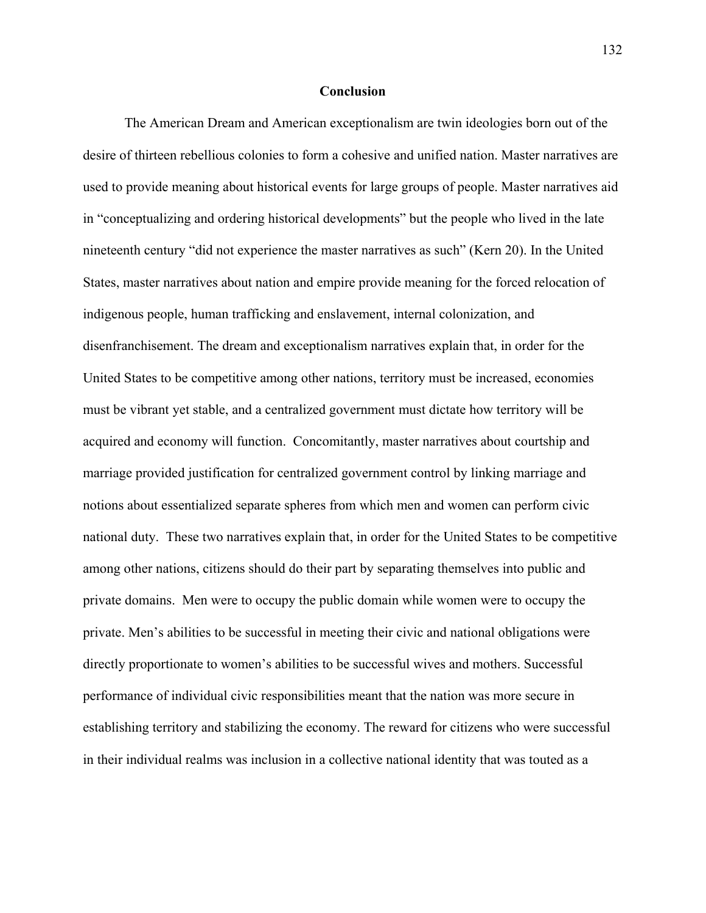## Conclusion

The American Dream and American exceptionalism are twin ideologies born out of the desire of thirteen rebellious colonies to form a cohesive and unified nation. Master narratives are used to provide meaning about historical events for large groups of people. Master narratives aid in "conceptualizing and ordering historical developments" but the people who lived in the late nineteenth century "did not experience the master narratives as such" (Kern 20). In the United States, master narratives about nation and empire provide meaning for the forced relocation of indigenous people, human trafficking and enslavement, internal colonization, and disenfranchisement. The dream and exceptionalism narratives explain that, in order for the United States to be competitive among other nations, territory must be increased, economies must be vibrant yet stable, and a centralized government must dictate how territory will be acquired and economy will function. Concomitantly, master narratives about courtship and marriage provided justification for centralized government control by linking marriage and notions about essentialized separate spheres from which men and women can perform civic national duty. These two narratives explain that, in order for the United States to be competitive among other nations, citizens should do their part by separating themselves into public and private domains. Men were to occupy the public domain while women were to occupy the private. Men's abilities to be successful in meeting their civic and national obligations were directly proportionate to women's abilities to be successful wives and mothers. Successful performance of individual civic responsibilities meant that the nation was more secure in establishing territory and stabilizing the economy. The reward for citizens who were successful in their individual realms was inclusion in a collective national identity that was touted as a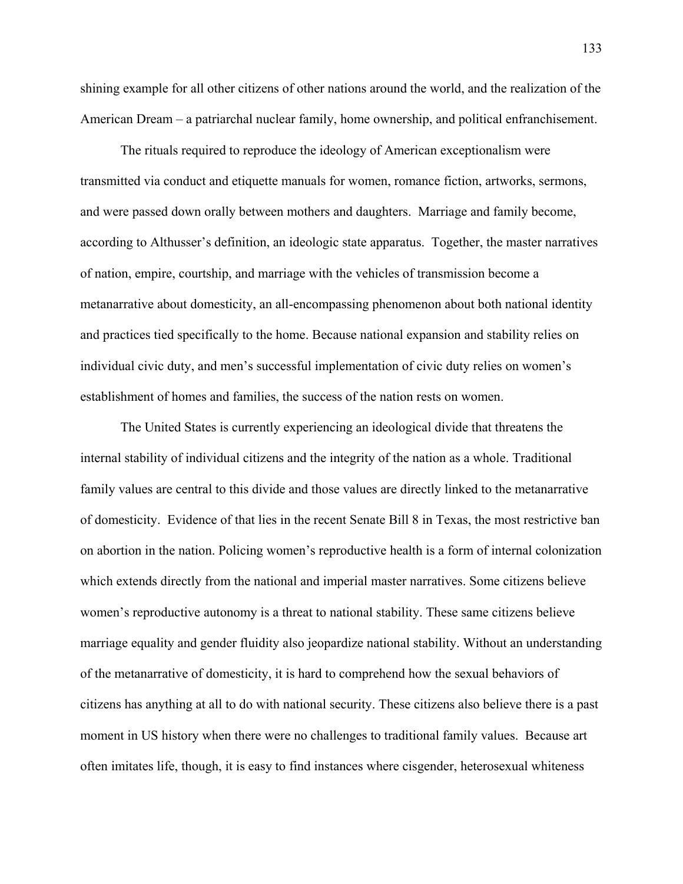shining example for all other citizens of other nations around the world, and the realization of the American Dream – a patriarchal nuclear family, home ownership, and political enfranchisement.

The rituals required to reproduce the ideology of American exceptionalism were transmitted via conduct and etiquette manuals for women, romance fiction, artworks, sermons, and were passed down orally between mothers and daughters. Marriage and family become, according to Althusser's definition, an ideologic state apparatus. Together, the master narratives of nation, empire, courtship, and marriage with the vehicles of transmission become a metanarrative about domesticity, an all-encompassing phenomenon about both national identity and practices tied specifically to the home. Because national expansion and stability relies on individual civic duty, and men's successful implementation of civic duty relies on women's establishment of homes and families, the success of the nation rests on women.

The United States is currently experiencing an ideological divide that threatens the internal stability of individual citizens and the integrity of the nation as a whole. Traditional family values are central to this divide and those values are directly linked to the metanarrative of domesticity. Evidence of that lies in the recent Senate Bill 8 in Texas, the most restrictive ban on abortion in the nation. Policing women's reproductive health is a form of internal colonization which extends directly from the national and imperial master narratives. Some citizens believe women's reproductive autonomy is a threat to national stability. These same citizens believe marriage equality and gender fluidity also jeopardize national stability. Without an understanding of the metanarrative of domesticity, it is hard to comprehend how the sexual behaviors of citizens has anything at all to do with national security. These citizens also believe there is a past moment in US history when there were no challenges to traditional family values. Because art often imitates life, though, it is easy to find instances where cisgender, heterosexual whiteness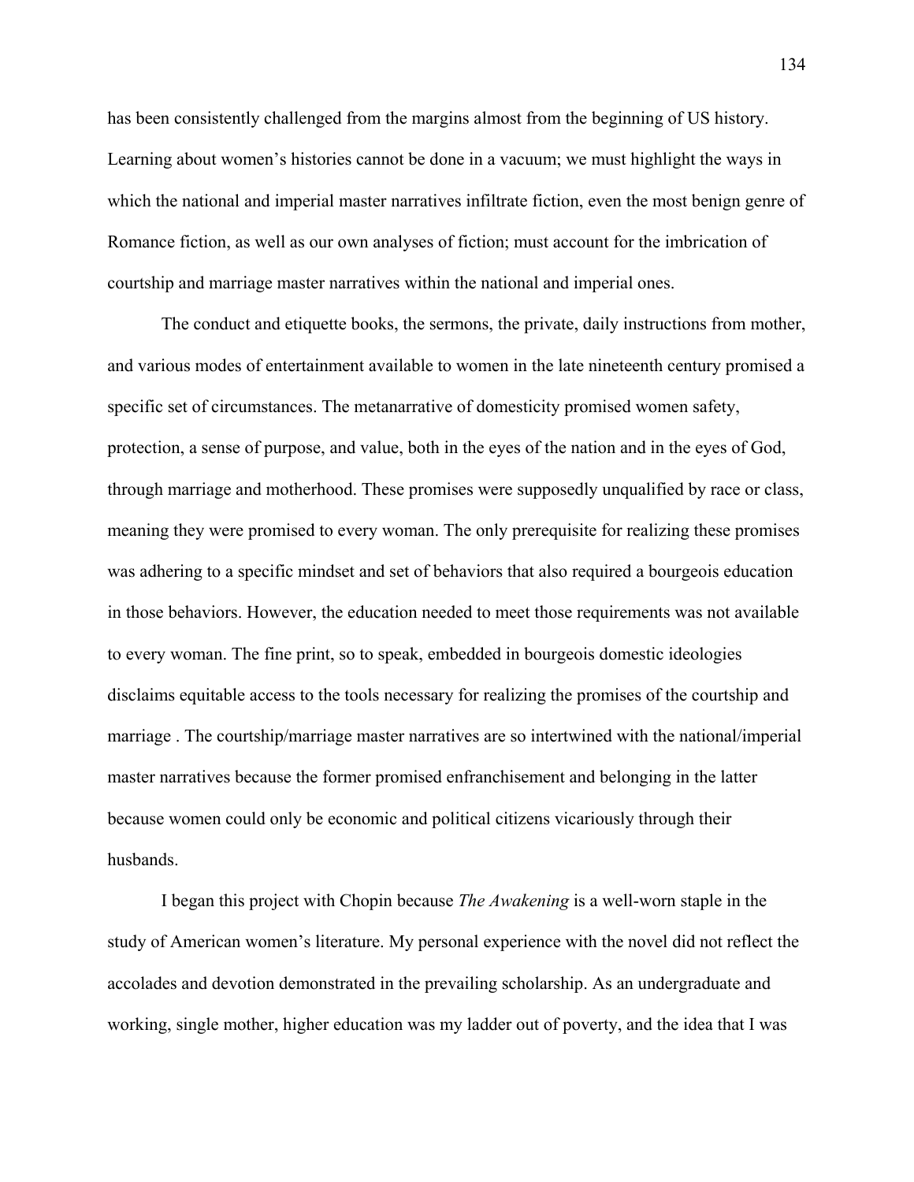has been consistently challenged from the margins almost from the beginning of US history. Learning about women's histories cannot be done in a vacuum; we must highlight the ways in which the national and imperial master narratives infiltrate fiction, even the most benign genre of Romance fiction, as well as our own analyses of fiction; must account for the imbrication of courtship and marriage master narratives within the national and imperial ones.

The conduct and etiquette books, the sermons, the private, daily instructions from mother, and various modes of entertainment available to women in the late nineteenth century promised a specific set of circumstances. The metanarrative of domesticity promised women safety, protection, a sense of purpose, and value, both in the eyes of the nation and in the eyes of God, through marriage and motherhood. These promises were supposedly unqualified by race or class, meaning they were promised to every woman. The only prerequisite for realizing these promises was adhering to a specific mindset and set of behaviors that also required a bourgeois education in those behaviors. However, the education needed to meet those requirements was not available to every woman. The fine print, so to speak, embedded in bourgeois domestic ideologies disclaims equitable access to the tools necessary for realizing the promises of the courtship and marriage . The courtship/marriage master narratives are so intertwined with the national/imperial master narratives because the former promised enfranchisement and belonging in the latter because women could only be economic and political citizens vicariously through their husbands.

I began this project with Chopin because *The Awakening* is a well-worn staple in the study of American women's literature. My personal experience with the novel did not reflect the accolades and devotion demonstrated in the prevailing scholarship. As an undergraduate and working, single mother, higher education was my ladder out of poverty, and the idea that I was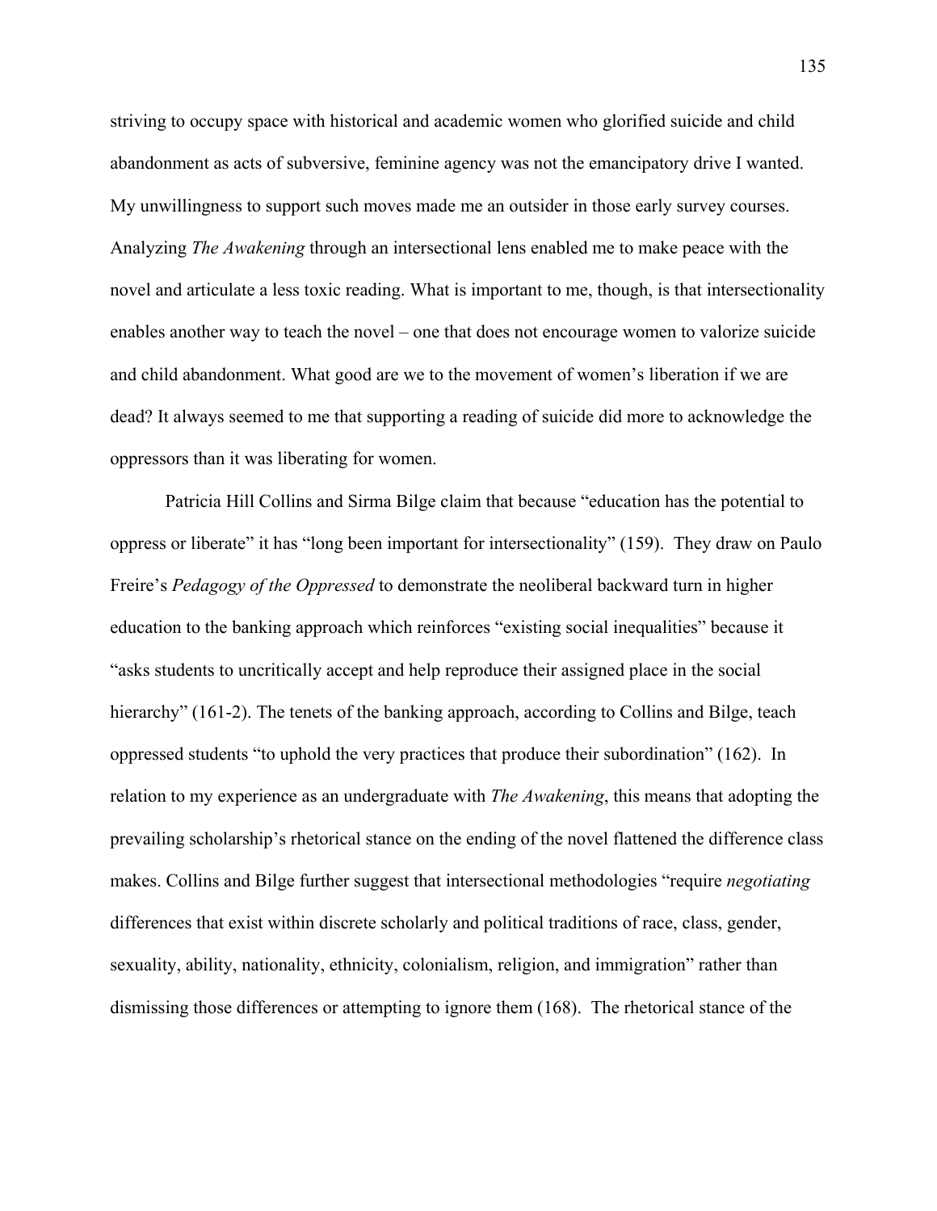striving to occupy space with historical and academic women who glorified suicide and child abandonment as acts of subversive, feminine agency was not the emancipatory drive I wanted. My unwillingness to support such moves made me an outsider in those early survey courses. Analyzing *The Awakening* through an intersectional lens enabled me to make peace with the novel and articulate a less toxic reading. What is important to me, though, is that intersectionality enables another way to teach the novel – one that does not encourage women to valorize suicide and child abandonment. What good are we to the movement of women's liberation if we are dead? It always seemed to me that supporting a reading of suicide did more to acknowledge the oppressors than it was liberating for women.

Patricia Hill Collins and Sirma Bilge claim that because "education has the potential to oppress or liberate" it has "long been important for intersectionality" (159). They draw on Paulo Freire's *Pedagogy of the Oppressed* to demonstrate the neoliberal backward turn in higher education to the banking approach which reinforces "existing social inequalities" because it "asks students to uncritically accept and help reproduce their assigned place in the social hierarchy" (161-2). The tenets of the banking approach, according to Collins and Bilge, teach oppressed students "to uphold the very practices that produce their subordination" (162). In relation to my experience as an undergraduate with *The Awakening*, this means that adopting the prevailing scholarship's rhetorical stance on the ending of the novel flattened the difference class makes. Collins and Bilge further suggest that intersectional methodologies "require *negotiating* differences that exist within discrete scholarly and political traditions of race, class, gender, sexuality, ability, nationality, ethnicity, colonialism, religion, and immigration" rather than dismissing those differences or attempting to ignore them (168). The rhetorical stance of the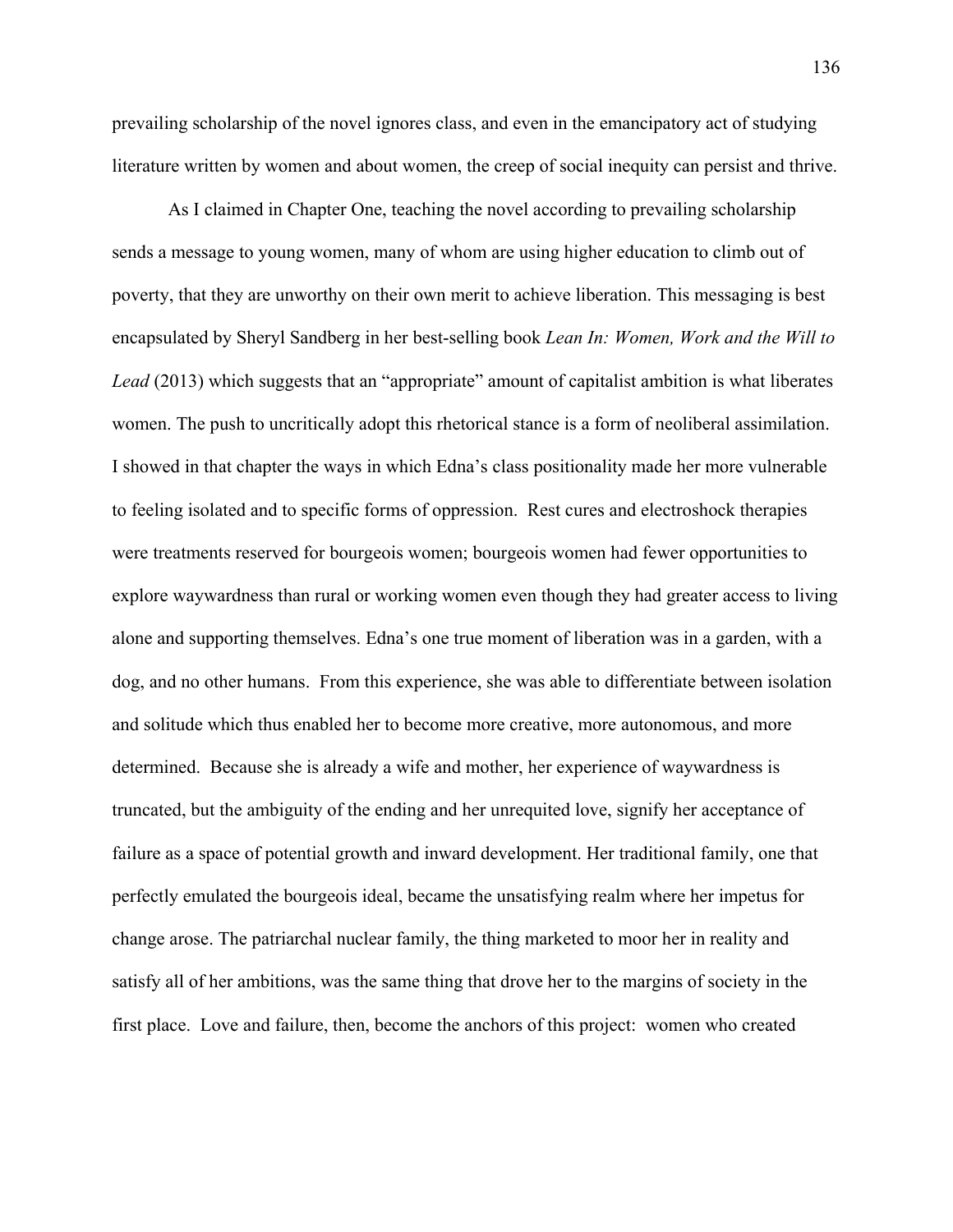prevailing scholarship of the novel ignores class, and even in the emancipatory act of studying literature written by women and about women, the creep of social inequity can persist and thrive.

As I claimed in Chapter One, teaching the novel according to prevailing scholarship sends a message to young women, many of whom are using higher education to climb out of poverty, that they are unworthy on their own merit to achieve liberation. This messaging is best encapsulated by Sheryl Sandberg in her best-selling book *Lean In: Women, Work and the Will to Lead* (2013) which suggests that an "appropriate" amount of capitalist ambition is what liberates women. The push to uncritically adopt this rhetorical stance is a form of neoliberal assimilation. I showed in that chapter the ways in which Edna's class positionality made her more vulnerable to feeling isolated and to specific forms of oppression. Rest cures and electroshock therapies were treatments reserved for bourgeois women; bourgeois women had fewer opportunities to explore waywardness than rural or working women even though they had greater access to living alone and supporting themselves. Edna's one true moment of liberation was in a garden, with a dog, and no other humans. From this experience, she was able to differentiate between isolation and solitude which thus enabled her to become more creative, more autonomous, and more determined. Because she is already a wife and mother, her experience of waywardness is truncated, but the ambiguity of the ending and her unrequited love, signify her acceptance of failure as a space of potential growth and inward development. Her traditional family, one that perfectly emulated the bourgeois ideal, became the unsatisfying realm where her impetus for change arose. The patriarchal nuclear family, the thing marketed to moor her in reality and satisfy all of her ambitions, was the same thing that drove her to the margins of society in the first place. Love and failure, then, become the anchors of this project: women who created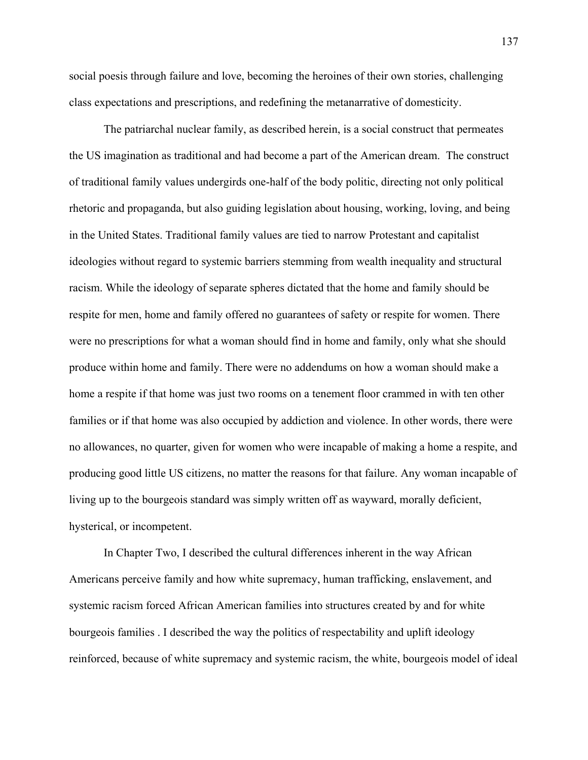social poesis through failure and love, becoming the heroines of their own stories, challenging class expectations and prescriptions, and redefining the metanarrative of domesticity.

The patriarchal nuclear family, as described herein, is a social construct that permeates the US imagination as traditional and had become a part of the American dream. The construct of traditional family values undergirds one-half of the body politic, directing not only political rhetoric and propaganda, but also guiding legislation about housing, working, loving, and being in the United States. Traditional family values are tied to narrow Protestant and capitalist ideologies without regard to systemic barriers stemming from wealth inequality and structural racism. While the ideology of separate spheres dictated that the home and family should be respite for men, home and family offered no guarantees of safety or respite for women. There were no prescriptions for what a woman should find in home and family, only what she should produce within home and family. There were no addendums on how a woman should make a home a respite if that home was just two rooms on a tenement floor crammed in with ten other families or if that home was also occupied by addiction and violence. In other words, there were no allowances, no quarter, given for women who were incapable of making a home a respite, and producing good little US citizens, no matter the reasons for that failure. Any woman incapable of living up to the bourgeois standard was simply written off as wayward, morally deficient, hysterical, or incompetent.

In Chapter Two, I described the cultural differences inherent in the way African Americans perceive family and how white supremacy, human trafficking, enslavement, and systemic racism forced African American families into structures created by and for white bourgeois families . I described the way the politics of respectability and uplift ideology reinforced, because of white supremacy and systemic racism, the white, bourgeois model of ideal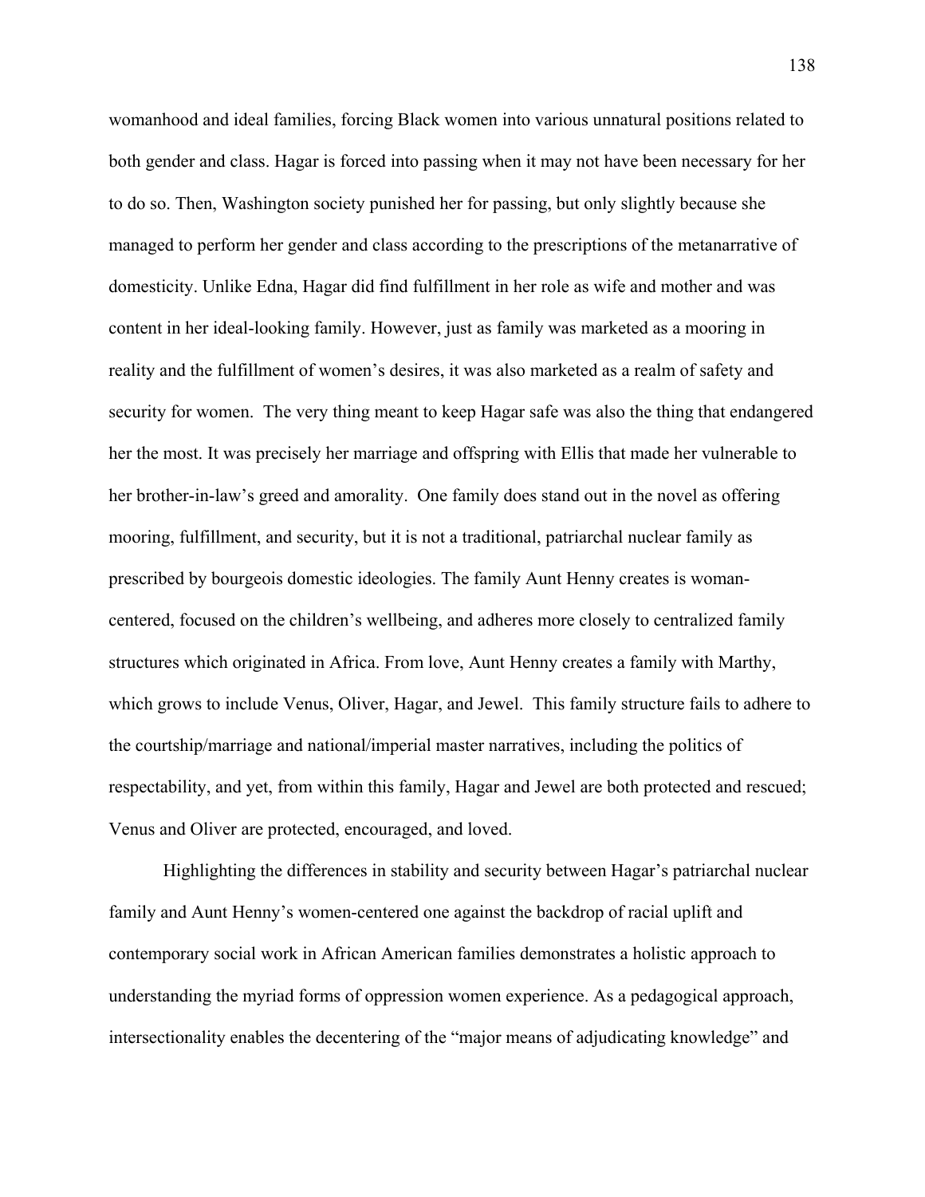womanhood and ideal families, forcing Black women into various unnatural positions related to both gender and class. Hagar is forced into passing when it may not have been necessary for her to do so. Then, Washington society punished her for passing, but only slightly because she managed to perform her gender and class according to the prescriptions of the metanarrative of domesticity. Unlike Edna, Hagar did find fulfillment in her role as wife and mother and was content in her ideal-looking family. However, just as family was marketed as a mooring in reality and the fulfillment of women's desires, it was also marketed as a realm of safety and security for women. The very thing meant to keep Hagar safe was also the thing that endangered her the most. It was precisely her marriage and offspring with Ellis that made her vulnerable to her brother-in-law's greed and amorality. One family does stand out in the novel as offering mooring, fulfillment, and security, but it is not a traditional, patriarchal nuclear family as prescribed by bourgeois domestic ideologies. The family Aunt Henny creates is woman-centered, focused on the children's wellbeing, and adheres more closely to centralized family structures which originated in Africa. From love, Aunt Henny creates a family with Marthy, which grows to include Venus, Oliver, Hagar, and Jewel. This family structure fails to adhere to the courtship/marriage and national/imperial master narratives, including the politics of respectability, and yet, from within this family, Hagar and Jewel are both protected and rescued; Venus and Oliver are protected, encouraged, and loved.

Highlighting the differences in stability and security between Hagar's patriarchal nuclear family and Aunt Henny's women-centered one against the backdrop of racial uplift and contemporary social work in African American families demonstrates a holistic approach to understanding the myriad forms of oppression women experience. As a pedagogical approach, intersectionality enables the decentering of the "major means of adjudicating knowledge" and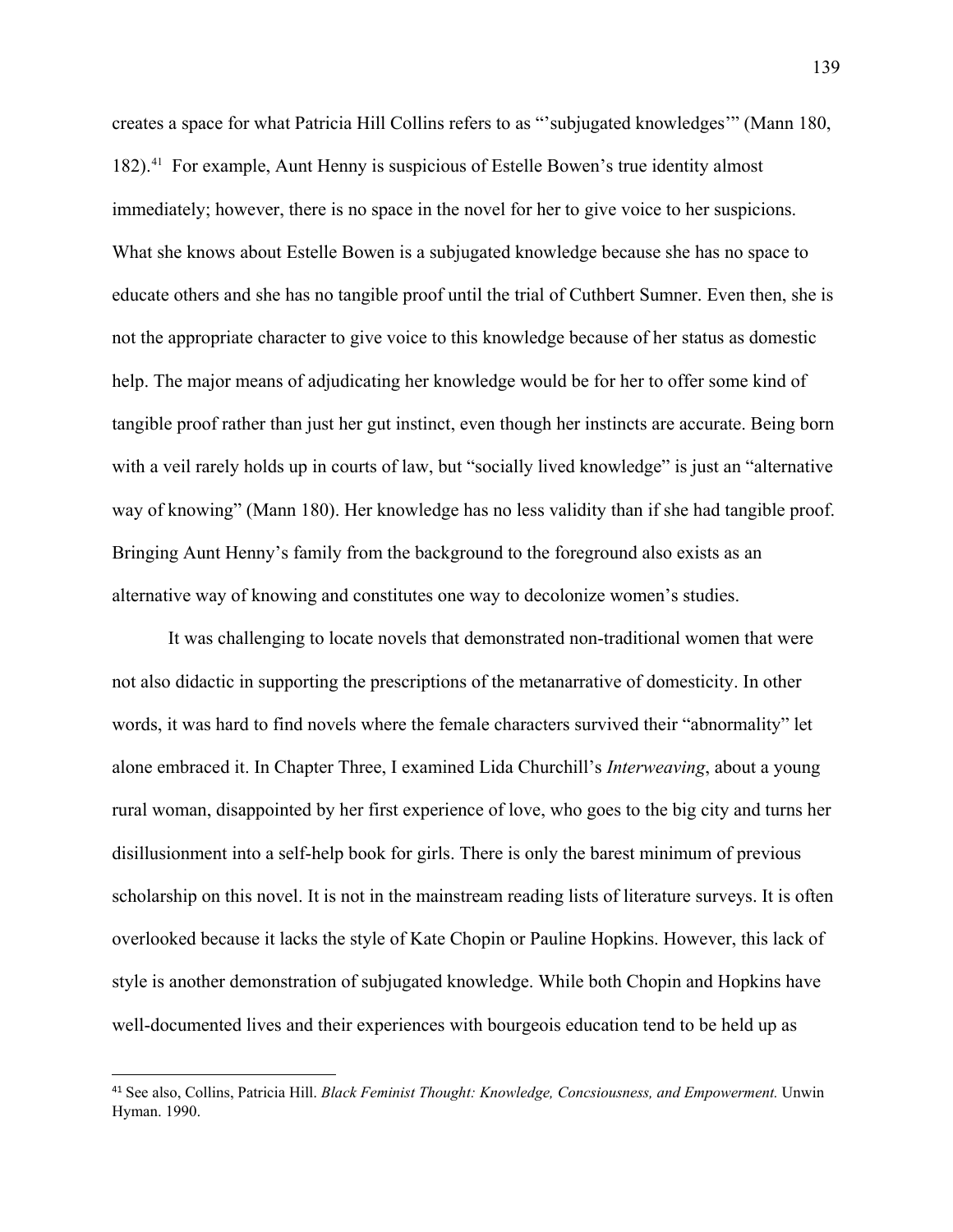creates a space for what Patricia Hill Collins refers to as "'subjugated knowledges'" (Mann 180, 182).[41] For example, Aunt Henny is suspicious of Estelle Bowen's true identity almost immediately; however, there is no space in the novel for her to give voice to her suspicions. What she knows about Estelle Bowen is a subjugated knowledge because she has no space to educate others and she has no tangible proof until the trial of Cuthbert Sumner. Even then, she is not the appropriate character to give voice to this knowledge because of her status as domestic help. The major means of adjudicating her knowledge would be for her to offer some kind of tangible proof rather than just her gut instinct, even though her instincts are accurate. Being born with a veil rarely holds up in courts of law, but "socially lived knowledge" is just an "alternative way of knowing" (Mann 180). Her knowledge has no less validity than if she had tangible proof. Bringing Aunt Henny's family from the background to the foreground also exists as an alternative way of knowing and constitutes one way to decolonize women's studies.

It was challenging to locate novels that demonstrated non-traditional women that were not also didactic in supporting the prescriptions of the metanarrative of domesticity. In other words, it was hard to find novels where the female characters survived their "abnormality" let alone embraced it. In Chapter Three, I examined Lida Churchill's *Interweaving*, about a young rural woman, disappointed by her first experience of love, who goes to the big city and turns her disillusionment into a self-help book for girls. There is only the barest minimum of previous scholarship on this novel. It is not in the mainstream reading lists of literature surveys. It is often overlooked because it lacks the style of Kate Chopin or Pauline Hopkins. However, this lack of style is another demonstration of subjugated knowledge. While both Chopin and Hopkins have well-documented lives and their experiences with bourgeois education tend to be held up as

---

[41] See also, Collins, Patricia Hill. *Black Feminist Thought: Knowledge, Concsiousness, and Empowerment.* Unwin Hyman. 1990.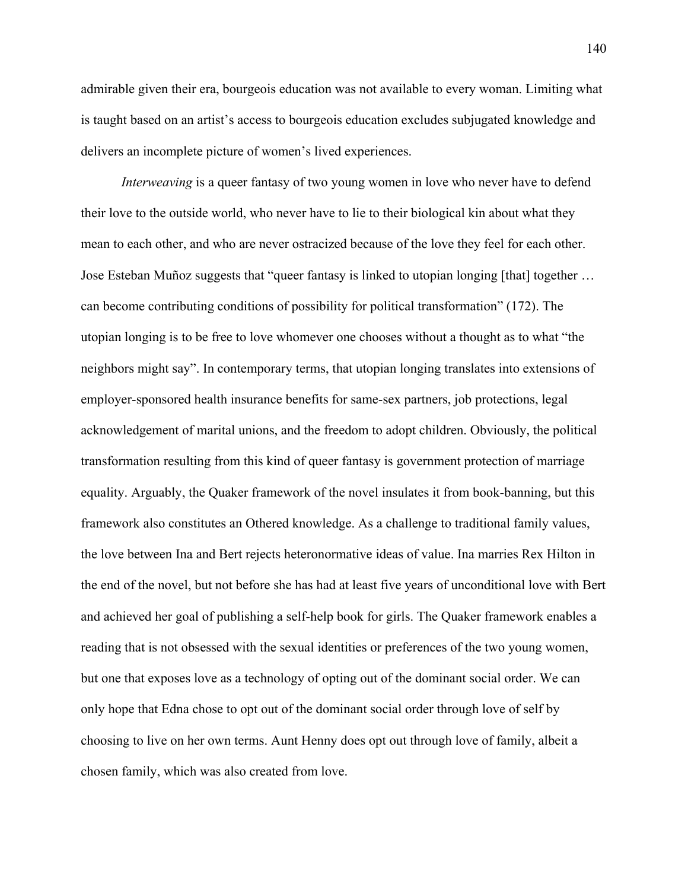admirable given their era, bourgeois education was not available to every woman. Limiting what is taught based on an artist's access to bourgeois education excludes subjugated knowledge and delivers an incomplete picture of women's lived experiences.

*Interweaving* is a queer fantasy of two young women in love who never have to defend their love to the outside world, who never have to lie to their biological kin about what they mean to each other, and who are never ostracized because of the love they feel for each other. Jose Esteban Muñoz suggests that "queer fantasy is linked to utopian longing [that] together … can become contributing conditions of possibility for political transformation" (172). The utopian longing is to be free to love whomever one chooses without a thought as to what "the neighbors might say". In contemporary terms, that utopian longing translates into extensions of employer-sponsored health insurance benefits for same-sex partners, job protections, legal acknowledgement of marital unions, and the freedom to adopt children. Obviously, the political transformation resulting from this kind of queer fantasy is government protection of marriage equality. Arguably, the Quaker framework of the novel insulates it from book-banning, but this framework also constitutes an Othered knowledge. As a challenge to traditional family values, the love between Ina and Bert rejects heteronormative ideas of value. Ina marries Rex Hilton in the end of the novel, but not before she has had at least five years of unconditional love with Bert and achieved her goal of publishing a self-help book for girls. The Quaker framework enables a reading that is not obsessed with the sexual identities or preferences of the two young women, but one that exposes love as a technology of opting out of the dominant social order. We can only hope that Edna chose to opt out of the dominant social order through love of self by choosing to live on her own terms. Aunt Henny does opt out through love of family, albeit a chosen family, which was also created from love.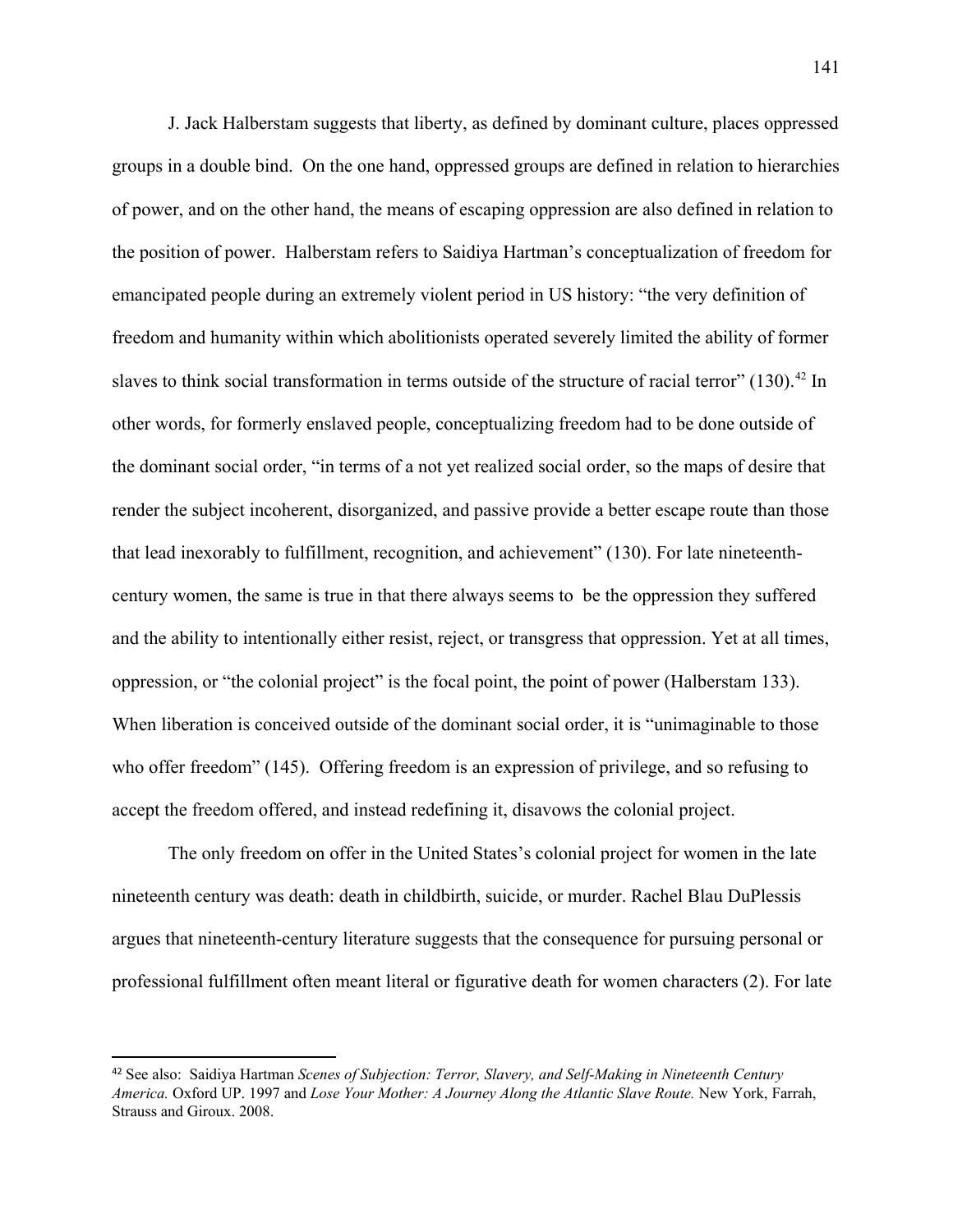J. Jack Halberstam suggests that liberty, as defined by dominant culture, places oppressed groups in a double bind. On the one hand, oppressed groups are defined in relation to hierarchies of power, and on the other hand, the means of escaping oppression are also defined in relation to the position of power. Halberstam refers to Saidiya Hartman's conceptualization of freedom for emancipated people during an extremely violent period in US history: "the very definition of freedom and humanity within which abolitionists operated severely limited the ability of former slaves to think social transformation in terms outside of the structure of racial terror" (130).[42] In other words, for formerly enslaved people, conceptualizing freedom had to be done outside of the dominant social order, "in terms of a not yet realized social order, so the maps of desire that render the subject incoherent, disorganized, and passive provide a better escape route than those that lead inexorably to fulfillment, recognition, and achievement" (130). For late nineteenth-century women, the same is true in that there always seems to be the oppression they suffered and the ability to intentionally either resist, reject, or transgress that oppression. Yet at all times, oppression, or "the colonial project" is the focal point, the point of power (Halberstam 133). When liberation is conceived outside of the dominant social order, it is "unimaginable to those who offer freedom" (145). Offering freedom is an expression of privilege, and so refusing to accept the freedom offered, and instead redefining it, disavows the colonial project.

The only freedom on offer in the United States's colonial project for women in the late nineteenth century was death: death in childbirth, suicide, or murder. Rachel Blau DuPlessis argues that nineteenth-century literature suggests that the consequence for pursuing personal or professional fulfillment often meant literal or figurative death for women characters (2). For late

[42] See also: Saidiya Hartman *Scenes of Subjection: Terror, Slavery, and Self-Making in Nineteenth Century America.* Oxford UP. 1997 and *Lose Your Mother: A Journey Along the Atlantic Slave Route.* New York, Farrah, Strauss and Giroux. 2008.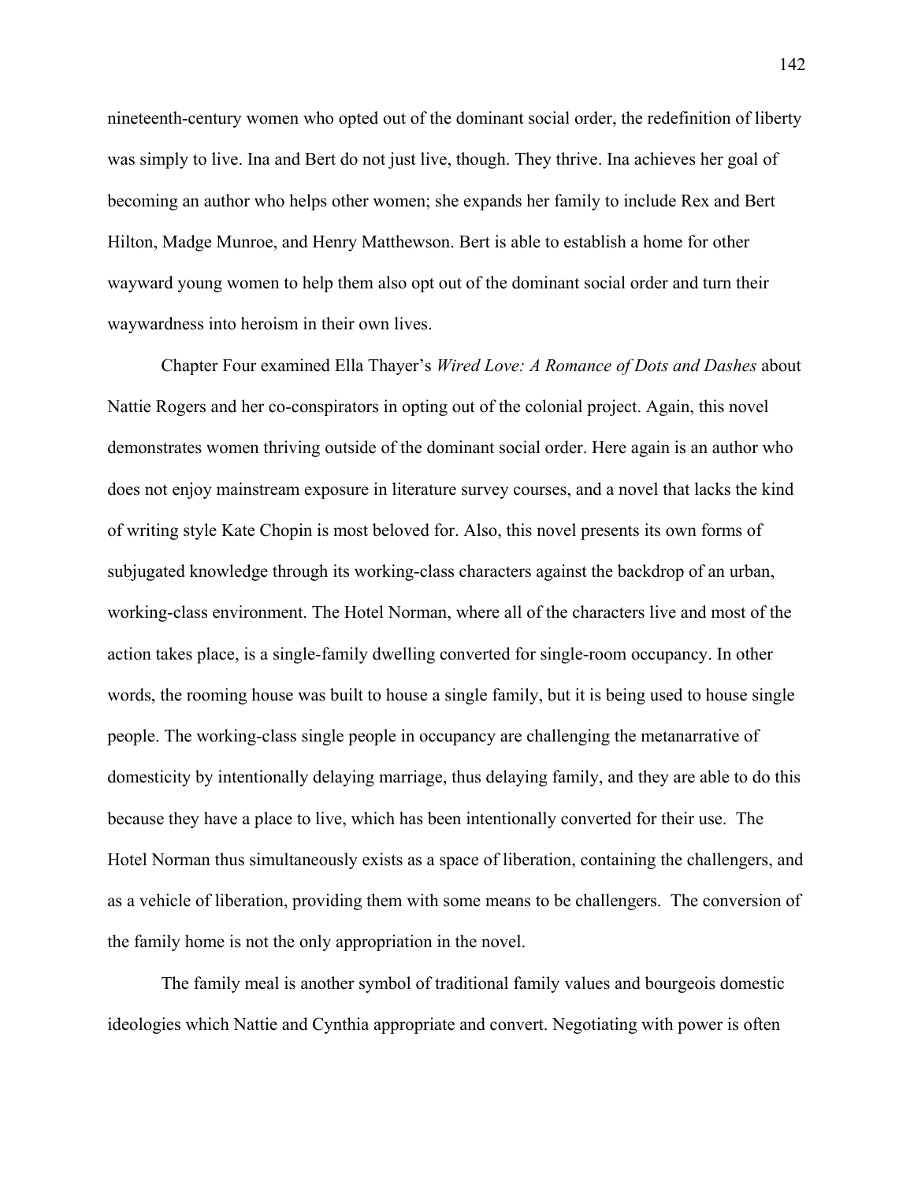nineteenth-century women who opted out of the dominant social order, the redefinition of liberty was simply to live. Ina and Bert do not just live, though. They thrive. Ina achieves her goal of becoming an author who helps other women; she expands her family to include Rex and Bert Hilton, Madge Munroe, and Henry Matthewson. Bert is able to establish a home for other wayward young women to help them also opt out of the dominant social order and turn their waywardness into heroism in their own lives.

Chapter Four examined Ella Thayer's *Wired Love: A Romance of Dots and Dashes* about Nattie Rogers and her co-conspirators in opting out of the colonial project. Again, this novel demonstrates women thriving outside of the dominant social order. Here again is an author who does not enjoy mainstream exposure in literature survey courses, and a novel that lacks the kind of writing style Kate Chopin is most beloved for. Also, this novel presents its own forms of subjugated knowledge through its working-class characters against the backdrop of an urban, working-class environment. The Hotel Norman, where all of the characters live and most of the action takes place, is a single-family dwelling converted for single-room occupancy. In other words, the rooming house was built to house a single family, but it is being used to house single people. The working-class single people in occupancy are challenging the metanarrative of domesticity by intentionally delaying marriage, thus delaying family, and they are able to do this because they have a place to live, which has been intentionally converted for their use. The Hotel Norman thus simultaneously exists as a space of liberation, containing the challengers, and as a vehicle of liberation, providing them with some means to be challengers. The conversion of the family home is not the only appropriation in the novel.

The family meal is another symbol of traditional family values and bourgeois domestic ideologies which Nattie and Cynthia appropriate and convert. Negotiating with power is often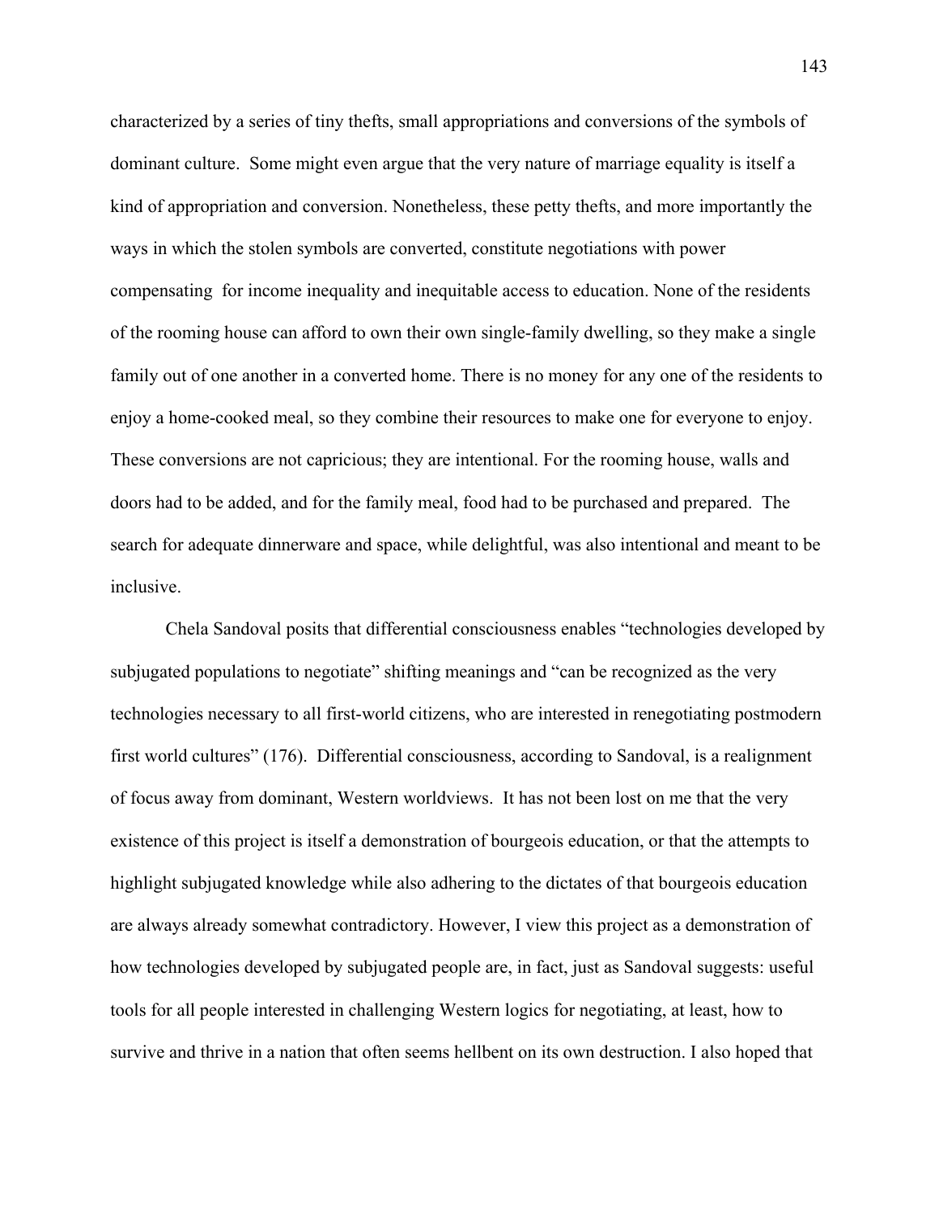characterized by a series of tiny thefts, small appropriations and conversions of the symbols of dominant culture. Some might even argue that the very nature of marriage equality is itself a kind of appropriation and conversion. Nonetheless, these petty thefts, and more importantly the ways in which the stolen symbols are converted, constitute negotiations with power compensating for income inequality and inequitable access to education. None of the residents of the rooming house can afford to own their own single-family dwelling, so they make a single family out of one another in a converted home. There is no money for any one of the residents to enjoy a home-cooked meal, so they combine their resources to make one for everyone to enjoy. These conversions are not capricious; they are intentional. For the rooming house, walls and doors had to be added, and for the family meal, food had to be purchased and prepared. The search for adequate dinnerware and space, while delightful, was also intentional and meant to be inclusive.

Chela Sandoval posits that differential consciousness enables "technologies developed by subjugated populations to negotiate" shifting meanings and "can be recognized as the very technologies necessary to all first-world citizens, who are interested in renegotiating postmodern first world cultures" (176). Differential consciousness, according to Sandoval, is a realignment of focus away from dominant, Western worldviews. It has not been lost on me that the very existence of this project is itself a demonstration of bourgeois education, or that the attempts to highlight subjugated knowledge while also adhering to the dictates of that bourgeois education are always already somewhat contradictory. However, I view this project as a demonstration of how technologies developed by subjugated people are, in fact, just as Sandoval suggests: useful tools for all people interested in challenging Western logics for negotiating, at least, how to survive and thrive in a nation that often seems hellbent on its own destruction. I also hoped that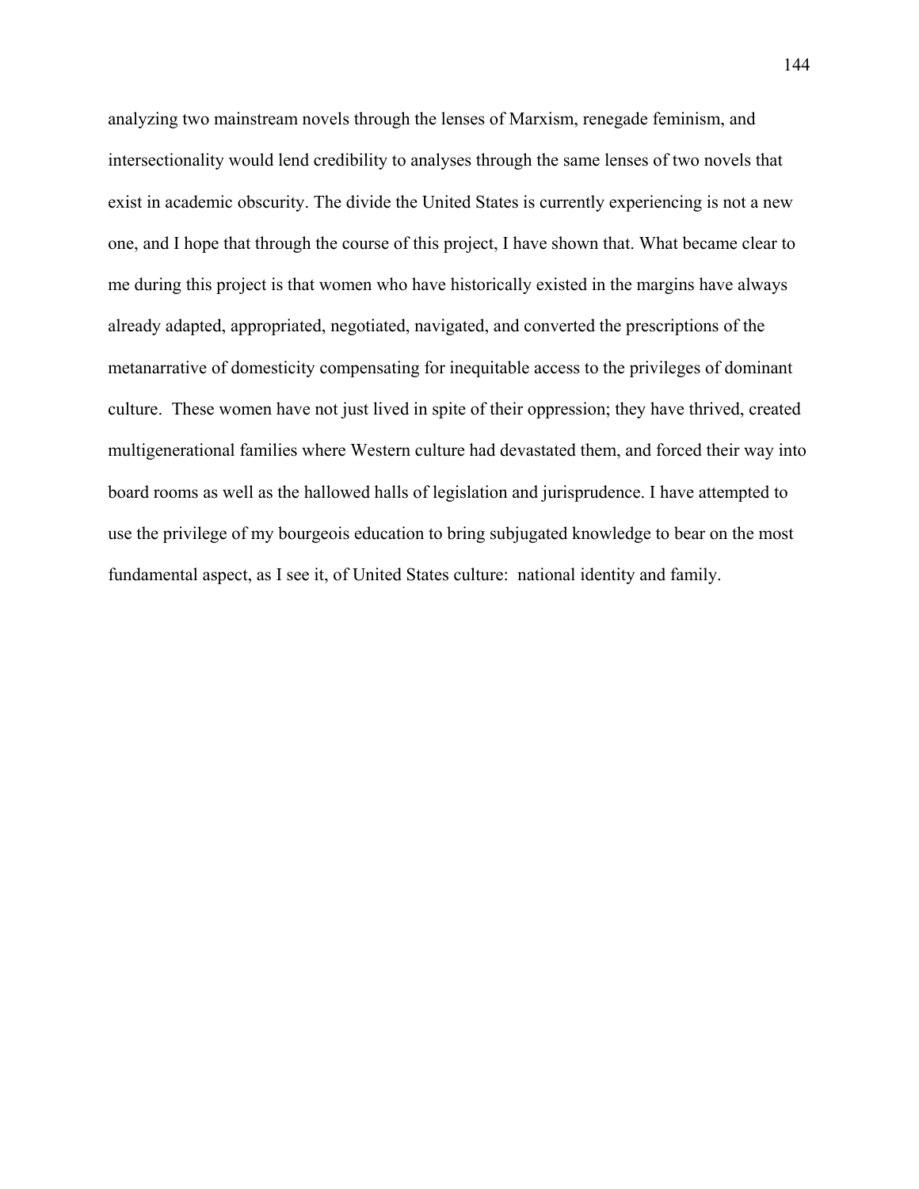analyzing two mainstream novels through the lenses of Marxism, renegade feminism, and intersectionality would lend credibility to analyses through the same lenses of two novels that exist in academic obscurity. The divide the United States is currently experiencing is not a new one, and I hope that through the course of this project, I have shown that. What became clear to me during this project is that women who have historically existed in the margins have always already adapted, appropriated, negotiated, navigated, and converted the prescriptions of the metanarrative of domesticity compensating for inequitable access to the privileges of dominant culture. These women have not just lived in spite of their oppression; they have thrived, created multigenerational families where Western culture had devastated them, and forced their way into board rooms as well as the hallowed halls of legislation and jurisprudence. I have attempted to use the privilege of my bourgeois education to bring subjugated knowledge to bear on the most fundamental aspect, as I see it, of United States culture: national identity and family.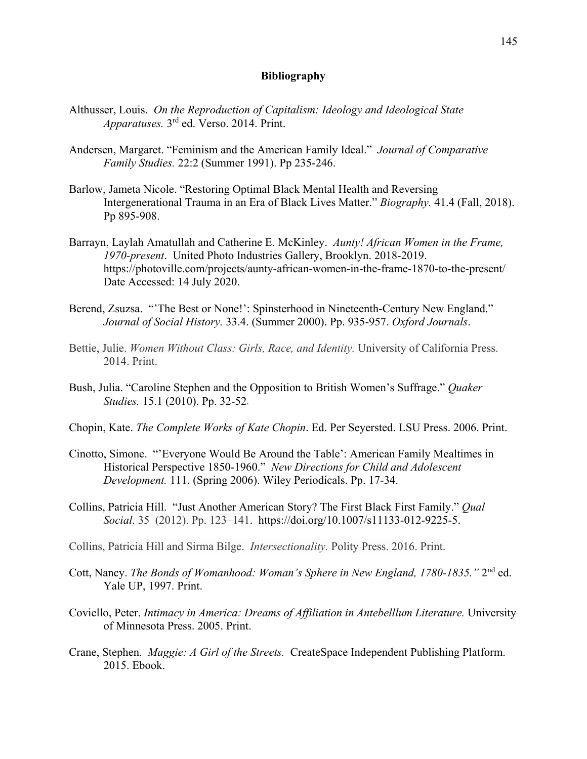# Bibliography

Althusser, Louis. *On the Reproduction of Capitalism: Ideology and Ideological State Apparatuses.* 3rd ed. Verso. 2014. Print.

Andersen, Margaret. "Feminism and the American Family Ideal." *Journal of Comparative Family Studies.* 22:2 (Summer 1991). Pp 235-246.

Barlow, Jameta Nicole. "Restoring Optimal Black Mental Health and Reversing Intergenerational Trauma in an Era of Black Lives Matter." *Biography.* 41.4 (Fall, 2018). Pp 895-908.

Barrayn, Laylah Amatullah and Catherine E. McKinley. *Aunty! African Women in the Frame, 1970-present*. United Photo Industries Gallery, Brooklyn. 2018-2019. https://photoville.com/projects/aunty-african-women-in-the-frame-1870-to-the-present/ Date Accessed: 14 July 2020.

Berend, Zsuzsa. "'The Best or None!': Spinsterhood in Nineteenth-Century New England." *Journal of Social History.* 33.4. (Summer 2000). Pp. 935-957. *Oxford Journals*.

Bettie, Julie. *Women Without Class: Girls, Race, and Identity.* University of California Press. 2014. Print.

Bush, Julia. "Caroline Stephen and the Opposition to British Women's Suffrage." *Quaker Studies.* 15.1 (2010). Pp. 32-52.

Chopin, Kate. *The Complete Works of Kate Chopin*. Ed. Per Seyersted. LSU Press. 2006. Print.

Cinotto, Simone. "'Everyone Would Be Around the Table': American Family Mealtimes in Historical Perspective 1850-1960." *New Directions for Child and Adolescent Development.* 111. (Spring 2006). Wiley Periodicals. Pp. 17-34.

Collins, Patricia Hill. "Just Another American Story? The First Black First Family." *Qual Social*. 35 (2012). Pp. 123–141. https://doi.org/10.1007/s11133-012-9225-5.

Collins, Patricia Hill and Sirma Bilge. *Intersectionality.* Polity Press. 2016. Print.

Cott, Nancy. *The Bonds of Womanhood: Woman's Sphere in New England, 1780-1835."* 2nd ed. Yale UP, 1997. Print.

Coviello, Peter. *Intimacy in America: Dreams of Affiliation in Antebelllum Literature.* University of Minnesota Press. 2005. Print.

Crane, Stephen. *Maggie: A Girl of the Streets.* CreateSpace Independent Publishing Platform. 2015. Ebook.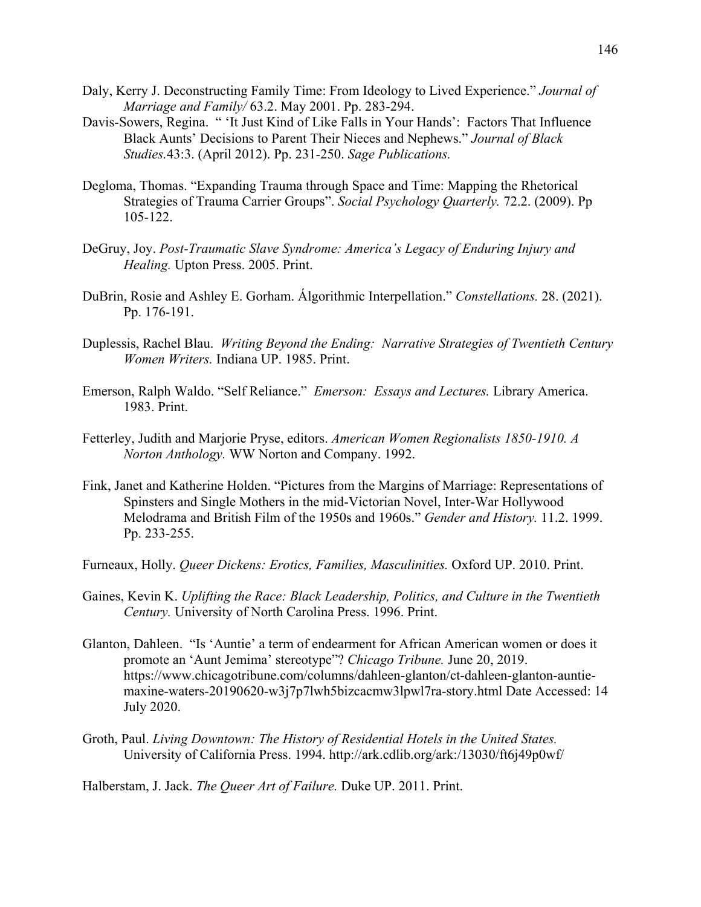Daly, Kerry J. Deconstructing Family Time: From Ideology to Lived Experience." *Journal of Marriage and Family/* 63.2. May 2001. Pp. 283-294.

Davis-Sowers, Regina. " 'It Just Kind of Like Falls in Your Hands': Factors That Influence Black Aunts' Decisions to Parent Their Nieces and Nephews." *Journal of Black Studies.*43:3. (April 2012). Pp. 231-250. *Sage Publications.*

Degloma, Thomas. "Expanding Trauma through Space and Time: Mapping the Rhetorical Strategies of Trauma Carrier Groups". *Social Psychology Quarterly.* 72.2. (2009). Pp 105-122.

DeGruy, Joy. *Post-Traumatic Slave Syndrome: America's Legacy of Enduring Injury and Healing.* Upton Press. 2005. Print.

DuBrin, Rosie and Ashley E. Gorham. Álgorithmic Interpellation." *Constellations.* 28. (2021). Pp. 176-191.

Duplessis, Rachel Blau. *Writing Beyond the Ending: Narrative Strategies of Twentieth Century Women Writers.* Indiana UP. 1985. Print.

Emerson, Ralph Waldo. "Self Reliance." *Emerson: Essays and Lectures.* Library America. 1983. Print.

Fetterley, Judith and Marjorie Pryse, editors. *American Women Regionalists 1850-1910. A Norton Anthology.* WW Norton and Company. 1992.

Fink, Janet and Katherine Holden. "Pictures from the Margins of Marriage: Representations of Spinsters and Single Mothers in the mid-Victorian Novel, Inter-War Hollywood Melodrama and British Film of the 1950s and 1960s." *Gender and History.* 11.2. 1999. Pp. 233-255.

Furneaux, Holly. *Queer Dickens: Erotics, Families, Masculinities.* Oxford UP. 2010. Print.

Gaines, Kevin K. *Uplifting the Race: Black Leadership, Politics, and Culture in the Twentieth Century.* University of North Carolina Press. 1996. Print.

Glanton, Dahleen. "Is 'Auntie' a term of endearment for African American women or does it promote an 'Aunt Jemima' stereotype"? *Chicago Tribune.* June 20, 2019. https://www.chicagotribune.com/columns/dahleen-glanton/ct-dahleen-glanton-auntie-maxine-waters-20190620-w3j7p7lwh5bizcacmw3lpwl7ra-story.html Date Accessed: 14 July 2020.

Groth, Paul. *Living Downtown: The History of Residential Hotels in the United States.* University of California Press. 1994. http://ark.cdlib.org/ark:/13030/ft6j49p0wf/

Halberstam, J. Jack. *The Queer Art of Failure.* Duke UP. 2011. Print.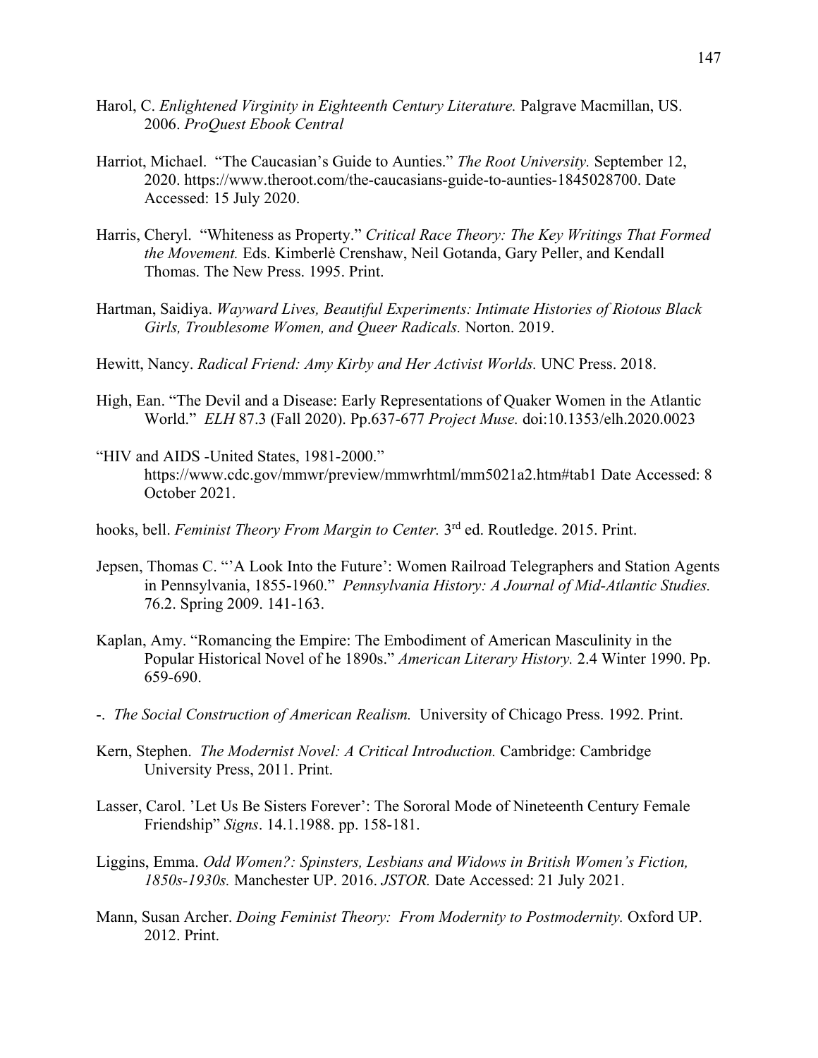Harol, C. *Enlightened Virginity in Eighteenth Century Literature.* Palgrave Macmillan, US. 2006. *ProQuest Ebook Central*

Harriot, Michael. "The Caucasian's Guide to Aunties." *The Root University.* September 12, 2020. https://www.theroot.com/the-caucasians-guide-to-aunties-1845028700. Date Accessed: 15 July 2020.

Harris, Cheryl. "Whiteness as Property." *Critical Race Theory: The Key Writings That Formed the Movement.* Eds. Kimberlė Crenshaw, Neil Gotanda, Gary Peller, and Kendall Thomas. The New Press. 1995. Print.

Hartman, Saidiya. *Wayward Lives, Beautiful Experiments: Intimate Histories of Riotous Black Girls, Troublesome Women, and Queer Radicals.* Norton. 2019.

Hewitt, Nancy. *Radical Friend: Amy Kirby and Her Activist Worlds.* UNC Press. 2018.

High, Ean. "The Devil and a Disease: Early Representations of Quaker Women in the Atlantic World." *ELH* 87.3 (Fall 2020). Pp.637-677 *Project Muse.* doi:10.1353/elh.2020.0023

"HIV and AIDS -United States, 1981-2000." https://www.cdc.gov/mmwr/preview/mmwrhtml/mm5021a2.htm#tab1 Date Accessed: 8 October 2021.

hooks, bell. *Feminist Theory From Margin to Center.* 3rd ed. Routledge. 2015. Print.

Jepsen, Thomas C. "'A Look Into the Future': Women Railroad Telegraphers and Station Agents in Pennsylvania, 1855-1960." *Pennsylvania History: A Journal of Mid-Atlantic Studies.* 76.2. Spring 2009. 141-163.

Kaplan, Amy. "Romancing the Empire: The Embodiment of American Masculinity in the Popular Historical Novel of he 1890s." *American Literary History.* 2.4 Winter 1990. Pp. 659-690.

-. *The Social Construction of American Realism.* University of Chicago Press. 1992. Print.

Kern, Stephen. *The Modernist Novel: A Critical Introduction.* Cambridge: Cambridge University Press, 2011. Print.

Lasser, Carol. 'Let Us Be Sisters Forever': The Sororal Mode of Nineteenth Century Female Friendship" *Signs*. 14.1.1988. pp. 158-181.

Liggins, Emma. *Odd Women?: Spinsters, Lesbians and Widows in British Women's Fiction, 1850s-1930s.* Manchester UP. 2016. *JSTOR.* Date Accessed: 21 July 2021.

Mann, Susan Archer. *Doing Feminist Theory: From Modernity to Postmodernity.* Oxford UP. 2012. Print.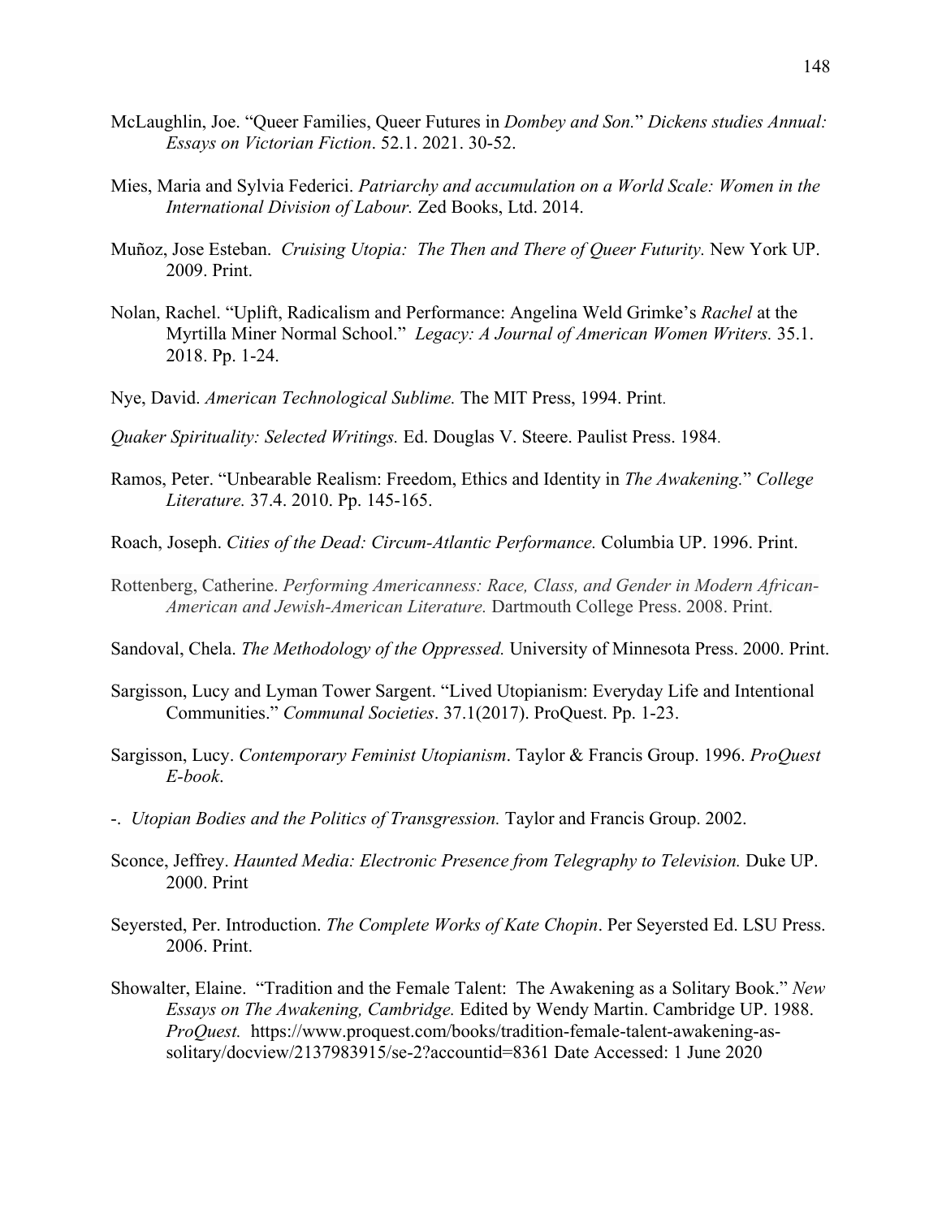McLaughlin, Joe. "Queer Families, Queer Futures in *Dombey and Son.*" *Dickens studies Annual: Essays on Victorian Fiction*. 52.1. 2021. 30-52.

Mies, Maria and Sylvia Federici. *Patriarchy and accumulation on a World Scale: Women in the International Division of Labour.* Zed Books, Ltd. 2014.

Muñoz, Jose Esteban. *Cruising Utopia: The Then and There of Queer Futurity.* New York UP. 2009. Print.

Nolan, Rachel. "Uplift, Radicalism and Performance: Angelina Weld Grimke's *Rachel* at the Myrtilla Miner Normal School." *Legacy: A Journal of American Women Writers.* 35.1. 2018. Pp. 1-24.

Nye, David. *American Technological Sublime.* The MIT Press, 1994. Print.

*Quaker Spirituality: Selected Writings.* Ed. Douglas V. Steere. Paulist Press. 1984.

Ramos, Peter. "Unbearable Realism: Freedom, Ethics and Identity in *The Awakening.*" *College Literature.* 37.4. 2010. Pp. 145-165.

Roach, Joseph. *Cities of the Dead: Circum-Atlantic Performance.* Columbia UP. 1996. Print.

Rottenberg, Catherine. *Performing Americanness: Race, Class, and Gender in Modern African-American and Jewish-American Literature.* Dartmouth College Press. 2008. Print.

Sandoval, Chela. *The Methodology of the Oppressed.* University of Minnesota Press. 2000. Print.

Sargisson, Lucy and Lyman Tower Sargent. "Lived Utopianism: Everyday Life and Intentional Communities." *Communal Societies*. 37.1(2017). ProQuest. Pp. 1-23.

Sargisson, Lucy. *Contemporary Feminist Utopianism*. Taylor & Francis Group. 1996. *ProQuest E-book*.

-. *Utopian Bodies and the Politics of Transgression.* Taylor and Francis Group. 2002.

Sconce, Jeffrey. *Haunted Media: Electronic Presence from Telegraphy to Television.* Duke UP. 2000. Print

Seyersted, Per. Introduction. *The Complete Works of Kate Chopin*. Per Seyersted Ed. LSU Press. 2006. Print.

Showalter, Elaine. "Tradition and the Female Talent: The Awakening as a Solitary Book." *New Essays on The Awakening, Cambridge.* Edited by Wendy Martin. Cambridge UP. 1988. *ProQuest.* https://www.proquest.com/books/tradition-female-talent-awakening-as-solitary/docview/2137983915/se-2?accountid=8361 Date Accessed: 1 June 2020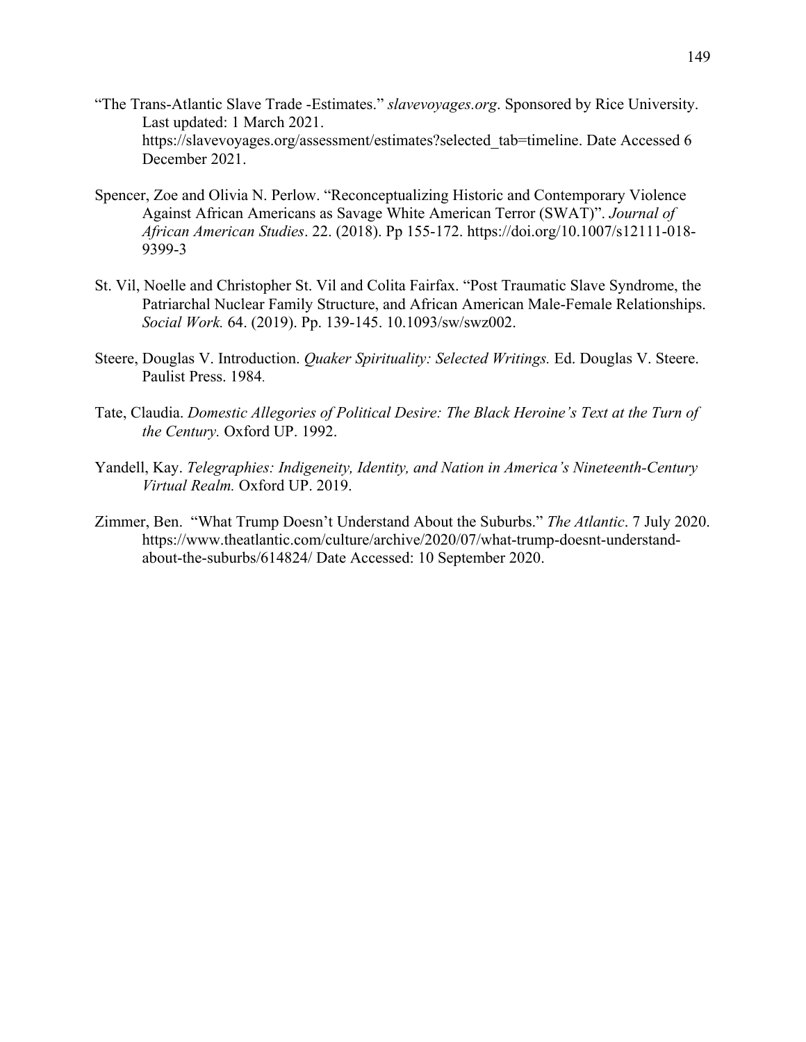"The Trans-Atlantic Slave Trade -Estimates." *slavevoyages.org*. Sponsored by Rice University. Last updated: 1 March 2021. https://slavevoyages.org/assessment/estimates?selected_tab=timeline. Date Accessed 6 December 2021.

Spencer, Zoe and Olivia N. Perlow. "Reconceptualizing Historic and Contemporary Violence Against African Americans as Savage White American Terror (SWAT)". *Journal of African American Studies*. 22. (2018). Pp 155-172. https://doi.org/10.1007/s12111-018-9399-3

St. Vil, Noelle and Christopher St. Vil and Colita Fairfax. "Post Traumatic Slave Syndrome, the Patriarchal Nuclear Family Structure, and African American Male-Female Relationships. *Social Work.* 64. (2019). Pp. 139-145. 10.1093/sw/swz002.

Steere, Douglas V. Introduction. *Quaker Spirituality: Selected Writings.* Ed. Douglas V. Steere. Paulist Press. 1984.

Tate, Claudia. *Domestic Allegories of Political Desire: The Black Heroine's Text at the Turn of the Century.* Oxford UP. 1992.

Yandell, Kay. *Telegraphies: Indigeneity, Identity, and Nation in America's Nineteenth-Century Virtual Realm.* Oxford UP. 2019.

Zimmer, Ben. "What Trump Doesn't Understand About the Suburbs." *The Atlantic*. 7 July 2020. https://www.theatlantic.com/culture/archive/2020/07/what-trump-doesnt-understand-about-the-suburbs/614824/ Date Accessed: 10 September 2020.